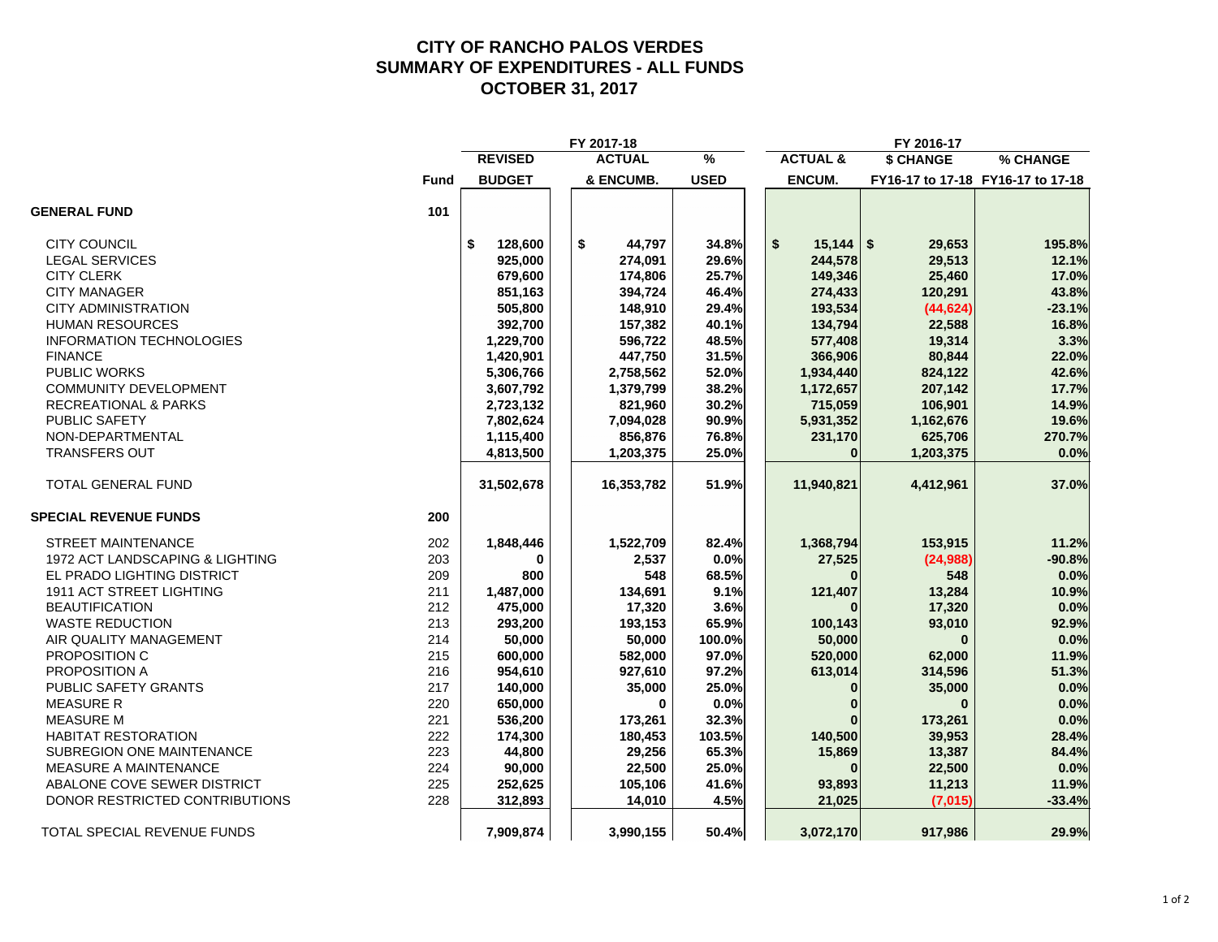# CITY OF RANCHO PALOS VERDES
## SUMMARY OF EXPENDITURES - ALL FUNDS
## OCTOBER 31, 2017

| | | FY 2017-18 | | | FY 2016-17 | | |
|---|---|---|---|---|---|---|---|
| | Fund | REVISED BUDGET | ACTUAL & ENCUMB. | % USED | ACTUAL & ENCUM. | $ CHANGE FY16-17 to 17-18 | % CHANGE FY16-17 to 17-18 |
| **GENERAL FUND** | **101** | | | | | | |
| CITY COUNCIL | | $ 128,600 | $ 44,797 | 34.8% | $ 15,144 | $ 29,653 | 195.8% |
| LEGAL SERVICES | | 925,000 | 274,091 | 29.6% | 244,578 | 29,513 | 12.1% |
| CITY CLERK | | 679,600 | 174,806 | 25.7% | 149,346 | 25,460 | 17.0% |
| CITY MANAGER | | 851,163 | 394,724 | 46.4% | 274,433 | 120,291 | 43.8% |
| CITY ADMINISTRATION | | 505,800 | 148,910 | 29.4% | 193,534 | (44,624) | -23.1% |
| HUMAN RESOURCES | | 392,700 | 157,382 | 40.1% | 134,794 | 22,588 | 16.8% |
| INFORMATION TECHNOLOGIES | | 1,229,700 | 596,722 | 48.5% | 577,408 | 19,314 | 3.3% |
| FINANCE | | 1,420,901 | 447,750 | 31.5% | 366,906 | 80,844 | 22.0% |
| PUBLIC WORKS | | 5,306,766 | 2,758,562 | 52.0% | 1,934,440 | 824,122 | 42.6% |
| COMMUNITY DEVELOPMENT | | 3,607,792 | 1,379,799 | 38.2% | 1,172,657 | 207,142 | 17.7% |
| RECREATIONAL & PARKS | | 2,723,132 | 821,960 | 30.2% | 715,059 | 106,901 | 14.9% |
| PUBLIC SAFETY | | 7,802,624 | 7,094,028 | 90.9% | 5,931,352 | 1,162,676 | 19.6% |
| NON-DEPARTMENTAL | | 1,115,400 | 856,876 | 76.8% | 231,170 | 625,706 | 270.7% |
| TRANSFERS OUT | | 4,813,500 | 1,203,375 | 25.0% | 0 | 1,203,375 | 0.0% |
| TOTAL GENERAL FUND | | 31,502,678 | 16,353,782 | 51.9% | 11,940,821 | 4,412,961 | 37.0% |
| **SPECIAL REVENUE FUNDS** | **200** | | | | | | |
| STREET MAINTENANCE | 202 | 1,848,446 | 1,522,709 | 82.4% | 1,368,794 | 153,915 | 11.2% |
| 1972 ACT LANDSCAPING & LIGHTING | 203 | 0 | 2,537 | 0.0% | 27,525 | (24,988) | -90.8% |
| EL PRADO LIGHTING DISTRICT | 209 | 800 | 548 | 68.5% | 0 | 548 | 0.0% |
| 1911 ACT STREET LIGHTING | 211 | 1,487,000 | 134,691 | 9.1% | 121,407 | 13,284 | 10.9% |
| BEAUTIFICATION | 212 | 475,000 | 17,320 | 3.6% | 0 | 17,320 | 0.0% |
| WASTE REDUCTION | 213 | 293,200 | 193,153 | 65.9% | 100,143 | 93,010 | 92.9% |
| AIR QUALITY MANAGEMENT | 214 | 50,000 | 50,000 | 100.0% | 50,000 | 0 | 0.0% |
| PROPOSITION C | 215 | 600,000 | 582,000 | 97.0% | 520,000 | 62,000 | 11.9% |
| PROPOSITION A | 216 | 954,610 | 927,610 | 97.2% | 613,014 | 314,596 | 51.3% |
| PUBLIC SAFETY GRANTS | 217 | 140,000 | 35,000 | 25.0% | 0 | 35,000 | 0.0% |
| MEASURE R | 220 | 650,000 | 0 | 0.0% | 0 | 0 | 0.0% |
| MEASURE M | 221 | 536,200 | 173,261 | 32.3% | 0 | 173,261 | 0.0% |
| HABITAT RESTORATION | 222 | 174,300 | 180,453 | 103.5% | 140,500 | 39,953 | 28.4% |
| SUBREGION ONE MAINTENANCE | 223 | 44,800 | 29,256 | 65.3% | 15,869 | 13,387 | 84.4% |
| MEASURE A MAINTENANCE | 224 | 90,000 | 22,500 | 25.0% | 0 | 22,500 | 0.0% |
| ABALONE COVE SEWER DISTRICT | 225 | 252,625 | 105,106 | 41.6% | 93,893 | 11,213 | 11.9% |
| DONOR RESTRICTED CONTRIBUTIONS | 228 | 312,893 | 14,010 | 4.5% | 21,025 | (7,015) | -33.4% |
| TOTAL SPECIAL REVENUE FUNDS | | 7,909,874 | 3,990,155 | 50.4% | 3,072,170 | 917,986 | 29.9% |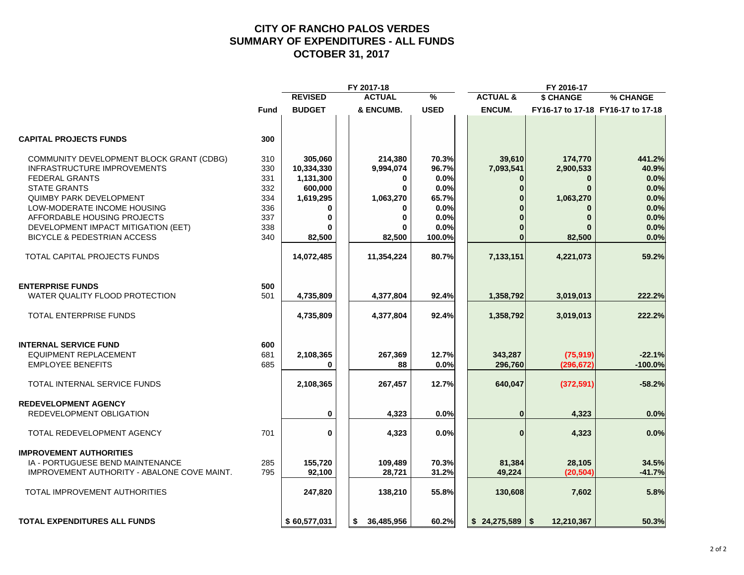# CITY OF RANCHO PALOS VERDES
# SUMMARY OF EXPENDITURES - ALL FUNDS
# OCTOBER 31, 2017

| | Fund | FY 2017-18 REVISED BUDGET | FY 2017-18 ACTUAL & ENCUMB. | FY 2017-18 % USED | FY 2016-17 ACTUAL & ENCUM. | $ CHANGE FY16-17 to 17-18 | % CHANGE FY16-17 to 17-18 |
|---|---|---|---|---|---|---|---|
| **CAPITAL PROJECTS FUNDS** | **300** | | | | | | |
| COMMUNITY DEVELOPMENT BLOCK GRANT (CDBG) | 310 | 305,060 | 214,380 | 70.3% | 39,610 | 174,770 | 441.2% |
| INFRASTRUCTURE IMPROVEMENTS | 330 | 10,334,330 | 9,994,074 | 96.7% | 7,093,541 | 2,900,533 | 40.9% |
| FEDERAL GRANTS | 331 | 1,131,300 | 0 | 0.0% | 0 | 0 | 0.0% |
| STATE GRANTS | 332 | 600,000 | 0 | 0.0% | 0 | 0 | 0.0% |
| QUIMBY PARK DEVELOPMENT | 334 | 1,619,295 | 1,063,270 | 65.7% | 0 | 1,063,270 | 0.0% |
| LOW-MODERATE INCOME HOUSING | 336 | 0 | 0 | 0.0% | 0 | 0 | 0.0% |
| AFFORDABLE HOUSING PROJECTS | 337 | 0 | 0 | 0.0% | 0 | 0 | 0.0% |
| DEVELOPMENT IMPACT MITIGATION (EET) | 338 | 0 | 0 | 0.0% | 0 | 0 | 0.0% |
| BICYCLE & PEDESTRIAN ACCESS | 340 | 82,500 | 82,500 | 100.0% | 0 | 82,500 | 0.0% |
| TOTAL CAPITAL PROJECTS FUNDS | | 14,072,485 | 11,354,224 | 80.7% | 7,133,151 | 4,221,073 | 59.2% |
| **ENTERPRISE FUNDS** | **500** | | | | | | |
| WATER QUALITY FLOOD PROTECTION | 501 | 4,735,809 | 4,377,804 | 92.4% | 1,358,792 | 3,019,013 | 222.2% |
| TOTAL ENTERPRISE FUNDS | | 4,735,809 | 4,377,804 | 92.4% | 1,358,792 | 3,019,013 | 222.2% |
| **INTERNAL SERVICE FUND** | **600** | | | | | | |
| EQUIPMENT REPLACEMENT | 681 | 2,108,365 | 267,369 | 12.7% | 343,287 | (75,919) | -22.1% |
| EMPLOYEE BENEFITS | 685 | 0 | 88 | 0.0% | 296,760 | (296,672) | -100.0% |
| TOTAL INTERNAL SERVICE FUNDS | | 2,108,365 | 267,457 | 12.7% | 640,047 | (372,591) | -58.2% |
| **REDEVELOPMENT AGENCY** | | | | | | | |
| REDEVELOPMENT OBLIGATION | | 0 | 4,323 | 0.0% | 0 | 4,323 | 0.0% |
| TOTAL REDEVELOPMENT AGENCY | 701 | 0 | 4,323 | 0.0% | 0 | 4,323 | 0.0% |
| **IMPROVEMENT AUTHORITIES** | | | | | | | |
| IA - PORTUGUESE BEND MAINTENANCE | 285 | 155,720 | 109,489 | 70.3% | 81,384 | 28,105 | 34.5% |
| IMPROVEMENT AUTHORITY - ABALONE COVE MAINT. | 795 | 92,100 | 28,721 | 31.2% | 49,224 | (20,504) | -41.7% |
| TOTAL IMPROVEMENT AUTHORITIES | | 247,820 | 138,210 | 55.8% | 130,608 | 7,602 | 5.8% |
| **TOTAL EXPENDITURES ALL FUNDS** | | $ 60,577,031 | $ 36,485,956 | 60.2% | $ 24,275,589 | $ 12,210,367 | 50.3% |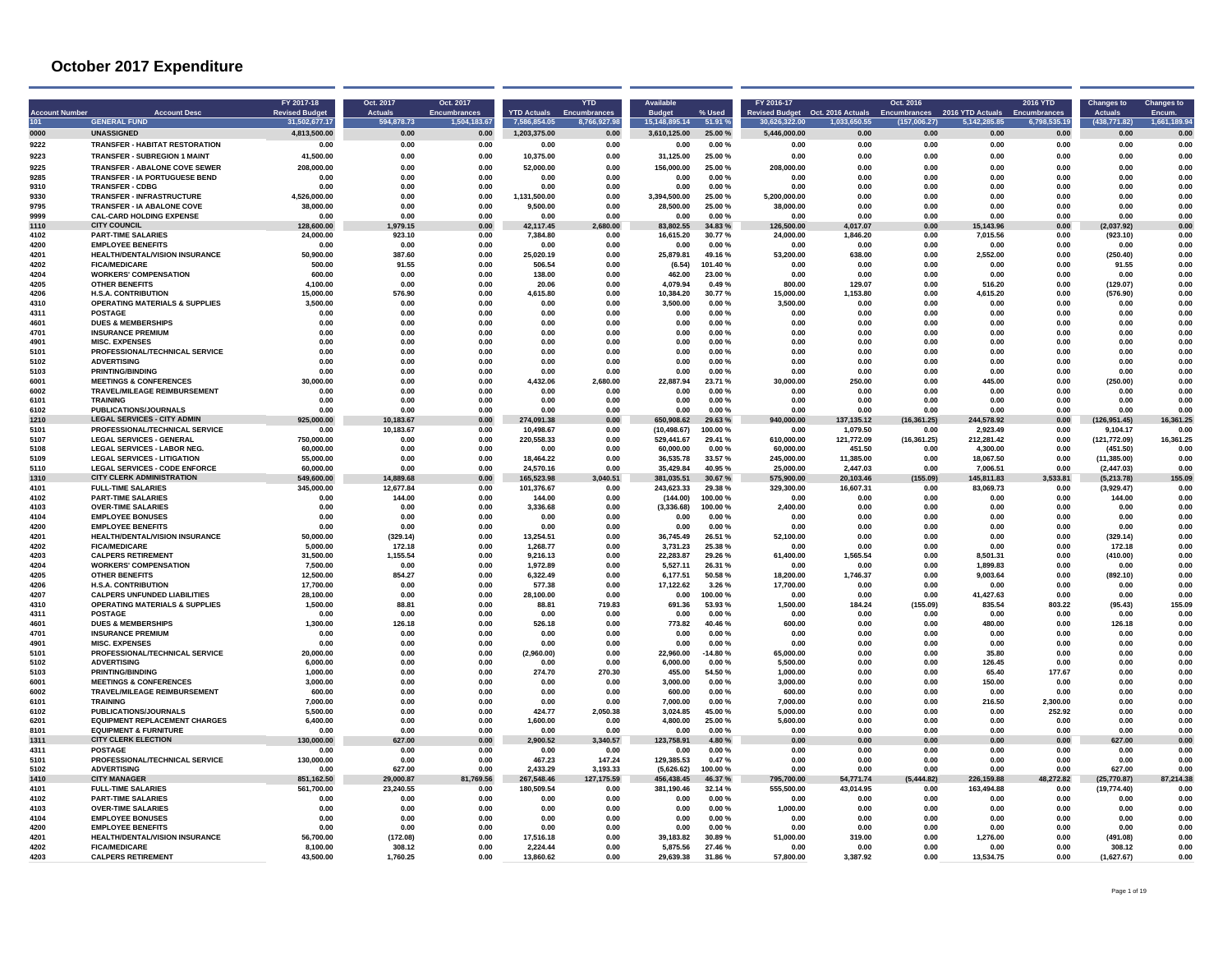# October 2017 Expenditure

| Account Number | Account Desc | FY 2017-18 Revised Budget | Oct. 2017 Actuals | Oct. 2017 Encumbrances | YTD Actuals | YTD Encumbrances | Available Budget | % Used | FY 2016-17 Revised Budget | Oct. 2016 Actuals | Oct. 2016 Encumbrances | 2016 YTD Actuals | 2016 YTD Encumbrances | Changes to Actuals | Changes to Encum. |
|---|---|---|---|---|---|---|---|---|---|---|---|---|---|---|---|
| 101 | GENERAL FUND | 31,502,677.17 | 594,878.73 | 1,504,183.67 | 7,586,854.05 | 8,766,927.98 | 15,148,895.14 | 51.91 % | 30,626,322.00 | 1,033,650.55 | (157,006.27) | 5,142,285.85 | 6,798,535.19 | (438,771.82) | 1,661,189.94 |
| 0000 | UNASSIGNED | 4,813,500.00 | 0.00 | 0.00 | 1,203,375.00 | 0.00 | 3,610,125.00 | 25.00 % | 5,446,000.00 | 0.00 | 0.00 | 0.00 | 0.00 | 0.00 | 0.00 |
| 9222 | TRANSFER - HABITAT RESTORATION | 0.00 | 0.00 | 0.00 | 0.00 | 0.00 | 0.00 | 0.00 % | 0.00 | 0.00 | 0.00 | 0.00 | 0.00 | 0.00 | 0.00 |
| 9223 | TRANSFER - SUBREGION 1 MAINT | 41,500.00 | 0.00 | 0.00 | 10,375.00 | 0.00 | 31,125.00 | 25.00 % | 0.00 | 0.00 | 0.00 | 0.00 | 0.00 | 0.00 | 0.00 |
| 9225 | TRANSFER - ABALONE COVE SEWER | 208,000.00 | 0.00 | 0.00 | 52,000.00 | 0.00 | 156,000.00 | 25.00 % | 208,000.00 | 0.00 | 0.00 | 0.00 | 0.00 | 0.00 | 0.00 |
| 9285 | TRANSFER - IA PORTUGUESE BEND | 0.00 | 0.00 | 0.00 | 0.00 | 0.00 | 0.00 | 0.00 % | 0.00 | 0.00 | 0.00 | 0.00 | 0.00 | 0.00 | 0.00 |
| 9310 | TRANSFER - CDBG | 0.00 | 0.00 | 0.00 | 0.00 | 0.00 | 0.00 | 0.00 % | 0.00 | 0.00 | 0.00 | 0.00 | 0.00 | 0.00 | 0.00 |
| 9330 | TRANSFER - INFRASTRUCTURE | 4,526,000.00 | 0.00 | 0.00 | 1,131,500.00 | 0.00 | 3,394,500.00 | 25.00 % | 5,200,000.00 | 0.00 | 0.00 | 0.00 | 0.00 | 0.00 | 0.00 |
| 9795 | TRANSFER - IA ABALONE COVE | 38,000.00 | 0.00 | 0.00 | 9,500.00 | 0.00 | 28,500.00 | 25.00 % | 38,000.00 | 0.00 | 0.00 | 0.00 | 0.00 | 0.00 | 0.00 |
| 9999 | CAL-CARD HOLDING EXPENSE | 0.00 | 0.00 | 0.00 | 0.00 | 0.00 | 0.00 | 0.00 % | 0.00 | 0.00 | 0.00 | 0.00 | 0.00 | 0.00 | 0.00 |
| 1110 | CITY COUNCIL | 128,600.00 | 1,979.15 | 0.00 | 42,117.45 | 2,680.00 | 83,802.55 | 34.83 % | 126,500.00 | 4,017.07 | 0.00 | 15,143.96 | 0.00 | (2,037.92) | 0.00 |
| 4102 | PART-TIME SALARIES | 24,000.00 | 923.10 | 0.00 | 7,384.80 | 0.00 | 16,615.20 | 30.77 % | 24,000.00 | 1,846.20 | 0.00 | 7,015.56 | 0.00 | (923.10) | 0.00 |
| 4200 | EMPLOYEE BENEFITS | 0.00 | 0.00 | 0.00 | 0.00 | 0.00 | 0.00 | 0.00 % | 0.00 | 0.00 | 0.00 | 0.00 | 0.00 | 0.00 | 0.00 |
| 4201 | HEALTH/DENTAL/VISION INSURANCE | 50,900.00 | 387.60 | 0.00 | 25,020.19 | 0.00 | 25,879.81 | 49.16 % | 53,200.00 | 638.00 | 0.00 | 2,552.00 | 0.00 | (250.40) | 0.00 |
| 4202 | FICA/MEDICARE | 500.00 | 91.55 | 0.00 | 506.54 | 0.00 | (6.54) | 101.40 % | 0.00 | 0.00 | 0.00 | 0.00 | 0.00 | 91.55 | 0.00 |
| 4204 | WORKERS' COMPENSATION | 600.00 | 0.00 | 0.00 | 138.00 | 0.00 | 462.00 | 23.00 % | 0.00 | 0.00 | 0.00 | 0.00 | 0.00 | 0.00 | 0.00 |
| 4205 | OTHER BENEFITS | 4,100.00 | 0.00 | 0.00 | 20.06 | 0.00 | 4,079.94 | 0.49 % | 800.00 | 129.07 | 0.00 | 516.20 | 0.00 | (129.07) | 0.00 |
| 4206 | H.S.A. CONTRIBUTION | 15,000.00 | 576.90 | 0.00 | 4,615.80 | 0.00 | 10,384.20 | 30.77 % | 15,000.00 | 1,153.80 | 0.00 | 4,615.20 | 0.00 | (576.90) | 0.00 |
| 4310 | OPERATING MATERIALS & SUPPLIES | 3,500.00 | 0.00 | 0.00 | 0.00 | 0.00 | 3,500.00 | 0.00 % | 3,500.00 | 0.00 | 0.00 | 0.00 | 0.00 | 0.00 | 0.00 |
| 4311 | POSTAGE | 0.00 | 0.00 | 0.00 | 0.00 | 0.00 | 0.00 | 0.00 % | 0.00 | 0.00 | 0.00 | 0.00 | 0.00 | 0.00 | 0.00 |
| 4601 | DUES & MEMBERSHIPS | 0.00 | 0.00 | 0.00 | 0.00 | 0.00 | 0.00 | 0.00 % | 0.00 | 0.00 | 0.00 | 0.00 | 0.00 | 0.00 | 0.00 |
| 4701 | INSURANCE PREMIUM | 0.00 | 0.00 | 0.00 | 0.00 | 0.00 | 0.00 | 0.00 % | 0.00 | 0.00 | 0.00 | 0.00 | 0.00 | 0.00 | 0.00 |
| 4901 | MISC. EXPENSES | 0.00 | 0.00 | 0.00 | 0.00 | 0.00 | 0.00 | 0.00 % | 0.00 | 0.00 | 0.00 | 0.00 | 0.00 | 0.00 | 0.00 |
| 5101 | PROFESSIONAL/TECHNICAL SERVICE | 0.00 | 0.00 | 0.00 | 0.00 | 0.00 | 0.00 | 0.00 % | 0.00 | 0.00 | 0.00 | 0.00 | 0.00 | 0.00 | 0.00 |
| 5102 | ADVERTISING | 0.00 | 0.00 | 0.00 | 0.00 | 0.00 | 0.00 | 0.00 % | 0.00 | 0.00 | 0.00 | 0.00 | 0.00 | 0.00 | 0.00 |
| 5103 | PRINTING/BINDING | 0.00 | 0.00 | 0.00 | 0.00 | 0.00 | 0.00 | 0.00 % | 0.00 | 0.00 | 0.00 | 0.00 | 0.00 | 0.00 | 0.00 |
| 6001 | MEETINGS & CONFERENCES | 30,000.00 | 0.00 | 0.00 | 4,432.06 | 2,680.00 | 22,887.94 | 23.71 % | 30,000.00 | 250.00 | 0.00 | 445.00 | 0.00 | (250.00) | 0.00 |
| 6002 | TRAVEL/MILEAGE REIMBURSEMENT | 0.00 | 0.00 | 0.00 | 0.00 | 0.00 | 0.00 | 0.00 % | 0.00 | 0.00 | 0.00 | 0.00 | 0.00 | 0.00 | 0.00 |
| 6101 | TRAINING | 0.00 | 0.00 | 0.00 | 0.00 | 0.00 | 0.00 | 0.00 % | 0.00 | 0.00 | 0.00 | 0.00 | 0.00 | 0.00 | 0.00 |
| 6102 | PUBLICATIONS/JOURNALS | 0.00 | 0.00 | 0.00 | 0.00 | 0.00 | 0.00 | 0.00 % | 0.00 | 0.00 | 0.00 | 0.00 | 0.00 | 0.00 | 0.00 |
| 1210 | LEGAL SERVICES - CITY ADMIN | 925,000.00 | 10,183.67 | 0.00 | 274,091.38 | 0.00 | 650,908.62 | 29.63 % | 940,000.00 | 137,135.12 | (16,361.25) | 244,578.92 | 0.00 | (126,951.45) | 16,361.25 |
| 5101 | PROFESSIONAL/TECHNICAL SERVICE | 0.00 | 10,183.67 | 0.00 | 10,498.67 | 0.00 | (10,498.67) | 100.00 % | 0.00 | 1,079.50 | 0.00 | 2,923.49 | 0.00 | 9,104.17 | 0.00 |
| 5107 | LEGAL SERVICES - GENERAL | 750,000.00 | 0.00 | 0.00 | 220,558.33 | 0.00 | 529,441.67 | 29.41 % | 610,000.00 | 121,772.09 | (16,361.25) | 212,281.42 | 0.00 | (121,772.09) | 16,361.25 |
| 5108 | LEGAL SERVICES - LABOR NEG. | 60,000.00 | 0.00 | 0.00 | 0.00 | 0.00 | 60,000.00 | 0.00 % | 60,000.00 | 451.50 | 0.00 | 4,300.00 | 0.00 | (451.50) | 0.00 |
| 5109 | LEGAL SERVICES - LITIGATION | 55,000.00 | 0.00 | 0.00 | 18,464.22 | 0.00 | 36,535.78 | 33.57 % | 245,000.00 | 11,385.00 | 0.00 | 18,067.50 | 0.00 | (11,385.00) | 0.00 |
| 5110 | LEGAL SERVICES - CODE ENFORCE | 60,000.00 | 0.00 | 0.00 | 24,570.16 | 0.00 | 35,429.84 | 40.95 % | 25,000.00 | 2,447.03 | 0.00 | 7,006.51 | 0.00 | (2,447.03) | 0.00 |
| 1310 | CITY CLERK ADMINISTRATION | 549,600.00 | 14,889.68 | 0.00 | 165,523.98 | 3,040.51 | 381,035.51 | 30.67 % | 575,900.00 | 20,103.46 | (155.09) | 145,811.83 | 3,533.81 | (5,213.78) | 155.09 |
| 4101 | FULL-TIME SALARIES | 345,000.00 | 12,677.84 | 0.00 | 101,376.67 | 0.00 | 243,623.33 | 29.38 % | 329,300.00 | 16,607.31 | 0.00 | 83,069.73 | 0.00 | (3,929.47) | 0.00 |
| 4102 | PART-TIME SALARIES | 0.00 | 144.00 | 0.00 | 144.00 | 0.00 | (144.00) | 100.00 % | 0.00 | 0.00 | 0.00 | 0.00 | 0.00 | 144.00 | 0.00 |
| 4103 | OVER-TIME SALARIES | 0.00 | 0.00 | 0.00 | 3,336.68 | 0.00 | (3,336.68) | 100.00 % | 2,400.00 | 0.00 | 0.00 | 0.00 | 0.00 | 0.00 | 0.00 |
| 4104 | EMPLOYEE BONUSES | 0.00 | 0.00 | 0.00 | 0.00 | 0.00 | 0.00 | 0.00 % | 0.00 | 0.00 | 0.00 | 0.00 | 0.00 | 0.00 | 0.00 |
| 4200 | EMPLOYEE BENEFITS | 0.00 | 0.00 | 0.00 | 0.00 | 0.00 | 0.00 | 0.00 % | 0.00 | 0.00 | 0.00 | 0.00 | 0.00 | 0.00 | 0.00 |
| 4201 | HEALTH/DENTAL/VISION INSURANCE | 50,000.00 | (329.14) | 0.00 | 13,254.51 | 0.00 | 36,745.49 | 26.51 % | 52,100.00 | 0.00 | 0.00 | 0.00 | 0.00 | (329.14) | 0.00 |
| 4202 | FICA/MEDICARE | 5,000.00 | 172.18 | 0.00 | 1,268.77 | 0.00 | 3,731.23 | 25.38 % | 0.00 | 0.00 | 0.00 | 0.00 | 0.00 | 172.18 | 0.00 |
| 4203 | CALPERS RETIREMENT | 31,500.00 | 1,155.54 | 0.00 | 9,216.13 | 0.00 | 22,283.87 | 29.26 % | 61,400.00 | 1,565.54 | 0.00 | 8,501.31 | 0.00 | (410.00) | 0.00 |
| 4204 | WORKERS' COMPENSATION | 7,500.00 | 0.00 | 0.00 | 1,972.89 | 0.00 | 5,527.11 | 26.31 % | 0.00 | 0.00 | 0.00 | 1,899.83 | 0.00 | 0.00 | 0.00 |
| 4205 | OTHER BENEFITS | 12,500.00 | 854.27 | 0.00 | 6,322.49 | 0.00 | 6,177.51 | 50.58 % | 18,200.00 | 1,746.37 | 0.00 | 9,003.64 | 0.00 | (892.10) | 0.00 |
| 4206 | H.S.A. CONTRIBUTION | 17,700.00 | 0.00 | 0.00 | 577.38 | 0.00 | 17,122.62 | 3.26 % | 17,700.00 | 0.00 | 0.00 | 0.00 | 0.00 | 0.00 | 0.00 |
| 4207 | CALPERS UNFUNDED LIABILITIES | 28,100.00 | 0.00 | 0.00 | 28,100.00 | 0.00 | 0.00 | 100.00 % | 0.00 | 0.00 | 0.00 | 41,427.63 | 0.00 | 0.00 | 0.00 |
| 4310 | OPERATING MATERIALS & SUPPLIES | 1,500.00 | 88.81 | 0.00 | 88.81 | 719.83 | 691.36 | 53.93 % | 1,500.00 | 184.24 | (155.09) | 835.54 | 803.22 | (95.43) | 155.09 |
| 4311 | POSTAGE | 0.00 | 0.00 | 0.00 | 0.00 | 0.00 | 0.00 | 0.00 % | 0.00 | 0.00 | 0.00 | 0.00 | 0.00 | 0.00 | 0.00 |
| 4601 | DUES & MEMBERSHIPS | 1,300.00 | 126.18 | 0.00 | 526.18 | 0.00 | 773.82 | 40.46 % | 600.00 | 0.00 | 0.00 | 480.00 | 0.00 | 126.18 | 0.00 |
| 4701 | INSURANCE PREMIUM | 0.00 | 0.00 | 0.00 | 0.00 | 0.00 | 0.00 | 0.00 % | 0.00 | 0.00 | 0.00 | 0.00 | 0.00 | 0.00 | 0.00 |
| 4901 | MISC. EXPENSES | 0.00 | 0.00 | 0.00 | 0.00 | 0.00 | 0.00 | 0.00 % | 0.00 | 0.00 | 0.00 | 0.00 | 0.00 | 0.00 | 0.00 |
| 5101 | PROFESSIONAL/TECHNICAL SERVICE | 20,000.00 | 0.00 | 0.00 | (2,960.00) | 0.00 | 22,960.00 | -14.80 % | 65,000.00 | 0.00 | 0.00 | 35.80 | 0.00 | 0.00 | 0.00 |
| 5102 | ADVERTISING | 6,000.00 | 0.00 | 0.00 | 0.00 | 0.00 | 6,000.00 | 0.00 % | 5,500.00 | 0.00 | 0.00 | 126.45 | 0.00 | 0.00 | 0.00 |
| 5103 | PRINTING/BINDING | 1,000.00 | 0.00 | 0.00 | 274.70 | 270.30 | 455.00 | 54.50 % | 1,000.00 | 0.00 | 0.00 | 65.40 | 177.67 | 0.00 | 0.00 |
| 6001 | MEETINGS & CONFERENCES | 3,000.00 | 0.00 | 0.00 | 0.00 | 0.00 | 3,000.00 | 0.00 % | 3,000.00 | 0.00 | 0.00 | 150.00 | 0.00 | 0.00 | 0.00 |
| 6002 | TRAVEL/MILEAGE REIMBURSEMENT | 600.00 | 0.00 | 0.00 | 0.00 | 0.00 | 600.00 | 0.00 % | 600.00 | 0.00 | 0.00 | 0.00 | 0.00 | 0.00 | 0.00 |
| 6101 | TRAINING | 7,000.00 | 0.00 | 0.00 | 0.00 | 0.00 | 7,000.00 | 0.00 % | 7,000.00 | 0.00 | 0.00 | 216.50 | 2,300.00 | 0.00 | 0.00 |
| 6102 | PUBLICATIONS/JOURNALS | 5,500.00 | 0.00 | 0.00 | 424.77 | 2,050.38 | 3,024.85 | 45.00 % | 5,000.00 | 0.00 | 0.00 | 0.00 | 252.92 | 0.00 | 0.00 |
| 6201 | EQUIPMENT REPLACEMENT CHARGES | 6,400.00 | 0.00 | 0.00 | 1,600.00 | 0.00 | 4,800.00 | 25.00 % | 5,600.00 | 0.00 | 0.00 | 0.00 | 0.00 | 0.00 | 0.00 |
| 8101 | EQUIPMENT & FURNITURE | 0.00 | 0.00 | 0.00 | 0.00 | 0.00 | 0.00 | 0.00 % | 0.00 | 0.00 | 0.00 | 0.00 | 0.00 | 0.00 | 0.00 |
| 1311 | CITY CLERK ELECTION | 130,000.00 | 627.00 | 0.00 | 2,900.52 | 3,340.57 | 123,758.91 | 4.80 % | 0.00 | 0.00 | 0.00 | 0.00 | 0.00 | 627.00 | 0.00 |
| 4311 | POSTAGE | 0.00 | 0.00 | 0.00 | 0.00 | 0.00 | 0.00 | 0.00 % | 0.00 | 0.00 | 0.00 | 0.00 | 0.00 | 0.00 | 0.00 |
| 5101 | PROFESSIONAL/TECHNICAL SERVICE | 130,000.00 | 0.00 | 0.00 | 467.23 | 147.24 | 129,385.53 | 0.47 % | 0.00 | 0.00 | 0.00 | 0.00 | 0.00 | 0.00 | 0.00 |
| 5102 | ADVERTISING | 0.00 | 627.00 | 0.00 | 2,433.29 | 3,193.33 | (5,626.62) | 100.00 % | 0.00 | 0.00 | 0.00 | 0.00 | 0.00 | 627.00 | 0.00 |
| 1410 | CITY MANAGER | 851,162.50 | 29,000.87 | 81,769.56 | 267,548.46 | 127,175.59 | 456,438.45 | 46.37 % | 795,700.00 | 54,771.74 | (5,444.82) | 226,159.88 | 48,272.82 | (25,770.87) | 87,214.38 |
| 4101 | FULL-TIME SALARIES | 561,700.00 | 23,240.55 | 0.00 | 180,509.54 | 0.00 | 381,190.46 | 32.14 % | 555,500.00 | 43,014.95 | 0.00 | 163,494.88 | 0.00 | (19,774.40) | 0.00 |
| 4102 | PART-TIME SALARIES | 0.00 | 0.00 | 0.00 | 0.00 | 0.00 | 0.00 | 0.00 % | 0.00 | 0.00 | 0.00 | 0.00 | 0.00 | 0.00 | 0.00 |
| 4103 | OVER-TIME SALARIES | 0.00 | 0.00 | 0.00 | 0.00 | 0.00 | 0.00 | 0.00 % | 1,000.00 | 0.00 | 0.00 | 0.00 | 0.00 | 0.00 | 0.00 |
| 4104 | EMPLOYEE BONUSES | 0.00 | 0.00 | 0.00 | 0.00 | 0.00 | 0.00 | 0.00 % | 0.00 | 0.00 | 0.00 | 0.00 | 0.00 | 0.00 | 0.00 |
| 4200 | EMPLOYEE BENEFITS | 0.00 | 0.00 | 0.00 | 0.00 | 0.00 | 0.00 | 0.00 % | 0.00 | 0.00 | 0.00 | 0.00 | 0.00 | 0.00 | 0.00 |
| 4201 | HEALTH/DENTAL/VISION INSURANCE | 56,700.00 | (172.08) | 0.00 | 17,516.18 | 0.00 | 39,183.82 | 30.89 % | 51,000.00 | 319.00 | 0.00 | 1,276.00 | 0.00 | (491.08) | 0.00 |
| 4202 | FICA/MEDICARE | 8,100.00 | 308.12 | 0.00 | 2,224.44 | 0.00 | 5,875.56 | 27.46 % | 0.00 | 0.00 | 0.00 | 0.00 | 0.00 | 308.12 | 0.00 |
| 4203 | CALPERS RETIREMENT | 43,500.00 | 1,760.25 | 0.00 | 13,860.62 | 0.00 | 29,639.38 | 31.86 % | 57,800.00 | 3,387.92 | 0.00 | 13,534.75 | 0.00 | (1,627.67) | 0.00 |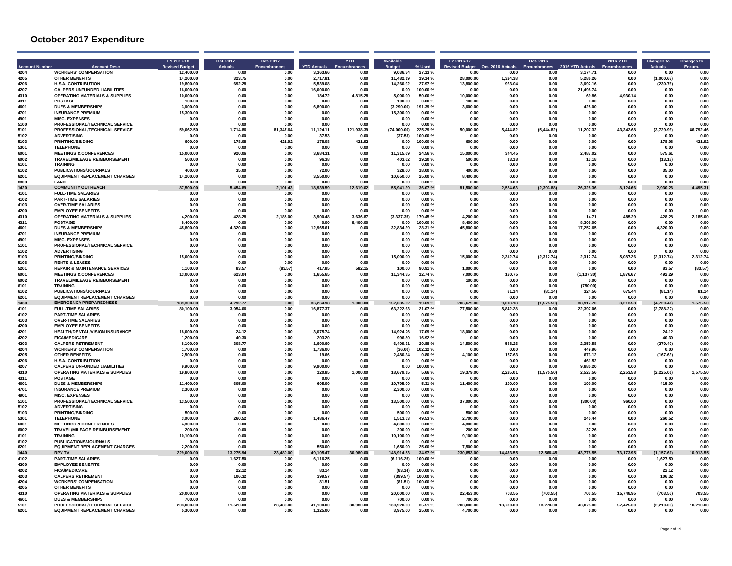# October 2017 Expenditure

| Account Number | Account Desc | FY 2017-18 Revised Budget | Oct. 2017 Actuals | Oct. 2017 Encumbrances | YTD Actuals | YTD Encumbrances | Available Budget | % Used | FY 2016-17 Revised Budget | Oct. 2016 Actuals | Oct. 2016 Encumbrances | 2016 YTD Actuals | 2016 YTD Encumbrances | Changes to Actuals | Changes to Encum. |
|---|---|---|---|---|---|---|---|---|---|---|---|---|---|---|---|
| 4204 | WORKERS' COMPENSATION | 12,400.00 | 0.00 | 0.00 | 3,363.66 | 0.00 | 9,036.34 | 27.13 % | 0.00 | 0.00 | 0.00 | 3,174.71 | 0.00 | 0.00 | 0.00 |
| 4205 | OTHER BENEFITS | 14,200.00 | 323.75 | 0.00 | 2,717.81 | 0.00 | 11,482.19 | 19.14 % | 28,000.00 | 1,324.38 | 0.00 | 5,286.26 | 0.00 | (1,000.63) | 0.00 |
| 4206 | H.S.A. CONTRIBUTION | 19,800.00 | 692.28 | 0.00 | 5,539.08 | 0.00 | 14,260.92 | 27.97 % | 13,800.00 | 923.04 | 0.00 | 3,692.16 | 0.00 | (230.76) | 0.00 |
| 4207 | CALPERS UNFUNDED LIABILITIES | 16,000.00 | 0.00 | 0.00 | 16,000.00 | 0.00 | 0.00 | 100.00 % | 0.00 | 0.00 | 0.00 | 21,498.74 | 0.00 | 0.00 | 0.00 |
| 4310 | OPERATING MATERIALS & SUPPLIES | 10,000.00 | 0.00 | 0.00 | 184.72 | 4,815.28 | 5,000.00 | 50.00 % | 10,000.00 | 0.00 | 0.00 | 69.86 | 4,930.14 | 0.00 | 0.00 |
| 4311 | POSTAGE | 100.00 | 0.00 | 0.00 | 0.00 | 0.00 | 100.00 | 0.00 % | 100.00 | 0.00 | 0.00 | 0.00 | 0.00 | 0.00 | 0.00 |
| 4601 | DUES & MEMBERSHIPS | 3,600.00 | 0.00 | 0.00 | 6,890.00 | 0.00 | (3,290.00) | 191.39 % | 3,600.00 | 0.00 | 0.00 | 425.00 | 0.00 | 0.00 | 0.00 |
| 4701 | INSURANCE PREMIUM | 15,300.00 | 0.00 | 0.00 | 0.00 | 0.00 | 15,300.00 | 0.00 % | 0.00 | 0.00 | 0.00 | 0.00 | 0.00 | 0.00 | 0.00 |
| 4901 | MISC. EXPENSES | 0.00 | 0.00 | 0.00 | 0.00 | 0.00 | 0.00 | 0.00 % | 0.00 | 0.00 | 0.00 | 0.00 | 0.00 | 0.00 | 0.00 |
| 5100 | PROFESSIONAL/TECHNICAL SERVICE | 0.00 | 0.00 | 0.00 | 0.00 | 0.00 | 0.00 | 0.00 % | 0.00 | 0.00 | 0.00 | 0.00 | 0.00 | 0.00 | 0.00 |
| 5101 | PROFESSIONAL/TECHNICAL SERVICE | 59,062.50 | 1,714.86 | 81,347.64 | 11,124.11 | 121,938.39 | (74,000.00) | 225.29 % | 50,000.00 | 5,444.82 | (5,444.82) | 11,207.32 | 43,342.68 | (3,729.96) | 86,792.46 |
| 5102 | ADVERTISING | 0.00 | 0.00 | 0.00 | 37.53 | 0.00 | (37.53) | 100.00 % | 0.00 | 0.00 | 0.00 | 0.00 | 0.00 | 0.00 | 0.00 |
| 5103 | PRINTING/BINDING | 600.00 | 178.08 | 421.92 | 178.08 | 421.92 | 0.00 | 100.00 % | 600.00 | 0.00 | 0.00 | 0.00 | 0.00 | 178.08 | 421.92 |
| 5301 | TELEPHONE | 0.00 | 0.00 | 0.00 | 0.00 | 0.00 | 0.00 | 0.00 % | 0.00 | 0.00 | 0.00 | 0.00 | 0.00 | 0.00 | 0.00 |
| 6001 | MEETINGS & CONFERENCES | 15,000.00 | 920.06 | 0.00 | 3,684.31 | 0.00 | 11,315.69 | 24.56 % | 15,000.00 | 344.45 | 0.00 | 2,487.02 | 0.00 | 575.61 | 0.00 |
| 6002 | TRAVEL/MILEAGE REIMBURSEMENT | 500.00 | 0.00 | 0.00 | 96.38 | 0.00 | 403.62 | 19.20 % | 500.00 | 13.18 | 0.00 | 13.18 | 0.00 | (13.18) | 0.00 |
| 6101 | TRAINING | 0.00 | 0.00 | 0.00 | 0.00 | 0.00 | 0.00 | 0.00 % | 0.00 | 0.00 | 0.00 | 0.00 | 0.00 | 0.00 | 0.00 |
| 6102 | PUBLICATIONS/JOURNALS | 400.00 | 35.00 | 0.00 | 72.00 | 0.00 | 328.00 | 18.00 % | 400.00 | 0.00 | 0.00 | 0.00 | 0.00 | 35.00 | 0.00 |
| 6201 | EQUIPMENT REPLACEMENT CHARGES | 14,200.00 | 0.00 | 0.00 | 3,550.00 | 0.00 | 10,650.00 | 25.00 % | 8,400.00 | 0.00 | 0.00 | 0.00 | 0.00 | 0.00 | 0.00 |
| 8803 | LAND | 0.00 | 0.00 | 0.00 | 0.00 | 0.00 | 0.00 | 0.00 % | 0.00 | 0.00 | 0.00 | 0.00 | 0.00 | 0.00 | 0.00 |
| **1420** | **COMMUNITY OUTREACH** | **87,500.00** | **5,454.89** | **2,101.43** | **18,939.59** | **12,619.02** | **55,941.39** | **36.07 %** | **81,500.00** | **2,524.63** | **(2,393.88)** | **26,325.36** | **8,124.66** | **2,930.26** | **4,495.31** |
| 4101 | FULL-TIME SALARIES | 0.00 | 0.00 | 0.00 | 0.00 | 0.00 | 0.00 | 0.00 % | 0.00 | 0.00 | 0.00 | 0.00 | 0.00 | 0.00 | 0.00 |
| 4102 | PART-TIME SALARIES | 0.00 | 0.00 | 0.00 | 0.00 | 0.00 | 0.00 | 0.00 % | 0.00 | 0.00 | 0.00 | 0.00 | 0.00 | 0.00 | 0.00 |
| 4103 | OVER-TIME SALARIES | 0.00 | 0.00 | 0.00 | 0.00 | 0.00 | 0.00 | 0.00 % | 0.00 | 0.00 | 0.00 | 0.00 | 0.00 | 0.00 | 0.00 |
| 4200 | EMPLOYEE BENEFITS | 0.00 | 0.00 | 0.00 | 0.00 | 0.00 | 0.00 | 0.00 % | 0.00 | 0.00 | 0.00 | 0.00 | 0.00 | 0.00 | 0.00 |
| 4310 | OPERATING MATERIALS & SUPPLIES | 4,200.00 | 428.28 | 2,185.00 | 3,900.48 | 3,636.87 | (3,337.35) | 179.45 % | 4,200.00 | 0.00 | 0.00 | 14.71 | 485.29 | 428.28 | 2,185.00 |
| 4311 | POSTAGE | 8,400.00 | 0.00 | 0.00 | 0.00 | 8,400.00 | 0.00 | 100.00 % | 8,400.00 | 0.00 | 0.00 | 8,308.00 | 0.00 | 0.00 | 0.00 |
| 4601 | DUES & MEMBERSHIPS | 45,800.00 | 4,320.00 | 0.00 | 12,965.61 | 0.00 | 32,834.39 | 28.31 % | 45,800.00 | 0.00 | 0.00 | 17,252.65 | 0.00 | 4,320.00 | 0.00 |
| 4701 | INSURANCE PREMIUM | 0.00 | 0.00 | 0.00 | 0.00 | 0.00 | 0.00 | 0.00 % | 0.00 | 0.00 | 0.00 | 0.00 | 0.00 | 0.00 | 0.00 |
| 4901 | MISC. EXPENSES | 0.00 | 0.00 | 0.00 | 0.00 | 0.00 | 0.00 | 0.00 % | 0.00 | 0.00 | 0.00 | 0.00 | 0.00 | 0.00 | 0.00 |
| 5101 | PROFESSIONAL/TECHNICAL SERVICE | 0.00 | 0.00 | 0.00 | 0.00 | 0.00 | 0.00 | 0.00 % | 0.00 | 0.00 | 0.00 | 0.00 | 0.00 | 0.00 | 0.00 |
| 5102 | ADVERTISING | 0.00 | 0.00 | 0.00 | 0.00 | 0.00 | 0.00 | 0.00 % | 0.00 | 0.00 | 0.00 | 0.00 | 0.00 | 0.00 | 0.00 |
| 5103 | PRINTING/BINDING | 15,000.00 | 0.00 | 0.00 | 0.00 | 0.00 | 15,000.00 | 0.00 % | 15,000.00 | 2,312.74 | (2,312.74) | 2,312.74 | 5,087.26 | (2,312.74) | 2,312.74 |
| 5106 | RENTS & LEASES | 0.00 | 0.00 | 0.00 | 0.00 | 0.00 | 0.00 | 0.00 % | 0.00 | 0.00 | 0.00 | 0.00 | 0.00 | 0.00 | 0.00 |
| 5201 | REPAIR & MAINTENANCE SERVICES | 1,100.00 | 83.57 | (83.57) | 417.85 | 582.15 | 100.00 | 90.91 % | 1,000.00 | 0.00 | 0.00 | 0.00 | 0.00 | 83.57 | (83.57) |
| 6001 | MEETINGS & CONFERENCES | 13,000.00 | 623.04 | 0.00 | 1,655.65 | 0.00 | 11,344.35 | 12.74 % | 7,000.00 | 130.75 | 0.00 | (1,137.30) | 1,876.67 | 492.29 | 0.00 |
| 6002 | TRAVEL/MILEAGE REIMBURSEMENT | 0.00 | 0.00 | 0.00 | 0.00 | 0.00 | 0.00 | 0.00 % | 100.00 | 0.00 | 0.00 | 0.00 | 0.00 | 0.00 | 0.00 |
| 6101 | TRAINING | 0.00 | 0.00 | 0.00 | 0.00 | 0.00 | 0.00 | 0.00 % | 0.00 | 0.00 | 0.00 | (750.00) | 0.00 | 0.00 | 0.00 |
| 6102 | PUBLICATIONS/JOURNALS | 0.00 | 0.00 | 0.00 | 0.00 | 0.00 | 0.00 | 0.00 % | 0.00 | 81.14 | (81.14) | 324.56 | 675.44 | (81.14) | 81.14 |
| 6201 | EQUIPMENT REPLACEMENT CHARGES | 0.00 | 0.00 | 0.00 | 0.00 | 0.00 | 0.00 | 0.00 % | 0.00 | 0.00 | 0.00 | 0.00 | 0.00 | 0.00 | 0.00 |
| **1430** | **EMERGENCY PREPAREDNESS** | **189,300.00** | **4,292.77** | **0.00** | **36,264.98** | **1,000.00** | **152,035.02** | **19.69 %** | **206,679.00** | **9,013.18** | **(1,575.50)** | **38,917.70** | **3,213.58** | **(4,720.41)** | **1,575.50** |
| 4101 | FULL-TIME SALARIES | 80,100.00 | 3,054.06 | 0.00 | 16,877.37 | 0.00 | 63,222.63 | 21.07 % | 77,500.00 | 5,842.28 | 0.00 | 22,397.06 | 0.00 | (2,788.22) | 0.00 |
| 4102 | PART-TIME SALARIES | 0.00 | 0.00 | 0.00 | 0.00 | 0.00 | 0.00 | 0.00 % | 0.00 | 0.00 | 0.00 | 0.00 | 0.00 | 0.00 | 0.00 |
| 4103 | OVER-TIME SALARIES | 0.00 | 0.00 | 0.00 | 0.00 | 0.00 | 0.00 | 0.00 % | 0.00 | 0.00 | 0.00 | 0.00 | 0.00 | 0.00 | 0.00 |
| 4200 | EMPLOYEE BENEFITS | 0.00 | 0.00 | 0.00 | 0.00 | 0.00 | 0.00 | 0.00 % | 0.00 | 0.00 | 0.00 | 0.00 | 0.00 | 0.00 | 0.00 |
| 4201 | HEALTH/DENTAL/VISION INSURANCE | 18,000.00 | 24.12 | 0.00 | 3,075.74 | 0.00 | 14,924.26 | 17.09 % | 18,000.00 | 0.00 | 0.00 | 0.00 | 0.00 | 24.12 | 0.00 |
| 4202 | FICA/MEDICARE | 1,200.00 | 40.30 | 0.00 | 203.20 | 0.00 | 996.80 | 16.92 % | 0.00 | 0.00 | 0.00 | 0.00 | 0.00 | 40.30 | 0.00 |
| 4203 | CALPERS RETIREMENT | 8,100.00 | 308.77 | 0.00 | 1,690.69 | 0.00 | 6,409.31 | 20.88 % | 14,500.00 | 588.26 | 0.00 | 2,350.58 | 0.00 | (279.49) | 0.00 |
| 4204 | WORKERS' COMPENSATION | 1,700.00 | 0.00 | 0.00 | 1,736.00 | 0.00 | (36.00) | 102.12 % | 0.00 | 0.00 | 0.00 | 449.96 | 0.00 | 0.00 | 0.00 |
| 4205 | OTHER BENEFITS | 2,500.00 | 0.00 | 0.00 | 19.66 | 0.00 | 2,480.34 | 0.80 % | 4,100.00 | 167.63 | 0.00 | 673.12 | 0.00 | (167.63) | 0.00 |
| 4206 | H.S.A. CONTRIBUTION | 0.00 | 0.00 | 0.00 | 0.00 | 0.00 | 0.00 | 0.00 % | 0.00 | 0.00 | 0.00 | 461.52 | 0.00 | 0.00 | 0.00 |
| 4207 | CALPERS UNFUNDED LIABILITIES | 9,900.00 | 0.00 | 0.00 | 9,900.00 | 0.00 | 0.00 | 100.00 % | 0.00 | 0.00 | 0.00 | 9,885.20 | 0.00 | 0.00 | 0.00 |
| 4310 | OPERATING MATERIALS & SUPPLIES | 19,800.00 | 0.00 | 0.00 | 120.85 | 1,000.00 | 18,679.15 | 5.66 % | 19,379.00 | 2,225.01 | (1,575.50) | 2,527.56 | 2,253.58 | (2,225.01) | 1,575.50 |
| 4311 | POSTAGE | 0.00 | 0.00 | 0.00 | 0.00 | 0.00 | 0.00 | 0.00 % | 0.00 | 0.00 | 0.00 | 0.00 | 0.00 | 0.00 | 0.00 |
| 4601 | DUES & MEMBERSHIPS | 11,400.00 | 605.00 | 0.00 | 605.00 | 0.00 | 10,795.00 | 5.31 % | 11,400.00 | 190.00 | 0.00 | 190.00 | 0.00 | 415.00 | 0.00 |
| 4701 | INSURANCE PREMIUM | 2,300.00 | 0.00 | 0.00 | 0.00 | 0.00 | 2,300.00 | 0.00 % | 0.00 | 0.00 | 0.00 | 0.00 | 0.00 | 0.00 | 0.00 |
| 4901 | MISC. EXPENSES | 0.00 | 0.00 | 0.00 | 0.00 | 0.00 | 0.00 | 0.00 % | 0.00 | 0.00 | 0.00 | 0.00 | 0.00 | 0.00 | 0.00 |
| 5101 | PROFESSIONAL/TECHNICAL SERVICE | 13,500.00 | 0.00 | 0.00 | 0.00 | 0.00 | 13,500.00 | 0.00 % | 37,000.00 | 0.00 | 0.00 | (300.00) | 960.00 | 0.00 | 0.00 |
| 5102 | ADVERTISING | 0.00 | 0.00 | 0.00 | 0.00 | 0.00 | 0.00 | 0.00 % | 0.00 | 0.00 | 0.00 | 0.00 | 0.00 | 0.00 | 0.00 |
| 5103 | PRINTING/BINDING | 500.00 | 0.00 | 0.00 | 0.00 | 0.00 | 500.00 | 0.00 % | 500.00 | 0.00 | 0.00 | 0.00 | 0.00 | 0.00 | 0.00 |
| 5301 | TELEPHONE | 3,000.00 | 260.52 | 0.00 | 1,486.47 | 0.00 | 1,513.53 | 49.53 % | 2,700.00 | 0.00 | 0.00 | 245.44 | 0.00 | 260.52 | 0.00 |
| 6001 | MEETINGS & CONFERENCES | 4,800.00 | 0.00 | 0.00 | 0.00 | 0.00 | 4,800.00 | 0.00 % | 4,800.00 | 0.00 | 0.00 | 0.00 | 0.00 | 0.00 | 0.00 |
| 6002 | TRAVEL/MILEAGE REIMBURSEMENT | 200.00 | 0.00 | 0.00 | 0.00 | 0.00 | 200.00 | 0.00 % | 200.00 | 0.00 | 0.00 | 37.26 | 0.00 | 0.00 | 0.00 |
| 6101 | TRAINING | 10,100.00 | 0.00 | 0.00 | 0.00 | 0.00 | 10,100.00 | 0.00 % | 9,100.00 | 0.00 | 0.00 | 0.00 | 0.00 | 0.00 | 0.00 |
| 6102 | PUBLICATIONS/JOURNALS | 0.00 | 0.00 | 0.00 | 0.00 | 0.00 | 0.00 | 0.00 % | 0.00 | 0.00 | 0.00 | 0.00 | 0.00 | 0.00 | 0.00 |
| 6201 | EQUIPMENT REPLACEMENT CHARGES | 2,200.00 | 0.00 | 0.00 | 550.00 | 0.00 | 1,650.00 | 25.00 % | 7,500.00 | 0.00 | 0.00 | 0.00 | 0.00 | 0.00 | 0.00 |
| **1440** | **RPV TV** | **229,000.00** | **13,275.94** | **23,480.00** | **49,105.47** | **30,980.00** | **148,914.53** | **34.97 %** | **230,853.00** | **14,433.55** | **12,566.45** | **43,778.55** | **73,173.95** | **(1,157.61)** | **10,913.55** |
| 4102 | PART-TIME SALARIES | 0.00 | 1,627.50 | 0.00 | 6,116.25 | 0.00 | (6,116.25) | 100.00 % | 0.00 | 0.00 | 0.00 | 0.00 | 0.00 | 1,627.50 | 0.00 |
| 4200 | EMPLOYEE BENEFITS | 0.00 | 0.00 | 0.00 | 0.00 | 0.00 | 0.00 | 0.00 % | 0.00 | 0.00 | 0.00 | 0.00 | 0.00 | 0.00 | 0.00 |
| 4202 | FICA/MEDICARE | 0.00 | 22.12 | 0.00 | 83.14 | 0.00 | (83.14) | 100.00 % | 0.00 | 0.00 | 0.00 | 0.00 | 0.00 | 22.12 | 0.00 |
| 4203 | CALPERS RETIREMENT | 0.00 | 106.32 | 0.00 | 399.57 | 0.00 | (399.57) | 100.00 % | 0.00 | 0.00 | 0.00 | 0.00 | 0.00 | 106.32 | 0.00 |
| 4204 | WORKERS' COMPENSATION | 0.00 | 0.00 | 0.00 | 81.51 | 0.00 | (81.51) | 100.00 % | 0.00 | 0.00 | 0.00 | 0.00 | 0.00 | 0.00 | 0.00 |
| 4205 | OTHER BENEFITS | 0.00 | 0.00 | 0.00 | 0.00 | 0.00 | 0.00 | 0.00 % | 0.00 | 0.00 | 0.00 | 0.00 | 0.00 | 0.00 | 0.00 |
| 4310 | OPERATING MATERIALS & SUPPLIES | 20,000.00 | 0.00 | 0.00 | 0.00 | 0.00 | 20,000.00 | 0.00 % | 22,453.00 | 703.55 | (703.55) | 703.55 | 15,748.95 | (703.55) | 703.55 |
| 4601 | DUES & MEMBERSHIPS | 700.00 | 0.00 | 0.00 | 0.00 | 0.00 | 700.00 | 0.00 % | 700.00 | 0.00 | 0.00 | 0.00 | 0.00 | 0.00 | 0.00 |
| 5101 | PROFESSIONAL/TECHNICAL SERVICE | 203,000.00 | 11,520.00 | 23,480.00 | 41,100.00 | 30,980.00 | 130,920.00 | 35.51 % | 203,000.00 | 13,730.00 | 13,270.00 | 43,075.00 | 57,425.00 | (2,210.00) | 10,210.00 |
| 6201 | EQUIPMENT REPLACEMENT CHARGES | 5,300.00 | 0.00 | 0.00 | 1,325.00 | 0.00 | 3,975.00 | 25.00 % | 4,700.00 | 0.00 | 0.00 | 0.00 | 0.00 | 0.00 | 0.00 |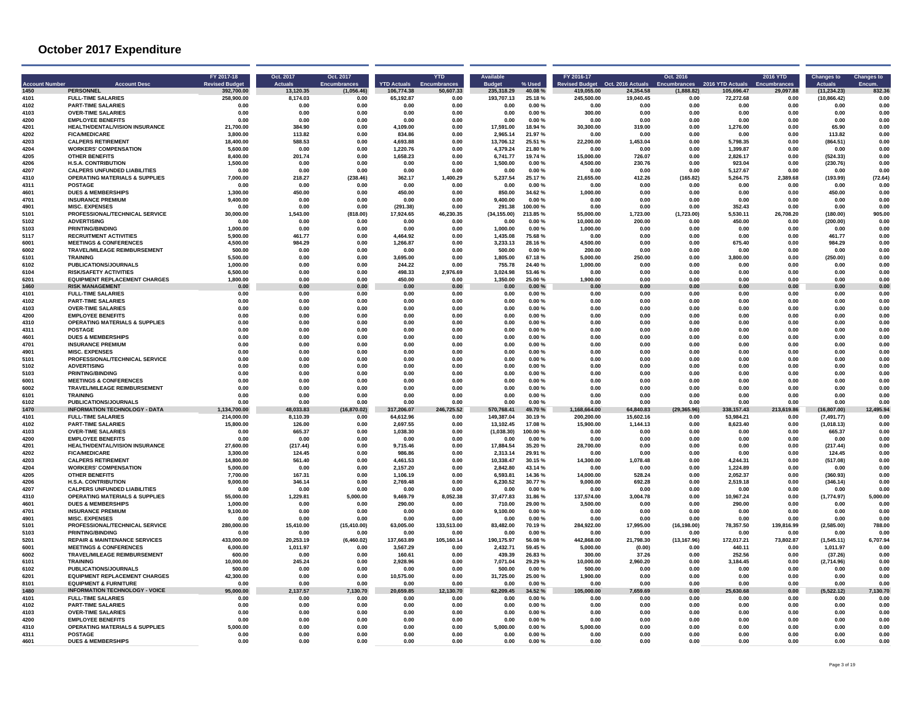# October 2017 Expenditure

| Account Number | Account Desc | FY 2017-18 Revised Budget | Oct. 2017 Actuals | Oct. 2017 Encumbrances | YTD Actuals | YTD Encumbrances | Available Budget | % Used | FY 2016-17 Revised Budget | Oct. 2016 Actuals | Oct. 2016 Encumbrances | 2016 YTD Actuals | 2016 YTD Encumbrances | Changes to Actuals | Changes to Encum. |
|---|---|---|---|---|---|---|---|---|---|---|---|---|---|---|---|
| 1450 | PERSONNEL | 392,700.00 | 13,120.35 | (1,056.46) | 106,774.38 | 50,607.33 | 235,318.29 | 40.08 % | 419,055.00 | 24,354.58 | (1,888.82) | 105,696.47 | 29,097.88 | (11,234.23) | 832.36 |
| 4101 | FULL-TIME SALARIES | 258,900.00 | 8,174.03 | 0.00 | 65,192.87 | 0.00 | 193,707.13 | 25.18 % | 245,500.00 | 19,040.45 | 0.00 | 72,272.68 | 0.00 | (10,866.42) | 0.00 |
| 4102 | PART-TIME SALARIES | 0.00 | 0.00 | 0.00 | 0.00 | 0.00 | 0.00 | 0.00 % | 0.00 | 0.00 | 0.00 | 0.00 | 0.00 | 0.00 | 0.00 |
| 4103 | OVER-TIME SALARIES | 0.00 | 0.00 | 0.00 | 0.00 | 0.00 | 0.00 | 0.00 % | 300.00 | 0.00 | 0.00 | 0.00 | 0.00 | 0.00 | 0.00 |
| 4200 | EMPLOYEE BENEFITS | 0.00 | 0.00 | 0.00 | 0.00 | 0.00 | 0.00 | 0.00 % | 0.00 | 0.00 | 0.00 | 0.00 | 0.00 | 0.00 | 0.00 |
| 4201 | HEALTH/DENTAL/VISION INSURANCE | 21,700.00 | 384.90 | 0.00 | 4,109.00 | 0.00 | 17,591.00 | 18.94 % | 30,300.00 | 319.00 | 0.00 | 1,276.00 | 0.00 | 65.90 | 0.00 |
| 4202 | FICA/MEDICARE | 3,800.00 | 113.82 | 0.00 | 834.86 | 0.00 | 2,965.14 | 21.97 % | 0.00 | 0.00 | 0.00 | 0.00 | 0.00 | 113.82 | 0.00 |
| 4203 | CALPERS RETIREMENT | 18,400.00 | 588.53 | 0.00 | 4,693.88 | 0.00 | 13,706.12 | 25.51 % | 22,200.00 | 1,453.04 | 0.00 | 5,798.35 | 0.00 | (864.51) | 0.00 |
| 4204 | WORKERS' COMPENSATION | 5,600.00 | 0.00 | 0.00 | 1,220.76 | 0.00 | 4,379.24 | 21.80 % | 0.00 | 0.00 | 0.00 | 1,399.87 | 0.00 | 0.00 | 0.00 |
| 4205 | OTHER BENEFITS | 8,400.00 | 201.74 | 0.00 | 1,658.23 | 0.00 | 6,741.77 | 19.74 % | 15,000.00 | 726.07 | 0.00 | 2,826.17 | 0.00 | (524.33) | 0.00 |
| 4206 | H.S.A. CONTRIBUTION | 1,500.00 | 0.00 | 0.00 | 0.00 | 0.00 | 1,500.00 | 0.00 % | 4,500.00 | 230.76 | 0.00 | 923.04 | 0.00 | (230.76) | 0.00 |
| 4207 | CALPERS UNFUNDED LIABILITIES | 0.00 | 0.00 | 0.00 | 0.00 | 0.00 | 0.00 | 0.00 % | 0.00 | 0.00 | 0.00 | 5,127.67 | 0.00 | 0.00 | 0.00 |
| 4310 | OPERATING MATERIALS & SUPPLIES | 7,000.00 | 218.27 | (238.46) | 362.17 | 1,400.29 | 5,237.54 | 25.17 % | 21,655.00 | 412.26 | (165.82) | 5,264.75 | 2,389.68 | (193.99) | (72.64) |
| 4311 | POSTAGE | 0.00 | 0.00 | 0.00 | 0.00 | 0.00 | 0.00 | 0.00 % | 0.00 | 0.00 | 0.00 | 0.00 | 0.00 | 0.00 | 0.00 |
| 4601 | DUES & MEMBERSHIPS | 1,300.00 | 450.00 | 0.00 | 450.00 | 0.00 | 850.00 | 34.62 % | 1,000.00 | 0.00 | 0.00 | 0.00 | 0.00 | 450.00 | 0.00 |
| 4701 | INSURANCE PREMIUM | 9,400.00 | 0.00 | 0.00 | 0.00 | 0.00 | 9,400.00 | 0.00 % | 0.00 | 0.00 | 0.00 | 0.00 | 0.00 | 0.00 | 0.00 |
| 4901 | MISC. EXPENSES | 0.00 | 0.00 | 0.00 | (291.38) | 0.00 | 291.38 | 100.00 % | 0.00 | 0.00 | 0.00 | 352.43 | 0.00 | 0.00 | 0.00 |
| 5101 | PROFESSIONAL/TECHNICAL SERVICE | 30,000.00 | 1,543.00 | (818.00) | 17,924.65 | 46,230.35 | (34,155.00) | 213.85 % | 55,000.00 | 1,723.00 | (1,723.00) | 5,530.11 | 26,708.20 | (180.00) | 905.00 |
| 5102 | ADVERTISING | 0.00 | 0.00 | 0.00 | 0.00 | 0.00 | 0.00 | 0.00 % | 10,000.00 | 200.00 | 0.00 | 450.00 | 0.00 | (200.00) | 0.00 |
| 5103 | PRINTING/BINDING | 1,000.00 | 0.00 | 0.00 | 0.00 | 0.00 | 1,000.00 | 0.00 % | 1,000.00 | 0.00 | 0.00 | 0.00 | 0.00 | 0.00 | 0.00 |
| 5117 | RECRUITMENT ACTIVITIES | 5,900.00 | 461.77 | 0.00 | 4,464.92 | 0.00 | 1,435.08 | 75.68 % | 0.00 | 0.00 | 0.00 | 0.00 | 0.00 | 461.77 | 0.00 |
| 6001 | MEETINGS & CONFERENCES | 4,500.00 | 984.29 | 0.00 | 1,266.87 | 0.00 | 3,233.13 | 28.16 % | 4,500.00 | 0.00 | 0.00 | 675.40 | 0.00 | 984.29 | 0.00 |
| 6002 | TRAVEL/MILEAGE REIMBURSEMENT | 500.00 | 0.00 | 0.00 | 0.00 | 0.00 | 500.00 | 0.00 % | 200.00 | 0.00 | 0.00 | 0.00 | 0.00 | 0.00 | 0.00 |
| 6101 | TRAINING | 5,500.00 | 0.00 | 0.00 | 3,695.00 | 0.00 | 1,805.00 | 67.18 % | 5,000.00 | 250.00 | 0.00 | 3,800.00 | 0.00 | (250.00) | 0.00 |
| 6102 | PUBLICATIONS/JOURNALS | 1,000.00 | 0.00 | 0.00 | 244.22 | 0.00 | 755.78 | 24.40 % | 1,000.00 | 0.00 | 0.00 | 0.00 | 0.00 | 0.00 | 0.00 |
| 6104 | RISK/SAFETY ACTIVITIES | 6,500.00 | 0.00 | 0.00 | 498.33 | 2,976.69 | 3,024.98 | 53.46 % | 0.00 | 0.00 | 0.00 | 0.00 | 0.00 | 0.00 | 0.00 |
| 6201 | EQUIPMENT REPLACEMENT CHARGES | 1,800.00 | 0.00 | 0.00 | 450.00 | 0.00 | 1,350.00 | 25.00 % | 1,900.00 | 0.00 | 0.00 | 0.00 | 0.00 | 0.00 | 0.00 |
| 1460 | RISK MANAGEMENT | 0.00 | 0.00 | 0.00 | 0.00 | 0.00 | 0.00 | 0.00 % | 0.00 | 0.00 | 0.00 | 0.00 | 0.00 | 0.00 | 0.00 |
| 4101 | FULL-TIME SALARIES | 0.00 | 0.00 | 0.00 | 0.00 | 0.00 | 0.00 | 0.00 % | 0.00 | 0.00 | 0.00 | 0.00 | 0.00 | 0.00 | 0.00 |
| 4102 | PART-TIME SALARIES | 0.00 | 0.00 | 0.00 | 0.00 | 0.00 | 0.00 | 0.00 % | 0.00 | 0.00 | 0.00 | 0.00 | 0.00 | 0.00 | 0.00 |
| 4103 | OVER-TIME SALARIES | 0.00 | 0.00 | 0.00 | 0.00 | 0.00 | 0.00 | 0.00 % | 0.00 | 0.00 | 0.00 | 0.00 | 0.00 | 0.00 | 0.00 |
| 4200 | EMPLOYEE BENEFITS | 0.00 | 0.00 | 0.00 | 0.00 | 0.00 | 0.00 | 0.00 % | 0.00 | 0.00 | 0.00 | 0.00 | 0.00 | 0.00 | 0.00 |
| 4310 | OPERATING MATERIALS & SUPPLIES | 0.00 | 0.00 | 0.00 | 0.00 | 0.00 | 0.00 | 0.00 % | 0.00 | 0.00 | 0.00 | 0.00 | 0.00 | 0.00 | 0.00 |
| 4311 | POSTAGE | 0.00 | 0.00 | 0.00 | 0.00 | 0.00 | 0.00 | 0.00 % | 0.00 | 0.00 | 0.00 | 0.00 | 0.00 | 0.00 | 0.00 |
| 4601 | DUES & MEMBERSHIPS | 0.00 | 0.00 | 0.00 | 0.00 | 0.00 | 0.00 | 0.00 % | 0.00 | 0.00 | 0.00 | 0.00 | 0.00 | 0.00 | 0.00 |
| 4701 | INSURANCE PREMIUM | 0.00 | 0.00 | 0.00 | 0.00 | 0.00 | 0.00 | 0.00 % | 0.00 | 0.00 | 0.00 | 0.00 | 0.00 | 0.00 | 0.00 |
| 4901 | MISC. EXPENSES | 0.00 | 0.00 | 0.00 | 0.00 | 0.00 | 0.00 | 0.00 % | 0.00 | 0.00 | 0.00 | 0.00 | 0.00 | 0.00 | 0.00 |
| 5101 | PROFESSIONAL/TECHNICAL SERVICE | 0.00 | 0.00 | 0.00 | 0.00 | 0.00 | 0.00 | 0.00 % | 0.00 | 0.00 | 0.00 | 0.00 | 0.00 | 0.00 | 0.00 |
| 5102 | ADVERTISING | 0.00 | 0.00 | 0.00 | 0.00 | 0.00 | 0.00 | 0.00 % | 0.00 | 0.00 | 0.00 | 0.00 | 0.00 | 0.00 | 0.00 |
| 5103 | PRINTING/BINDING | 0.00 | 0.00 | 0.00 | 0.00 | 0.00 | 0.00 | 0.00 % | 0.00 | 0.00 | 0.00 | 0.00 | 0.00 | 0.00 | 0.00 |
| 6001 | MEETINGS & CONFERENCES | 0.00 | 0.00 | 0.00 | 0.00 | 0.00 | 0.00 | 0.00 % | 0.00 | 0.00 | 0.00 | 0.00 | 0.00 | 0.00 | 0.00 |
| 6002 | TRAVEL/MILEAGE REIMBURSEMENT | 0.00 | 0.00 | 0.00 | 0.00 | 0.00 | 0.00 | 0.00 % | 0.00 | 0.00 | 0.00 | 0.00 | 0.00 | 0.00 | 0.00 |
| 6101 | TRAINING | 0.00 | 0.00 | 0.00 | 0.00 | 0.00 | 0.00 | 0.00 % | 0.00 | 0.00 | 0.00 | 0.00 | 0.00 | 0.00 | 0.00 |
| 6102 | PUBLICATIONS/JOURNALS | 0.00 | 0.00 | 0.00 | 0.00 | 0.00 | 0.00 | 0.00 % | 0.00 | 0.00 | 0.00 | 0.00 | 0.00 | 0.00 | 0.00 |
| 1470 | INFORMATION TECHNOLOGY - DATA | 1,134,700.00 | 48,033.83 | (16,870.02) | 317,206.07 | 246,725.52 | 570,768.41 | 49.70 % | 1,168,664.00 | 64,840.83 | (29,365.96) | 338,157.43 | 213,619.86 | (16,807.00) | 12,495.94 |
| 4101 | FULL-TIME SALARIES | 214,000.00 | 8,110.39 | 0.00 | 64,612.96 | 0.00 | 149,387.04 | 30.19 % | 200,200.00 | 15,602.16 | 0.00 | 53,984.21 | 0.00 | (7,491.77) | 0.00 |
| 4102 | PART-TIME SALARIES | 15,800.00 | 126.00 | 0.00 | 2,697.55 | 0.00 | 13,102.45 | 17.08 % | 15,900.00 | 1,144.13 | 0.00 | 8,623.40 | 0.00 | (1,018.13) | 0.00 |
| 4103 | OVER-TIME SALARIES | 0.00 | 665.37 | 0.00 | 1,038.30 | 0.00 | (1,038.30) | 100.00 % | 0.00 | 0.00 | 0.00 | 0.00 | 0.00 | 665.37 | 0.00 |
| 4200 | EMPLOYEE BENEFITS | 0.00 | 0.00 | 0.00 | 0.00 | 0.00 | 0.00 | 0.00 % | 0.00 | 0.00 | 0.00 | 0.00 | 0.00 | 0.00 | 0.00 |
| 4201 | HEALTH/DENTAL/VISION INSURANCE | 27,600.00 | (217.44) | 0.00 | 9,715.46 | 0.00 | 17,884.54 | 35.20 % | 28,700.00 | 0.00 | 0.00 | 0.00 | 0.00 | (217.44) | 0.00 |
| 4202 | FICA/MEDICARE | 3,300.00 | 124.45 | 0.00 | 986.86 | 0.00 | 2,313.14 | 29.91 % | 0.00 | 0.00 | 0.00 | 0.00 | 0.00 | 124.45 | 0.00 |
| 4203 | CALPERS RETIREMENT | 14,800.00 | 561.40 | 0.00 | 4,461.53 | 0.00 | 10,338.47 | 30.15 % | 14,300.00 | 1,078.48 | 0.00 | 4,244.31 | 0.00 | (517.08) | 0.00 |
| 4204 | WORKERS' COMPENSATION | 5,000.00 | 0.00 | 0.00 | 2,157.20 | 0.00 | 2,842.80 | 43.14 % | 0.00 | 0.00 | 0.00 | 1,224.89 | 0.00 | 0.00 | 0.00 |
| 4205 | OTHER BENEFITS | 7,700.00 | 167.31 | 0.00 | 1,106.19 | 0.00 | 6,593.81 | 14.36 % | 14,000.00 | 528.24 | 0.00 | 2,052.37 | 0.00 | (360.93) | 0.00 |
| 4206 | H.S.A. CONTRIBUTION | 9,000.00 | 346.14 | 0.00 | 2,769.48 | 0.00 | 6,230.52 | 30.77 % | 9,000.00 | 692.28 | 0.00 | 2,519.18 | 0.00 | (346.14) | 0.00 |
| 4207 | CALPERS UNFUNDED LIABILITIES | 0.00 | 0.00 | 0.00 | 0.00 | 0.00 | 0.00 | 0.00 % | 0.00 | 0.00 | 0.00 | 0.00 | 0.00 | 0.00 | 0.00 |
| 4310 | OPERATING MATERIALS & SUPPLIES | 55,000.00 | 1,229.81 | 5,000.00 | 9,469.79 | 8,052.38 | 37,477.83 | 31.86 % | 137,574.00 | 3,004.78 | 0.00 | 10,967.24 | 0.00 | (1,774.97) | 5,000.00 |
| 4601 | DUES & MEMBERSHIPS | 1,000.00 | 0.00 | 0.00 | 290.00 | 0.00 | 710.00 | 29.00 % | 3,500.00 | 0.00 | 0.00 | 290.00 | 0.00 | 0.00 | 0.00 |
| 4701 | INSURANCE PREMIUM | 9,100.00 | 0.00 | 0.00 | 0.00 | 0.00 | 9,100.00 | 0.00 % | 0.00 | 0.00 | 0.00 | 0.00 | 0.00 | 0.00 | 0.00 |
| 4901 | MISC. EXPENSES | 0.00 | 0.00 | 0.00 | 0.00 | 0.00 | 0.00 | 0.00 % | 0.00 | 0.00 | 0.00 | 0.00 | 0.00 | 0.00 | 0.00 |
| 5101 | PROFESSIONAL/TECHNICAL SERVICE | 280,000.00 | 15,410.00 | (15,410.00) | 63,005.00 | 133,513.00 | 83,482.00 | 70.19 % | 284,922.00 | 17,995.00 | (16,198.00) | 78,357.50 | 139,816.99 | (2,585.00) | 788.00 |
| 5103 | PRINTING/BINDING | 0.00 | 0.00 | 0.00 | 0.00 | 0.00 | 0.00 | 0.00 % | 0.00 | 0.00 | 0.00 | 0.00 | 0.00 | 0.00 | 0.00 |
| 5201 | REPAIR & MAINTENANCE SERVICES | 433,000.00 | 20,253.19 | (6,460.02) | 137,663.89 | 105,160.14 | 190,175.97 | 56.08 % | 442,868.00 | 21,798.30 | (13,167.96) | 172,017.21 | 73,802.87 | (1,545.11) | 6,707.94 |
| 6001 | MEETINGS & CONFERENCES | 6,000.00 | 1,011.97 | 0.00 | 3,567.29 | 0.00 | 2,432.71 | 59.45 % | 5,000.00 | (0.00) | 0.00 | 440.11 | 0.00 | 1,011.97 | 0.00 |
| 6002 | TRAVEL/MILEAGE REIMBURSEMENT | 600.00 | 0.00 | 0.00 | 160.61 | 0.00 | 439.39 | 26.83 % | 300.00 | 37.26 | 0.00 | 252.56 | 0.00 | (37.26) | 0.00 |
| 6101 | TRAINING | 10,000.00 | 245.24 | 0.00 | 2,928.96 | 0.00 | 7,071.04 | 29.29 % | 10,000.00 | 2,960.20 | 0.00 | 3,184.45 | 0.00 | (2,714.96) | 0.00 |
| 6102 | PUBLICATIONS/JOURNALS | 500.00 | 0.00 | 0.00 | 0.00 | 0.00 | 500.00 | 0.00 % | 500.00 | 0.00 | 0.00 | 0.00 | 0.00 | 0.00 | 0.00 |
| 6201 | EQUIPMENT REPLACEMENT CHARGES | 42,300.00 | 0.00 | 0.00 | 10,575.00 | 0.00 | 31,725.00 | 25.00 % | 1,900.00 | 0.00 | 0.00 | 0.00 | 0.00 | 0.00 | 0.00 |
| 8101 | EQUIPMENT & FURNITURE | 0.00 | 0.00 | 0.00 | 0.00 | 0.00 | 0.00 | 0.00 % | 0.00 | 0.00 | 0.00 | 0.00 | 0.00 | 0.00 | 0.00 |
| 1480 | INFORMATION TECHNOLOGY - VOICE | 95,000.00 | 2,137.57 | 7,130.70 | 20,659.85 | 12,130.70 | 62,209.45 | 34.52 % | 105,000.00 | 7,659.69 | 0.00 | 25,630.68 | 0.00 | (5,522.12) | 7,130.70 |
| 4101 | FULL-TIME SALARIES | 0.00 | 0.00 | 0.00 | 0.00 | 0.00 | 0.00 | 0.00 % | 0.00 | 0.00 | 0.00 | 0.00 | 0.00 | 0.00 | 0.00 |
| 4102 | PART-TIME SALARIES | 0.00 | 0.00 | 0.00 | 0.00 | 0.00 | 0.00 | 0.00 % | 0.00 | 0.00 | 0.00 | 0.00 | 0.00 | 0.00 | 0.00 |
| 4103 | OVER-TIME SALARIES | 0.00 | 0.00 | 0.00 | 0.00 | 0.00 | 0.00 | 0.00 % | 0.00 | 0.00 | 0.00 | 0.00 | 0.00 | 0.00 | 0.00 |
| 4200 | EMPLOYEE BENEFITS | 0.00 | 0.00 | 0.00 | 0.00 | 0.00 | 0.00 | 0.00 % | 0.00 | 0.00 | 0.00 | 0.00 | 0.00 | 0.00 | 0.00 |
| 4310 | OPERATING MATERIALS & SUPPLIES | 5,000.00 | 0.00 | 0.00 | 0.00 | 0.00 | 5,000.00 | 0.00 % | 5,000.00 | 0.00 | 0.00 | 0.00 | 0.00 | 0.00 | 0.00 |
| 4311 | POSTAGE | 0.00 | 0.00 | 0.00 | 0.00 | 0.00 | 0.00 | 0.00 % | 0.00 | 0.00 | 0.00 | 0.00 | 0.00 | 0.00 | 0.00 |
| 4601 | DUES & MEMBERSHIPS | 0.00 | 0.00 | 0.00 | 0.00 | 0.00 | 0.00 | 0.00 % | 0.00 | 0.00 | 0.00 | 0.00 | 0.00 | 0.00 | 0.00 |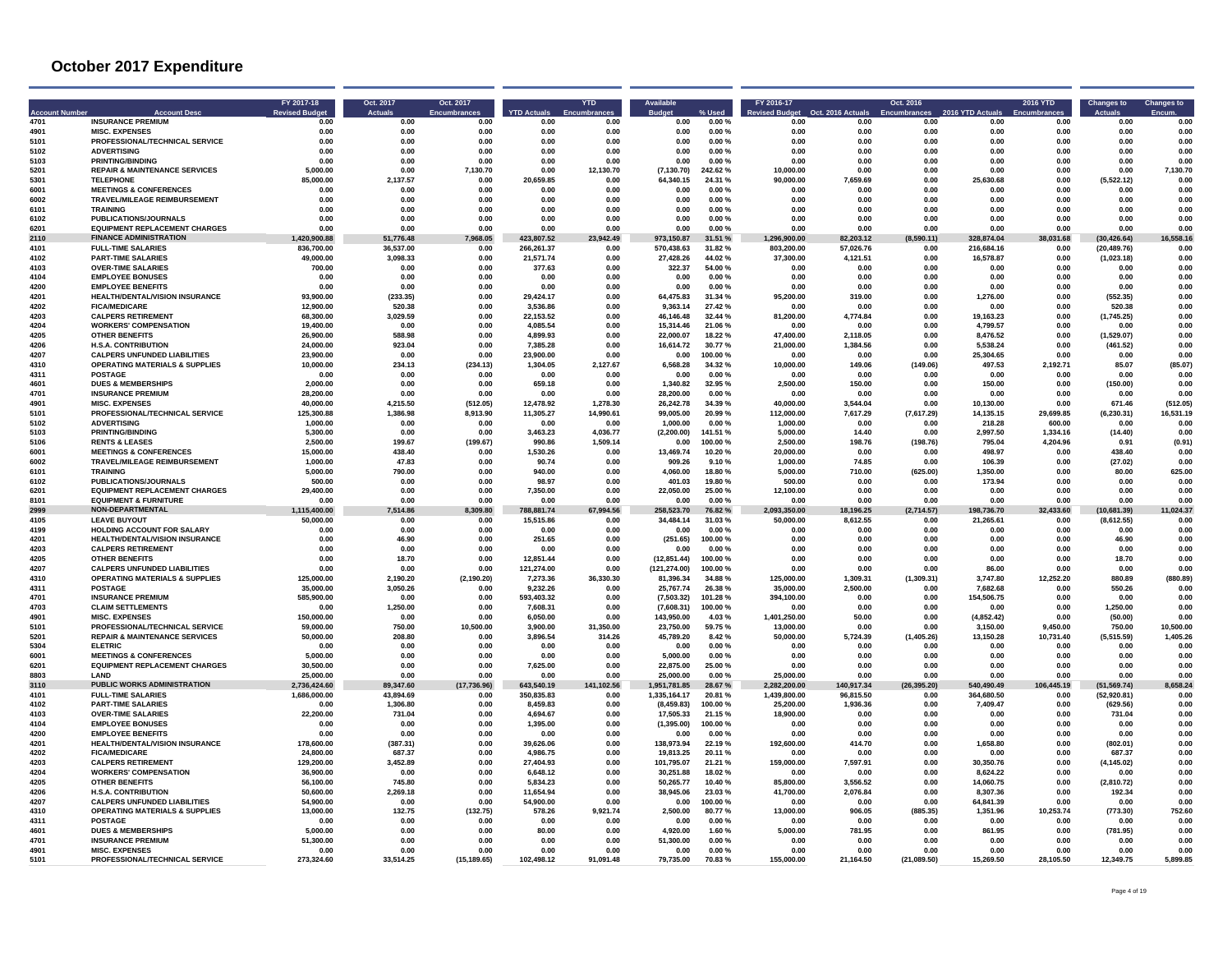# October 2017 Expenditure

| Account Number | Account Desc | FY 2017-18 Revised Budget | Oct. 2017 Actuals | Oct. 2017 Encumbrances | YTD Actuals | YTD Encumbrances | Available Budget | % Used | FY 2016-17 Revised Budget | Oct. 2016 Actuals | Oct. 2016 Encumbrances | 2016 YTD Actuals | 2016 YTD Encumbrances | Changes to Actuals | Changes to Encum. |
|---|---|---|---|---|---|---|---|---|---|---|---|---|---|---|---|
| 4701 | INSURANCE PREMIUM | 0.00 | 0.00 | 0.00 | 0.00 | 0.00 | 0.00 | 0.00 % | 0.00 | 0.00 | 0.00 | 0.00 | 0.00 | 0.00 | 0.00 |
| 4901 | MISC. EXPENSES | 0.00 | 0.00 | 0.00 | 0.00 | 0.00 | 0.00 | 0.00 % | 0.00 | 0.00 | 0.00 | 0.00 | 0.00 | 0.00 | 0.00 |
| 5101 | PROFESSIONAL/TECHNICAL SERVICE | 0.00 | 0.00 | 0.00 | 0.00 | 0.00 | 0.00 | 0.00 % | 0.00 | 0.00 | 0.00 | 0.00 | 0.00 | 0.00 | 0.00 |
| 5102 | ADVERTISING | 0.00 | 0.00 | 0.00 | 0.00 | 0.00 | 0.00 | 0.00 % | 0.00 | 0.00 | 0.00 | 0.00 | 0.00 | 0.00 | 0.00 |
| 5103 | PRINTING/BINDING | 0.00 | 0.00 | 0.00 | 0.00 | 0.00 | 0.00 | 0.00 % | 0.00 | 0.00 | 0.00 | 0.00 | 0.00 | 0.00 | 0.00 |
| 5201 | REPAIR & MAINTENANCE SERVICES | 5,000.00 | 0.00 | 7,130.70 | 0.00 | 12,130.70 | (7,130.70) | 242.62 % | 10,000.00 | 0.00 | 0.00 | 0.00 | 0.00 | 0.00 | 7,130.70 |
| 5301 | TELEPHONE | 85,000.00 | 2,137.57 | 0.00 | 20,659.85 | 0.00 | 64,340.15 | 24.31 % | 90,000.00 | 7,659.69 | 0.00 | 25,630.68 | 0.00 | (5,522.12) | 0.00 |
| 6001 | MEETINGS & CONFERENCES | 0.00 | 0.00 | 0.00 | 0.00 | 0.00 | 0.00 | 0.00 % | 0.00 | 0.00 | 0.00 | 0.00 | 0.00 | 0.00 | 0.00 |
| 6002 | TRAVEL/MILEAGE REIMBURSEMENT | 0.00 | 0.00 | 0.00 | 0.00 | 0.00 | 0.00 | 0.00 % | 0.00 | 0.00 | 0.00 | 0.00 | 0.00 | 0.00 | 0.00 |
| 6101 | TRAINING | 0.00 | 0.00 | 0.00 | 0.00 | 0.00 | 0.00 | 0.00 % | 0.00 | 0.00 | 0.00 | 0.00 | 0.00 | 0.00 | 0.00 |
| 6102 | PUBLICATIONS/JOURNALS | 0.00 | 0.00 | 0.00 | 0.00 | 0.00 | 0.00 | 0.00 % | 0.00 | 0.00 | 0.00 | 0.00 | 0.00 | 0.00 | 0.00 |
| 6201 | EQUIPMENT REPLACEMENT CHARGES | 0.00 | 0.00 | 0.00 | 0.00 | 0.00 | 0.00 | 0.00 % | 0.00 | 0.00 | 0.00 | 0.00 | 0.00 | 0.00 | 0.00 |
| **2110** | **FINANCE ADMINISTRATION** | **1,420,900.88** | **51,776.48** | **7,968.05** | **423,807.52** | **23,942.49** | **973,150.87** | **31.51 %** | **1,296,900.00** | **82,203.12** | **(8,590.11)** | **328,874.04** | **38,031.68** | **(30,426.64)** | **16,558.16** |
| 4101 | FULL-TIME SALARIES | 836,700.00 | 36,537.00 | 0.00 | 266,261.37 | 0.00 | 570,438.63 | 31.82 % | 803,200.00 | 57,026.76 | 0.00 | 216,684.16 | 0.00 | (20,489.76) | 0.00 |
| 4102 | PART-TIME SALARIES | 49,000.00 | 3,098.33 | 0.00 | 21,571.74 | 0.00 | 27,428.26 | 44.02 % | 37,300.00 | 4,121.51 | 0.00 | 16,578.87 | 0.00 | (1,023.18) | 0.00 |
| 4103 | OVER-TIME SALARIES | 700.00 | 0.00 | 0.00 | 377.63 | 0.00 | 322.37 | 54.00 % | 0.00 | 0.00 | 0.00 | 0.00 | 0.00 | 0.00 | 0.00 |
| 4104 | EMPLOYEE BONUSES | 0.00 | 0.00 | 0.00 | 0.00 | 0.00 | 0.00 | 0.00 % | 0.00 | 0.00 | 0.00 | 0.00 | 0.00 | 0.00 | 0.00 |
| 4200 | EMPLOYEE BENEFITS | 0.00 | 0.00 | 0.00 | 0.00 | 0.00 | 0.00 | 0.00 % | 0.00 | 0.00 | 0.00 | 0.00 | 0.00 | 0.00 | 0.00 |
| 4201 | HEALTH/DENTAL/VISION INSURANCE | 93,900.00 | (233.35) | 0.00 | 29,424.17 | 0.00 | 64,475.83 | 31.34 % | 95,200.00 | 319.00 | 0.00 | 1,276.00 | 0.00 | (552.35) | 0.00 |
| 4202 | FICA/MEDICARE | 12,900.00 | 520.38 | 0.00 | 3,536.86 | 0.00 | 9,363.14 | 27.42 % | 0.00 | 0.00 | 0.00 | 0.00 | 0.00 | 520.38 | 0.00 |
| 4203 | CALPERS RETIREMENT | 68,300.00 | 3,029.59 | 0.00 | 22,153.52 | 0.00 | 46,146.48 | 32.44 % | 81,200.00 | 4,774.84 | 0.00 | 19,163.23 | 0.00 | (1,745.25) | 0.00 |
| 4204 | WORKERS' COMPENSATION | 19,400.00 | 0.00 | 0.00 | 4,085.54 | 0.00 | 15,314.46 | 21.06 % | 0.00 | 0.00 | 0.00 | 4,799.57 | 0.00 | 0.00 | 0.00 |
| 4205 | OTHER BENEFITS | 26,900.00 | 588.98 | 0.00 | 4,899.93 | 0.00 | 22,000.07 | 18.22 % | 47,400.00 | 2,118.05 | 0.00 | 8,476.52 | 0.00 | (1,529.07) | 0.00 |
| 4206 | H.S.A. CONTRIBUTION | 24,000.00 | 923.04 | 0.00 | 7,385.28 | 0.00 | 16,614.72 | 30.77 % | 21,000.00 | 1,384.56 | 0.00 | 5,538.24 | 0.00 | (461.52) | 0.00 |
| 4207 | CALPERS UNFUNDED LIABILITIES | 23,900.00 | 0.00 | 0.00 | 23,900.00 | 0.00 | 0.00 | 100.00 % | 0.00 | 0.00 | 0.00 | 25,304.65 | 0.00 | 0.00 | 0.00 |
| 4310 | OPERATING MATERIALS & SUPPLIES | 10,000.00 | 234.13 | (234.13) | 1,304.05 | 2,127.67 | 6,568.28 | 34.32 % | 10,000.00 | 149.06 | (149.06) | 497.53 | 2,192.71 | 85.07 | (85.07) |
| 4311 | POSTAGE | 0.00 | 0.00 | 0.00 | 0.00 | 0.00 | 0.00 | 0.00 % | 0.00 | 0.00 | 0.00 | 0.00 | 0.00 | 0.00 | 0.00 |
| 4601 | DUES & MEMBERSHIPS | 2,000.00 | 0.00 | 0.00 | 659.18 | 0.00 | 1,340.82 | 32.95 % | 2,500.00 | 150.00 | 0.00 | 150.00 | 0.00 | (150.00) | 0.00 |
| 4701 | INSURANCE PREMIUM | 28,200.00 | 0.00 | 0.00 | 0.00 | 0.00 | 28,200.00 | 0.00 % | 0.00 | 0.00 | 0.00 | 0.00 | 0.00 | 0.00 | 0.00 |
| 4901 | MISC. EXPENSES | 40,000.00 | 4,215.50 | (512.05) | 12,478.92 | 1,278.30 | 26,242.78 | 34.39 % | 40,000.00 | 3,544.04 | 0.00 | 10,130.00 | 0.00 | 671.46 | (512.05) |
| 5101 | PROFESSIONAL/TECHNICAL SERVICE | 125,300.88 | 1,386.98 | 8,913.90 | 11,305.27 | 14,990.61 | 99,005.00 | 20.99 % | 112,000.00 | 7,617.29 | (7,617.29) | 14,135.15 | 29,699.85 | (6,230.31) | 16,531.19 |
| 5102 | ADVERTISING | 1,000.00 | 0.00 | 0.00 | 0.00 | 0.00 | 1,000.00 | 0.00 % | 1,000.00 | 0.00 | 0.00 | 218.28 | 600.00 | 0.00 | 0.00 |
| 5103 | PRINTING/BINDING | 5,300.00 | 0.00 | 0.00 | 3,463.23 | 4,036.77 | (2,200.00) | 141.51 % | 5,000.00 | 14.40 | 0.00 | 2,997.50 | 1,334.16 | (14.40) | 0.00 |
| 5106 | RENTS & LEASES | 2,500.00 | 199.67 | (199.67) | 990.86 | 1,509.14 | 0.00 | 100.00 % | 2,500.00 | 198.76 | (198.76) | 795.04 | 4,204.96 | 0.91 | (0.91) |
| 6001 | MEETINGS & CONFERENCES | 15,000.00 | 438.40 | 0.00 | 1,530.26 | 0.00 | 13,469.74 | 10.20 % | 20,000.00 | 0.00 | 0.00 | 498.97 | 0.00 | 438.40 | 0.00 |
| 6002 | TRAVEL/MILEAGE REIMBURSEMENT | 1,000.00 | 47.83 | 0.00 | 90.74 | 0.00 | 909.26 | 9.10 % | 1,000.00 | 74.85 | 0.00 | 106.39 | 0.00 | (27.02) | 0.00 |
| 6101 | TRAINING | 5,000.00 | 790.00 | 0.00 | 940.00 | 0.00 | 4,060.00 | 18.80 % | 5,000.00 | 710.00 | (625.00) | 1,350.00 | 0.00 | 80.00 | 625.00 |
| 6102 | PUBLICATIONS/JOURNALS | 500.00 | 0.00 | 0.00 | 98.97 | 0.00 | 401.03 | 19.80 % | 500.00 | 0.00 | 0.00 | 173.94 | 0.00 | 0.00 | 0.00 |
| 6201 | EQUIPMENT REPLACEMENT CHARGES | 29,400.00 | 0.00 | 0.00 | 7,350.00 | 0.00 | 22,050.00 | 25.00 % | 12,100.00 | 0.00 | 0.00 | 0.00 | 0.00 | 0.00 | 0.00 |
| 8101 | EQUIPMENT & FURNITURE | 0.00 | 0.00 | 0.00 | 0.00 | 0.00 | 0.00 | 0.00 % | 0.00 | 0.00 | 0.00 | 0.00 | 0.00 | 0.00 | 0.00 |
| **2999** | **NON-DEPARTMENTAL** | **1,115,400.00** | **7,514.86** | **8,309.80** | **788,881.74** | **67,994.56** | **258,523.70** | **76.82 %** | **2,093,350.00** | **18,196.25** | **(2,714.57)** | **198,736.70** | **32,433.60** | **(10,681.39)** | **11,024.37** |
| 4105 | LEAVE BUYOUT | 50,000.00 | 0.00 | 0.00 | 15,515.86 | 0.00 | 34,484.14 | 31.03 % | 50,000.00 | 8,612.55 | 0.00 | 21,265.61 | 0.00 | (8,612.55) | 0.00 |
| 4199 | HOLDING ACCOUNT FOR SALARY | 0.00 | 0.00 | 0.00 | 0.00 | 0.00 | 0.00 | 0.00 % | 0.00 | 0.00 | 0.00 | 0.00 | 0.00 | 0.00 | 0.00 |
| 4201 | HEALTH/DENTAL/VISION INSURANCE | 0.00 | 46.90 | 0.00 | 251.65 | 0.00 | (251.65) | 100.00 % | 0.00 | 0.00 | 0.00 | 0.00 | 0.00 | 46.90 | 0.00 |
| 4203 | CALPERS RETIREMENT | 0.00 | 0.00 | 0.00 | 0.00 | 0.00 | 0.00 | 0.00 % | 0.00 | 0.00 | 0.00 | 0.00 | 0.00 | 0.00 | 0.00 |
| 4205 | OTHER BENEFITS | 0.00 | 18.70 | 0.00 | 12,851.44 | 0.00 | (12,851.44) | 100.00 % | 0.00 | 0.00 | 0.00 | 0.00 | 0.00 | 18.70 | 0.00 |
| 4207 | CALPERS UNFUNDED LIABILITIES | 0.00 | 0.00 | 0.00 | 121,274.00 | 0.00 | (121,274.00) | 100.00 % | 0.00 | 0.00 | 0.00 | 86.00 | 0.00 | 0.00 | 0.00 |
| 4310 | OPERATING MATERIALS & SUPPLIES | 125,000.00 | 2,190.20 | (2,190.20) | 7,273.36 | 36,330.30 | 81,396.34 | 34.88 % | 125,000.00 | 1,309.31 | (1,309.31) | 3,747.80 | 12,252.20 | 880.89 | (880.89) |
| 4311 | POSTAGE | 35,000.00 | 3,050.26 | 0.00 | 9,232.26 | 0.00 | 25,767.74 | 26.38 % | 35,000.00 | 2,500.00 | 0.00 | 7,682.68 | 0.00 | 550.26 | 0.00 |
| 4701 | INSURANCE PREMIUM | 585,900.00 | 0.00 | 0.00 | 593,403.32 | 0.00 | (7,503.32) | 101.28 % | 394,100.00 | 0.00 | 0.00 | 154,506.75 | 0.00 | 0.00 | 0.00 |
| 4703 | CLAIM SETTLEMENTS | 0.00 | 1,250.00 | 0.00 | 7,608.31 | 0.00 | (7,608.31) | 100.00 % | 0.00 | 0.00 | 0.00 | 0.00 | 0.00 | 1,250.00 | 0.00 |
| 4901 | MISC. EXPENSES | 150,000.00 | 0.00 | 0.00 | 6,050.00 | 0.00 | 143,950.00 | 4.03 % | 1,401,250.00 | 50.00 | 0.00 | (4,852.42) | 0.00 | (50.00) | 0.00 |
| 5101 | PROFESSIONAL/TECHNICAL SERVICE | 59,000.00 | 750.00 | 10,500.00 | 3,900.00 | 31,350.00 | 23,750.00 | 59.75 % | 13,000.00 | 0.00 | 0.00 | 3,150.00 | 9,450.00 | 750.00 | 10,500.00 |
| 5201 | REPAIR & MAINTENANCE SERVICES | 50,000.00 | 208.80 | 0.00 | 3,896.54 | 314.26 | 45,789.20 | 8.42 % | 50,000.00 | 5,724.39 | (1,405.26) | 13,150.28 | 10,731.40 | (5,515.59) | 1,405.26 |
| 5304 | ELETRIC | 0.00 | 0.00 | 0.00 | 0.00 | 0.00 | 0.00 | 0.00 % | 0.00 | 0.00 | 0.00 | 0.00 | 0.00 | 0.00 | 0.00 |
| 6001 | MEETINGS & CONFERENCES | 5,000.00 | 0.00 | 0.00 | 0.00 | 0.00 | 5,000.00 | 0.00 % | 0.00 | 0.00 | 0.00 | 0.00 | 0.00 | 0.00 | 0.00 |
| 6201 | EQUIPMENT REPLACEMENT CHARGES | 30,500.00 | 0.00 | 0.00 | 7,625.00 | 0.00 | 22,875.00 | 25.00 % | 0.00 | 0.00 | 0.00 | 0.00 | 0.00 | 0.00 | 0.00 |
| 8803 | LAND | 25,000.00 | 0.00 | 0.00 | 0.00 | 0.00 | 25,000.00 | 0.00 % | 25,000.00 | 0.00 | 0.00 | 0.00 | 0.00 | 0.00 | 0.00 |
| **3110** | **PUBLIC WORKS ADMINISTRATION** | **2,736,424.60** | **89,347.60** | **(17,736.96)** | **643,540.19** | **141,102.56** | **1,951,781.85** | **28.67 %** | **2,282,200.00** | **140,917.34** | **(26,395.20)** | **540,490.49** | **106,445.19** | **(51,569.74)** | **8,658.24** |
| 4101 | FULL-TIME SALARIES | 1,686,000.00 | 43,894.69 | 0.00 | 350,835.83 | 0.00 | 1,335,164.17 | 20.81 % | 1,439,800.00 | 96,815.50 | 0.00 | 364,680.50 | 0.00 | (52,920.81) | 0.00 |
| 4102 | PART-TIME SALARIES | 0.00 | 1,306.80 | 0.00 | 8,459.83 | 0.00 | (8,459.83) | 100.00 % | 25,200.00 | 1,936.36 | 0.00 | 7,409.47 | 0.00 | (629.56) | 0.00 |
| 4103 | OVER-TIME SALARIES | 22,200.00 | 731.04 | 0.00 | 4,694.67 | 0.00 | 17,505.33 | 21.15 % | 18,900.00 | 0.00 | 0.00 | 0.00 | 0.00 | 731.04 | 0.00 |
| 4104 | EMPLOYEE BONUSES | 0.00 | 0.00 | 0.00 | 1,395.00 | 0.00 | (1,395.00) | 100.00 % | 0.00 | 0.00 | 0.00 | 0.00 | 0.00 | 0.00 | 0.00 |
| 4200 | EMPLOYEE BENEFITS | 0.00 | 0.00 | 0.00 | 0.00 | 0.00 | 0.00 | 0.00 % | 0.00 | 0.00 | 0.00 | 0.00 | 0.00 | 0.00 | 0.00 |
| 4201 | HEALTH/DENTAL/VISION INSURANCE | 178,600.00 | (387.31) | 0.00 | 39,626.06 | 0.00 | 138,973.94 | 22.19 % | 192,600.00 | 414.70 | 0.00 | 1,658.80 | 0.00 | (802.01) | 0.00 |
| 4202 | FICA/MEDICARE | 24,800.00 | 687.37 | 0.00 | 4,986.75 | 0.00 | 19,813.25 | 20.11 % | 0.00 | 0.00 | 0.00 | 0.00 | 0.00 | 687.37 | 0.00 |
| 4203 | CALPERS RETIREMENT | 129,200.00 | 3,452.89 | 0.00 | 27,404.93 | 0.00 | 101,795.07 | 21.21 % | 159,000.00 | 7,597.91 | 0.00 | 30,350.76 | 0.00 | (4,145.02) | 0.00 |
| 4204 | WORKERS' COMPENSATION | 36,900.00 | 0.00 | 0.00 | 6,648.12 | 0.00 | 30,251.88 | 18.02 % | 0.00 | 0.00 | 0.00 | 8,624.22 | 0.00 | 0.00 | 0.00 |
| 4205 | OTHER BENEFITS | 56,100.00 | 745.80 | 0.00 | 5,834.23 | 0.00 | 50,265.77 | 10.40 % | 85,800.00 | 3,556.52 | 0.00 | 14,060.75 | 0.00 | (2,810.72) | 0.00 |
| 4206 | H.S.A. CONTRIBUTION | 50,600.00 | 2,269.18 | 0.00 | 11,654.94 | 0.00 | 38,945.06 | 23.03 % | 41,700.00 | 2,076.84 | 0.00 | 8,307.36 | 0.00 | 192.34 | 0.00 |
| 4207 | CALPERS UNFUNDED LIABILITIES | 54,900.00 | 0.00 | 0.00 | 54,900.00 | 0.00 | 0.00 | 100.00 % | 0.00 | 0.00 | 0.00 | 64,841.39 | 0.00 | 0.00 | 0.00 |
| 4310 | OPERATING MATERIALS & SUPPLIES | 13,000.00 | 132.75 | (132.75) | 578.26 | 9,921.74 | 2,500.00 | 80.77 % | 13,000.00 | 906.05 | (885.35) | 1,351.96 | 10,253.74 | (773.30) | 752.60 |
| 4311 | POSTAGE | 0.00 | 0.00 | 0.00 | 0.00 | 0.00 | 0.00 | 0.00 % | 0.00 | 0.00 | 0.00 | 0.00 | 0.00 | 0.00 | 0.00 |
| 4601 | DUES & MEMBERSHIPS | 5,000.00 | 0.00 | 0.00 | 80.00 | 0.00 | 4,920.00 | 1.60 % | 5,000.00 | 781.95 | 0.00 | 861.95 | 0.00 | (781.95) | 0.00 |
| 4701 | INSURANCE PREMIUM | 51,300.00 | 0.00 | 0.00 | 0.00 | 0.00 | 51,300.00 | 0.00 % | 0.00 | 0.00 | 0.00 | 0.00 | 0.00 | 0.00 | 0.00 |
| 4901 | MISC. EXPENSES | 0.00 | 0.00 | 0.00 | 0.00 | 0.00 | 0.00 | 0.00 % | 0.00 | 0.00 | 0.00 | 0.00 | 0.00 | 0.00 | 0.00 |
| 5101 | PROFESSIONAL/TECHNICAL SERVICE | 273,324.60 | 33,514.25 | (15,189.65) | 102,498.12 | 91,091.48 | 79,735.00 | 70.83 % | 155,000.00 | 21,164.50 | (21,089.50) | 15,269.50 | 28,105.50 | 12,349.75 | 5,899.85 |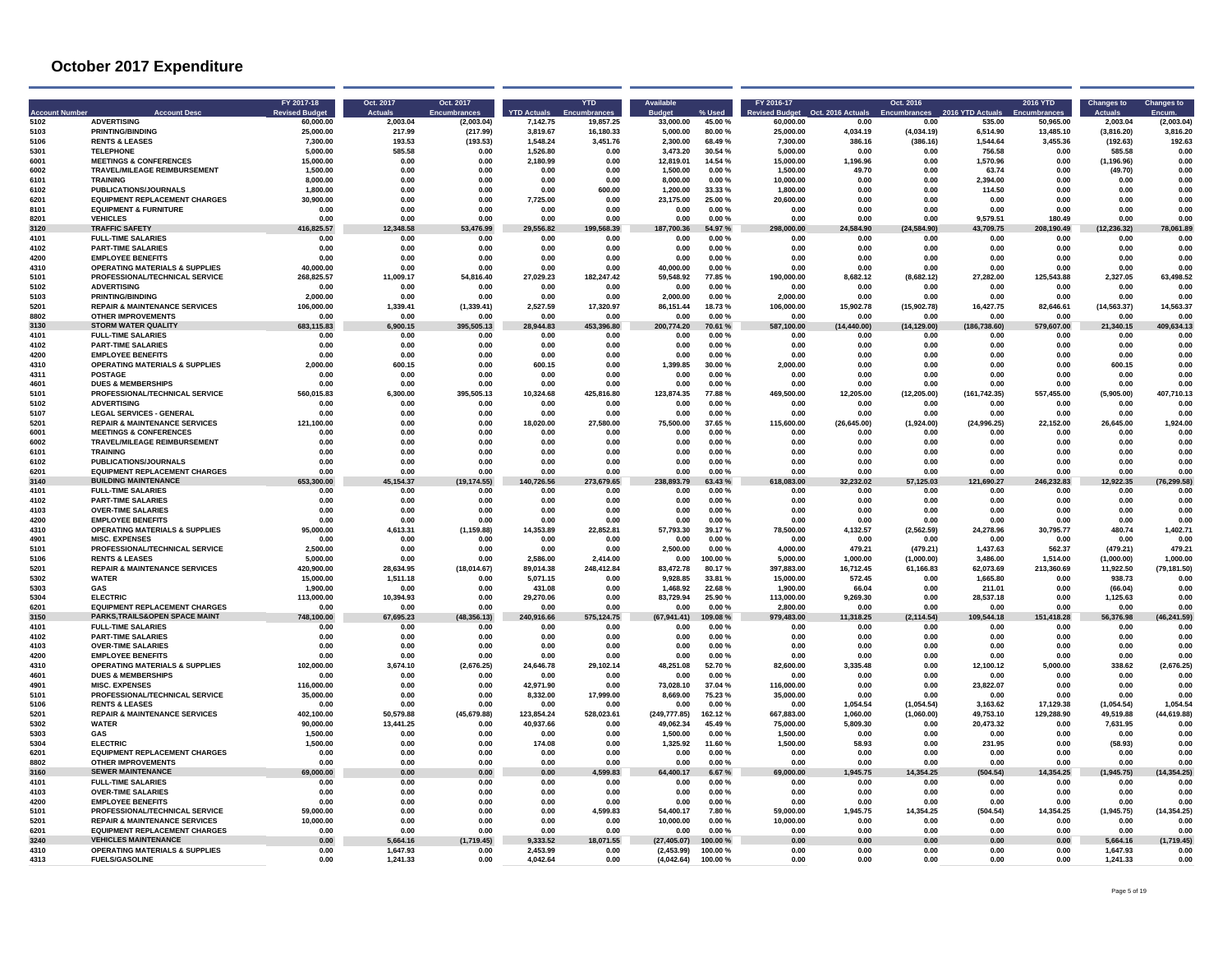# October 2017 Expenditure

| Account Number | Account Desc | FY 2017-18 Revised Budget | Oct. 2017 Actuals | Oct. 2017 Encumbrances | YTD Actuals | YTD Encumbrances | Available Budget | % Used | FY 2016-17 Revised Budget | Oct. 2016 Actuals | Oct. 2016 Encumbrances | 2016 YTD Actuals | 2016 YTD Encumbrances | Changes to Actuals | Changes to Encum. |
|---|---|---|---|---|---|---|---|---|---|---|---|---|---|---|---|
| 5102 | ADVERTISING | 60,000.00 | 2,003.04 | (2,003.04) | 7,142.75 | 19,857.25 | 33,000.00 | 45.00 % | 60,000.00 | 0.00 | 0.00 | 535.00 | 50,965.00 | 2,003.04 | (2,003.04) |
| 5103 | PRINTING/BINDING | 25,000.00 | 217.99 | (217.99) | 3,819.67 | 16,180.33 | 5,000.00 | 80.00 % | 25,000.00 | 4,034.19 | (4,034.19) | 6,514.90 | 13,485.10 | (3,816.20) | 3,816.20 |
| 5106 | RENTS & LEASES | 7,300.00 | 193.53 | (193.53) | 1,548.24 | 3,451.76 | 2,300.00 | 68.49 % | 7,300.00 | 386.16 | (386.16) | 1,544.64 | 3,455.36 | (192.63) | 192.63 |
| 5301 | TELEPHONE | 5,000.00 | 585.58 | 0.00 | 1,526.80 | 0.00 | 3,473.20 | 30.54 % | 5,000.00 | 0.00 | 0.00 | 756.58 | 0.00 | 585.58 | 0.00 |
| 6001 | MEETINGS & CONFERENCES | 15,000.00 | 0.00 | 0.00 | 2,180.99 | 0.00 | 12,819.01 | 14.54 % | 15,000.00 | 1,196.96 | 0.00 | 1,570.96 | 0.00 | (1,196.96) | 0.00 |
| 6002 | TRAVEL/MILEAGE REIMBURSEMENT | 1,500.00 | 0.00 | 0.00 | 0.00 | 0.00 | 1,500.00 | 0.00 % | 1,500.00 | 49.70 | 0.00 | 63.74 | 0.00 | (49.70) | 0.00 |
| 6101 | TRAINING | 8,000.00 | 0.00 | 0.00 | 0.00 | 0.00 | 8,000.00 | 0.00 % | 10,000.00 | 0.00 | 0.00 | 2,394.00 | 0.00 | 0.00 | 0.00 |
| 6102 | PUBLICATIONS/JOURNALS | 1,800.00 | 0.00 | 0.00 | 0.00 | 600.00 | 1,200.00 | 33.33 % | 1,800.00 | 0.00 | 0.00 | 114.50 | 0.00 | 0.00 | 0.00 |
| 6201 | EQUIPMENT REPLACEMENT CHARGES | 30,900.00 | 0.00 | 0.00 | 7,725.00 | 0.00 | 23,175.00 | 25.00 % | 20,600.00 | 0.00 | 0.00 | 0.00 | 0.00 | 0.00 | 0.00 |
| 8101 | EQUIPMENT & FURNITURE | 0.00 | 0.00 | 0.00 | 0.00 | 0.00 | 0.00 | 0.00 % | 0.00 | 0.00 | 0.00 | 0.00 | 0.00 | 0.00 | 0.00 |
| 8201 | VEHICLES | 0.00 | 0.00 | 0.00 | 0.00 | 0.00 | 0.00 | 0.00 % | 0.00 | 0.00 | 0.00 | 9,579.51 | 180.49 | 0.00 | 0.00 |
| 3120 | TRAFFIC SAFETY | 416,825.57 | 12,348.58 | 53,476.99 | 29,556.82 | 199,568.39 | 187,700.36 | 54.97 % | 298,000.00 | 24,584.90 | (24,584.90) | 43,709.75 | 208,190.49 | (12,236.32) | 78,061.89 |
| 4101 | FULL-TIME SALARIES | 0.00 | 0.00 | 0.00 | 0.00 | 0.00 | 0.00 | 0.00 % | 0.00 | 0.00 | 0.00 | 0.00 | 0.00 | 0.00 | 0.00 |
| 4102 | PART-TIME SALARIES | 0.00 | 0.00 | 0.00 | 0.00 | 0.00 | 0.00 | 0.00 % | 0.00 | 0.00 | 0.00 | 0.00 | 0.00 | 0.00 | 0.00 |
| 4200 | EMPLOYEE BENEFITS | 0.00 | 0.00 | 0.00 | 0.00 | 0.00 | 0.00 | 0.00 % | 0.00 | 0.00 | 0.00 | 0.00 | 0.00 | 0.00 | 0.00 |
| 4310 | OPERATING MATERIALS & SUPPLIES | 40,000.00 | 0.00 | 0.00 | 0.00 | 0.00 | 40,000.00 | 0.00 % | 0.00 | 0.00 | 0.00 | 0.00 | 0.00 | 0.00 | 0.00 |
| 5101 | PROFESSIONAL/TECHNICAL SERVICE | 268,825.57 | 11,009.17 | 54,816.40 | 27,029.23 | 182,247.42 | 59,548.92 | 77.85 % | 190,000.00 | 8,682.12 | (8,682.12) | 27,282.00 | 125,543.88 | 2,327.05 | 63,498.52 |
| 5102 | ADVERTISING | 0.00 | 0.00 | 0.00 | 0.00 | 0.00 | 0.00 | 0.00 % | 0.00 | 0.00 | 0.00 | 0.00 | 0.00 | 0.00 | 0.00 |
| 5103 | PRINTING/BINDING | 2,000.00 | 0.00 | 0.00 | 0.00 | 0.00 | 2,000.00 | 0.00 % | 2,000.00 | 0.00 | 0.00 | 0.00 | 0.00 | 0.00 | 0.00 |
| 5201 | REPAIR & MAINTENANCE SERVICES | 106,000.00 | 1,339.41 | (1,339.41) | 2,527.59 | 17,320.97 | 86,151.44 | 18.73 % | 106,000.00 | 15,902.78 | (15,902.78) | 16,427.75 | 82,646.61 | (14,563.37) | 14,563.37 |
| 8802 | OTHER IMPROVEMENTS | 0.00 | 0.00 | 0.00 | 0.00 | 0.00 | 0.00 | 0.00 % | 0.00 | 0.00 | 0.00 | 0.00 | 0.00 | 0.00 | 0.00 |
| 3130 | STORM WATER QUALITY | 683,115.83 | 6,900.15 | 395,505.13 | 28,944.83 | 453,396.80 | 200,774.20 | 70.61 % | 587,100.00 | (14,440.00) | (14,129.00) | (186,738.60) | 579,607.00 | 21,340.15 | 409,634.13 |
| 4101 | FULL-TIME SALARIES | 0.00 | 0.00 | 0.00 | 0.00 | 0.00 | 0.00 | 0.00 % | 0.00 | 0.00 | 0.00 | 0.00 | 0.00 | 0.00 | 0.00 |
| 4102 | PART-TIME SALARIES | 0.00 | 0.00 | 0.00 | 0.00 | 0.00 | 0.00 | 0.00 % | 0.00 | 0.00 | 0.00 | 0.00 | 0.00 | 0.00 | 0.00 |
| 4200 | EMPLOYEE BENEFITS | 0.00 | 0.00 | 0.00 | 0.00 | 0.00 | 0.00 | 0.00 % | 0.00 | 0.00 | 0.00 | 0.00 | 0.00 | 0.00 | 0.00 |
| 4310 | OPERATING MATERIALS & SUPPLIES | 2,000.00 | 600.15 | 0.00 | 600.15 | 0.00 | 1,399.85 | 30.00 % | 2,000.00 | 0.00 | 0.00 | 0.00 | 0.00 | 600.15 | 0.00 |
| 4311 | POSTAGE | 0.00 | 0.00 | 0.00 | 0.00 | 0.00 | 0.00 | 0.00 % | 0.00 | 0.00 | 0.00 | 0.00 | 0.00 | 0.00 | 0.00 |
| 4601 | DUES & MEMBERSHIPS | 0.00 | 0.00 | 0.00 | 0.00 | 0.00 | 0.00 | 0.00 % | 0.00 | 0.00 | 0.00 | 0.00 | 0.00 | 0.00 | 0.00 |
| 5101 | PROFESSIONAL/TECHNICAL SERVICE | 560,015.83 | 6,300.00 | 395,505.13 | 10,324.68 | 425,816.80 | 123,874.35 | 77.88 % | 469,500.00 | 12,205.00 | (12,205.00) | (161,742.35) | 557,455.00 | (5,905.00) | 407,710.13 |
| 5102 | ADVERTISING | 0.00 | 0.00 | 0.00 | 0.00 | 0.00 | 0.00 | 0.00 % | 0.00 | 0.00 | 0.00 | 0.00 | 0.00 | 0.00 | 0.00 |
| 5107 | LEGAL SERVICES - GENERAL | 0.00 | 0.00 | 0.00 | 0.00 | 0.00 | 0.00 | 0.00 % | 0.00 | 0.00 | 0.00 | 0.00 | 0.00 | 0.00 | 0.00 |
| 5201 | REPAIR & MAINTENANCE SERVICES | 121,100.00 | 0.00 | 0.00 | 18,020.00 | 27,580.00 | 75,500.00 | 37.65 % | 115,600.00 | (26,645.00) | (1,924.00) | (24,996.25) | 22,152.00 | 26,645.00 | 1,924.00 |
| 6001 | MEETINGS & CONFERENCES | 0.00 | 0.00 | 0.00 | 0.00 | 0.00 | 0.00 | 0.00 % | 0.00 | 0.00 | 0.00 | 0.00 | 0.00 | 0.00 | 0.00 |
| 6002 | TRAVEL/MILEAGE REIMBURSEMENT | 0.00 | 0.00 | 0.00 | 0.00 | 0.00 | 0.00 | 0.00 % | 0.00 | 0.00 | 0.00 | 0.00 | 0.00 | 0.00 | 0.00 |
| 6101 | TRAINING | 0.00 | 0.00 | 0.00 | 0.00 | 0.00 | 0.00 | 0.00 % | 0.00 | 0.00 | 0.00 | 0.00 | 0.00 | 0.00 | 0.00 |
| 6102 | PUBLICATIONS/JOURNALS | 0.00 | 0.00 | 0.00 | 0.00 | 0.00 | 0.00 | 0.00 % | 0.00 | 0.00 | 0.00 | 0.00 | 0.00 | 0.00 | 0.00 |
| 6201 | EQUIPMENT REPLACEMENT CHARGES | 0.00 | 0.00 | 0.00 | 0.00 | 0.00 | 0.00 | 0.00 % | 0.00 | 0.00 | 0.00 | 0.00 | 0.00 | 0.00 | 0.00 |
| 3140 | BUILDING MAINTENANCE | 653,300.00 | 45,154.37 | (19,174.55) | 140,726.56 | 273,679.65 | 238,893.79 | 63.43 % | 618,083.00 | 32,232.02 | 57,125.03 | 121,690.27 | 246,232.83 | 12,922.35 | (76,299.58) |
| 4101 | FULL-TIME SALARIES | 0.00 | 0.00 | 0.00 | 0.00 | 0.00 | 0.00 | 0.00 % | 0.00 | 0.00 | 0.00 | 0.00 | 0.00 | 0.00 | 0.00 |
| 4102 | PART-TIME SALARIES | 0.00 | 0.00 | 0.00 | 0.00 | 0.00 | 0.00 | 0.00 % | 0.00 | 0.00 | 0.00 | 0.00 | 0.00 | 0.00 | 0.00 |
| 4103 | OVER-TIME SALARIES | 0.00 | 0.00 | 0.00 | 0.00 | 0.00 | 0.00 | 0.00 % | 0.00 | 0.00 | 0.00 | 0.00 | 0.00 | 0.00 | 0.00 |
| 4200 | EMPLOYEE BENEFITS | 0.00 | 0.00 | 0.00 | 0.00 | 0.00 | 0.00 | 0.00 % | 0.00 | 0.00 | 0.00 | 0.00 | 0.00 | 0.00 | 0.00 |
| 4310 | OPERATING MATERIALS & SUPPLIES | 95,000.00 | 4,613.31 | (1,159.88) | 14,353.89 | 22,852.81 | 57,793.30 | 39.17 % | 78,500.00 | 4,132.57 | (2,562.59) | 24,278.96 | 30,795.77 | 480.74 | 1,402.71 |
| 4901 | MISC. EXPENSES | 0.00 | 0.00 | 0.00 | 0.00 | 0.00 | 0.00 | 0.00 % | 0.00 | 0.00 | 0.00 | 0.00 | 0.00 | 0.00 | 0.00 |
| 5101 | PROFESSIONAL/TECHNICAL SERVICE | 2,500.00 | 0.00 | 0.00 | 0.00 | 0.00 | 2,500.00 | 0.00 % | 4,000.00 | 479.21 | (479.21) | 1,437.63 | 562.37 | (479.21) | 479.21 |
| 5106 | RENTS & LEASES | 5,000.00 | 0.00 | 0.00 | 2,586.00 | 2,414.00 | 0.00 | 100.00 % | 5,000.00 | 1,000.00 | (1,000.00) | 3,486.00 | 1,514.00 | (1,000.00) | 1,000.00 |
| 5201 | REPAIR & MAINTENANCE SERVICES | 420,900.00 | 28,634.95 | (18,014.67) | 89,014.38 | 248,412.84 | 83,472.78 | 80.17 % | 397,883.00 | 16,712.45 | 61,166.83 | 62,073.69 | 213,360.69 | 11,922.50 | (79,181.50) |
| 5302 | WATER | 15,000.00 | 1,511.18 | 0.00 | 5,071.15 | 0.00 | 9,928.85 | 33.81 % | 15,000.00 | 572.45 | 0.00 | 1,665.80 | 0.00 | 938.73 | 0.00 |
| 5303 | GAS | 1,900.00 | 0.00 | 0.00 | 431.08 | 0.00 | 1,468.92 | 22.68 % | 1,900.00 | 66.04 | 0.00 | 211.01 | 0.00 | (66.04) | 0.00 |
| 5304 | ELECTRIC | 113,000.00 | 10,394.93 | 0.00 | 29,270.06 | 0.00 | 83,729.94 | 25.90 % | 113,000.00 | 9,269.30 | 0.00 | 28,537.18 | 0.00 | 1,125.63 | 0.00 |
| 6201 | EQUIPMENT REPLACEMENT CHARGES | 0.00 | 0.00 | 0.00 | 0.00 | 0.00 | 0.00 | 0.00 % | 2,800.00 | 0.00 | 0.00 | 0.00 | 0.00 | 0.00 | 0.00 |
| 3150 | PARKS,TRAILS&OPEN SPACE MAINT | 748,100.00 | 67,695.23 | (48,356.13) | 240,916.66 | 575,124.75 | (67,941.41) | 109.08 % | 979,483.00 | 11,318.25 | (2,114.54) | 109,544.18 | 151,418.28 | 56,376.98 | (46,241.59) |
| 4101 | FULL-TIME SALARIES | 0.00 | 0.00 | 0.00 | 0.00 | 0.00 | 0.00 | 0.00 % | 0.00 | 0.00 | 0.00 | 0.00 | 0.00 | 0.00 | 0.00 |
| 4102 | PART-TIME SALARIES | 0.00 | 0.00 | 0.00 | 0.00 | 0.00 | 0.00 | 0.00 % | 0.00 | 0.00 | 0.00 | 0.00 | 0.00 | 0.00 | 0.00 |
| 4103 | OVER-TIME SALARIES | 0.00 | 0.00 | 0.00 | 0.00 | 0.00 | 0.00 | 0.00 % | 0.00 | 0.00 | 0.00 | 0.00 | 0.00 | 0.00 | 0.00 |
| 4200 | EMPLOYEE BENEFITS | 0.00 | 0.00 | 0.00 | 0.00 | 0.00 | 0.00 | 0.00 % | 0.00 | 0.00 | 0.00 | 0.00 | 0.00 | 0.00 | 0.00 |
| 4310 | OPERATING MATERIALS & SUPPLIES | 102,000.00 | 3,674.10 | (2,676.25) | 24,646.78 | 29,102.14 | 48,251.08 | 52.70 % | 82,600.00 | 3,335.48 | 0.00 | 12,100.12 | 5,000.00 | 338.62 | (2,676.25) |
| 4601 | DUES & MEMBERSHIPS | 0.00 | 0.00 | 0.00 | 0.00 | 0.00 | 0.00 | 0.00 % | 0.00 | 0.00 | 0.00 | 0.00 | 0.00 | 0.00 | 0.00 |
| 4901 | MISC. EXPENSES | 116,000.00 | 0.00 | 0.00 | 42,971.90 | 0.00 | 73,028.10 | 37.04 % | 116,000.00 | 0.00 | 0.00 | 23,822.07 | 0.00 | 0.00 | 0.00 |
| 5101 | PROFESSIONAL/TECHNICAL SERVICE | 35,000.00 | 0.00 | 0.00 | 8,332.00 | 17,999.00 | 8,669.00 | 75.23 % | 35,000.00 | 0.00 | 0.00 | 0.00 | 0.00 | 0.00 | 0.00 |
| 5106 | RENTS & LEASES | 0.00 | 0.00 | 0.00 | 0.00 | 0.00 | 0.00 | 0.00 % | 0.00 | 1,054.54 | (1,054.54) | 3,163.62 | 17,129.38 | (1,054.54) | 1,054.54 |
| 5201 | REPAIR & MAINTENANCE SERVICES | 402,100.00 | 50,579.88 | (45,679.88) | 123,854.24 | 528,023.61 | (249,777.85) | 162.12 % | 667,883.00 | 1,060.00 | (1,060.00) | 49,753.10 | 129,288.90 | 49,519.88 | (44,619.88) |
| 5302 | WATER | 90,000.00 | 13,441.25 | 0.00 | 40,937.66 | 0.00 | 49,062.34 | 45.49 % | 75,000.00 | 5,809.30 | 0.00 | 20,473.32 | 0.00 | 7,631.95 | 0.00 |
| 5303 | GAS | 1,500.00 | 0.00 | 0.00 | 0.00 | 0.00 | 1,500.00 | 0.00 % | 1,500.00 | 0.00 | 0.00 | 0.00 | 0.00 | 0.00 | 0.00 |
| 5304 | ELECTRIC | 1,500.00 | 0.00 | 0.00 | 174.08 | 0.00 | 1,325.92 | 11.60 % | 1,500.00 | 58.93 | 0.00 | 231.95 | 0.00 | (58.93) | 0.00 |
| 6201 | EQUIPMENT REPLACEMENT CHARGES | 0.00 | 0.00 | 0.00 | 0.00 | 0.00 | 0.00 | 0.00 % | 0.00 | 0.00 | 0.00 | 0.00 | 0.00 | 0.00 | 0.00 |
| 8802 | OTHER IMPROVEMENTS | 0.00 | 0.00 | 0.00 | 0.00 | 0.00 | 0.00 | 0.00 % | 0.00 | 0.00 | 0.00 | 0.00 | 0.00 | 0.00 | 0.00 |
| 3160 | SEWER MAINTENANCE | 69,000.00 | 0.00 | 0.00 | 0.00 | 4,599.83 | 64,400.17 | 6.67 % | 69,000.00 | 1,945.75 | 14,354.25 | (504.54) | 14,354.25 | (1,945.75) | (14,354.25) |
| 4101 | FULL-TIME SALARIES | 0.00 | 0.00 | 0.00 | 0.00 | 0.00 | 0.00 | 0.00 % | 0.00 | 0.00 | 0.00 | 0.00 | 0.00 | 0.00 | 0.00 |
| 4103 | OVER-TIME SALARIES | 0.00 | 0.00 | 0.00 | 0.00 | 0.00 | 0.00 | 0.00 % | 0.00 | 0.00 | 0.00 | 0.00 | 0.00 | 0.00 | 0.00 |
| 4200 | EMPLOYEE BENEFITS | 0.00 | 0.00 | 0.00 | 0.00 | 0.00 | 0.00 | 0.00 % | 0.00 | 0.00 | 0.00 | 0.00 | 0.00 | 0.00 | 0.00 |
| 5101 | PROFESSIONAL/TECHNICAL SERVICE | 59,000.00 | 0.00 | 0.00 | 0.00 | 4,599.83 | 54,400.17 | 7.80 % | 59,000.00 | 1,945.75 | 14,354.25 | (504.54) | 14,354.25 | (1,945.75) | (14,354.25) |
| 5201 | REPAIR & MAINTENANCE SERVICES | 10,000.00 | 0.00 | 0.00 | 0.00 | 0.00 | 10,000.00 | 0.00 % | 10,000.00 | 0.00 | 0.00 | 0.00 | 0.00 | 0.00 | 0.00 |
| 6201 | EQUIPMENT REPLACEMENT CHARGES | 0.00 | 0.00 | 0.00 | 0.00 | 0.00 | 0.00 | 0.00 % | 0.00 | 0.00 | 0.00 | 0.00 | 0.00 | 0.00 | 0.00 |
| 3240 | VEHICLES MAINTENANCE | 0.00 | 5,664.16 | (1,719.45) | 9,333.52 | 18,071.55 | (27,405.07) | 100.00 % | 0.00 | 0.00 | 0.00 | 0.00 | 0.00 | 5,664.16 | (1,719.45) |
| 4310 | OPERATING MATERIALS & SUPPLIES | 0.00 | 1,647.93 | 0.00 | 2,453.99 | 0.00 | (2,453.99) | 100.00 % | 0.00 | 0.00 | 0.00 | 0.00 | 0.00 | 1,647.93 | 0.00 |
| 4313 | FUELS/GASOLINE | 0.00 | 1,241.33 | 0.00 | 4,042.64 | 0.00 | (4,042.64) | 100.00 % | 0.00 | 0.00 | 0.00 | 0.00 | 0.00 | 1,241.33 | 0.00 |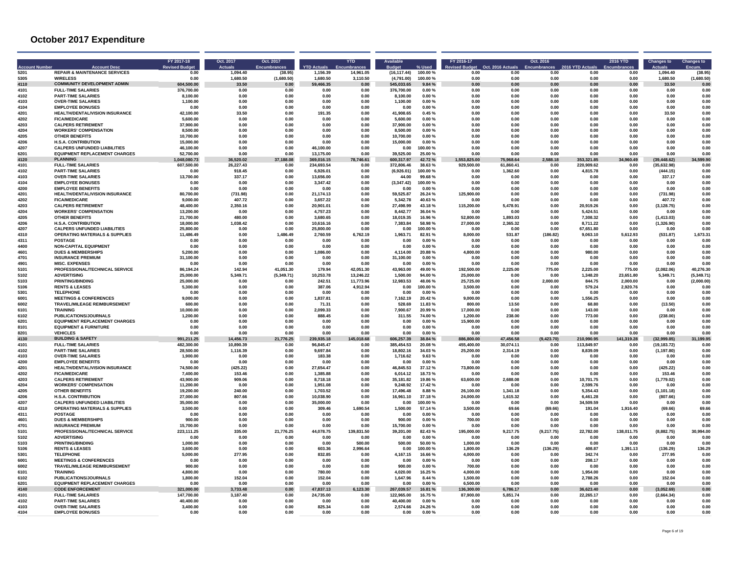# October 2017 Expenditure

| Account Number | Account Desc | FY 2017-18 Revised Budget | Oct. 2017 Actuals | Oct. 2017 Encumbrances | YTD Actuals | YTD Encumbrances | Available Budget | % Used | FY 2016-17 Revised Budget | Oct. 2016 Actuals | Oct. 2016 Encumbrances | 2016 YTD Actuals | 2016 YTD Encumbrances | Changes to Actuals | Changes to Encum. |
|---|---|---|---|---|---|---|---|---|---|---|---|---|---|---|---|
| 5201 | REPAIR & MAINTENANCE SERVICES | 0.00 | 1,094.40 | (38.95) | 1,156.39 | 14,961.05 | (16,117.44) | 100.00 % | 0.00 | 0.00 | 0.00 | 0.00 | 0.00 | 1,094.40 | (38.95) |
| 5305 | WIRELESS | 0.00 | 1,680.50 | (1,680.50) | 1,680.50 | 3,110.50 | (4,791.00) | 100.00 % | 0.00 | 0.00 | 0.00 | 0.00 | 0.00 | 1,680.50 | (1,680.50) |
| 4110 | COMMUNITY DEVELOPMENT ADMIN | 604,500.00 | 33.50 | 0.00 | 59,466.35 | 0.00 | 545,033.65 | 9.84 % | 0.00 | 0.00 | 0.00 | 0.00 | 0.00 | 33.50 | 0.00 |
| 4101 | FULL-TIME SALARIES | 376,700.00 | 0.00 | 0.00 | 0.00 | 0.00 | 376,700.00 | 0.00 % | 0.00 | 0.00 | 0.00 | 0.00 | 0.00 | 0.00 | 0.00 |
| 4102 | PART-TIME SALARIES | 8,100.00 | 0.00 | 0.00 | 0.00 | 0.00 | 8,100.00 | 0.00 % | 0.00 | 0.00 | 0.00 | 0.00 | 0.00 | 0.00 | 0.00 |
| 4103 | OVER-TIME SALARIES | 1,100.00 | 0.00 | 0.00 | 0.00 | 0.00 | 1,100.00 | 0.00 % | 0.00 | 0.00 | 0.00 | 0.00 | 0.00 | 0.00 | 0.00 |
| 4104 | EMPLOYEE BONUSES | 0.00 | 0.00 | 0.00 | 0.00 | 0.00 | 0.00 | 0.00 % | 0.00 | 0.00 | 0.00 | 0.00 | 0.00 | 0.00 | 0.00 |
| 4201 | HEALTH/DENTAL/VISION INSURANCE | 42,100.00 | 33.50 | 0.00 | 191.35 | 0.00 | 41,908.65 | 0.45 % | 0.00 | 0.00 | 0.00 | 0.00 | 0.00 | 33.50 | 0.00 |
| 4202 | FICA/MEDICARE | 5,600.00 | 0.00 | 0.00 | 0.00 | 0.00 | 5,600.00 | 0.00 % | 0.00 | 0.00 | 0.00 | 0.00 | 0.00 | 0.00 | 0.00 |
| 4203 | CALPERS RETIREMENT | 37,900.00 | 0.00 | 0.00 | 0.00 | 0.00 | 37,900.00 | 0.00 % | 0.00 | 0.00 | 0.00 | 0.00 | 0.00 | 0.00 | 0.00 |
| 4204 | WORKERS' COMPENSATION | 8,500.00 | 0.00 | 0.00 | 0.00 | 0.00 | 8,500.00 | 0.00 % | 0.00 | 0.00 | 0.00 | 0.00 | 0.00 | 0.00 | 0.00 |
| 4205 | OTHER BENEFITS | 10,700.00 | 0.00 | 0.00 | 0.00 | 0.00 | 10,700.00 | 0.00 % | 0.00 | 0.00 | 0.00 | 0.00 | 0.00 | 0.00 | 0.00 |
| 4206 | H.S.A. CONTRIBUTION | 15,000.00 | 0.00 | 0.00 | 0.00 | 0.00 | 15,000.00 | 0.00 % | 0.00 | 0.00 | 0.00 | 0.00 | 0.00 | 0.00 | 0.00 |
| 4207 | CALPERS UNFUNDED LIABILITIES | 46,100.00 | 0.00 | 0.00 | 46,100.00 | 0.00 | 0.00 | 100.00 % | 0.00 | 0.00 | 0.00 | 0.00 | 0.00 | 0.00 | 0.00 |
| 6201 | EQUIPMENT REPLACEMENT CHARGES | 52,700.00 | 0.00 | 0.00 | 13,175.00 | 0.00 | 39,525.00 | 25.00 % | 0.00 | 0.00 | 0.00 | 0.00 | 0.00 | 0.00 | 0.00 |
| 4120 | PLANNING | 1,048,080.73 | 36,520.02 | 37,188.08 | 369,016.15 | 78,746.61 | 600,317.97 | 42.72 % | 1,553,825.00 | 75,968.64 | 2,588.18 | 353,321.85 | 34,960.49 | (39,448.62) | 34,599.90 |
| 4101 | FULL-TIME SALARIES | 607,500.00 | 26,227.43 | 0.00 | 234,693.54 | 0.00 | 372,806.46 | 38.63 % | 929,500.00 | 61,860.41 | 0.00 | 220,909.62 | 0.00 | (35,632.98) | 0.00 |
| 4102 | PART-TIME SALARIES | 0.00 | 918.45 | 0.00 | 6,926.01 | 0.00 | (6,926.01) | 100.00 % | 0.00 | 1,362.60 | 0.00 | 4,815.78 | 0.00 | (444.15) | 0.00 |
| 4103 | OVER-TIME SALARIES | 13,700.00 | 337.17 | 0.00 | 13,656.00 | 0.00 | 44.00 | 99.68 % | 0.00 | 0.00 | 0.00 | 0.00 | 0.00 | 337.17 | 0.00 |
| 4104 | EMPLOYEE BONUSES | 0.00 | 0.00 | 0.00 | 3,347.42 | 0.00 | (3,347.42) | 100.00 % | 0.00 | 0.00 | 0.00 | 0.00 | 0.00 | 0.00 | 0.00 |
| 4200 | EMPLOYEE BENEFITS | 0.00 | 0.00 | 0.00 | 0.00 | 0.00 | 0.00 | 0.00 % | 0.00 | 0.00 | 0.00 | 0.00 | 0.00 | 0.00 | 0.00 |
| 4201 | HEALTH/DENTAL/VISION INSURANCE | 80,700.00 | (731.98) | 0.00 | 21,174.13 | 0.00 | 59,525.87 | 26.24 % | 125,900.00 | 0.00 | 0.00 | 0.00 | 0.00 | (731.98) | 0.00 |
| 4202 | FICA/MEDICARE | 9,000.00 | 407.72 | 0.00 | 3,657.22 | 0.00 | 5,342.78 | 40.63 % | 0.00 | 0.00 | 0.00 | 0.00 | 0.00 | 407.72 | 0.00 |
| 4203 | CALPERS RETIREMENT | 48,400.00 | 2,350.16 | 0.00 | 20,901.01 | 0.00 | 27,498.99 | 43.18 % | 115,200.00 | 5,478.91 | 0.00 | 20,919.26 | 0.00 | (3,128.75) | 0.00 |
| 4204 | WORKERS' COMPENSATION | 13,200.00 | 0.00 | 0.00 | 4,757.23 | 0.00 | 8,442.77 | 36.04 % | 0.00 | 0.00 | 0.00 | 5,424.51 | 0.00 | 0.00 | 0.00 |
| 4205 | OTHER BENEFITS | 21,700.00 | 480.00 | 0.00 | 3,680.65 | 0.00 | 18,019.35 | 16.96 % | 52,800.00 | 1,893.03 | 0.00 | 7,308.32 | 0.00 | (1,413.03) | 0.00 |
| 4206 | H.S.A. CONTRIBUTION | 18,000.00 | 1,038.42 | 0.00 | 10,616.16 | 0.00 | 7,383.84 | 58.98 % | 27,000.00 | 2,365.32 | 0.00 | 8,711.22 | 0.00 | (1,326.90) | 0.00 |
| 4207 | CALPERS UNFUNDED LIABILITIES | 25,800.00 | 0.00 | 0.00 | 25,800.00 | 0.00 | 0.00 | 100.00 % | 0.00 | 0.00 | 0.00 | 67,651.80 | 0.00 | 0.00 | 0.00 |
| 4310 | OPERATING MATERIALS & SUPPLIES | 11,486.49 | 0.00 | 1,486.49 | 2,760.59 | 6,762.19 | 1,963.71 | 82.91 % | 8,000.00 | 531.87 | (186.82) | 9,063.10 | 5,612.93 | (531.87) | 1,673.31 |
| 4311 | POSTAGE | 0.00 | 0.00 | 0.00 | 0.00 | 0.00 | 0.00 | 0.00 % | 0.00 | 0.00 | 0.00 | 0.00 | 0.00 | 0.00 | 0.00 |
| 4400 | NON-CAPITAL EQUIPMENT | 0.00 | 0.00 | 0.00 | 0.00 | 0.00 | 0.00 | 0.00 % | 0.00 | 0.00 | 0.00 | 0.00 | 0.00 | 0.00 | 0.00 |
| 4601 | DUES & MEMBERSHIPS | 5,200.00 | 0.00 | 0.00 | 1,086.00 | 0.00 | 4,114.00 | 20.88 % | 4,800.00 | 0.00 | 0.00 | 980.00 | 0.00 | 0.00 | 0.00 |
| 4701 | INSURANCE PREMIUM | 31,100.00 | 0.00 | 0.00 | 0.00 | 0.00 | 31,100.00 | 0.00 % | 0.00 | 0.00 | 0.00 | 0.00 | 0.00 | 0.00 | 0.00 |
| 4901 | MISC. EXPENSES | 0.00 | 0.00 | 0.00 | 0.00 | 0.00 | 0.00 | 0.00 % | 0.00 | 0.00 | 0.00 | 0.00 | 0.00 | 0.00 | 0.00 |
| 5101 | PROFESSIONAL/TECHNICAL SERVICE | 86,194.24 | 142.94 | 41,051.30 | 179.94 | 42,051.30 | 43,963.00 | 49.00 % | 192,500.00 | 2,225.00 | 775.00 | 2,225.00 | 775.00 | (2,082.06) | 40,276.30 |
| 5102 | ADVERTISING | 25,000.00 | 5,349.71 | (5,349.71) | 10,253.78 | 13,246.22 | 1,500.00 | 94.00 % | 25,000.00 | 0.00 | 0.00 | 1,348.20 | 23,651.80 | 5,349.71 | (5,349.71) |
| 5103 | PRINTING/BINDING | 25,000.00 | 0.00 | 0.00 | 242.51 | 11,773.96 | 12,983.53 | 48.06 % | 25,725.00 | 0.00 | 2,000.00 | 844.75 | 2,000.00 | 0.00 | (2,000.00) |
| 5106 | RENTS & LEASES | 5,300.00 | 0.00 | 0.00 | 387.06 | 4,912.94 | 0.00 | 100.00 % | 3,500.00 | 0.00 | 0.00 | 579.24 | 2,920.76 | 0.00 | 0.00 |
| 5301 | TELEPHONE | 0.00 | 0.00 | 0.00 | 0.00 | 0.00 | 0.00 | 0.00 % | 0.00 | 0.00 | 0.00 | 0.00 | 0.00 | 0.00 | 0.00 |
| 6001 | MEETINGS & CONFERENCES | 9,000.00 | 0.00 | 0.00 | 1,837.81 | 0.00 | 7,162.19 | 20.42 % | 9,000.00 | 0.00 | 0.00 | 1,556.25 | 0.00 | 0.00 | 0.00 |
| 6002 | TRAVEL/MILEAGE REIMBURSEMENT | 600.00 | 0.00 | 0.00 | 71.31 | 0.00 | 528.69 | 11.83 % | 800.00 | 13.50 | 0.00 | 68.80 | 0.00 | (13.50) | 0.00 |
| 6101 | TRAINING | 10,000.00 | 0.00 | 0.00 | 2,099.33 | 0.00 | 7,900.67 | 20.99 % | 17,000.00 | 0.00 | 0.00 | 143.00 | 0.00 | 0.00 | 0.00 |
| 6102 | PUBLICATIONS/JOURNALS | 1,200.00 | 0.00 | 0.00 | 888.45 | 0.00 | 311.55 | 74.00 % | 1,200.00 | 238.00 | 0.00 | 773.00 | 0.00 | (238.00) | 0.00 |
| 6201 | EQUIPMENT REPLACEMENT CHARGES | 0.00 | 0.00 | 0.00 | 0.00 | 0.00 | 0.00 | 0.00 % | 15,900.00 | 0.00 | 0.00 | 0.00 | 0.00 | 0.00 | 0.00 |
| 8101 | EQUIPMENT & FURNITURE | 0.00 | 0.00 | 0.00 | 0.00 | 0.00 | 0.00 | 0.00 % | 0.00 | 0.00 | 0.00 | 0.00 | 0.00 | 0.00 | 0.00 |
| 8201 | VEHICLES | 0.00 | 0.00 | 0.00 | 0.00 | 0.00 | 0.00 | 0.00 % | 0.00 | 0.00 | 0.00 | 0.00 | 0.00 | 0.00 | 0.00 |
| 4130 | BUILDING & SAFETY | 991,211.25 | 14,456.73 | 21,776.25 | 239,935.18 | 145,018.68 | 606,257.39 | 38.84 % | 886,800.00 | 47,456.58 | (9,423.70) | 210,990.95 | 141,319.28 | (32,999.85) | 31,199.95 |
| 4101 | FULL-TIME SALARIES | 482,300.00 | 10,890.39 | 0.00 | 96,845.47 | 0.00 | 385,454.53 | 20.08 % | 455,400.00 | 30,074.11 | 0.00 | 113,849.97 | 0.00 | (19,183.72) | 0.00 |
| 4102 | PART-TIME SALARIES | 28,500.00 | 1,116.39 | 0.00 | 9,697.84 | 0.00 | 18,802.16 | 34.03 % | 25,200.00 | 2,314.19 | 0.00 | 8,839.09 | 0.00 | (1,197.80) | 0.00 |
| 4103 | OVER-TIME SALARIES | 1,900.00 | 0.00 | 0.00 | 183.38 | 0.00 | 1,716.62 | 9.63 % | 0.00 | 0.00 | 0.00 | 0.00 | 0.00 | 0.00 | 0.00 |
| 4200 | EMPLOYEE BENEFITS | 0.00 | 0.00 | 0.00 | 0.00 | 0.00 | 0.00 | 0.00 % | 0.00 | 0.00 | 0.00 | 0.00 | 0.00 | 0.00 | 0.00 |
| 4201 | HEALTH/DENTAL/VISION INSURANCE | 74,500.00 | (425.22) | 0.00 | 27,654.47 | 0.00 | 46,845.53 | 37.12 % | 73,800.00 | 0.00 | 0.00 | 0.00 | 0.00 | (425.22) | 0.00 |
| 4202 | FICA/MEDICARE | 7,400.00 | 153.46 | 0.00 | 1,385.88 | 0.00 | 6,014.12 | 18.73 % | 0.00 | 0.00 | 0.00 | 0.00 | 0.00 | 153.46 | 0.00 |
| 4203 | CALPERS RETIREMENT | 43,900.00 | 909.06 | 0.00 | 8,718.18 | 0.00 | 35,181.82 | 19.86 % | 63,600.00 | 2,688.08 | 0.00 | 10,701.75 | 0.00 | (1,779.02) | 0.00 |
| 4204 | WORKERS' COMPENSATION | 11,200.00 | 0.00 | 0.00 | 1,951.08 | 0.00 | 9,248.92 | 17.42 % | 0.00 | 0.00 | 0.00 | 2,599.76 | 0.00 | 0.00 | 0.00 |
| 4205 | OTHER BENEFITS | 19,200.00 | 240.00 | 0.00 | 1,703.52 | 0.00 | 17,496.48 | 8.88 % | 26,100.00 | 1,341.18 | 0.00 | 5,354.43 | 0.00 | (1,101.18) | 0.00 |
| 4206 | H.S.A. CONTRIBUTION | 27,000.00 | 807.66 | 0.00 | 10,038.90 | 0.00 | 16,961.10 | 37.18 % | 24,000.00 | 1,615.32 | 0.00 | 6,461.28 | 0.00 | (807.66) | 0.00 |
| 4207 | CALPERS UNFUNDED LIABILITIES | 35,000.00 | 0.00 | 0.00 | 35,000.00 | 0.00 | 0.00 | 100.00 % | 0.00 | 0.00 | 0.00 | 34,509.59 | 0.00 | 0.00 | 0.00 |
| 4310 | OPERATING MATERIALS & SUPPLIES | 3,500.00 | 0.00 | 0.00 | 309.46 | 1,690.54 | 1,500.00 | 57.14 % | 3,500.00 | 69.66 | (69.66) | 191.04 | 1,916.40 | (69.66) | 69.66 |
| 4311 | POSTAGE | 0.00 | 0.00 | 0.00 | 0.00 | 0.00 | 0.00 | 0.00 % | 0.00 | 0.00 | 0.00 | 0.00 | 0.00 | 0.00 | 0.00 |
| 4601 | DUES & MEMBERSHIPS | 900.00 | 0.00 | 0.00 | 0.00 | 0.00 | 900.00 | 0.00 % | 700.00 | 0.00 | 0.00 | 0.00 | 0.00 | 0.00 | 0.00 |
| 4701 | INSURANCE PREMIUM | 15,700.00 | 0.00 | 0.00 | 0.00 | 0.00 | 15,700.00 | 0.00 % | 0.00 | 0.00 | 0.00 | 0.00 | 0.00 | 0.00 | 0.00 |
| 5101 | PROFESSIONAL/TECHNICAL SERVICE | 223,111.25 | 335.00 | 21,776.25 | 44,078.75 | 139,831.50 | 39,201.00 | 82.43 % | 195,000.00 | 9,217.75 | (9,217.75) | 22,782.00 | 138,011.75 | (8,882.75) | 30,994.00 |
| 5102 | ADVERTISING | 0.00 | 0.00 | 0.00 | 0.00 | 0.00 | 0.00 | 0.00 % | 0.00 | 0.00 | 0.00 | 0.00 | 0.00 | 0.00 | 0.00 |
| 5103 | PRINTING/BINDING | 1,000.00 | 0.00 | 0.00 | 0.00 | 500.00 | 500.00 | 50.00 % | 1,000.00 | 0.00 | 0.00 | 0.00 | 0.00 | 0.00 | 0.00 |
| 5106 | RENTS & LEASES | 3,600.00 | 0.00 | 0.00 | 603.36 | 2,996.64 | 0.00 | 100.00 % | 1,800.00 | 136.29 | (136.29) | 408.87 | 1,391.13 | (136.29) | 136.29 |
| 5301 | TELEPHONE | 5,000.00 | 277.95 | 0.00 | 832.85 | 0.00 | 4,167.15 | 16.66 % | 4,000.00 | 0.00 | 0.00 | 342.74 | 0.00 | 277.95 | 0.00 |
| 6001 | MEETINGS & CONFERENCES | 0.00 | 0.00 | 0.00 | 0.00 | 0.00 | 0.00 | 0.00 % | 700.00 | 0.00 | 0.00 | 208.17 | 0.00 | 0.00 | 0.00 |
| 6002 | TRAVEL/MILEAGE REIMBURSEMENT | 900.00 | 0.00 | 0.00 | 0.00 | 0.00 | 900.00 | 0.00 % | 0.00 | 0.00 | 0.00 | 0.00 | 0.00 | 0.00 | 0.00 |
| 6101 | TRAINING | 4,800.00 | 0.00 | 0.00 | 780.00 | 0.00 | 4,020.00 | 16.25 % | 4,000.00 | 0.00 | 0.00 | 1,954.00 | 0.00 | 0.00 | 0.00 |
| 6102 | PUBLICATIONS/JOURNALS | 1,800.00 | 152.04 | 0.00 | 152.04 | 0.00 | 1,647.96 | 8.44 % | 1,500.00 | 0.00 | 0.00 | 2,788.26 | 0.00 | 152.04 | 0.00 |
| 6201 | EQUIPMENT REPLACEMENT CHARGES | 0.00 | 0.00 | 0.00 | 0.00 | 0.00 | 0.00 | 0.00 % | 6,500.00 | 0.00 | 0.00 | 0.00 | 0.00 | 0.00 | 0.00 |
| 4140 | CODE ENFORCEMENT | 321,000.00 | 3,733.48 | 0.00 | 47,837.13 | 6,123.30 | 267,039.57 | 16.81 % | 136,300.00 | 6,786.17 | 0.00 | 36,623.40 | 0.00 | (3,052.69) | 0.00 |
| 4101 | FULL-TIME SALARIES | 147,700.00 | 3,187.40 | 0.00 | 24,735.00 | 0.00 | 122,965.00 | 16.75 % | 87,900.00 | 5,851.74 | 0.00 | 22,265.17 | 0.00 | (2,664.34) | 0.00 |
| 4102 | PART-TIME SALARIES | 40,400.00 | 0.00 | 0.00 | 0.00 | 0.00 | 40,400.00 | 0.00 % | 0.00 | 0.00 | 0.00 | 0.00 | 0.00 | 0.00 | 0.00 |
| 4103 | OVER-TIME SALARIES | 3,400.00 | 0.00 | 0.00 | 825.34 | 0.00 | 2,574.66 | 24.26 % | 0.00 | 0.00 | 0.00 | 0.00 | 0.00 | 0.00 | 0.00 |
| 4104 | EMPLOYEE BONUSES | 0.00 | 0.00 | 0.00 | 0.00 | 0.00 | 0.00 | 0.00 % | 0.00 | 0.00 | 0.00 | 0.00 | 0.00 | 0.00 | 0.00 |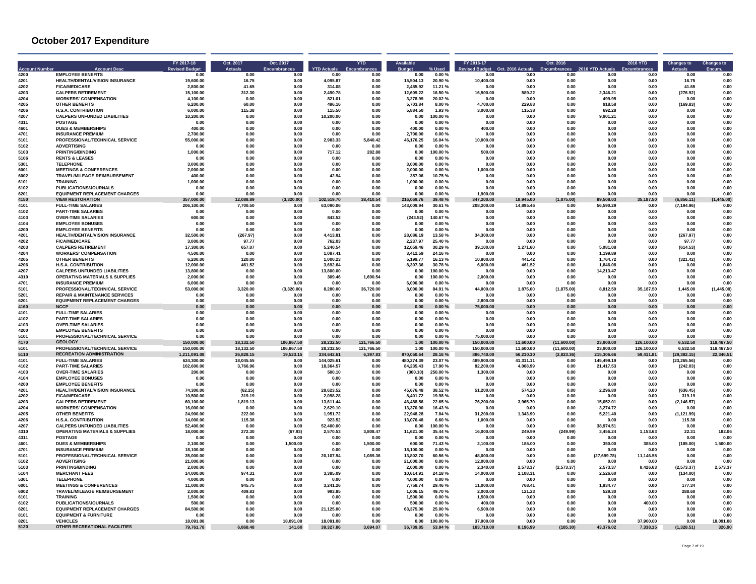# October 2017 Expenditure

| Account Number | Account Desc | FY 2017-18 Revised Budget | Oct. 2017 Actuals | Oct. 2017 Encumbrances | YTD Actuals | YTD Encumbrances | Available Budget | % Used | FY 2016-17 Revised Budget | Oct. 2016 Actuals | Oct. 2016 Encumbrances | 2016 YTD Actuals | 2016 YTD Encumbrances | Changes to Actuals | Changes to Encum. |
|---|---|---|---|---|---|---|---|---|---|---|---|---|---|---|---|
| 4200 | EMPLOYEE BENEFITS | 0.00 | 0.00 | 0.00 | 0.00 | 0.00 | 0.00 | 0.00 % | 0.00 | 0.00 | 0.00 | 0.00 | 0.00 | 0.00 | 0.00 |
| 4201 | HEALTH/DENTAL/VISION INSURANCE | 19,600.00 | 16.75 | 0.00 | 4,095.87 | 0.00 | 15,504.13 | 20.90 % | 10,400.00 | 0.00 | 0.00 | 0.00 | 0.00 | 16.75 | 0.00 |
| 4202 | FICA/MEDICARE | 2,800.00 | 41.65 | 0.00 | 314.08 | 0.00 | 2,485.92 | 11.21 % | 0.00 | 0.00 | 0.00 | 0.00 | 0.00 | 41.65 | 0.00 |
| 4203 | CALPERS RETIREMENT | 15,100.00 | 312.30 | 0.00 | 2,490.78 | 0.00 | 12,609.22 | 16.50 % | 16,500.00 | 589.22 | 0.00 | 2,346.21 | 0.00 | (276.92) | 0.00 |
| 4204 | WORKERS' COMPENSATION | 4,100.00 | 0.00 | 0.00 | 821.01 | 0.00 | 3,278.99 | 20.02 % | 0.00 | 0.00 | 0.00 | 499.95 | 0.00 | 0.00 | 0.00 |
| 4205 | OTHER BENEFITS | 6,200.00 | 60.00 | 0.00 | 496.16 | 0.00 | 5,703.84 | 8.00 % | 4,700.00 | 229.83 | 0.00 | 918.58 | 0.00 | (169.83) | 0.00 |
| 4206 | H.S.A. CONTRIBUTION | 6,000.00 | 115.38 | 0.00 | 115.50 | 0.00 | 5,884.50 | 1.93 % | 3,000.00 | 115.38 | 0.00 | 692.28 | 0.00 | 0.00 | 0.00 |
| 4207 | CALPERS UNFUNDED LIABILITIES | 10,200.00 | 0.00 | 0.00 | 10,200.00 | 0.00 | 0.00 | 100.00 % | 0.00 | 0.00 | 0.00 | 9,901.21 | 0.00 | 0.00 | 0.00 |
| 4311 | POSTAGE | 0.00 | 0.00 | 0.00 | 0.00 | 0.00 | 0.00 | 0.00 % | 0.00 | 0.00 | 0.00 | 0.00 | 0.00 | 0.00 | 0.00 |
| 4601 | DUES & MEMBERSHIPS | 400.00 | 0.00 | 0.00 | 0.00 | 0.00 | 400.00 | 0.00 % | 400.00 | 0.00 | 0.00 | 0.00 | 0.00 | 0.00 | 0.00 |
| 4701 | INSURANCE PREMIUM | 2,700.00 | 0.00 | 0.00 | 0.00 | 0.00 | 2,700.00 | 0.00 % | 0.00 | 0.00 | 0.00 | 0.00 | 0.00 | 0.00 | 0.00 |
| 5101 | PROFESSIONAL/TECHNICAL SERVICE | 55,000.00 | 0.00 | 0.00 | 2,983.33 | 5,840.42 | 46,176.25 | 16.04 % | 10,000.00 | 0.00 | 0.00 | 0.00 | 0.00 | 0.00 | 0.00 |
| 5102 | ADVERTISING | 0.00 | 0.00 | 0.00 | 0.00 | 0.00 | 0.00 | 0.00 % | 0.00 | 0.00 | 0.00 | 0.00 | 0.00 | 0.00 | 0.00 |
| 5103 | PRINTING/BINDING | 1,000.00 | 0.00 | 0.00 | 717.12 | 282.88 | 0.00 | 100.00 % | 500.00 | 0.00 | 0.00 | 0.00 | 0.00 | 0.00 | 0.00 |
| 5106 | RENTS & LEASES | 0.00 | 0.00 | 0.00 | 0.00 | 0.00 | 0.00 | 0.00 % | 0.00 | 0.00 | 0.00 | 0.00 | 0.00 | 0.00 | 0.00 |
| 5301 | TELEPHONE | 3,000.00 | 0.00 | 0.00 | 0.00 | 0.00 | 3,000.00 | 0.00 % | 0.00 | 0.00 | 0.00 | 0.00 | 0.00 | 0.00 | 0.00 |
| 6001 | MEETINGS & CONFERENCES | 2,000.00 | 0.00 | 0.00 | 0.00 | 0.00 | 2,000.00 | 0.00 % | 1,000.00 | 0.00 | 0.00 | 0.00 | 0.00 | 0.00 | 0.00 |
| 6002 | TRAVEL/MILEAGE REIMBURSEMENT | 400.00 | 0.00 | 0.00 | 42.94 | 0.00 | 357.06 | 10.75 % | 0.00 | 0.00 | 0.00 | 0.00 | 0.00 | 0.00 | 0.00 |
| 6101 | TRAINING | 1,000.00 | 0.00 | 0.00 | 0.00 | 0.00 | 1,000.00 | 0.00 % | 0.00 | 0.00 | 0.00 | 0.00 | 0.00 | 0.00 | 0.00 |
| 6102 | PUBLICATIONS/JOURNALS | 0.00 | 0.00 | 0.00 | 0.00 | 0.00 | 0.00 | 0.00 % | 0.00 | 0.00 | 0.00 | 0.00 | 0.00 | 0.00 | 0.00 |
| 6201 | EQUIPMENT REPLACEMENT CHARGES | 0.00 | 0.00 | 0.00 | 0.00 | 0.00 | 0.00 | 0.00 % | 1,900.00 | 0.00 | 0.00 | 0.00 | 0.00 | 0.00 | 0.00 |
| **4150** | **VIEW RESTORATION** | **357,000.00** | **12,088.89** | **(3,320.00)** | **102,519.70** | **38,410.54** | **216,069.76** | **39.48 %** | **347,200.00** | **18,945.00** | **(1,875.00)** | **89,508.03** | **35,187.50** | **(6,856.11)** | **(1,445.00)** |
| 4101 | FULL-TIME SALARIES | 206,100.00 | 7,700.50 | 0.00 | 63,090.06 | 0.00 | 143,009.94 | 30.61 % | 208,200.00 | 14,895.46 | 0.00 | 56,590.29 | 0.00 | (7,194.96) | 0.00 |
| 4102 | PART-TIME SALARIES | 0.00 | 0.00 | 0.00 | 0.00 | 0.00 | 0.00 | 0.00 % | 0.00 | 0.00 | 0.00 | 0.00 | 0.00 | 0.00 | 0.00 |
| 4103 | OVER-TIME SALARIES | 600.00 | 0.00 | 0.00 | 843.52 | 0.00 | (243.52) | 140.67 % | 0.00 | 0.00 | 0.00 | 0.00 | 0.00 | 0.00 | 0.00 |
| 4104 | EMPLOYEE BONUSES | 0.00 | 0.00 | 0.00 | 0.00 | 0.00 | 0.00 | 0.00 % | 0.00 | 0.00 | 0.00 | 0.00 | 0.00 | 0.00 | 0.00 |
| 4200 | EMPLOYEE BENEFITS | 0.00 | 0.00 | 0.00 | 0.00 | 0.00 | 0.00 | 0.00 % | 0.00 | 0.00 | 0.00 | 0.00 | 0.00 | 0.00 | 0.00 |
| 4201 | HEALTH/DENTAL/VISION INSURANCE | 32,500.00 | (267.97) | 0.00 | 4,413.81 | 0.00 | 28,086.19 | 13.58 % | 34,300.00 | 0.00 | 0.00 | 0.00 | 0.00 | (267.97) | 0.00 |
| 4202 | FICA/MEDICARE | 3,000.00 | 97.77 | 0.00 | 762.03 | 0.00 | 2,237.97 | 25.40 % | 0.00 | 0.00 | 0.00 | 0.00 | 0.00 | 97.77 | 0.00 |
| 4203 | CALPERS RETIREMENT | 17,300.00 | 657.07 | 0.00 | 5,240.54 | 0.00 | 12,059.46 | 30.29 % | 39,100.00 | 1,271.60 | 0.00 | 5,081.08 | 0.00 | (614.53) | 0.00 |
| 4204 | WORKERS' COMPENSATION | 4,500.00 | 0.00 | 0.00 | 1,087.41 | 0.00 | 3,412.59 | 24.16 % | 0.00 | 0.00 | 0.00 | 1,199.89 | 0.00 | 0.00 | 0.00 |
| 4205 | OTHER BENEFITS | 6,200.00 | 120.00 | 0.00 | 1,000.23 | 0.00 | 5,199.77 | 16.13 % | 10,800.00 | 441.42 | 0.00 | 1,764.72 | 0.00 | (321.42) | 0.00 |
| 4206 | H.S.A. CONTRIBUTION | 12,000.00 | 461.52 | 0.00 | 3,692.64 | 0.00 | 8,307.36 | 30.78 % | 6,000.00 | 461.52 | 0.00 | 1,846.08 | 0.00 | 0.00 | 0.00 |
| 4207 | CALPERS UNFUNDED LIABILITIES | 13,800.00 | 0.00 | 0.00 | 13,800.00 | 0.00 | 0.00 | 100.00 % | 0.00 | 0.00 | 0.00 | 14,213.47 | 0.00 | 0.00 | 0.00 |
| 4310 | OPERATING MATERIALS & SUPPLIES | 2,000.00 | 0.00 | 0.00 | 309.46 | 1,690.54 | 0.00 | 100.00 % | 2,000.00 | 0.00 | 0.00 | 0.00 | 0.00 | 0.00 | 0.00 |
| 4701 | INSURANCE PREMIUM | 6,000.00 | 0.00 | 0.00 | 0.00 | 0.00 | 6,000.00 | 0.00 % | 0.00 | 0.00 | 0.00 | 0.00 | 0.00 | 0.00 | 0.00 |
| 5101 | PROFESSIONAL/TECHNICAL SERVICE | 53,000.00 | 3,320.00 | (3,320.00) | 8,280.00 | 36,720.00 | 8,000.00 | 84.91 % | 44,000.00 | 1,875.00 | (1,875.00) | 8,812.50 | 35,187.50 | 1,445.00 | (1,445.00) |
| 5201 | REPAIR & MAINTENANCE SERVICES | 0.00 | 0.00 | 0.00 | 0.00 | 0.00 | 0.00 | 0.00 % | 0.00 | 0.00 | 0.00 | 0.00 | 0.00 | 0.00 | 0.00 |
| 6201 | EQUIPMENT REPLACEMENT CHARGES | 0.00 | 0.00 | 0.00 | 0.00 | 0.00 | 0.00 | 0.00 % | 2,800.00 | 0.00 | 0.00 | 0.00 | 0.00 | 0.00 | 0.00 |
| **4160** | **NCCP** | **0.00** | **0.00** | **0.00** | **0.00** | **0.00** | **0.00** | **0.00 %** | **75,000.00** | **0.00** | **0.00** | **0.00** | **0.00** | **0.00** | **0.00** |
| 4101 | FULL-TIME SALARIES | 0.00 | 0.00 | 0.00 | 0.00 | 0.00 | 0.00 | 0.00 % | 0.00 | 0.00 | 0.00 | 0.00 | 0.00 | 0.00 | 0.00 |
| 4102 | PART-TIME SALARIES | 0.00 | 0.00 | 0.00 | 0.00 | 0.00 | 0.00 | 0.00 % | 0.00 | 0.00 | 0.00 | 0.00 | 0.00 | 0.00 | 0.00 |
| 4103 | OVER-TIME SALARIES | 0.00 | 0.00 | 0.00 | 0.00 | 0.00 | 0.00 | 0.00 % | 0.00 | 0.00 | 0.00 | 0.00 | 0.00 | 0.00 | 0.00 |
| 4200 | EMPLOYEE BENEFITS | 0.00 | 0.00 | 0.00 | 0.00 | 0.00 | 0.00 | 0.00 % | 0.00 | 0.00 | 0.00 | 0.00 | 0.00 | 0.00 | 0.00 |
| 5101 | PROFESSIONAL/TECHNICAL SERVICE | 0.00 | 0.00 | 0.00 | 0.00 | 0.00 | 0.00 | 0.00 % | 75,000.00 | 0.00 | 0.00 | 0.00 | 0.00 | 0.00 | 0.00 |
| **4170** | **GEOLOGY** | **150,000.00** | **18,132.50** | **106,867.50** | **28,232.50** | **121,766.50** | **1.00** | **100.00 %** | **150,000.00** | **11,600.00** | **(11,600.00)** | **23,900.00** | **126,100.00** | **6,532.50** | **118,467.50** |
| 5101 | PROFESSIONAL/TECHNICAL SERVICE | 150,000.00 | 18,132.50 | 106,867.50 | 28,232.50 | 121,766.50 | 1.00 | 100.00 % | 150,000.00 | 11,600.00 | (11,600.00) | 23,900.00 | 126,100.00 | 6,532.50 | 118,467.50 |
| **5110** | **RECREATION ADMINISTRATION** | **1,211,091.08** | **26,828.15** | **19,523.15** | **334,642.61** | **6,397.83** | **870,050.64** | **28.16 %** | **886,740.00** | **56,210.30** | **(2,823.36)** | **215,306.66** | **59,411.81** | **(29,382.15)** | **22,346.51** |
| 4101 | FULL-TIME SALARIES | 624,300.00 | 18,045.55 | 0.00 | 144,025.61 | 0.00 | 480,274.39 | 23.07 % | 489,900.00 | 41,311.11 | 0.00 | 145,499.19 | 0.00 | (23,265.56) | 0.00 |
| 4102 | PART-TIME SALARIES | 102,600.00 | 3,766.96 | 0.00 | 18,364.57 | 0.00 | 84,235.43 | 17.90 % | 82,200.00 | 4,008.99 | 0.00 | 21,417.53 | 0.00 | (242.03) | 0.00 |
| 4103 | OVER-TIME SALARIES | 200.00 | 0.00 | 0.00 | 500.10 | 0.00 | (300.10) | 250.00 % | 1,300.00 | 0.00 | 0.00 | 0.00 | 0.00 | 0.00 | 0.00 |
| 4104 | EMPLOYEE BONUSES | 0.00 | 0.00 | 0.00 | 0.00 | 0.00 | 0.00 | 0.00 % | 0.00 | 0.00 | 0.00 | 0.00 | 0.00 | 0.00 | 0.00 |
| 4200 | EMPLOYEE BENEFITS | 0.00 | 0.00 | 0.00 | 0.00 | 0.00 | 0.00 | 0.00 % | 0.00 | 0.00 | 0.00 | 0.00 | 0.00 | 0.00 | 0.00 |
| 4201 | HEALTH/DENTAL/VISION INSURANCE | 74,300.00 | (62.25) | 0.00 | 28,623.52 | 0.00 | 45,676.48 | 38.52 % | 51,200.00 | 574.20 | 0.00 | 2,296.80 | 0.00 | (636.45) | 0.00 |
| 4202 | FICA/MEDICARE | 10,500.00 | 319.19 | 0.00 | 2,098.28 | 0.00 | 8,401.72 | 19.98 % | 0.00 | 0.00 | 0.00 | 0.00 | 0.00 | 319.19 | 0.00 |
| 4203 | CALPERS RETIREMENT | 60,100.00 | 1,819.13 | 0.00 | 13,611.44 | 0.00 | 46,488.56 | 22.65 % | 76,200.00 | 3,965.70 | 0.00 | 15,052.01 | 0.00 | (2,146.57) | 0.00 |
| 4204 | WORKERS' COMPENSATION | 16,000.00 | 0.00 | 0.00 | 2,629.10 | 0.00 | 13,370.90 | 16.43 % | 0.00 | 0.00 | 0.00 | 3,274.72 | 0.00 | 0.00 | 0.00 |
| 4205 | OTHER BENEFITS | 24,900.00 | 222.00 | 0.00 | 1,951.72 | 0.00 | 22,948.28 | 7.84 % | 31,200.00 | 1,343.99 | 0.00 | 5,221.40 | 0.00 | (1,121.99) | 0.00 |
| 4206 | H.S.A. CONTRIBUTION | 14,000.00 | 115.38 | 0.00 | 923.52 | 0.00 | 13,076.48 | 6.60 % | 1,000.00 | 0.00 | 0.00 | 0.00 | 0.00 | 115.38 | 0.00 |
| 4207 | CALPERS UNFUNDED LIABILITIES | 52,400.00 | 0.00 | 0.00 | 52,400.00 | 0.00 | 0.00 | 100.00 % | 0.00 | 0.00 | 0.00 | 38,974.51 | 0.00 | 0.00 | 0.00 |
| 4310 | OPERATING MATERIALS & SUPPLIES | 18,000.00 | 272.30 | (67.93) | 2,570.53 | 3,808.47 | 11,621.00 | 35.44 % | 16,000.00 | 249.99 | (249.99) | 3,456.24 | 1,153.63 | 22.31 | 182.06 |
| 4311 | POSTAGE | 0.00 | 0.00 | 0.00 | 0.00 | 0.00 | 0.00 | 0.00 % | 0.00 | 0.00 | 0.00 | 0.00 | 0.00 | 0.00 | 0.00 |
| 4601 | DUES & MEMBERSHIPS | 2,100.00 | 0.00 | 1,500.00 | 0.00 | 1,500.00 | 600.00 | 71.43 % | 2,100.00 | 185.00 | 0.00 | 350.00 | 385.00 | (185.00) | 1,500.00 |
| 4701 | INSURANCE PREMIUM | 18,100.00 | 0.00 | 0.00 | 0.00 | 0.00 | 18,100.00 | 0.00 % | 0.00 | 0.00 | 0.00 | 0.00 | 0.00 | 0.00 | 0.00 |
| 5101 | PROFESSIONAL/TECHNICAL SERVICE | 35,000.00 | 0.00 | 0.00 | 20,107.94 | 1,089.36 | 13,802.70 | 60.56 % | 48,000.00 | 0.00 | 0.00 | (27,699.78) | 11,146.55 | 0.00 | 0.00 |
| 5102 | ADVERTISING | 21,000.00 | 0.00 | 0.00 | 0.00 | 0.00 | 21,000.00 | 0.00 % | 12,000.00 | 0.00 | 0.00 | 0.00 | 0.00 | 0.00 | 0.00 |
| 5103 | PRINTING/BINDING | 2,000.00 | 0.00 | 0.00 | 0.00 | 0.00 | 2,000.00 | 0.00 % | 2,340.00 | 2,573.37 | (2,573.37) | 2,573.37 | 8,426.63 | (2,573.37) | 2,573.37 |
| 5104 | MERCHANT FEES | 14,000.00 | 974.31 | 0.00 | 3,385.09 | 0.00 | 10,614.91 | 24.18 % | 14,000.00 | 1,108.31 | 0.00 | 2,526.60 | 0.00 | (134.00) | 0.00 |
| 5301 | TELEPHONE | 4,000.00 | 0.00 | 0.00 | 0.00 | 0.00 | 4,000.00 | 0.00 % | 0.00 | 0.00 | 0.00 | 0.00 | 0.00 | 0.00 | 0.00 |
| 6001 | MEETINGS & CONFERENCES | 11,000.00 | 945.75 | 0.00 | 3,241.26 | 0.00 | 7,758.74 | 29.46 % | 11,000.00 | 768.41 | 0.00 | 1,834.77 | 0.00 | 177.34 | 0.00 |
| 6002 | TRAVEL/MILEAGE REIMBURSEMENT | 2,000.00 | 409.83 | 0.00 | 993.85 | 0.00 | 1,006.15 | 49.70 % | 2,000.00 | 121.23 | 0.00 | 529.30 | 0.00 | 288.60 | 0.00 |
| 6101 | TRAINING | 1,500.00 | 0.00 | 0.00 | 0.00 | 0.00 | 1,500.00 | 0.00 % | 1,500.00 | 0.00 | 0.00 | 0.00 | 0.00 | 0.00 | 0.00 |
| 6102 | PUBLICATIONS/JOURNALS | 500.00 | 0.00 | 0.00 | 0.00 | 0.00 | 500.00 | 0.00 % | 400.00 | 0.00 | 0.00 | 0.00 | 400.00 | 0.00 | 0.00 |
| 6201 | EQUIPMENT REPLACEMENT CHARGES | 84,500.00 | 0.00 | 0.00 | 21,125.00 | 0.00 | 63,375.00 | 25.00 % | 6,500.00 | 0.00 | 0.00 | 0.00 | 0.00 | 0.00 | 0.00 |
| 8101 | EQUIPMENT & FURNITURE | 0.00 | 0.00 | 0.00 | 0.00 | 0.00 | 0.00 | 0.00 % | 0.00 | 0.00 | 0.00 | 0.00 | 0.00 | 0.00 | 0.00 |
| 8201 | VEHICLES | 18,091.08 | 0.00 | 18,091.08 | 18,091.08 | 0.00 | 0.00 | 100.00 % | 37,900.00 | 0.00 | 0.00 | 0.00 | 37,900.00 | 0.00 | 18,091.08 |
| **5120** | **OTHER RECREATIONAL FACILITIES** | **79,761.78** | **6,868.48** | **141.60** | **39,327.86** | **3,694.07** | **36,739.85** | **53.94 %** | **183,710.00** | **8,196.99** | **(185.30)** | **43,376.02** | **7,338.15** | **(1,328.51)** | **326.90** |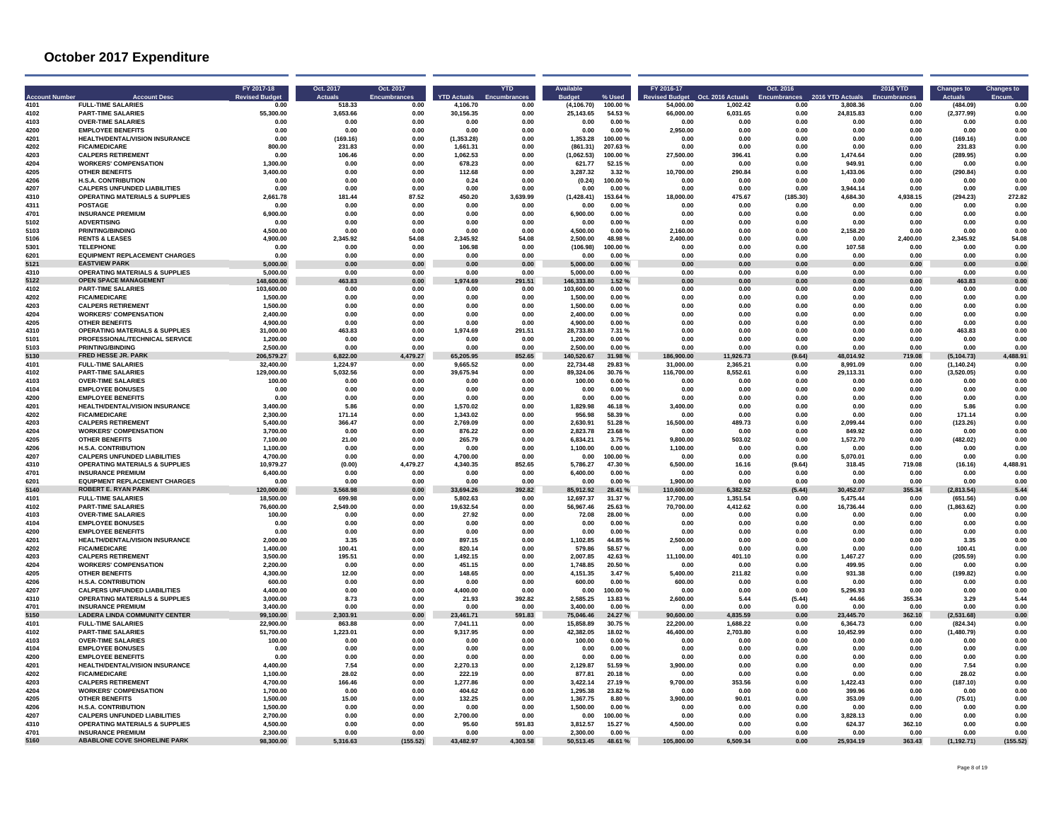# October 2017 Expenditure

| Account Number | Account Desc | FY 2017-18 Revised Budget | Oct. 2017 Actuals | Oct. 2017 Encumbrances | YTD Actuals | YTD Encumbrances | Available Budget | % Used | FY 2016-17 Revised Budget | Oct. 2016 Actuals | Oct. 2016 Encumbrances | 2016 YTD Actuals | 2016 YTD Encumbrances | Changes to Actuals | Changes to Encum. |
|---|---|---|---|---|---|---|---|---|---|---|---|---|---|---|---|
| 4101 | FULL-TIME SALARIES | 0.00 | 518.33 | 0.00 | 4,106.70 | 0.00 | (4,106.70) | 100.00 % | 54,000.00 | 1,002.42 | 0.00 | 3,808.36 | 0.00 | (484.09) | 0.00 |
| 4102 | PART-TIME SALARIES | 55,300.00 | 3,653.66 | 0.00 | 30,156.35 | 0.00 | 25,143.65 | 54.53 % | 66,000.00 | 6,031.65 | 0.00 | 24,815.83 | 0.00 | (2,377.99) | 0.00 |
| 4103 | OVER-TIME SALARIES | 0.00 | 0.00 | 0.00 | 0.00 | 0.00 | 0.00 | 0.00 % | 0.00 | 0.00 | 0.00 | 0.00 | 0.00 | 0.00 | 0.00 |
| 4200 | EMPLOYEE BENEFITS | 0.00 | 0.00 | 0.00 | 0.00 | 0.00 | 0.00 | 0.00 % | 2,950.00 | 0.00 | 0.00 | 0.00 | 0.00 | 0.00 | 0.00 |
| 4201 | HEALTH/DENTAL/VISION INSURANCE | 0.00 | (169.16) | 0.00 | (1,353.28) | 0.00 | 1,353.28 | 100.00 % | 0.00 | 0.00 | 0.00 | 0.00 | 0.00 | (169.16) | 0.00 |
| 4202 | FICA/MEDICARE | 800.00 | 231.83 | 0.00 | 1,661.31 | 0.00 | (861.31) | 207.63 % | 0.00 | 0.00 | 0.00 | 0.00 | 0.00 | 231.83 | 0.00 |
| 4203 | CALPERS RETIREMENT | 0.00 | 106.46 | 0.00 | 1,062.53 | 0.00 | (1,062.53) | 100.00 % | 27,500.00 | 396.41 | 0.00 | 1,474.64 | 0.00 | (289.95) | 0.00 |
| 4204 | WORKERS' COMPENSATION | 1,300.00 | 0.00 | 0.00 | 678.23 | 0.00 | 621.77 | 52.15 % | 0.00 | 0.00 | 0.00 | 949.91 | 0.00 | 0.00 | 0.00 |
| 4205 | OTHER BENEFITS | 3,400.00 | 0.00 | 0.00 | 112.68 | 0.00 | 3,287.32 | 3.32 % | 10,700.00 | 290.84 | 0.00 | 1,433.06 | 0.00 | (290.84) | 0.00 |
| 4206 | H.S.A. CONTRIBUTION | 0.00 | 0.00 | 0.00 | 0.24 | 0.00 | (0.24) | 100.00 % | 0.00 | 0.00 | 0.00 | 0.00 | 0.00 | 0.00 | 0.00 |
| 4207 | CALPERS UNFUNDED LIABILITIES | 0.00 | 0.00 | 0.00 | 0.00 | 0.00 | 0.00 | 0.00 % | 0.00 | 0.00 | 0.00 | 3,944.14 | 0.00 | 0.00 | 0.00 |
| 4310 | OPERATING MATERIALS & SUPPLIES | 2,661.78 | 181.44 | 87.52 | 450.20 | 3,639.99 | (1,428.41) | 153.64 % | 18,000.00 | 475.67 | (185.30) | 4,684.30 | 4,938.15 | (294.23) | 272.82 |
| 4311 | POSTAGE | 0.00 | 0.00 | 0.00 | 0.00 | 0.00 | 0.00 | 0.00 % | 0.00 | 0.00 | 0.00 | 0.00 | 0.00 | 0.00 | 0.00 |
| 4701 | INSURANCE PREMIUM | 6,900.00 | 0.00 | 0.00 | 0.00 | 0.00 | 6,900.00 | 0.00 % | 0.00 | 0.00 | 0.00 | 0.00 | 0.00 | 0.00 | 0.00 |
| 5102 | ADVERTISING | 0.00 | 0.00 | 0.00 | 0.00 | 0.00 | 0.00 | 0.00 % | 0.00 | 0.00 | 0.00 | 0.00 | 0.00 | 0.00 | 0.00 |
| 5103 | PRINTING/BINDING | 4,500.00 | 0.00 | 0.00 | 0.00 | 0.00 | 4,500.00 | 0.00 % | 2,160.00 | 0.00 | 0.00 | 2,158.20 | 0.00 | 0.00 | 0.00 |
| 5106 | RENTS & LEASES | 4,900.00 | 2,345.92 | 54.08 | 2,345.92 | 54.08 | 2,500.00 | 48.98 % | 2,400.00 | 0.00 | 0.00 | 0.00 | 2,400.00 | 2,345.92 | 54.08 |
| 5301 | TELEPHONE | 0.00 | 0.00 | 0.00 | 106.98 | 0.00 | (106.98) | 100.00 % | 0.00 | 0.00 | 0.00 | 107.58 | 0.00 | 0.00 | 0.00 |
| 6201 | EQUIPMENT REPLACEMENT CHARGES | 0.00 | 0.00 | 0.00 | 0.00 | 0.00 | 0.00 | 0.00 % | 0.00 | 0.00 | 0.00 | 0.00 | 0.00 | 0.00 | 0.00 |
| **5121** | **EASTVIEW PARK** | **5,000.00** | **0.00** | **0.00** | **0.00** | **0.00** | **5,000.00** | **0.00 %** | **0.00** | **0.00** | **0.00** | **0.00** | **0.00** | **0.00** | **0.00** |
| 4310 | OPERATING MATERIALS & SUPPLIES | 5,000.00 | 0.00 | 0.00 | 0.00 | 0.00 | 5,000.00 | 0.00 % | 0.00 | 0.00 | 0.00 | 0.00 | 0.00 | 0.00 | 0.00 |
| **5122** | **OPEN SPACE MANAGEMENT** | **148,600.00** | **463.83** | **0.00** | **1,974.69** | **291.51** | **146,333.80** | **1.52 %** | **0.00** | **0.00** | **0.00** | **0.00** | **0.00** | **463.83** | **0.00** |
| 4102 | PART-TIME SALARIES | 103,600.00 | 0.00 | 0.00 | 0.00 | 0.00 | 103,600.00 | 0.00 % | 0.00 | 0.00 | 0.00 | 0.00 | 0.00 | 0.00 | 0.00 |
| 4202 | FICA/MEDICARE | 1,500.00 | 0.00 | 0.00 | 0.00 | 0.00 | 1,500.00 | 0.00 % | 0.00 | 0.00 | 0.00 | 0.00 | 0.00 | 0.00 | 0.00 |
| 4203 | CALPERS RETIREMENT | 1,500.00 | 0.00 | 0.00 | 0.00 | 0.00 | 1,500.00 | 0.00 % | 0.00 | 0.00 | 0.00 | 0.00 | 0.00 | 0.00 | 0.00 |
| 4204 | WORKERS' COMPENSATION | 2,400.00 | 0.00 | 0.00 | 0.00 | 0.00 | 2,400.00 | 0.00 % | 0.00 | 0.00 | 0.00 | 0.00 | 0.00 | 0.00 | 0.00 |
| 4205 | OTHER BENEFITS | 4,900.00 | 0.00 | 0.00 | 0.00 | 0.00 | 4,900.00 | 0.00 % | 0.00 | 0.00 | 0.00 | 0.00 | 0.00 | 0.00 | 0.00 |
| 4310 | OPERATING MATERIALS & SUPPLIES | 31,000.00 | 463.83 | 0.00 | 1,974.69 | 291.51 | 28,733.80 | 7.31 % | 0.00 | 0.00 | 0.00 | 0.00 | 0.00 | 463.83 | 0.00 |
| 5101 | PROFESSIONAL/TECHNICAL SERVICE | 1,200.00 | 0.00 | 0.00 | 0.00 | 0.00 | 1,200.00 | 0.00 % | 0.00 | 0.00 | 0.00 | 0.00 | 0.00 | 0.00 | 0.00 |
| 5103 | PRINTING/BINDING | 2,500.00 | 0.00 | 0.00 | 0.00 | 0.00 | 2,500.00 | 0.00 % | 0.00 | 0.00 | 0.00 | 0.00 | 0.00 | 0.00 | 0.00 |
| **5130** | **FRED HESSE JR. PARK** | **206,579.27** | **6,822.00** | **4,479.27** | **65,205.95** | **852.65** | **140,520.67** | **31.98 %** | **186,900.00** | **11,926.73** | **(9.64)** | **48,014.92** | **719.08** | **(5,104.73)** | **4,488.91** |
| 4101 | FULL-TIME SALARIES | 32,400.00 | 1,224.97 | 0.00 | 9,665.52 | 0.00 | 22,734.48 | 29.83 % | 31,000.00 | 2,365.21 | 0.00 | 8,991.09 | 0.00 | (1,140.24) | 0.00 |
| 4102 | PART-TIME SALARIES | 129,000.00 | 5,032.56 | 0.00 | 39,675.94 | 0.00 | 89,324.06 | 30.76 % | 116,700.00 | 8,552.61 | 0.00 | 29,113.31 | 0.00 | (3,520.05) | 0.00 |
| 4103 | OVER-TIME SALARIES | 100.00 | 0.00 | 0.00 | 0.00 | 0.00 | 100.00 | 0.00 % | 0.00 | 0.00 | 0.00 | 0.00 | 0.00 | 0.00 | 0.00 |
| 4104 | EMPLOYEE BONUSES | 0.00 | 0.00 | 0.00 | 0.00 | 0.00 | 0.00 | 0.00 % | 0.00 | 0.00 | 0.00 | 0.00 | 0.00 | 0.00 | 0.00 |
| 4200 | EMPLOYEE BENEFITS | 0.00 | 0.00 | 0.00 | 0.00 | 0.00 | 0.00 | 0.00 % | 0.00 | 0.00 | 0.00 | 0.00 | 0.00 | 0.00 | 0.00 |
| 4201 | HEALTH/DENTAL/VISION INSURANCE | 3,400.00 | 5.86 | 0.00 | 1,570.02 | 0.00 | 1,829.98 | 46.18 % | 3,400.00 | 0.00 | 0.00 | 0.00 | 0.00 | 5.86 | 0.00 |
| 4202 | FICA/MEDICARE | 2,300.00 | 171.14 | 0.00 | 1,343.02 | 0.00 | 956.98 | 58.39 % | 0.00 | 0.00 | 0.00 | 0.00 | 0.00 | 171.14 | 0.00 |
| 4203 | CALPERS RETIREMENT | 5,400.00 | 366.47 | 0.00 | 2,769.09 | 0.00 | 2,630.91 | 51.28 % | 16,500.00 | 489.73 | 0.00 | 2,099.44 | 0.00 | (123.26) | 0.00 |
| 4204 | WORKERS' COMPENSATION | 3,700.00 | 0.00 | 0.00 | 876.22 | 0.00 | 2,823.78 | 23.68 % | 0.00 | 0.00 | 0.00 | 849.92 | 0.00 | 0.00 | 0.00 |
| 4205 | OTHER BENEFITS | 7,100.00 | 21.00 | 0.00 | 265.79 | 0.00 | 6,834.21 | 3.75 % | 9,800.00 | 503.02 | 0.00 | 1,572.70 | 0.00 | (482.02) | 0.00 |
| 4206 | H.S.A. CONTRIBUTION | 1,100.00 | 0.00 | 0.00 | 0.00 | 0.00 | 1,100.00 | 0.00 % | 1,100.00 | 0.00 | 0.00 | 0.00 | 0.00 | 0.00 | 0.00 |
| 4207 | CALPERS UNFUNDED LIABILITIES | 4,700.00 | 0.00 | 0.00 | 4,700.00 | 0.00 | 0.00 | 100.00 % | 0.00 | 0.00 | 0.00 | 5,070.01 | 0.00 | 0.00 | 0.00 |
| 4310 | OPERATING MATERIALS & SUPPLIES | 10,979.27 | (0.00) | 4,479.27 | 4,340.35 | 852.65 | 5,786.27 | 47.30 % | 6,500.00 | 16.16 | (9.64) | 318.45 | 719.08 | (16.16) | 4,488.91 |
| 4701 | INSURANCE PREMIUM | 6,400.00 | 0.00 | 0.00 | 0.00 | 0.00 | 6,400.00 | 0.00 % | 0.00 | 0.00 | 0.00 | 0.00 | 0.00 | 0.00 | 0.00 |
| 6201 | EQUIPMENT REPLACEMENT CHARGES | 0.00 | 0.00 | 0.00 | 0.00 | 0.00 | 0.00 | 0.00 % | 1,900.00 | 0.00 | 0.00 | 0.00 | 0.00 | 0.00 | 0.00 |
| **5140** | **ROBERT E. RYAN PARK** | **120,000.00** | **3,568.98** | **0.00** | **33,694.26** | **392.82** | **85,912.92** | **28.41 %** | **110,600.00** | **6,382.52** | **(5.44)** | **30,452.07** | **355.34** | **(2,813.54)** | **5.44** |
| 4101 | FULL-TIME SALARIES | 18,500.00 | 699.98 | 0.00 | 5,802.63 | 0.00 | 12,697.37 | 31.37 % | 17,700.00 | 1,351.54 | 0.00 | 5,475.44 | 0.00 | (651.56) | 0.00 |
| 4102 | PART-TIME SALARIES | 76,600.00 | 2,549.00 | 0.00 | 19,632.54 | 0.00 | 56,967.46 | 25.63 % | 70,700.00 | 4,412.62 | 0.00 | 16,736.44 | 0.00 | (1,863.62) | 0.00 |
| 4103 | OVER-TIME SALARIES | 100.00 | 0.00 | 0.00 | 27.92 | 0.00 | 72.08 | 28.00 % | 0.00 | 0.00 | 0.00 | 0.00 | 0.00 | 0.00 | 0.00 |
| 4104 | EMPLOYEE BONUSES | 0.00 | 0.00 | 0.00 | 0.00 | 0.00 | 0.00 | 0.00 % | 0.00 | 0.00 | 0.00 | 0.00 | 0.00 | 0.00 | 0.00 |
| 4200 | EMPLOYEE BENEFITS | 0.00 | 0.00 | 0.00 | 0.00 | 0.00 | 0.00 | 0.00 % | 0.00 | 0.00 | 0.00 | 0.00 | 0.00 | 0.00 | 0.00 |
| 4201 | HEALTH/DENTAL/VISION INSURANCE | 2,000.00 | 3.35 | 0.00 | 897.15 | 0.00 | 1,102.85 | 44.85 % | 2,500.00 | 0.00 | 0.00 | 0.00 | 0.00 | 3.35 | 0.00 |
| 4202 | FICA/MEDICARE | 1,400.00 | 100.41 | 0.00 | 820.14 | 0.00 | 579.86 | 58.57 % | 0.00 | 0.00 | 0.00 | 0.00 | 0.00 | 100.41 | 0.00 |
| 4203 | CALPERS RETIREMENT | 3,500.00 | 195.51 | 0.00 | 1,492.15 | 0.00 | 2,007.85 | 42.63 % | 11,100.00 | 401.10 | 0.00 | 1,467.27 | 0.00 | (205.59) | 0.00 |
| 4204 | WORKERS' COMPENSATION | 2,200.00 | 0.00 | 0.00 | 451.15 | 0.00 | 1,748.85 | 20.50 % | 0.00 | 0.00 | 0.00 | 499.95 | 0.00 | 0.00 | 0.00 |
| 4205 | OTHER BENEFITS | 4,300.00 | 12.00 | 0.00 | 148.65 | 0.00 | 4,151.35 | 3.47 % | 5,400.00 | 211.82 | 0.00 | 931.38 | 0.00 | (199.82) | 0.00 |
| 4206 | H.S.A. CONTRIBUTION | 600.00 | 0.00 | 0.00 | 0.00 | 0.00 | 600.00 | 0.00 % | 600.00 | 0.00 | 0.00 | 0.00 | 0.00 | 0.00 | 0.00 |
| 4207 | CALPERS UNFUNDED LIABILITIES | 4,400.00 | 0.00 | 0.00 | 4,400.00 | 0.00 | 0.00 | 100.00 % | 0.00 | 0.00 | 0.00 | 5,296.93 | 0.00 | 0.00 | 0.00 |
| 4310 | OPERATING MATERIALS & SUPPLIES | 3,000.00 | 8.73 | 0.00 | 21.93 | 392.82 | 2,585.25 | 13.83 % | 2,600.00 | 5.44 | (5.44) | 44.66 | 355.34 | 3.29 | 5.44 |
| 4701 | INSURANCE PREMIUM | 3,400.00 | 0.00 | 0.00 | 0.00 | 0.00 | 3,400.00 | 0.00 % | 0.00 | 0.00 | 0.00 | 0.00 | 0.00 | 0.00 | 0.00 |
| **5150** | **LADERA LINDA COMMUNITY CENTER** | **99,100.00** | **2,303.91** | **0.00** | **23,461.71** | **591.83** | **75,046.46** | **24.27 %** | **90,600.00** | **4,835.59** | **0.00** | **23,445.70** | **362.10** | **(2,531.68)** | **0.00** |
| 4101 | FULL-TIME SALARIES | 22,900.00 | 863.88 | 0.00 | 7,041.11 | 0.00 | 15,858.89 | 30.75 % | 22,200.00 | 1,688.22 | 0.00 | 6,364.73 | 0.00 | (824.34) | 0.00 |
| 4102 | PART-TIME SALARIES | 51,700.00 | 1,223.01 | 0.00 | 9,317.95 | 0.00 | 42,382.05 | 18.02 % | 46,400.00 | 2,703.80 | 0.00 | 10,452.99 | 0.00 | (1,480.79) | 0.00 |
| 4103 | OVER-TIME SALARIES | 100.00 | 0.00 | 0.00 | 0.00 | 0.00 | 100.00 | 0.00 % | 0.00 | 0.00 | 0.00 | 0.00 | 0.00 | 0.00 | 0.00 |
| 4104 | EMPLOYEE BONUSES | 0.00 | 0.00 | 0.00 | 0.00 | 0.00 | 0.00 | 0.00 % | 0.00 | 0.00 | 0.00 | 0.00 | 0.00 | 0.00 | 0.00 |
| 4200 | EMPLOYEE BENEFITS | 0.00 | 0.00 | 0.00 | 0.00 | 0.00 | 0.00 | 0.00 % | 0.00 | 0.00 | 0.00 | 0.00 | 0.00 | 0.00 | 0.00 |
| 4201 | HEALTH/DENTAL/VISION INSURANCE | 4,400.00 | 7.54 | 0.00 | 2,270.13 | 0.00 | 2,129.87 | 51.59 % | 3,900.00 | 0.00 | 0.00 | 0.00 | 0.00 | 7.54 | 0.00 |
| 4202 | FICA/MEDICARE | 1,100.00 | 28.02 | 0.00 | 222.19 | 0.00 | 877.81 | 20.18 % | 0.00 | 0.00 | 0.00 | 0.00 | 0.00 | 28.02 | 0.00 |
| 4203 | CALPERS RETIREMENT | 4,700.00 | 166.46 | 0.00 | 1,277.86 | 0.00 | 3,422.14 | 27.19 % | 9,700.00 | 353.56 | 0.00 | 1,422.43 | 0.00 | (187.10) | 0.00 |
| 4204 | WORKERS' COMPENSATION | 1,700.00 | 0.00 | 0.00 | 404.62 | 0.00 | 1,295.38 | 23.82 % | 0.00 | 0.00 | 0.00 | 399.96 | 0.00 | 0.00 | 0.00 |
| 4205 | OTHER BENEFITS | 1,500.00 | 15.00 | 0.00 | 132.25 | 0.00 | 1,367.75 | 8.80 % | 3,900.00 | 90.01 | 0.00 | 353.09 | 0.00 | (75.01) | 0.00 |
| 4206 | H.S.A. CONTRIBUTION | 1,500.00 | 0.00 | 0.00 | 0.00 | 0.00 | 1,500.00 | 0.00 % | 0.00 | 0.00 | 0.00 | 0.00 | 0.00 | 0.00 | 0.00 |
| 4207 | CALPERS UNFUNDED LIABILITIES | 2,700.00 | 0.00 | 0.00 | 2,700.00 | 0.00 | 0.00 | 100.00 % | 0.00 | 0.00 | 0.00 | 3,828.13 | 0.00 | 0.00 | 0.00 |
| 4310 | OPERATING MATERIALS & SUPPLIES | 4,500.00 | 0.00 | 0.00 | 95.60 | 591.83 | 3,812.57 | 15.27 % | 4,500.00 | 0.00 | 0.00 | 624.37 | 362.10 | 0.00 | 0.00 |
| 4701 | INSURANCE PREMIUM | 2,300.00 | 0.00 | 0.00 | 0.00 | 0.00 | 2,300.00 | 0.00 % | 0.00 | 0.00 | 0.00 | 0.00 | 0.00 | 0.00 | 0.00 |
| **5160** | **ABABLONE COVE SHORELINE PARK** | **98,300.00** | **5,316.63** | **(155.52)** | **43,482.97** | **4,303.58** | **50,513.45** | **48.61 %** | **105,800.00** | **6,509.34** | **0.00** | **25,934.19** | **363.43** | **(1,192.71)** | **(155.52)** |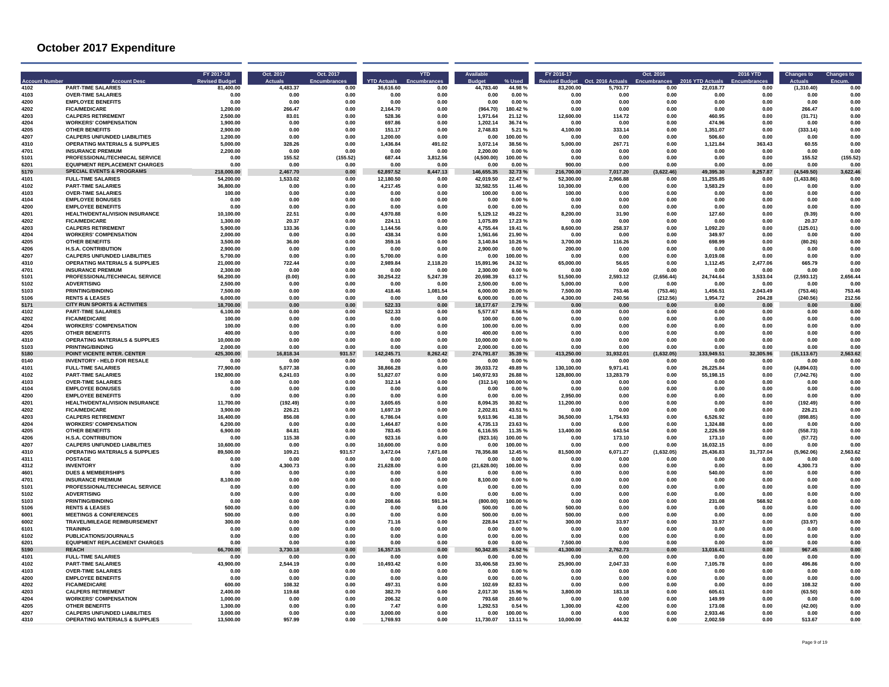# October 2017 Expenditure

| Account Number | Account Desc | FY 2017-18 Revised Budget | Oct. 2017 Actuals | Oct. 2017 Encumbrances | YTD Actuals | YTD Encumbrances | Available Budget | % Used | FY 2016-17 Revised Budget | Oct. 2016 Actuals | Oct. 2016 Encumbrances | 2016 YTD Actuals | 2016 YTD Encumbrances | Changes to Actuals | Changes to Encum. |
|---|---|---|---|---|---|---|---|---|---|---|---|---|---|---|---|
| 4102 | PART-TIME SALARIES | 81,400.00 | 4,483.37 | 0.00 | 36,616.60 | 0.00 | 44,783.40 | 44.98 % | 83,200.00 | 5,793.77 | 0.00 | 22,018.77 | 0.00 | (1,310.40) | 0.00 |
| 4103 | OVER-TIME SALARIES | 0.00 | 0.00 | 0.00 | 0.00 | 0.00 | 0.00 | 0.00 % | 0.00 | 0.00 | 0.00 | 0.00 | 0.00 | 0.00 | 0.00 |
| 4200 | EMPLOYEE BENEFITS | 0.00 | 0.00 | 0.00 | 0.00 | 0.00 | 0.00 | 0.00 % | 0.00 | 0.00 | 0.00 | 0.00 | 0.00 | 0.00 | 0.00 |
| 4202 | FICA/MEDICARE | 1,200.00 | 266.47 | 0.00 | 2,164.70 | 0.00 | (964.70) | 180.42 % | 0.00 | 0.00 | 0.00 | 0.00 | 0.00 | 266.47 | 0.00 |
| 4203 | CALPERS RETIREMENT | 2,500.00 | 83.01 | 0.00 | 528.36 | 0.00 | 1,971.64 | 21.12 % | 12,600.00 | 114.72 | 0.00 | 460.95 | 0.00 | (31.71) | 0.00 |
| 4204 | WORKERS' COMPENSATION | 1,900.00 | 0.00 | 0.00 | 697.86 | 0.00 | 1,202.14 | 36.74 % | 0.00 | 0.00 | 0.00 | 474.96 | 0.00 | 0.00 | 0.00 |
| 4205 | OTHER BENEFITS | 2,900.00 | 0.00 | 0.00 | 151.17 | 0.00 | 2,748.83 | 5.21 % | 4,100.00 | 333.14 | 0.00 | 1,351.07 | 0.00 | (333.14) | 0.00 |
| 4207 | CALPERS UNFUNDED LIABILITIES | 1,200.00 | 0.00 | 0.00 | 1,200.00 | 0.00 | 0.00 | 100.00 % | 0.00 | 0.00 | 0.00 | 506.60 | 0.00 | 0.00 | 0.00 |
| 4310 | OPERATING MATERIALS & SUPPLIES | 5,000.00 | 328.26 | 0.00 | 1,436.84 | 491.02 | 3,072.14 | 38.56 % | 5,000.00 | 267.71 | 0.00 | 1,121.84 | 363.43 | 60.55 | 0.00 |
| 4701 | INSURANCE PREMIUM | 2,200.00 | 0.00 | 0.00 | 0.00 | 0.00 | 2,200.00 | 0.00 % | 0.00 | 0.00 | 0.00 | 0.00 | 0.00 | 0.00 | 0.00 |
| 5101 | PROFESSIONAL/TECHNICAL SERVICE | 0.00 | 155.52 | (155.52) | 687.44 | 3,812.56 | (4,500.00) | 100.00 % | 0.00 | 0.00 | 0.00 | 0.00 | 0.00 | 155.52 | (155.52) |
| 6201 | EQUIPMENT REPLACEMENT CHARGES | 0.00 | 0.00 | 0.00 | 0.00 | 0.00 | 0.00 | 0.00 % | 900.00 | 0.00 | 0.00 | 0.00 | 0.00 | 0.00 | 0.00 |
| 5170 | SPECIAL EVENTS & PROGRAMS | 218,000.00 | 2,467.70 | 0.00 | 62,897.52 | 8,447.13 | 146,655.35 | 32.73 % | 216,700.00 | 7,017.20 | (3,622.46) | 49,395.30 | 8,257.87 | (4,549.50) | 3,622.46 |
| 4101 | FULL-TIME SALARIES | 54,200.00 | 1,533.02 | 0.00 | 12,180.50 | 0.00 | 42,019.50 | 22.47 % | 52,300.00 | 2,966.88 | 0.00 | 11,255.85 | 0.00 | (1,433.86) | 0.00 |
| 4102 | PART-TIME SALARIES | 36,800.00 | 0.00 | 0.00 | 4,217.45 | 0.00 | 32,582.55 | 11.46 % | 10,300.00 | 0.00 | 0.00 | 3,583.29 | 0.00 | 0.00 | 0.00 |
| 4103 | OVER-TIME SALARIES | 100.00 | 0.00 | 0.00 | 0.00 | 0.00 | 100.00 | 0.00 % | 100.00 | 0.00 | 0.00 | 0.00 | 0.00 | 0.00 | 0.00 |
| 4104 | EMPLOYEE BONUSES | 0.00 | 0.00 | 0.00 | 0.00 | 0.00 | 0.00 | 0.00 % | 0.00 | 0.00 | 0.00 | 0.00 | 0.00 | 0.00 | 0.00 |
| 4200 | EMPLOYEE BENEFITS | 0.00 | 0.00 | 0.00 | 0.00 | 0.00 | 0.00 | 0.00 % | 0.00 | 0.00 | 0.00 | 0.00 | 0.00 | 0.00 | 0.00 |
| 4201 | HEALTH/DENTAL/VISION INSURANCE | 10,100.00 | 22.51 | 0.00 | 4,970.88 | 0.00 | 5,129.12 | 49.22 % | 8,200.00 | 31.90 | 0.00 | 127.60 | 0.00 | (9.39) | 0.00 |
| 4202 | FICA/MEDICARE | 1,300.00 | 20.37 | 0.00 | 224.11 | 0.00 | 1,075.89 | 17.23 % | 0.00 | 0.00 | 0.00 | 0.00 | 0.00 | 20.37 | 0.00 |
| 4203 | CALPERS RETIREMENT | 5,900.00 | 133.36 | 0.00 | 1,144.56 | 0.00 | 4,755.44 | 19.41 % | 8,600.00 | 258.37 | 0.00 | 1,092.20 | 0.00 | (125.01) | 0.00 |
| 4204 | WORKERS' COMPENSATION | 2,000.00 | 0.00 | 0.00 | 438.34 | 0.00 | 1,561.66 | 21.90 % | 0.00 | 0.00 | 0.00 | 349.97 | 0.00 | 0.00 | 0.00 |
| 4205 | OTHER BENEFITS | 3,500.00 | 36.00 | 0.00 | 359.16 | 0.00 | 3,140.84 | 10.26 % | 3,700.00 | 116.26 | 0.00 | 698.99 | 0.00 | (80.26) | 0.00 |
| 4206 | H.S.A. CONTRIBUTION | 2,900.00 | 0.00 | 0.00 | 0.00 | 0.00 | 2,900.00 | 0.00 % | 200.00 | 0.00 | 0.00 | 0.00 | 0.00 | 0.00 | 0.00 |
| 4207 | CALPERS UNFUNDED LIABILITIES | 5,700.00 | 0.00 | 0.00 | 5,700.00 | 0.00 | 0.00 | 100.00 % | 0.00 | 0.00 | 0.00 | 3,019.08 | 0.00 | 0.00 | 0.00 |
| 4310 | OPERATING MATERIALS & SUPPLIES | 21,000.00 | 722.44 | 0.00 | 2,989.84 | 2,118.20 | 15,891.96 | 24.32 % | 65,000.00 | 56.65 | 0.00 | 1,112.45 | 2,477.06 | 665.79 | 0.00 |
| 4701 | INSURANCE PREMIUM | 2,300.00 | 0.00 | 0.00 | 0.00 | 0.00 | 2,300.00 | 0.00 % | 0.00 | 0.00 | 0.00 | 0.00 | 0.00 | 0.00 | 0.00 |
| 5101 | PROFESSIONAL/TECHNICAL SERVICE | 56,200.00 | (0.00) | 0.00 | 30,254.22 | 5,247.39 | 20,698.39 | 63.17 % | 51,500.00 | 2,593.12 | (2,656.44) | 24,744.64 | 3,533.04 | (2,593.12) | 2,656.44 |
| 5102 | ADVERTISING | 2,500.00 | 0.00 | 0.00 | 0.00 | 0.00 | 2,500.00 | 0.00 % | 5,000.00 | 0.00 | 0.00 | 0.00 | 0.00 | 0.00 | 0.00 |
| 5103 | PRINTING/BINDING | 7,500.00 | 0.00 | 0.00 | 418.46 | 1,081.54 | 6,000.00 | 20.00 % | 7,500.00 | 753.46 | (753.46) | 1,456.51 | 2,043.49 | (753.46) | 753.46 |
| 5106 | RENTS & LEASES | 6,000.00 | 0.00 | 0.00 | 0.00 | 0.00 | 6,000.00 | 0.00 % | 4,300.00 | 240.56 | (212.56) | 1,954.72 | 204.28 | (240.56) | 212.56 |
| 5171 | CITY RUN SPORTS & ACTIVITIES | 18,700.00 | 0.00 | 0.00 | 522.33 | 0.00 | 18,177.67 | 2.79 % | 0.00 | 0.00 | 0.00 | 0.00 | 0.00 | 0.00 | 0.00 |
| 4102 | PART-TIME SALARIES | 6,100.00 | 0.00 | 0.00 | 522.33 | 0.00 | 5,577.67 | 8.56 % | 0.00 | 0.00 | 0.00 | 0.00 | 0.00 | 0.00 | 0.00 |
| 4202 | FICA/MEDICARE | 100.00 | 0.00 | 0.00 | 0.00 | 0.00 | 100.00 | 0.00 % | 0.00 | 0.00 | 0.00 | 0.00 | 0.00 | 0.00 | 0.00 |
| 4204 | WORKERS' COMPENSATION | 100.00 | 0.00 | 0.00 | 0.00 | 0.00 | 100.00 | 0.00 % | 0.00 | 0.00 | 0.00 | 0.00 | 0.00 | 0.00 | 0.00 |
| 4205 | OTHER BENEFITS | 400.00 | 0.00 | 0.00 | 0.00 | 0.00 | 400.00 | 0.00 % | 0.00 | 0.00 | 0.00 | 0.00 | 0.00 | 0.00 | 0.00 |
| 4310 | OPERATING MATERIALS & SUPPLIES | 10,000.00 | 0.00 | 0.00 | 0.00 | 0.00 | 10,000.00 | 0.00 % | 0.00 | 0.00 | 0.00 | 0.00 | 0.00 | 0.00 | 0.00 |
| 5103 | PRINTING/BINDING | 2,000.00 | 0.00 | 0.00 | 0.00 | 0.00 | 2,000.00 | 0.00 % | 0.00 | 0.00 | 0.00 | 0.00 | 0.00 | 0.00 | 0.00 |
| 5180 | POINT VICENTE INTER. CENTER | 425,300.00 | 16,818.34 | 931.57 | 142,245.71 | 8,262.42 | 274,791.87 | 35.39 % | 413,250.00 | 31,932.01 | (1,632.05) | 133,949.51 | 32,305.96 | (15,113.67) | 2,563.62 |
| 0140 | INVENTORY - HELD FOR RESALE | 0.00 | 0.00 | 0.00 | 0.00 | 0.00 | 0.00 | 0.00 % | 0.00 | 0.00 | 0.00 | 0.00 | 0.00 | 0.00 | 0.00 |
| 4101 | FULL-TIME SALARIES | 77,900.00 | 5,077.38 | 0.00 | 38,866.28 | 0.00 | 39,033.72 | 49.89 % | 130,100.00 | 9,971.41 | 0.00 | 26,225.84 | 0.00 | (4,894.03) | 0.00 |
| 4102 | PART-TIME SALARIES | 192,800.00 | 6,241.03 | 0.00 | 51,827.07 | 0.00 | 140,972.93 | 26.88 % | 128,800.00 | 13,283.79 | 0.00 | 55,198.15 | 0.00 | (7,042.76) | 0.00 |
| 4103 | OVER-TIME SALARIES | 0.00 | 0.00 | 0.00 | 312.14 | 0.00 | (312.14) | 100.00 % | 0.00 | 0.00 | 0.00 | 0.00 | 0.00 | 0.00 | 0.00 |
| 4104 | EMPLOYEE BONUSES | 0.00 | 0.00 | 0.00 | 0.00 | 0.00 | 0.00 | 0.00 % | 0.00 | 0.00 | 0.00 | 0.00 | 0.00 | 0.00 | 0.00 |
| 4200 | EMPLOYEE BENEFITS | 0.00 | 0.00 | 0.00 | 0.00 | 0.00 | 0.00 | 0.00 % | 2,950.00 | 0.00 | 0.00 | 0.00 | 0.00 | 0.00 | 0.00 |
| 4201 | HEALTH/DENTAL/VISION INSURANCE | 11,700.00 | (192.49) | 0.00 | 3,605.65 | 0.00 | 8,094.35 | 30.82 % | 11,200.00 | 0.00 | 0.00 | 0.00 | 0.00 | (192.49) | 0.00 |
| 4202 | FICA/MEDICARE | 3,900.00 | 226.21 | 0.00 | 1,697.19 | 0.00 | 2,202.81 | 43.51 % | 0.00 | 0.00 | 0.00 | 0.00 | 0.00 | 226.21 | 0.00 |
| 4203 | CALPERS RETIREMENT | 16,400.00 | 856.08 | 0.00 | 6,786.04 | 0.00 | 9,613.96 | 41.38 % | 36,500.00 | 1,754.93 | 0.00 | 6,526.92 | 0.00 | (898.85) | 0.00 |
| 4204 | WORKERS' COMPENSATION | 6,200.00 | 0.00 | 0.00 | 1,464.87 | 0.00 | 4,735.13 | 23.63 % | 0.00 | 0.00 | 0.00 | 1,324.88 | 0.00 | 0.00 | 0.00 |
| 4205 | OTHER BENEFITS | 6,900.00 | 84.81 | 0.00 | 783.45 | 0.00 | 6,116.55 | 11.35 % | 13,400.00 | 643.54 | 0.00 | 2,226.59 | 0.00 | (558.73) | 0.00 |
| 4206 | H.S.A. CONTRIBUTION | 0.00 | 115.38 | 0.00 | 923.16 | 0.00 | (923.16) | 100.00 % | 0.00 | 173.10 | 0.00 | 173.10 | 0.00 | (57.72) | 0.00 |
| 4207 | CALPERS UNFUNDED LIABILITIES | 10,600.00 | 0.00 | 0.00 | 10,600.00 | 0.00 | 0.00 | 100.00 % | 0.00 | 0.00 | 0.00 | 16,032.15 | 0.00 | 0.00 | 0.00 |
| 4310 | OPERATING MATERIALS & SUPPLIES | 89,500.00 | 109.21 | 931.57 | 3,472.04 | 7,671.08 | 78,356.88 | 12.45 % | 81,500.00 | 6,071.27 | (1,632.05) | 25,436.83 | 31,737.04 | (5,962.06) | 2,563.62 |
| 4311 | POSTAGE | 0.00 | 0.00 | 0.00 | 0.00 | 0.00 | 0.00 | 0.00 % | 0.00 | 0.00 | 0.00 | 0.00 | 0.00 | 0.00 | 0.00 |
| 4312 | INVENTORY | 0.00 | 4,300.73 | 0.00 | 21,628.00 | 0.00 | (21,628.00) | 100.00 % | 0.00 | 0.00 | 0.00 | 0.00 | 0.00 | 4,300.73 | 0.00 |
| 4601 | DUES & MEMBERSHIPS | 0.00 | 0.00 | 0.00 | 0.00 | 0.00 | 0.00 | 0.00 % | 0.00 | 0.00 | 0.00 | 540.00 | 0.00 | 0.00 | 0.00 |
| 4701 | INSURANCE PREMIUM | 8,100.00 | 0.00 | 0.00 | 0.00 | 0.00 | 8,100.00 | 0.00 % | 0.00 | 0.00 | 0.00 | 0.00 | 0.00 | 0.00 | 0.00 |
| 5101 | PROFESSIONAL/TECHNICAL SERVICE | 0.00 | 0.00 | 0.00 | 0.00 | 0.00 | 0.00 | 0.00 % | 0.00 | 0.00 | 0.00 | 0.00 | 0.00 | 0.00 | 0.00 |
| 5102 | ADVERTISING | 0.00 | 0.00 | 0.00 | 0.00 | 0.00 | 0.00 | 0.00 % | 0.00 | 0.00 | 0.00 | 0.00 | 0.00 | 0.00 | 0.00 |
| 5103 | PRINTING/BINDING | 0.00 | 0.00 | 0.00 | 208.66 | 591.34 | (800.00) | 100.00 % | 0.00 | 0.00 | 0.00 | 231.08 | 568.92 | 0.00 | 0.00 |
| 5106 | RENTS & LEASES | 500.00 | 0.00 | 0.00 | 0.00 | 0.00 | 500.00 | 0.00 % | 500.00 | 0.00 | 0.00 | 0.00 | 0.00 | 0.00 | 0.00 |
| 6001 | MEETINGS & CONFERENCES | 500.00 | 0.00 | 0.00 | 0.00 | 0.00 | 500.00 | 0.00 % | 500.00 | 0.00 | 0.00 | 0.00 | 0.00 | 0.00 | 0.00 |
| 6002 | TRAVEL/MILEAGE REIMBURSEMENT | 300.00 | 0.00 | 0.00 | 71.16 | 0.00 | 228.84 | 23.67 % | 300.00 | 33.97 | 0.00 | 33.97 | 0.00 | (33.97) | 0.00 |
| 6101 | TRAINING | 0.00 | 0.00 | 0.00 | 0.00 | 0.00 | 0.00 | 0.00 % | 0.00 | 0.00 | 0.00 | 0.00 | 0.00 | 0.00 | 0.00 |
| 6102 | PUBLICATIONS/JOURNALS | 0.00 | 0.00 | 0.00 | 0.00 | 0.00 | 0.00 | 0.00 % | 0.00 | 0.00 | 0.00 | 0.00 | 0.00 | 0.00 | 0.00 |
| 6201 | EQUIPMENT REPLACEMENT CHARGES | 0.00 | 0.00 | 0.00 | 0.00 | 0.00 | 0.00 | 0.00 % | 7,500.00 | 0.00 | 0.00 | 0.00 | 0.00 | 0.00 | 0.00 |
| 5190 | REACH | 66,700.00 | 3,730.18 | 0.00 | 16,357.15 | 0.00 | 50,342.85 | 24.52 % | 41,300.00 | 2,762.73 | 0.00 | 13,016.41 | 0.00 | 967.45 | 0.00 |
| 4101 | FULL-TIME SALARIES | 0.00 | 0.00 | 0.00 | 0.00 | 0.00 | 0.00 | 0.00 % | 0.00 | 0.00 | 0.00 | 0.00 | 0.00 | 0.00 | 0.00 |
| 4102 | PART-TIME SALARIES | 43,900.00 | 2,544.19 | 0.00 | 10,493.42 | 0.00 | 33,406.58 | 23.90 % | 25,900.00 | 2,047.33 | 0.00 | 7,105.78 | 0.00 | 496.86 | 0.00 |
| 4103 | OVER-TIME SALARIES | 0.00 | 0.00 | 0.00 | 0.00 | 0.00 | 0.00 | 0.00 % | 0.00 | 0.00 | 0.00 | 0.00 | 0.00 | 0.00 | 0.00 |
| 4200 | EMPLOYEE BENEFITS | 0.00 | 0.00 | 0.00 | 0.00 | 0.00 | 0.00 | 0.00 % | 0.00 | 0.00 | 0.00 | 0.00 | 0.00 | 0.00 | 0.00 |
| 4202 | FICA/MEDICARE | 600.00 | 108.32 | 0.00 | 497.31 | 0.00 | 102.69 | 82.83 % | 0.00 | 0.00 | 0.00 | 0.00 | 0.00 | 108.32 | 0.00 |
| 4203 | CALPERS RETIREMENT | 2,400.00 | 119.68 | 0.00 | 382.70 | 0.00 | 2,017.30 | 15.96 % | 3,800.00 | 183.18 | 0.00 | 605.61 | 0.00 | (63.50) | 0.00 |
| 4204 | WORKERS' COMPENSATION | 1,000.00 | 0.00 | 0.00 | 206.32 | 0.00 | 793.68 | 20.60 % | 0.00 | 0.00 | 0.00 | 149.99 | 0.00 | 0.00 | 0.00 |
| 4205 | OTHER BENEFITS | 1,300.00 | 0.00 | 0.00 | 7.47 | 0.00 | 1,292.53 | 0.54 % | 1,300.00 | 42.00 | 0.00 | 173.08 | 0.00 | (42.00) | 0.00 |
| 4207 | CALPERS UNFUNDED LIABILITIES | 3,000.00 | 0.00 | 0.00 | 3,000.00 | 0.00 | 0.00 | 100.00 % | 0.00 | 0.00 | 0.00 | 2,933.46 | 0.00 | 0.00 | 0.00 |
| 4310 | OPERATING MATERIALS & SUPPLIES | 13,500.00 | 957.99 | 0.00 | 1,769.93 | 0.00 | 11,730.07 | 13.11 % | 10,000.00 | 444.32 | 0.00 | 2,002.59 | 0.00 | 513.67 | 0.00 |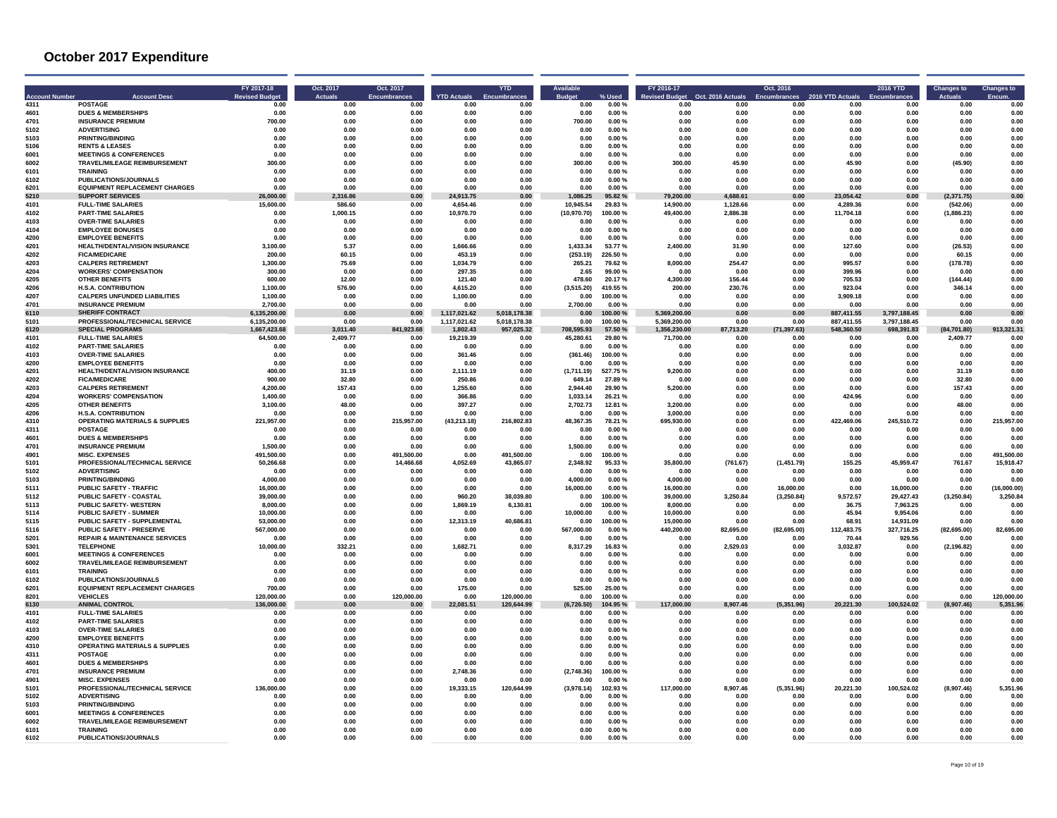# October 2017 Expenditure

| Account Number | Account Desc | FY 2017-18 Revised Budget | Oct. 2017 Actuals | Oct. 2017 Encumbrances | YTD Actuals | YTD Encumbrances | Available Budget | % Used | FY 2016-17 Revised Budget | Oct. 2016 Actuals | Oct. 2016 Encumbrances | 2016 YTD Actuals | 2016 YTD Encumbrances | Changes to Actuals | Changes to Encum. |
|---|---|---|---|---|---|---|---|---|---|---|---|---|---|---|---|
| 4311 | POSTAGE | 0.00 | 0.00 | 0.00 | 0.00 | 0.00 | 0.00 | 0.00 % | 0.00 | 0.00 | 0.00 | 0.00 | 0.00 | 0.00 | 0.00 |
| 4601 | DUES & MEMBERSHIPS | 0.00 | 0.00 | 0.00 | 0.00 | 0.00 | 0.00 | 0.00 % | 0.00 | 0.00 | 0.00 | 0.00 | 0.00 | 0.00 | 0.00 |
| 4701 | INSURANCE PREMIUM | 700.00 | 0.00 | 0.00 | 0.00 | 0.00 | 700.00 | 0.00 % | 0.00 | 0.00 | 0.00 | 0.00 | 0.00 | 0.00 | 0.00 |
| 5102 | ADVERTISING | 0.00 | 0.00 | 0.00 | 0.00 | 0.00 | 0.00 | 0.00 % | 0.00 | 0.00 | 0.00 | 0.00 | 0.00 | 0.00 | 0.00 |
| 5103 | PRINTING/BINDING | 0.00 | 0.00 | 0.00 | 0.00 | 0.00 | 0.00 | 0.00 % | 0.00 | 0.00 | 0.00 | 0.00 | 0.00 | 0.00 | 0.00 |
| 5106 | RENTS & LEASES | 0.00 | 0.00 | 0.00 | 0.00 | 0.00 | 0.00 | 0.00 % | 0.00 | 0.00 | 0.00 | 0.00 | 0.00 | 0.00 | 0.00 |
| 6001 | MEETINGS & CONFERENCES | 0.00 | 0.00 | 0.00 | 0.00 | 0.00 | 0.00 | 0.00 % | 0.00 | 0.00 | 0.00 | 0.00 | 0.00 | 0.00 | 0.00 |
| 6002 | TRAVEL/MILEAGE REIMBURSEMENT | 300.00 | 0.00 | 0.00 | 0.00 | 0.00 | 300.00 | 0.00 % | 300.00 | 45.90 | 0.00 | 45.90 | 0.00 | (45.90) | 0.00 |
| 6101 | TRAINING | 0.00 | 0.00 | 0.00 | 0.00 | 0.00 | 0.00 | 0.00 % | 0.00 | 0.00 | 0.00 | 0.00 | 0.00 | 0.00 | 0.00 |
| 6102 | PUBLICATIONS/JOURNALS | 0.00 | 0.00 | 0.00 | 0.00 | 0.00 | 0.00 | 0.00 % | 0.00 | 0.00 | 0.00 | 0.00 | 0.00 | 0.00 | 0.00 |
| 6201 | EQUIPMENT REPLACEMENT CHARGES | 0.00 | 0.00 | 0.00 | 0.00 | 0.00 | 0.00 | 0.00 % | 0.00 | 0.00 | 0.00 | 0.00 | 0.00 | 0.00 | 0.00 |
| **5210** | **SUPPORT SERVICES** | **26,000.00** | **2,316.86** | **0.00** | **24,913.75** | **0.00** | **1,086.25** | **95.82 %** | **79,200.00** | **4,688.61** | **0.00** | **23,054.42** | **0.00** | **(2,371.75)** | **0.00** |
| 4101 | FULL-TIME SALARIES | 15,600.00 | 586.60 | 0.00 | 4,654.46 | 0.00 | 10,945.54 | 29.83 % | 14,900.00 | 1,128.66 | 0.00 | 4,289.36 | 0.00 | (542.06) | 0.00 |
| 4102 | PART-TIME SALARIES | 0.00 | 1,000.15 | 0.00 | 10,970.70 | 0.00 | (10,970.70) | 100.00 % | 49,400.00 | 2,886.38 | 0.00 | 11,704.18 | 0.00 | (1,886.23) | 0.00 |
| 4103 | OVER-TIME SALARIES | 0.00 | 0.00 | 0.00 | 0.00 | 0.00 | 0.00 | 0.00 % | 0.00 | 0.00 | 0.00 | 0.00 | 0.00 | 0.00 | 0.00 |
| 4104 | EMPLOYEE BONUSES | 0.00 | 0.00 | 0.00 | 0.00 | 0.00 | 0.00 | 0.00 % | 0.00 | 0.00 | 0.00 | 0.00 | 0.00 | 0.00 | 0.00 |
| 4200 | EMPLOYEE BENEFITS | 0.00 | 0.00 | 0.00 | 0.00 | 0.00 | 0.00 | 0.00 % | 0.00 | 0.00 | 0.00 | 0.00 | 0.00 | 0.00 | 0.00 |
| 4201 | HEALTH/DENTAL/VISION INSURANCE | 3,100.00 | 5.37 | 0.00 | 1,666.66 | 0.00 | 1,433.34 | 53.77 % | 2,400.00 | 31.90 | 0.00 | 127.60 | 0.00 | (26.53) | 0.00 |
| 4202 | FICA/MEDICARE | 200.00 | 60.15 | 0.00 | 453.19 | 0.00 | (253.19) | 226.50 % | 0.00 | 0.00 | 0.00 | 0.00 | 0.00 | 60.15 | 0.00 |
| 4203 | CALPERS RETIREMENT | 1,300.00 | 75.69 | 0.00 | 1,034.79 | 0.00 | 265.21 | 79.62 % | 8,000.00 | 254.47 | 0.00 | 995.57 | 0.00 | (178.78) | 0.00 |
| 4204 | WORKERS' COMPENSATION | 300.00 | 0.00 | 0.00 | 297.35 | 0.00 | 2.65 | 99.00 % | 0.00 | 0.00 | 0.00 | 399.96 | 0.00 | 0.00 | 0.00 |
| 4205 | OTHER BENEFITS | 600.00 | 12.00 | 0.00 | 121.40 | 0.00 | 478.60 | 20.17 % | 4,300.00 | 156.44 | 0.00 | 705.53 | 0.00 | (144.44) | 0.00 |
| 4206 | H.S.A. CONTRIBUTION | 1,100.00 | 576.90 | 0.00 | 4,615.20 | 0.00 | (3,515.20) | 419.55 % | 200.00 | 230.76 | 0.00 | 923.04 | 0.00 | 346.14 | 0.00 |
| 4207 | CALPERS UNFUNDED LIABILITIES | 1,100.00 | 0.00 | 0.00 | 1,100.00 | 0.00 | 0.00 | 100.00 % | 0.00 | 0.00 | 0.00 | 3,909.18 | 0.00 | 0.00 | 0.00 |
| 4701 | INSURANCE PREMIUM | 2,700.00 | 0.00 | 0.00 | 0.00 | 0.00 | 2,700.00 | 0.00 % | 0.00 | 0.00 | 0.00 | 0.00 | 0.00 | 0.00 | 0.00 |
| **6110** | **SHERIFF CONTRACT** | **6,135,200.00** | **0.00** | **0.00** | **1,117,021.62** | **5,018,178.38** | **0.00** | **100.00 %** | **5,369,200.00** | **0.00** | **0.00** | **887,411.55** | **3,797,188.45** | **0.00** | **0.00** |
| 5101 | PROFESSIONAL/TECHNICAL SERVICE | 6,135,200.00 | 0.00 | 0.00 | 1,117,021.62 | 5,018,178.38 | 0.00 | 100.00 % | 5,369,200.00 | 0.00 | 0.00 | 887,411.55 | 3,797,188.45 | 0.00 | 0.00 |
| **6120** | **SPECIAL PROGRAMS** | **1,667,423.68** | **3,011.40** | **841,923.68** | **1,802.43** | **957,025.32** | **708,595.93** | **57.50 %** | **1,356,230.00** | **87,713.20** | **(71,397.63)** | **548,360.50** | **698,391.83** | **(84,701.80)** | **913,321.31** |
| 4101 | FULL-TIME SALARIES | 64,500.00 | 2,409.77 | 0.00 | 19,219.39 | 0.00 | 45,280.61 | 29.80 % | 71,700.00 | 0.00 | 0.00 | 0.00 | 0.00 | 2,409.77 | 0.00 |
| 4102 | PART-TIME SALARIES | 0.00 | 0.00 | 0.00 | 0.00 | 0.00 | 0.00 | 0.00 % | 0.00 | 0.00 | 0.00 | 0.00 | 0.00 | 0.00 | 0.00 |
| 4103 | OVER-TIME SALARIES | 0.00 | 0.00 | 0.00 | 361.46 | 0.00 | (361.46) | 100.00 % | 0.00 | 0.00 | 0.00 | 0.00 | 0.00 | 0.00 | 0.00 |
| 4200 | EMPLOYEE BENEFITS | 0.00 | 0.00 | 0.00 | 0.00 | 0.00 | 0.00 | 0.00 % | 0.00 | 0.00 | 0.00 | 0.00 | 0.00 | 0.00 | 0.00 |
| 4201 | HEALTH/DENTAL/VISION INSURANCE | 400.00 | 31.19 | 0.00 | 2,111.19 | 0.00 | (1,711.19) | 527.75 % | 9,200.00 | 0.00 | 0.00 | 0.00 | 0.00 | 31.19 | 0.00 |
| 4202 | FICA/MEDICARE | 900.00 | 32.80 | 0.00 | 250.86 | 0.00 | 649.14 | 27.89 % | 0.00 | 0.00 | 0.00 | 0.00 | 0.00 | 32.80 | 0.00 |
| 4203 | CALPERS RETIREMENT | 4,200.00 | 157.43 | 0.00 | 1,255.60 | 0.00 | 2,944.40 | 29.90 % | 5,200.00 | 0.00 | 0.00 | 0.00 | 0.00 | 157.43 | 0.00 |
| 4204 | WORKERS' COMPENSATION | 1,400.00 | 0.00 | 0.00 | 366.86 | 0.00 | 1,033.14 | 26.21 % | 0.00 | 0.00 | 0.00 | 424.96 | 0.00 | 0.00 | 0.00 |
| 4205 | OTHER BENEFITS | 3,100.00 | 48.00 | 0.00 | 397.27 | 0.00 | 2,702.73 | 12.81 % | 3,200.00 | 0.00 | 0.00 | 0.00 | 0.00 | 48.00 | 0.00 |
| 4206 | H.S.A. CONTRIBUTION | 0.00 | 0.00 | 0.00 | 0.00 | 0.00 | 0.00 | 0.00 % | 3,000.00 | 0.00 | 0.00 | 0.00 | 0.00 | 0.00 | 0.00 |
| 4310 | OPERATING MATERIALS & SUPPLIES | 221,957.00 | 0.00 | 215,957.00 | (43,213.18) | 216,802.83 | 48,367.35 | 78.21 % | 695,930.00 | 0.00 | 0.00 | 422,469.06 | 245,510.72 | 0.00 | 215,957.00 |
| 4311 | POSTAGE | 0.00 | 0.00 | 0.00 | 0.00 | 0.00 | 0.00 | 0.00 % | 0.00 | 0.00 | 0.00 | 0.00 | 0.00 | 0.00 | 0.00 |
| 4601 | DUES & MEMBERSHIPS | 0.00 | 0.00 | 0.00 | 0.00 | 0.00 | 0.00 | 0.00 % | 0.00 | 0.00 | 0.00 | 0.00 | 0.00 | 0.00 | 0.00 |
| 4701 | INSURANCE PREMIUM | 1,500.00 | 0.00 | 0.00 | 0.00 | 0.00 | 1,500.00 | 0.00 % | 0.00 | 0.00 | 0.00 | 0.00 | 0.00 | 0.00 | 0.00 |
| 4901 | MISC. EXPENSES | 491,500.00 | 0.00 | 491,500.00 | 0.00 | 491,500.00 | 0.00 | 100.00 % | 0.00 | 0.00 | 0.00 | 0.00 | 0.00 | 0.00 | 491,500.00 |
| 5101 | PROFESSIONAL/TECHNICAL SERVICE | 50,266.68 | 0.00 | 14,466.68 | 4,052.69 | 43,865.07 | 2,348.92 | 95.33 % | 35,800.00 | (761.67) | (1,451.79) | 155.25 | 45,959.47 | 761.67 | 15,918.47 |
| 5102 | ADVERTISING | 0.00 | 0.00 | 0.00 | 0.00 | 0.00 | 0.00 | 0.00 % | 0.00 | 0.00 | 0.00 | 0.00 | 0.00 | 0.00 | 0.00 |
| 5103 | PRINTING/BINDING | 4,000.00 | 0.00 | 0.00 | 0.00 | 0.00 | 4,000.00 | 0.00 % | 4,000.00 | 0.00 | 0.00 | 0.00 | 0.00 | 0.00 | 0.00 |
| 5111 | PUBLIC SAFETY - TRAFFIC | 16,000.00 | 0.00 | 0.00 | 0.00 | 0.00 | 16,000.00 | 0.00 % | 16,000.00 | 0.00 | 16,000.00 | 0.00 | 16,000.00 | 0.00 | (16,000.00) |
| 5112 | PUBLIC SAFETY - COASTAL | 39,000.00 | 0.00 | 0.00 | 960.20 | 38,039.80 | 0.00 | 100.00 % | 39,000.00 | 3,250.84 | (3,250.84) | 9,572.57 | 29,427.43 | (3,250.84) | 3,250.84 |
| 5113 | PUBLIC SAFETY- WESTERN | 8,000.00 | 0.00 | 0.00 | 1,869.19 | 6,130.81 | 0.00 | 100.00 % | 8,000.00 | 0.00 | 0.00 | 36.75 | 7,963.25 | 0.00 | 0.00 |
| 5114 | PUBLIC SAFETY - SUMMER | 10,000.00 | 0.00 | 0.00 | 0.00 | 0.00 | 10,000.00 | 0.00 % | 10,000.00 | 0.00 | 0.00 | 45.94 | 9,954.06 | 0.00 | 0.00 |
| 5115 | PUBLIC SAFETY - SUPPLEMENTAL | 53,000.00 | 0.00 | 0.00 | 12,313.19 | 40,686.81 | 0.00 | 100.00 % | 15,000.00 | 0.00 | 0.00 | 68.91 | 14,931.09 | 0.00 | 0.00 |
| 5116 | PUBLIC SAFETY - PRESERVE | 567,000.00 | 0.00 | 0.00 | 0.00 | 0.00 | 567,000.00 | 0.00 % | 440,200.00 | 82,695.00 | (82,695.00) | 112,483.75 | 327,716.25 | (82,695.00) | 82,695.00 |
| 5201 | REPAIR & MAINTENANCE SERVICES | 0.00 | 0.00 | 0.00 | 0.00 | 0.00 | 0.00 | 0.00 % | 0.00 | 0.00 | 0.00 | 70.44 | 929.56 | 0.00 | 0.00 |
| 5301 | TELEPHONE | 10,000.00 | 332.21 | 0.00 | 1,682.71 | 0.00 | 8,317.29 | 16.83 % | 0.00 | 2,529.03 | 0.00 | 3,032.87 | 0.00 | (2,196.82) | 0.00 |
| 6001 | MEETINGS & CONFERENCES | 0.00 | 0.00 | 0.00 | 0.00 | 0.00 | 0.00 | 0.00 % | 0.00 | 0.00 | 0.00 | 0.00 | 0.00 | 0.00 | 0.00 |
| 6002 | TRAVEL/MILEAGE REIMBURSEMENT | 0.00 | 0.00 | 0.00 | 0.00 | 0.00 | 0.00 | 0.00 % | 0.00 | 0.00 | 0.00 | 0.00 | 0.00 | 0.00 | 0.00 |
| 6101 | TRAINING | 0.00 | 0.00 | 0.00 | 0.00 | 0.00 | 0.00 | 0.00 % | 0.00 | 0.00 | 0.00 | 0.00 | 0.00 | 0.00 | 0.00 |
| 6102 | PUBLICATIONS/JOURNALS | 0.00 | 0.00 | 0.00 | 0.00 | 0.00 | 0.00 | 0.00 % | 0.00 | 0.00 | 0.00 | 0.00 | 0.00 | 0.00 | 0.00 |
| 6201 | EQUIPMENT REPLACEMENT CHARGES | 700.00 | 0.00 | 0.00 | 175.00 | 0.00 | 525.00 | 25.00 % | 0.00 | 0.00 | 0.00 | 0.00 | 0.00 | 0.00 | 0.00 |
| 8201 | VEHICLES | 120,000.00 | 0.00 | 120,000.00 | 0.00 | 120,000.00 | 0.00 | 100.00 % | 0.00 | 0.00 | 0.00 | 0.00 | 0.00 | 0.00 | 120,000.00 |
| **6130** | **ANIMAL CONTROL** | **136,000.00** | **0.00** | **0.00** | **22,081.51** | **120,644.99** | **(6,726.50)** | **104.95 %** | **117,000.00** | **8,907.46** | **(5,351.96)** | **20,221.30** | **100,524.02** | **(8,907.46)** | **5,351.96** |
| 4101 | FULL-TIME SALARIES | 0.00 | 0.00 | 0.00 | 0.00 | 0.00 | 0.00 | 0.00 % | 0.00 | 0.00 | 0.00 | 0.00 | 0.00 | 0.00 | 0.00 |
| 4102 | PART-TIME SALARIES | 0.00 | 0.00 | 0.00 | 0.00 | 0.00 | 0.00 | 0.00 % | 0.00 | 0.00 | 0.00 | 0.00 | 0.00 | 0.00 | 0.00 |
| 4103 | OVER-TIME SALARIES | 0.00 | 0.00 | 0.00 | 0.00 | 0.00 | 0.00 | 0.00 % | 0.00 | 0.00 | 0.00 | 0.00 | 0.00 | 0.00 | 0.00 |
| 4200 | EMPLOYEE BENEFITS | 0.00 | 0.00 | 0.00 | 0.00 | 0.00 | 0.00 | 0.00 % | 0.00 | 0.00 | 0.00 | 0.00 | 0.00 | 0.00 | 0.00 |
| 4310 | OPERATING MATERIALS & SUPPLIES | 0.00 | 0.00 | 0.00 | 0.00 | 0.00 | 0.00 | 0.00 % | 0.00 | 0.00 | 0.00 | 0.00 | 0.00 | 0.00 | 0.00 |
| 4311 | POSTAGE | 0.00 | 0.00 | 0.00 | 0.00 | 0.00 | 0.00 | 0.00 % | 0.00 | 0.00 | 0.00 | 0.00 | 0.00 | 0.00 | 0.00 |
| 4601 | DUES & MEMBERSHIPS | 0.00 | 0.00 | 0.00 | 0.00 | 0.00 | 0.00 | 0.00 % | 0.00 | 0.00 | 0.00 | 0.00 | 0.00 | 0.00 | 0.00 |
| 4701 | INSURANCE PREMIUM | 0.00 | 0.00 | 0.00 | 2,748.36 | 0.00 | (2,748.36) | 100.00 % | 0.00 | 0.00 | 0.00 | 0.00 | 0.00 | 0.00 | 0.00 |
| 4901 | MISC. EXPENSES | 0.00 | 0.00 | 0.00 | 0.00 | 0.00 | 0.00 | 0.00 % | 0.00 | 0.00 | 0.00 | 0.00 | 0.00 | 0.00 | 0.00 |
| 5101 | PROFESSIONAL/TECHNICAL SERVICE | 136,000.00 | 0.00 | 0.00 | 19,333.15 | 120,644.99 | (3,978.14) | 102.93 % | 117,000.00 | 8,907.46 | (5,351.96) | 20,221.30 | 100,524.02 | (8,907.46) | 5,351.96 |
| 5102 | ADVERTISING | 0.00 | 0.00 | 0.00 | 0.00 | 0.00 | 0.00 | 0.00 % | 0.00 | 0.00 | 0.00 | 0.00 | 0.00 | 0.00 | 0.00 |
| 5103 | PRINTING/BINDING | 0.00 | 0.00 | 0.00 | 0.00 | 0.00 | 0.00 | 0.00 % | 0.00 | 0.00 | 0.00 | 0.00 | 0.00 | 0.00 | 0.00 |
| 6001 | MEETINGS & CONFERENCES | 0.00 | 0.00 | 0.00 | 0.00 | 0.00 | 0.00 | 0.00 % | 0.00 | 0.00 | 0.00 | 0.00 | 0.00 | 0.00 | 0.00 |
| 6002 | TRAVEL/MILEAGE REIMBURSEMENT | 0.00 | 0.00 | 0.00 | 0.00 | 0.00 | 0.00 | 0.00 % | 0.00 | 0.00 | 0.00 | 0.00 | 0.00 | 0.00 | 0.00 |
| 6101 | TRAINING | 0.00 | 0.00 | 0.00 | 0.00 | 0.00 | 0.00 | 0.00 % | 0.00 | 0.00 | 0.00 | 0.00 | 0.00 | 0.00 | 0.00 |
| 6102 | PUBLICATIONS/JOURNALS | 0.00 | 0.00 | 0.00 | 0.00 | 0.00 | 0.00 | 0.00 % | 0.00 | 0.00 | 0.00 | 0.00 | 0.00 | 0.00 | 0.00 |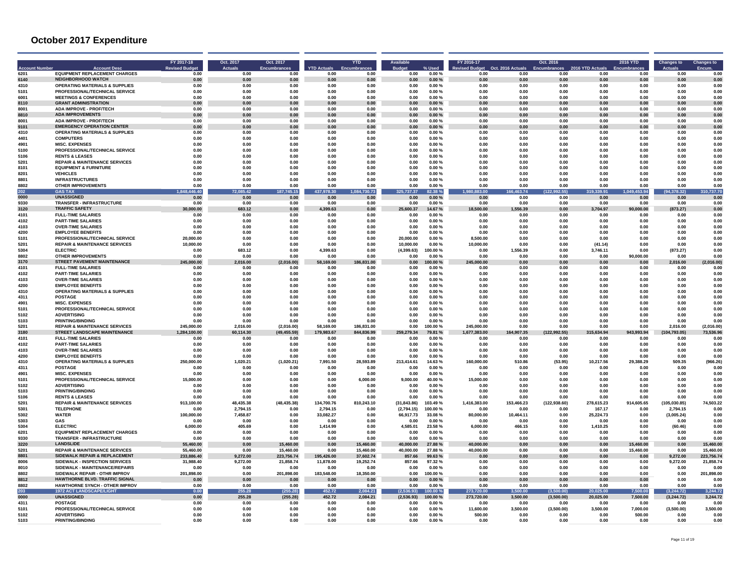# October 2017 Expenditure

| Account Number | Account Desc | FY 2017-18 Revised Budget | Oct. 2017 Actuals | Oct. 2017 Encumbrances | YTD Actuals | YTD Encumbrances | Available Budget | % Used | FY 2016-17 Revised Budget | Oct. 2016 Actuals | Oct. 2016 Encumbrances | 2016 YTD Actuals | 2016 YTD Encumbrances | Changes to Actuals | Changes to Encum. |
|---|---|---|---|---|---|---|---|---|---|---|---|---|---|---|---|
| 6201 | EQUIPMENT REPLACEMENT CHARGES | 0.00 | 0.00 | 0.00 | 0.00 | 0.00 | 0.00 | 0.00 % | 0.00 | 0.00 | 0.00 | 0.00 | 0.00 | 0.00 | 0.00 |
| 6140 | NEIGHBORHOOD WATCH | 0.00 | 0.00 | 0.00 | 0.00 | 0.00 | 0.00 | 0.00 % | 0.00 | 0.00 | 0.00 | 0.00 | 0.00 | 0.00 | 0.00 |
| 4310 | OPERATING MATERIALS & SUPPLIES | 0.00 | 0.00 | 0.00 | 0.00 | 0.00 | 0.00 | 0.00 % | 0.00 | 0.00 | 0.00 | 0.00 | 0.00 | 0.00 | 0.00 |
| 5101 | PROFESSIONAL/TECHNICAL SERVICE | 0.00 | 0.00 | 0.00 | 0.00 | 0.00 | 0.00 | 0.00 % | 0.00 | 0.00 | 0.00 | 0.00 | 0.00 | 0.00 | 0.00 |
| 6001 | MEETINGS & CONFERENCES | 0.00 | 0.00 | 0.00 | 0.00 | 0.00 | 0.00 | 0.00 % | 0.00 | 0.00 | 0.00 | 0.00 | 0.00 | 0.00 | 0.00 |
| 8110 | GRANT ADMINISTRATION | 0.00 | 0.00 | 0.00 | 0.00 | 0.00 | 0.00 | 0.00 % | 0.00 | 0.00 | 0.00 | 0.00 | 0.00 | 0.00 | 0.00 |
| 8001 | ADA IMPROVE - PROF/TECH | 0.00 | 0.00 | 0.00 | 0.00 | 0.00 | 0.00 | 0.00 % | 0.00 | 0.00 | 0.00 | 0.00 | 0.00 | 0.00 | 0.00 |
| 8810 | ADA IMPROVEMENTS | 0.00 | 0.00 | 0.00 | 0.00 | 0.00 | 0.00 | 0.00 % | 0.00 | 0.00 | 0.00 | 0.00 | 0.00 | 0.00 | 0.00 |
| 8001 | ADA IMPROVE - PROF/TECH | 0.00 | 0.00 | 0.00 | 0.00 | 0.00 | 0.00 | 0.00 % | 0.00 | 0.00 | 0.00 | 0.00 | 0.00 | 0.00 | 0.00 |
| 9101 | EMERGENCY OPERATION CENTER | 0.00 | 0.00 | 0.00 | 0.00 | 0.00 | 0.00 | 0.00 % | 0.00 | 0.00 | 0.00 | 0.00 | 0.00 | 0.00 | 0.00 |
| 4310 | OPERATING MATERIALS & SUPPLIES | 0.00 | 0.00 | 0.00 | 0.00 | 0.00 | 0.00 | 0.00 % | 0.00 | 0.00 | 0.00 | 0.00 | 0.00 | 0.00 | 0.00 |
| 4401 | COMPUTERS | 0.00 | 0.00 | 0.00 | 0.00 | 0.00 | 0.00 | 0.00 % | 0.00 | 0.00 | 0.00 | 0.00 | 0.00 | 0.00 | 0.00 |
| 4901 | MISC. EXPENSES | 0.00 | 0.00 | 0.00 | 0.00 | 0.00 | 0.00 | 0.00 % | 0.00 | 0.00 | 0.00 | 0.00 | 0.00 | 0.00 | 0.00 |
| 5100 | PROFESSIONAL/TECHNICAL SERVICE | 0.00 | 0.00 | 0.00 | 0.00 | 0.00 | 0.00 | 0.00 % | 0.00 | 0.00 | 0.00 | 0.00 | 0.00 | 0.00 | 0.00 |
| 5106 | RENTS & LEASES | 0.00 | 0.00 | 0.00 | 0.00 | 0.00 | 0.00 | 0.00 % | 0.00 | 0.00 | 0.00 | 0.00 | 0.00 | 0.00 | 0.00 |
| 5201 | REPAIR & MAINTENANCE SERVICES | 0.00 | 0.00 | 0.00 | 0.00 | 0.00 | 0.00 | 0.00 % | 0.00 | 0.00 | 0.00 | 0.00 | 0.00 | 0.00 | 0.00 |
| 8101 | EQUIPMENT & FURNITURE | 0.00 | 0.00 | 0.00 | 0.00 | 0.00 | 0.00 | 0.00 % | 0.00 | 0.00 | 0.00 | 0.00 | 0.00 | 0.00 | 0.00 |
| 8201 | VEHICLES | 0.00 | 0.00 | 0.00 | 0.00 | 0.00 | 0.00 | 0.00 % | 0.00 | 0.00 | 0.00 | 0.00 | 0.00 | 0.00 | 0.00 |
| 8801 | INFRASTRUCTURES | 0.00 | 0.00 | 0.00 | 0.00 | 0.00 | 0.00 | 0.00 % | 0.00 | 0.00 | 0.00 | 0.00 | 0.00 | 0.00 | 0.00 |
| 8802 | OTHER IMPROVEMENTS | 0.00 | 0.00 | 0.00 | 0.00 | 0.00 | 0.00 | 0.00 % | 0.00 | 0.00 | 0.00 | 0.00 | 0.00 | 0.00 | 0.00 |
| 202 | GAS TAX | 1,848,446.40 | 72,085.42 | 187,745.15 | 437,978.30 | 1,084,730.73 | 325,737.37 | 82.38 % | 1,980,883.00 | 166,463.74 | (122,992.55) | 319,339.91 | 1,049,453.94 | (94,378.32) | 310,737.70 |
| 0000 | UNASSIGNED | 0.00 | 0.00 | 0.00 | 0.00 | 0.00 | 0.00 | 0.00 % | 0.00 | 0.00 | 0.00 | 0.00 | 0.00 | 0.00 | 0.00 |
| 9330 | TRANSFER - INFRASTRUCTURE | 0.00 | 0.00 | 0.00 | 0.00 | 0.00 | 0.00 | 0.00 % | 0.00 | 0.00 | 0.00 | 0.00 | 0.00 | 0.00 | 0.00 |
| 3120 | TRAFFIC SAFETY | 30,000.00 | 683.12 | 0.00 | 4,399.63 | 0.00 | 25,600.37 | 14.67 % | 18,500.00 | 1,556.39 | 0.00 | 3,704.97 | 90,000.00 | (873.27) | 0.00 |
| 4101 | FULL-TIME SALARIES | 0.00 | 0.00 | 0.00 | 0.00 | 0.00 | 0.00 | 0.00 % | 0.00 | 0.00 | 0.00 | 0.00 | 0.00 | 0.00 | 0.00 |
| 4102 | PART-TIME SALARIES | 0.00 | 0.00 | 0.00 | 0.00 | 0.00 | 0.00 | 0.00 % | 0.00 | 0.00 | 0.00 | 0.00 | 0.00 | 0.00 | 0.00 |
| 4103 | OVER-TIME SALARIES | 0.00 | 0.00 | 0.00 | 0.00 | 0.00 | 0.00 | 0.00 % | 0.00 | 0.00 | 0.00 | 0.00 | 0.00 | 0.00 | 0.00 |
| 4200 | EMPLOYEE BENEFITS | 0.00 | 0.00 | 0.00 | 0.00 | 0.00 | 0.00 | 0.00 % | 0.00 | 0.00 | 0.00 | 0.00 | 0.00 | 0.00 | 0.00 |
| 5101 | PROFESSIONAL/TECHNICAL SERVICE | 20,000.00 | 0.00 | 0.00 | 0.00 | 0.00 | 20,000.00 | 0.00 % | 8,500.00 | 0.00 | 0.00 | 0.00 | 0.00 | 0.00 | 0.00 |
| 5201 | REPAIR & MAINTENANCE SERVICES | 10,000.00 | 0.00 | 0.00 | 0.00 | 0.00 | 10,000.00 | 0.00 % | 10,000.00 | 0.00 | 0.00 | (41.14) | 0.00 | 0.00 | 0.00 |
| 5304 | ELECTRIC | 0.00 | 683.12 | 0.00 | 4,399.63 | 0.00 | (4,399.63) | 100.00 % | 0.00 | 1,556.39 | 0.00 | 3,746.11 | 0.00 | (873.27) | 0.00 |
| 8802 | OTHER IMPROVEMENTS | 0.00 | 0.00 | 0.00 | 0.00 | 0.00 | 0.00 | 0.00 % | 0.00 | 0.00 | 0.00 | 0.00 | 90,000.00 | 0.00 | 0.00 |
| 3170 | STREET PAVEMENT MAINTENANCE | 245,000.00 | 2,016.00 | (2,016.00) | 58,169.00 | 186,831.00 | 0.00 | 100.00 % | 245,000.00 | 0.00 | 0.00 | 0.00 | 0.00 | 2,016.00 | (2,016.00) |
| 4101 | FULL-TIME SALARIES | 0.00 | 0.00 | 0.00 | 0.00 | 0.00 | 0.00 | 0.00 % | 0.00 | 0.00 | 0.00 | 0.00 | 0.00 | 0.00 | 0.00 |
| 4102 | PART-TIME SALARIES | 0.00 | 0.00 | 0.00 | 0.00 | 0.00 | 0.00 | 0.00 % | 0.00 | 0.00 | 0.00 | 0.00 | 0.00 | 0.00 | 0.00 |
| 4103 | OVER-TIME SALARIES | 0.00 | 0.00 | 0.00 | 0.00 | 0.00 | 0.00 | 0.00 % | 0.00 | 0.00 | 0.00 | 0.00 | 0.00 | 0.00 | 0.00 |
| 4200 | EMPLOYEE BENEFITS | 0.00 | 0.00 | 0.00 | 0.00 | 0.00 | 0.00 | 0.00 % | 0.00 | 0.00 | 0.00 | 0.00 | 0.00 | 0.00 | 0.00 |
| 4310 | OPERATING MATERIALS & SUPPLIES | 0.00 | 0.00 | 0.00 | 0.00 | 0.00 | 0.00 | 0.00 % | 0.00 | 0.00 | 0.00 | 0.00 | 0.00 | 0.00 | 0.00 |
| 4311 | POSTAGE | 0.00 | 0.00 | 0.00 | 0.00 | 0.00 | 0.00 | 0.00 % | 0.00 | 0.00 | 0.00 | 0.00 | 0.00 | 0.00 | 0.00 |
| 4901 | MISC. EXPENSES | 0.00 | 0.00 | 0.00 | 0.00 | 0.00 | 0.00 | 0.00 % | 0.00 | 0.00 | 0.00 | 0.00 | 0.00 | 0.00 | 0.00 |
| 5101 | PROFESSIONAL/TECHNICAL SERVICE | 0.00 | 0.00 | 0.00 | 0.00 | 0.00 | 0.00 | 0.00 % | 0.00 | 0.00 | 0.00 | 0.00 | 0.00 | 0.00 | 0.00 |
| 5102 | ADVERTISING | 0.00 | 0.00 | 0.00 | 0.00 | 0.00 | 0.00 | 0.00 % | 0.00 | 0.00 | 0.00 | 0.00 | 0.00 | 0.00 | 0.00 |
| 5103 | PRINTING/BINDING | 0.00 | 0.00 | 0.00 | 0.00 | 0.00 | 0.00 | 0.00 % | 0.00 | 0.00 | 0.00 | 0.00 | 0.00 | 0.00 | 0.00 |
| 5201 | REPAIR & MAINTENANCE SERVICES | 245,000.00 | 2,016.00 | (2,016.00) | 58,169.00 | 186,831.00 | 0.00 | 100.00 % | 245,000.00 | 0.00 | 0.00 | 0.00 | 0.00 | 2,016.00 | (2,016.00) |
| 3180 | STREET LANDSCAPE MAINTENANCE | 1,284,100.00 | 60,114.30 | (49,455.59) | 179,983.67 | 844,836.99 | 259,279.34 | 79.81 % | 1,677,383.00 | 164,907.35 | (122,992.55) | 315,634.94 | 943,993.94 | (104,793.05) | 73,536.96 |
| 4101 | FULL-TIME SALARIES | 0.00 | 0.00 | 0.00 | 0.00 | 0.00 | 0.00 | 0.00 % | 0.00 | 0.00 | 0.00 | 0.00 | 0.00 | 0.00 | 0.00 |
| 4102 | PART-TIME SALARIES | 0.00 | 0.00 | 0.00 | 0.00 | 0.00 | 0.00 | 0.00 % | 0.00 | 0.00 | 0.00 | 0.00 | 0.00 | 0.00 | 0.00 |
| 4103 | OVER-TIME SALARIES | 0.00 | 0.00 | 0.00 | 0.00 | 0.00 | 0.00 | 0.00 % | 0.00 | 0.00 | 0.00 | 0.00 | 0.00 | 0.00 | 0.00 |
| 4200 | EMPLOYEE BENEFITS | 0.00 | 0.00 | 0.00 | 0.00 | 0.00 | 0.00 | 0.00 % | 0.00 | 0.00 | 0.00 | 0.00 | 0.00 | 0.00 | 0.00 |
| 4310 | OPERATING MATERIALS & SUPPLIES | 250,000.00 | 1,020.21 | (1,020.21) | 7,991.50 | 28,593.89 | 213,414.61 | 14.63 % | 160,000.00 | 510.86 | (53.95) | 10,217.56 | 29,388.29 | 509.35 | (966.26) |
| 4311 | POSTAGE | 0.00 | 0.00 | 0.00 | 0.00 | 0.00 | 0.00 | 0.00 % | 0.00 | 0.00 | 0.00 | 0.00 | 0.00 | 0.00 | 0.00 |
| 4901 | MISC. EXPENSES | 0.00 | 0.00 | 0.00 | 0.00 | 0.00 | 0.00 | 0.00 % | 0.00 | 0.00 | 0.00 | 0.00 | 0.00 | 0.00 | 0.00 |
| 5101 | PROFESSIONAL/TECHNICAL SERVICE | 15,000.00 | 0.00 | 0.00 | 0.00 | 6,000.00 | 9,000.00 | 40.00 % | 15,000.00 | 0.00 | 0.00 | 0.00 | 0.00 | 0.00 | 0.00 |
| 5102 | ADVERTISING | 0.00 | 0.00 | 0.00 | 0.00 | 0.00 | 0.00 | 0.00 % | 0.00 | 0.00 | 0.00 | 0.00 | 0.00 | 0.00 | 0.00 |
| 5103 | PRINTING/BINDING | 0.00 | 0.00 | 0.00 | 0.00 | 0.00 | 0.00 | 0.00 % | 0.00 | 0.00 | 0.00 | 0.00 | 0.00 | 0.00 | 0.00 |
| 5106 | RENTS & LEASES | 0.00 | 0.00 | 0.00 | 0.00 | 0.00 | 0.00 | 0.00 % | 0.00 | 0.00 | 0.00 | 0.00 | 0.00 | 0.00 | 0.00 |
| 5201 | REPAIR & MAINTENANCE SERVICES | 913,100.00 | 48,435.38 | (48,435.38) | 134,700.76 | 810,243.10 | (31,843.86) | 103.49 % | 1,416,383.00 | 153,466.23 | (122,938.60) | 278,615.23 | 914,605.65 | (105,030.85) | 74,503.22 |
| 5301 | TELEPHONE | 0.00 | 2,794.15 | 0.00 | 2,794.15 | 0.00 | (2,794.15) | 100.00 % | 0.00 | 0.00 | 0.00 | 167.17 | 0.00 | 2,794.15 | 0.00 |
| 5302 | WATER | 100,000.00 | 7,458.87 | 0.00 | 33,082.27 | 0.00 | 66,917.73 | 33.08 % | 80,000.00 | 10,464.11 | 0.00 | 25,224.73 | 0.00 | (3,005.24) | 0.00 |
| 5303 | GAS | 0.00 | 0.00 | 0.00 | 0.00 | 0.00 | 0.00 | 0.00 % | 0.00 | 0.00 | 0.00 | 0.00 | 0.00 | 0.00 | 0.00 |
| 5304 | ELECTRIC | 6,000.00 | 405.69 | 0.00 | 1,414.99 | 0.00 | 4,585.01 | 23.58 % | 6,000.00 | 466.15 | 0.00 | 1,410.25 | 0.00 | (60.46) | 0.00 |
| 6201 | EQUIPMENT REPLACEMENT CHARGES | 0.00 | 0.00 | 0.00 | 0.00 | 0.00 | 0.00 | 0.00 % | 0.00 | 0.00 | 0.00 | 0.00 | 0.00 | 0.00 | 0.00 |
| 9330 | TRANSFER - INFRASTRUCTURE | 0.00 | 0.00 | 0.00 | 0.00 | 0.00 | 0.00 | 0.00 % | 0.00 | 0.00 | 0.00 | 0.00 | 0.00 | 0.00 | 0.00 |
| 3220 | LANDSLIDE | 55,460.00 | 0.00 | 15,460.00 | 0.00 | 15,460.00 | 40,000.00 | 27.88 % | 40,000.00 | 0.00 | 0.00 | 0.00 | 15,460.00 | 0.00 | 15,460.00 |
| 5201 | REPAIR & MAINTENANCE SERVICES | 55,460.00 | 0.00 | 15,460.00 | 0.00 | 15,460.00 | 40,000.00 | 27.88 % | 40,000.00 | 0.00 | 0.00 | 0.00 | 15,460.00 | 0.00 | 15,460.00 |
| 8801 | SIDEWALK REPAIR & REPLACEMENT | 233,886.40 | 9,272.00 | 223,756.74 | 195,426.00 | 37,602.74 | 857.66 | 99.63 % | 0.00 | 0.00 | 0.00 | 0.00 | 0.00 | 9,272.00 | 223,756.74 |
| 8006 | SIDEWALK - INSPECTION SERVICES | 31,988.40 | 9,272.00 | 21,858.74 | 11,878.00 | 19,252.74 | 857.66 | 97.32 % | 0.00 | 0.00 | 0.00 | 0.00 | 0.00 | 9,272.00 | 21,858.74 |
| 8010 | SIDEWALK - MAINTENANCE/REPAIRS | 0.00 | 0.00 | 0.00 | 0.00 | 0.00 | 0.00 | 0.00 % | 0.00 | 0.00 | 0.00 | 0.00 | 0.00 | 0.00 | 0.00 |
| 8802 | SIDEWALK REPAIR - OTHR IMPROV | 201,898.00 | 0.00 | 201,898.00 | 183,548.00 | 18,350.00 | 0.00 | 100.00 % | 0.00 | 0.00 | 0.00 | 0.00 | 0.00 | 0.00 | 201,898.00 |
| 8812 | HAWTHORNE BLVD. TRAFFIC SIGNAL | 0.00 | 0.00 | 0.00 | 0.00 | 0.00 | 0.00 | 0.00 % | 0.00 | 0.00 | 0.00 | 0.00 | 0.00 | 0.00 | 0.00 |
| 8802 | HAWTHORNE SYNCH - OTHER IMPROV | 0.00 | 0.00 | 0.00 | 0.00 | 0.00 | 0.00 | 0.00 % | 0.00 | 0.00 | 0.00 | 0.00 | 0.00 | 0.00 | 0.00 |
| 203 | 1972 ACT LANDSCAPE/LIGHT | 0.00 | 255.28 | (255.28) | 452.72 | 2,084.21 | (2,536.93) | 100.00 % | 273,720.00 | 3,500.00 | (3,500.00) | 20,025.00 | 7,500.00 | (3,244.72) | 3,244.72 |
| 0000 | UNASSIGNED | 0.00 | 255.28 | (255.28) | 452.72 | 2,084.21 | (2,536.93) | 100.00 % | 273,720.00 | 3,500.00 | (3,500.00) | 20,025.00 | 7,500.00 | (3,244.72) | 3,244.72 |
| 4311 | POSTAGE | 0.00 | 0.00 | 0.00 | 0.00 | 0.00 | 0.00 | 0.00 % | 0.00 | 0.00 | 0.00 | 0.00 | 0.00 | 0.00 | 0.00 |
| 5101 | PROFESSIONAL/TECHNICAL SERVICE | 0.00 | 0.00 | 0.00 | 0.00 | 0.00 | 0.00 | 0.00 % | 11,600.00 | 3,500.00 | (3,500.00) | 3,500.00 | 7,000.00 | (3,500.00) | 3,500.00 |
| 5102 | ADVERTISING | 0.00 | 0.00 | 0.00 | 0.00 | 0.00 | 0.00 | 0.00 % | 500.00 | 0.00 | 0.00 | 0.00 | 500.00 | 0.00 | 0.00 |
| 5103 | PRINTING/BINDING | 0.00 | 0.00 | 0.00 | 0.00 | 0.00 | 0.00 | 0.00 % | 0.00 | 0.00 | 0.00 | 0.00 | 0.00 | 0.00 | 0.00 |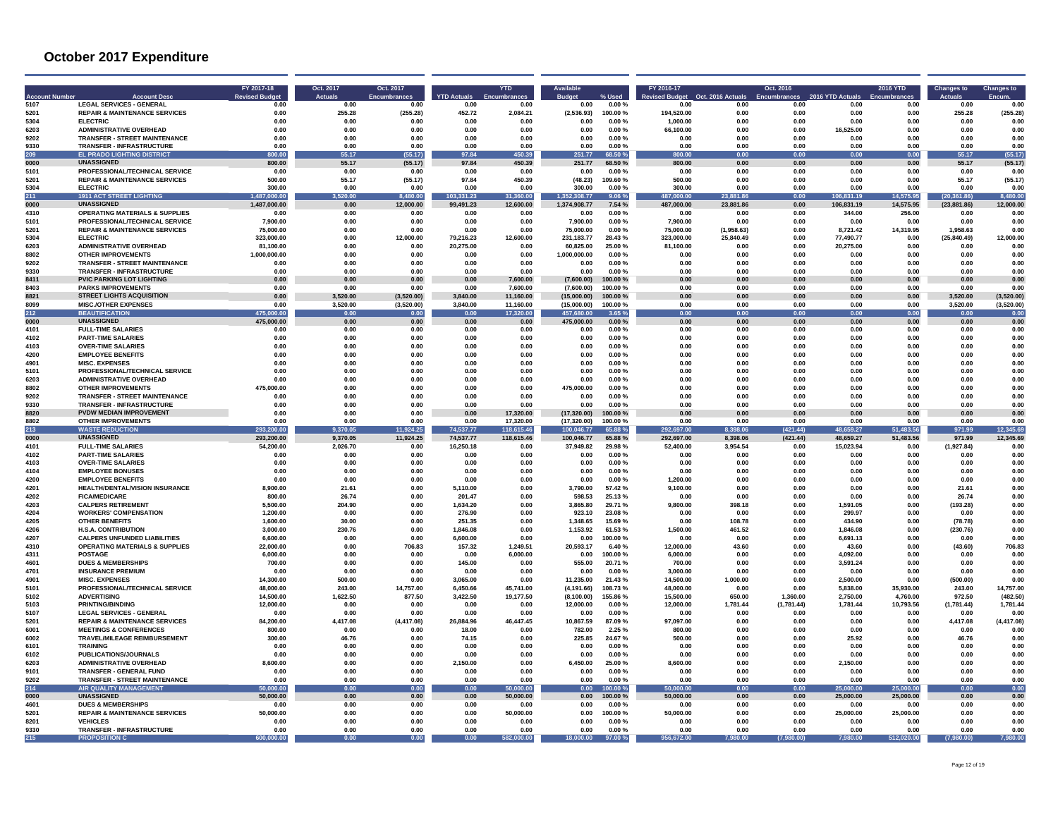# October 2017 Expenditure

| Account Number | Account Desc | FY 2017-18 Revised Budget | Oct. 2017 Actuals | Oct. 2017 Encumbrances | YTD Actuals | YTD Encumbrances | Available Budget | % Used | FY 2016-17 Revised Budget | Oct. 2016 Actuals | Oct. 2016 Encumbrances | 2016 YTD Actuals | 2016 YTD Encumbrances | Changes to Actuals | Changes to Encum. |
|---|---|---|---|---|---|---|---|---|---|---|---|---|---|---|---|
| 5107 | LEGAL SERVICES - GENERAL | 0.00 | 0.00 | 0.00 | 0.00 | 0.00 | 0.00 | 0.00 % | 0.00 | 0.00 | 0.00 | 0.00 | 0.00 | 0.00 | 0.00 |
| 5201 | REPAIR & MAINTENANCE SERVICES | 0.00 | 255.28 | (255.28) | 452.72 | 2,084.21 | (2,536.93) | 100.00 % | 194,520.00 | 0.00 | 0.00 | 0.00 | 0.00 | 255.28 | (255.28) |
| 5304 | ELECTRIC | 0.00 | 0.00 | 0.00 | 0.00 | 0.00 | 0.00 | 0.00 % | 1,000.00 | 0.00 | 0.00 | 0.00 | 0.00 | 0.00 | 0.00 |
| 6203 | ADMINISTRATIVE OVERHEAD | 0.00 | 0.00 | 0.00 | 0.00 | 0.00 | 0.00 | 0.00 % | 66,100.00 | 0.00 | 0.00 | 16,525.00 | 0.00 | 0.00 | 0.00 |
| 9202 | TRANSFER - STREET MAINTENANCE | 0.00 | 0.00 | 0.00 | 0.00 | 0.00 | 0.00 | 0.00 % | 0.00 | 0.00 | 0.00 | 0.00 | 0.00 | 0.00 | 0.00 |
| 9330 | TRANSFER - INFRASTRUCTURE | 0.00 | 0.00 | 0.00 | 0.00 | 0.00 | 0.00 | 0.00 % | 0.00 | 0.00 | 0.00 | 0.00 | 0.00 | 0.00 | 0.00 |
| **209** | **EL PRADO LIGHTING DISTRICT** | **800.00** | **55.17** | **(55.17)** | **97.84** | **450.39** | **251.77** | **68.50 %** | **800.00** | **0.00** | **0.00** | **0.00** | **0.00** | **55.17** | **(55.17)** |
| 0000 | UNASSIGNED | 800.00 | 55.17 | (55.17) | 97.84 | 450.39 | 251.77 | 68.50 % | 800.00 | 0.00 | 0.00 | 0.00 | 0.00 | 55.17 | (55.17) |
| 5101 | PROFESSIONAL/TECHNICAL SERVICE | 0.00 | 0.00 | 0.00 | 0.00 | 0.00 | 0.00 | 0.00 % | 0.00 | 0.00 | 0.00 | 0.00 | 0.00 | 0.00 | 0.00 |
| 5201 | REPAIR & MAINTENANCE SERVICES | 500.00 | 55.17 | (55.17) | 97.84 | 450.39 | (48.23) | 109.60 % | 500.00 | 0.00 | 0.00 | 0.00 | 0.00 | 55.17 | (55.17) |
| 5304 | ELECTRIC | 300.00 | 0.00 | 0.00 | 0.00 | 0.00 | 300.00 | 0.00 % | 300.00 | 0.00 | 0.00 | 0.00 | 0.00 | 0.00 | 0.00 |
| **211** | **1911 ACT STREET LIGHTING** | **1,487,000.00** | **3,520.00** | **8,480.00** | **103,331.23** | **31,360.00** | **1,352,308.77** | **9.06 %** | **487,000.00** | **23,881.86** | **0.00** | **106,831.19** | **14,575.95** | **(20,361.86)** | **8,480.00** |
| 0000 | UNASSIGNED | 1,487,000.00 | 0.00 | 12,000.00 | 99,491.23 | 12,600.00 | 1,374,908.77 | 7.54 % | 487,000.00 | 23,881.86 | 0.00 | 106,831.19 | 14,575.95 | (23,881.86) | 12,000.00 |
| 4310 | OPERATING MATERIALS & SUPPLIES | 0.00 | 0.00 | 0.00 | 0.00 | 0.00 | 0.00 | 0.00 % | 0.00 | 0.00 | 0.00 | 344.00 | 256.00 | 0.00 | 0.00 |
| 5101 | PROFESSIONAL/TECHNICAL SERVICE | 7,900.00 | 0.00 | 0.00 | 0.00 | 0.00 | 7,900.00 | 0.00 % | 7,900.00 | 0.00 | 0.00 | 0.00 | 0.00 | 0.00 | 0.00 |
| 5201 | REPAIR & MAINTENANCE SERVICES | 75,000.00 | 0.00 | 0.00 | 0.00 | 0.00 | 75,000.00 | 0.00 % | 75,000.00 | (1,958.63) | 0.00 | 8,721.42 | 14,319.95 | 1,958.63 | 0.00 |
| 5304 | ELECTRIC | 323,000.00 | 0.00 | 12,000.00 | 79,216.23 | 12,600.00 | 231,183.77 | 28.43 % | 323,000.00 | 25,840.49 | 0.00 | 77,490.77 | 0.00 | (25,840.49) | 12,000.00 |
| 6203 | ADMINISTRATIVE OVERHEAD | 81,100.00 | 0.00 | 0.00 | 20,275.00 | 0.00 | 60,825.00 | 25.00 % | 81,100.00 | 0.00 | 0.00 | 20,275.00 | 0.00 | 0.00 | 0.00 |
| 8802 | OTHER IMPROVEMENTS | 1,000,000.00 | 0.00 | 0.00 | 0.00 | 0.00 | 1,000,000.00 | 0.00 % | 0.00 | 0.00 | 0.00 | 0.00 | 0.00 | 0.00 | 0.00 |
| 9202 | TRANSFER - STREET MAINTENANCE | 0.00 | 0.00 | 0.00 | 0.00 | 0.00 | 0.00 | 0.00 % | 0.00 | 0.00 | 0.00 | 0.00 | 0.00 | 0.00 | 0.00 |
| 9330 | TRANSFER - INFRASTRUCTURE | 0.00 | 0.00 | 0.00 | 0.00 | 0.00 | 0.00 | 0.00 % | 0.00 | 0.00 | 0.00 | 0.00 | 0.00 | 0.00 | 0.00 |
| 8411 | PVIC PARKING LOT LIGHTING | 0.00 | 0.00 | 0.00 | 0.00 | 7,600.00 | (7,600.00) | 100.00 % | 0.00 | 0.00 | 0.00 | 0.00 | 0.00 | 0.00 | 0.00 |
| 8403 | PARKS IMPROVEMENTS | 0.00 | 0.00 | 0.00 | 0.00 | 7,600.00 | (7,600.00) | 100.00 % | 0.00 | 0.00 | 0.00 | 0.00 | 0.00 | 0.00 | 0.00 |
| 8821 | STREET LIGHTS ACQUISITION | 0.00 | 3,520.00 | (3,520.00) | 3,840.00 | 11,160.00 | (15,000.00) | 100.00 % | 0.00 | 0.00 | 0.00 | 0.00 | 0.00 | 3,520.00 | (3,520.00) |
| 8099 | MISC./OTHER EXPENSES | 0.00 | 3,520.00 | (3,520.00) | 3,840.00 | 11,160.00 | (15,000.00) | 100.00 % | 0.00 | 0.00 | 0.00 | 0.00 | 0.00 | 3,520.00 | (3,520.00) |
| **212** | **BEAUTIFICATION** | **475,000.00** | **0.00** | **0.00** | **0.00** | **17,320.00** | **457,680.00** | **3.65 %** | **0.00** | **0.00** | **0.00** | **0.00** | **0.00** | **0.00** | **0.00** |
| 0000 | UNASSIGNED | 475,000.00 | 0.00 | 0.00 | 0.00 | 0.00 | 475,000.00 | 0.00 % | 0.00 | 0.00 | 0.00 | 0.00 | 0.00 | 0.00 | 0.00 |
| 4101 | FULL-TIME SALARIES | 0.00 | 0.00 | 0.00 | 0.00 | 0.00 | 0.00 | 0.00 % | 0.00 | 0.00 | 0.00 | 0.00 | 0.00 | 0.00 | 0.00 |
| 4102 | PART-TIME SALARIES | 0.00 | 0.00 | 0.00 | 0.00 | 0.00 | 0.00 | 0.00 % | 0.00 | 0.00 | 0.00 | 0.00 | 0.00 | 0.00 | 0.00 |
| 4103 | OVER-TIME SALARIES | 0.00 | 0.00 | 0.00 | 0.00 | 0.00 | 0.00 | 0.00 % | 0.00 | 0.00 | 0.00 | 0.00 | 0.00 | 0.00 | 0.00 |
| 4200 | EMPLOYEE BENEFITS | 0.00 | 0.00 | 0.00 | 0.00 | 0.00 | 0.00 | 0.00 % | 0.00 | 0.00 | 0.00 | 0.00 | 0.00 | 0.00 | 0.00 |
| 4901 | MISC. EXPENSES | 0.00 | 0.00 | 0.00 | 0.00 | 0.00 | 0.00 | 0.00 % | 0.00 | 0.00 | 0.00 | 0.00 | 0.00 | 0.00 | 0.00 |
| 5101 | PROFESSIONAL/TECHNICAL SERVICE | 0.00 | 0.00 | 0.00 | 0.00 | 0.00 | 0.00 | 0.00 % | 0.00 | 0.00 | 0.00 | 0.00 | 0.00 | 0.00 | 0.00 |
| 6203 | ADMINISTRATIVE OVERHEAD | 0.00 | 0.00 | 0.00 | 0.00 | 0.00 | 0.00 | 0.00 % | 0.00 | 0.00 | 0.00 | 0.00 | 0.00 | 0.00 | 0.00 |
| 8802 | OTHER IMPROVEMENTS | 475,000.00 | 0.00 | 0.00 | 0.00 | 0.00 | 475,000.00 | 0.00 % | 0.00 | 0.00 | 0.00 | 0.00 | 0.00 | 0.00 | 0.00 |
| 9202 | TRANSFER - STREET MAINTENANCE | 0.00 | 0.00 | 0.00 | 0.00 | 0.00 | 0.00 | 0.00 % | 0.00 | 0.00 | 0.00 | 0.00 | 0.00 | 0.00 | 0.00 |
| 9330 | TRANSFER - INFRASTRUCTURE | 0.00 | 0.00 | 0.00 | 0.00 | 0.00 | 0.00 | 0.00 % | 0.00 | 0.00 | 0.00 | 0.00 | 0.00 | 0.00 | 0.00 |
| 8820 | PVDW MEDIAN IMPROVEMENT | 0.00 | 0.00 | 0.00 | 0.00 | 17,320.00 | (17,320.00) | 100.00 % | 0.00 | 0.00 | 0.00 | 0.00 | 0.00 | 0.00 | 0.00 |
| 8802 | OTHER IMPROVEMENTS | 0.00 | 0.00 | 0.00 | 0.00 | 17,320.00 | (17,320.00) | 100.00 % | 0.00 | 0.00 | 0.00 | 0.00 | 0.00 | 0.00 | 0.00 |
| **213** | **WASTE REDUCTION** | **293,200.00** | **9,370.05** | **11,924.25** | **74,537.77** | **118,615.46** | **100,046.77** | **65.88 %** | **292,697.00** | **8,398.06** | **(421.44)** | **48,659.27** | **51,483.56** | **971.99** | **12,345.69** |
| 0000 | UNASSIGNED | 293,200.00 | 9,370.05 | 11,924.25 | 74,537.77 | 118,615.46 | 100,046.77 | 65.88 % | 292,697.00 | 8,398.06 | (421.44) | 48,659.27 | 51,483.56 | 971.99 | 12,345.69 |
| 4101 | FULL-TIME SALARIES | 54,200.00 | 2,026.70 | 0.00 | 16,250.18 | 0.00 | 37,949.82 | 29.98 % | 52,400.00 | 3,954.54 | 0.00 | 15,023.94 | 0.00 | (1,927.84) | 0.00 |
| 4102 | PART-TIME SALARIES | 0.00 | 0.00 | 0.00 | 0.00 | 0.00 | 0.00 | 0.00 % | 0.00 | 0.00 | 0.00 | 0.00 | 0.00 | 0.00 | 0.00 |
| 4103 | OVER-TIME SALARIES | 0.00 | 0.00 | 0.00 | 0.00 | 0.00 | 0.00 | 0.00 % | 0.00 | 0.00 | 0.00 | 0.00 | 0.00 | 0.00 | 0.00 |
| 4104 | EMPLOYEE BONUSES | 0.00 | 0.00 | 0.00 | 0.00 | 0.00 | 0.00 | 0.00 % | 0.00 | 0.00 | 0.00 | 0.00 | 0.00 | 0.00 | 0.00 |
| 4200 | EMPLOYEE BENEFITS | 0.00 | 0.00 | 0.00 | 0.00 | 0.00 | 0.00 | 0.00 % | 1,200.00 | 0.00 | 0.00 | 0.00 | 0.00 | 0.00 | 0.00 |
| 4201 | HEALTH/DENTAL/VISION INSURANCE | 8,900.00 | 21.61 | 0.00 | 5,110.00 | 0.00 | 3,790.00 | 57.42 % | 9,100.00 | 0.00 | 0.00 | 0.00 | 0.00 | 21.61 | 0.00 |
| 4202 | FICA/MEDICARE | 800.00 | 26.74 | 0.00 | 201.47 | 0.00 | 598.53 | 25.13 % | 0.00 | 0.00 | 0.00 | 0.00 | 0.00 | 26.74 | 0.00 |
| 4203 | CALPERS RETIREMENT | 5,500.00 | 204.90 | 0.00 | 1,634.20 | 0.00 | 3,865.80 | 29.71 % | 9,800.00 | 398.18 | 0.00 | 1,591.05 | 0.00 | (193.28) | 0.00 |
| 4204 | WORKERS' COMPENSATION | 1,200.00 | 0.00 | 0.00 | 276.90 | 0.00 | 923.10 | 23.08 % | 0.00 | 0.00 | 0.00 | 299.97 | 0.00 | 0.00 | 0.00 |
| 4205 | OTHER BENEFITS | 1,600.00 | 30.00 | 0.00 | 251.35 | 0.00 | 1,348.65 | 15.69 % | 0.00 | 108.78 | 0.00 | 434.90 | 0.00 | (78.78) | 0.00 |
| 4206 | H.S.A. CONTRIBUTION | 3,000.00 | 230.76 | 0.00 | 1,846.08 | 0.00 | 1,153.92 | 61.53 % | 1,500.00 | 461.52 | 0.00 | 1,846.08 | 0.00 | (230.76) | 0.00 |
| 4207 | CALPERS UNFUNDED LIABILITIES | 6,600.00 | 0.00 | 0.00 | 6,600.00 | 0.00 | 0.00 | 100.00 % | 0.00 | 0.00 | 0.00 | 6,691.13 | 0.00 | 0.00 | 0.00 |
| 4310 | OPERATING MATERIALS & SUPPLIES | 22,000.00 | 0.00 | 706.83 | 157.32 | 1,249.51 | 20,593.17 | 6.40 % | 12,000.00 | 43.60 | 0.00 | 43.60 | 0.00 | (43.60) | 706.83 |
| 4311 | POSTAGE | 6,000.00 | 0.00 | 0.00 | 0.00 | 6,000.00 | 0.00 | 100.00 % | 6,000.00 | 0.00 | 0.00 | 4,092.00 | 0.00 | 0.00 | 0.00 |
| 4601 | DUES & MEMBERSHIPS | 700.00 | 0.00 | 0.00 | 145.00 | 0.00 | 555.00 | 20.71 % | 700.00 | 0.00 | 0.00 | 3,591.24 | 0.00 | 0.00 | 0.00 |
| 4701 | INSURANCE PREMIUM | 0.00 | 0.00 | 0.00 | 0.00 | 0.00 | 0.00 | 0.00 % | 3,000.00 | 0.00 | 0.00 | 0.00 | 0.00 | 0.00 | 0.00 |
| 4901 | MISC. EXPENSES | 14,300.00 | 500.00 | 0.00 | 3,065.00 | 0.00 | 11,235.00 | 21.43 % | 14,500.00 | 1,000.00 | 0.00 | 2,500.00 | 0.00 | (500.00) | 0.00 |
| 5101 | PROFESSIONAL/TECHNICAL SERVICE | 48,000.00 | 243.00 | 14,757.00 | 6,450.66 | 45,741.00 | (4,191.66) | 108.73 % | 48,000.00 | 0.00 | 0.00 | 5,838.00 | 35,930.00 | 243.00 | 14,757.00 |
| 5102 | ADVERTISING | 14,500.00 | 1,622.50 | 877.50 | 3,422.50 | 19,177.50 | (8,100.00) | 155.86 % | 15,500.00 | 650.00 | 1,360.00 | 2,750.00 | 4,760.00 | 972.50 | (482.50) |
| 5103 | PRINTING/BINDING | 12,000.00 | 0.00 | 0.00 | 0.00 | 0.00 | 12,000.00 | 0.00 % | 12,000.00 | 1,781.44 | (1,781.44) | 1,781.44 | 10,793.56 | (1,781.44) | 1,781.44 |
| 5107 | LEGAL SERVICES - GENERAL | 0.00 | 0.00 | 0.00 | 0.00 | 0.00 | 0.00 | 0.00 % | 0.00 | 0.00 | 0.00 | 0.00 | 0.00 | 0.00 | 0.00 |
| 5201 | REPAIR & MAINTENANCE SERVICES | 84,200.00 | 4,417.08 | (4,417.08) | 26,884.96 | 46,447.45 | 10,867.59 | 87.09 % | 97,097.00 | 0.00 | 0.00 | 0.00 | 0.00 | 4,417.08 | (4,417.08) |
| 6001 | MEETINGS & CONFERENCES | 800.00 | 0.00 | 0.00 | 18.00 | 0.00 | 782.00 | 2.25 % | 800.00 | 0.00 | 0.00 | 0.00 | 0.00 | 0.00 | 0.00 |
| 6002 | TRAVEL/MILEAGE REIMBURSEMENT | 300.00 | 46.76 | 0.00 | 74.15 | 0.00 | 225.85 | 24.67 % | 500.00 | 0.00 | 0.00 | 25.92 | 0.00 | 46.76 | 0.00 |
| 6101 | TRAINING | 0.00 | 0.00 | 0.00 | 0.00 | 0.00 | 0.00 | 0.00 % | 0.00 | 0.00 | 0.00 | 0.00 | 0.00 | 0.00 | 0.00 |
| 6102 | PUBLICATIONS/JOURNALS | 0.00 | 0.00 | 0.00 | 0.00 | 0.00 | 0.00 | 0.00 % | 0.00 | 0.00 | 0.00 | 0.00 | 0.00 | 0.00 | 0.00 |
| 6203 | ADMINISTRATIVE OVERHEAD | 8,600.00 | 0.00 | 0.00 | 2,150.00 | 0.00 | 6,450.00 | 25.00 % | 8,600.00 | 0.00 | 0.00 | 2,150.00 | 0.00 | 0.00 | 0.00 |
| 9101 | TRANSFER - GENERAL FUND | 0.00 | 0.00 | 0.00 | 0.00 | 0.00 | 0.00 | 0.00 % | 0.00 | 0.00 | 0.00 | 0.00 | 0.00 | 0.00 | 0.00 |
| 9202 | TRANSFER - STREET MAINTENANCE | 0.00 | 0.00 | 0.00 | 0.00 | 0.00 | 0.00 | 0.00 % | 0.00 | 0.00 | 0.00 | 0.00 | 0.00 | 0.00 | 0.00 |
| **214** | **AIR QUALITY MANAGEMENT** | **50,000.00** | **0.00** | **0.00** | **0.00** | **50,000.00** | **0.00** | **100.00 %** | **50,000.00** | **0.00** | **0.00** | **25,000.00** | **25,000.00** | **0.00** | **0.00** |
| 0000 | UNASSIGNED | 50,000.00 | 0.00 | 0.00 | 0.00 | 50,000.00 | 0.00 | 100.00 % | 50,000.00 | 0.00 | 0.00 | 25,000.00 | 25,000.00 | 0.00 | 0.00 |
| 4601 | DUES & MEMBERSHIPS | 0.00 | 0.00 | 0.00 | 0.00 | 0.00 | 0.00 | 0.00 % | 0.00 | 0.00 | 0.00 | 0.00 | 0.00 | 0.00 | 0.00 |
| 5201 | REPAIR & MAINTENANCE SERVICES | 50,000.00 | 0.00 | 0.00 | 0.00 | 50,000.00 | 0.00 | 100.00 % | 50,000.00 | 0.00 | 0.00 | 25,000.00 | 25,000.00 | 0.00 | 0.00 |
| 8201 | VEHICLES | 0.00 | 0.00 | 0.00 | 0.00 | 0.00 | 0.00 | 0.00 % | 0.00 | 0.00 | 0.00 | 0.00 | 0.00 | 0.00 | 0.00 |
| 9330 | TRANSFER - INFRASTRUCTURE | 0.00 | 0.00 | 0.00 | 0.00 | 0.00 | 0.00 | 0.00 % | 0.00 | 0.00 | 0.00 | 0.00 | 0.00 | 0.00 | 0.00 |
| **215** | **PROPOSITION C** | **600,000.00** | **0.00** | **0.00** | **0.00** | **582,000.00** | **18,000.00** | **97.00 %** | **956,672.00** | **7,980.00** | **(7,980.00)** | **7,980.00** | **512,020.00** | **(7,980.00)** | **7,980.00** |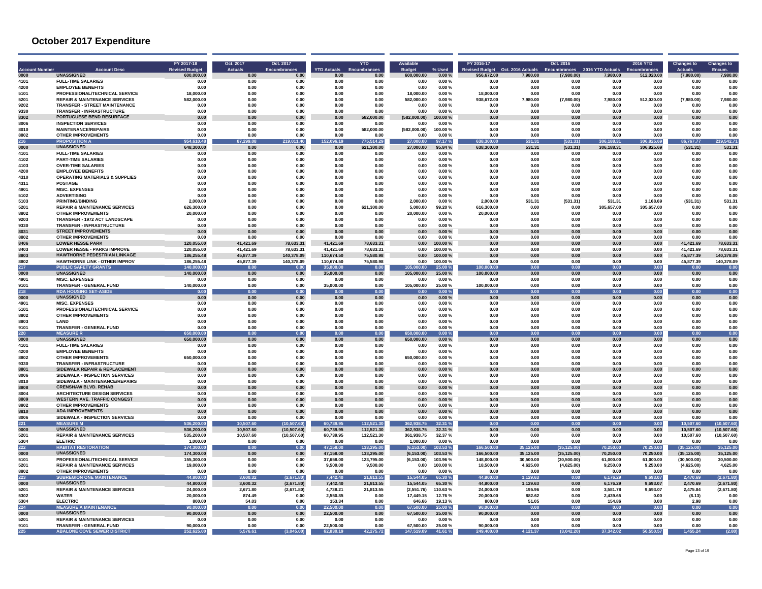# October 2017 Expenditure

| Account Number | Account Desc | FY 2017-18 Revised Budget | Oct. 2017 Actuals | Oct. 2017 Encumbrances | YTD Actuals | YTD Encumbrances | Available Budget | % Used | FY 2016-17 Revised Budget | Oct. 2016 Actuals | Oct. 2016 Encumbrances | 2016 YTD Actuals | 2016 YTD Encumbrances | Changes to Actuals | Changes to Encum. |
|---|---|---|---|---|---|---|---|---|---|---|---|---|---|---|---|
| 0000 | UNASSIGNED | 600,000.00 | 0.00 | 0.00 | 0.00 | 0.00 | 600,000.00 | 0.00 % | 956,672.00 | 7,980.00 | (7,980.00) | 7,980.00 | 512,020.00 | (7,980.00) | 7,980.00 |
| 4101 | FULL-TIME SALARIES | 0.00 | 0.00 | 0.00 | 0.00 | 0.00 | 0.00 | 0.00 % | 0.00 | 0.00 | 0.00 | 0.00 | 0.00 | 0.00 | 0.00 |
| 4200 | EMPLOYEE BENEFITS | 0.00 | 0.00 | 0.00 | 0.00 | 0.00 | 0.00 | 0.00 % | 0.00 | 0.00 | 0.00 | 0.00 | 0.00 | 0.00 | 0.00 |
| 5101 | PROFESSIONAL/TECHNICAL SERVICE | 18,000.00 | 0.00 | 0.00 | 0.00 | 0.00 | 18,000.00 | 0.00 % | 18,000.00 | 0.00 | 0.00 | 0.00 | 0.00 | 0.00 | 0.00 |
| 5201 | REPAIR & MAINTENANCE SERVICES | 582,000.00 | 0.00 | 0.00 | 0.00 | 0.00 | 582,000.00 | 0.00 % | 938,672.00 | 7,980.00 | (7,980.00) | 7,980.00 | 512,020.00 | (7,980.00) | 7,980.00 |
| 9202 | TRANSFER - STREET MAINTENANCE | 0.00 | 0.00 | 0.00 | 0.00 | 0.00 | 0.00 | 0.00 % | 0.00 | 0.00 | 0.00 | 0.00 | 0.00 | 0.00 | 0.00 |
| 9330 | TRANSFER - INFRASTRUCTURE | 0.00 | 0.00 | 0.00 | 0.00 | 0.00 | 0.00 | 0.00 % | 0.00 | 0.00 | 0.00 | 0.00 | 0.00 | 0.00 | 0.00 |
| 8302 | PORTUGUESE BEND RESURFACE | 0.00 | 0.00 | 0.00 | 0.00 | 582,000.00 | (582,000.00) | 100.00 % | 0.00 | 0.00 | 0.00 | 0.00 | 0.00 | 0.00 | 0.00 |
| 8006 | INSPECTION SERVICES | 0.00 | 0.00 | 0.00 | 0.00 | 0.00 | 0.00 | 0.00 % | 0.00 | 0.00 | 0.00 | 0.00 | 0.00 | 0.00 | 0.00 |
| 8010 | MAINTENANCE/REPAIRS | 0.00 | 0.00 | 0.00 | 0.00 | 582,000.00 | (582,000.00) | 100.00 % | 0.00 | 0.00 | 0.00 | 0.00 | 0.00 | 0.00 | 0.00 |
| 8802 | OTHER IMPROVEMENTS | 0.00 | 0.00 | 0.00 | 0.00 | 0.00 | 0.00 | 0.00 % | 0.00 | 0.00 | 0.00 | 0.00 | 0.00 | 0.00 | 0.00 |
| **216** | **PROPOSITION A** | **954,610.48** | **87,299.08** | **219,011.40** | **152,096.19** | **775,514.29** | **27,000.00** | **97.17 %** | **638,300.00** | **531.31** | **(531.31)** | **306,188.31** | **306,825.69** | **86,767.77** | **219,542.71** |
| 0000 | UNASSIGNED | 648,300.00 | 0.00 | 0.00 | 0.00 | 621,300.00 | 27,000.00 | 95.84 % | 638,300.00 | 531.31 | (531.31) | 306,188.31 | 306,825.69 | (531.31) | 531.31 |
| 4101 | FULL-TIME SALARIES | 0.00 | 0.00 | 0.00 | 0.00 | 0.00 | 0.00 | 0.00 % | 0.00 | 0.00 | 0.00 | 0.00 | 0.00 | 0.00 | 0.00 |
| 4102 | PART-TIME SALARIES | 0.00 | 0.00 | 0.00 | 0.00 | 0.00 | 0.00 | 0.00 % | 0.00 | 0.00 | 0.00 | 0.00 | 0.00 | 0.00 | 0.00 |
| 4103 | OVER-TIME SALARIES | 0.00 | 0.00 | 0.00 | 0.00 | 0.00 | 0.00 | 0.00 % | 0.00 | 0.00 | 0.00 | 0.00 | 0.00 | 0.00 | 0.00 |
| 4200 | EMPLOYEE BENEFITS | 0.00 | 0.00 | 0.00 | 0.00 | 0.00 | 0.00 | 0.00 % | 0.00 | 0.00 | 0.00 | 0.00 | 0.00 | 0.00 | 0.00 |
| 4310 | OPERATING MATERIALS & SUPPLIES | 0.00 | 0.00 | 0.00 | 0.00 | 0.00 | 0.00 | 0.00 % | 0.00 | 0.00 | 0.00 | 0.00 | 0.00 | 0.00 | 0.00 |
| 4311 | POSTAGE | 0.00 | 0.00 | 0.00 | 0.00 | 0.00 | 0.00 | 0.00 % | 0.00 | 0.00 | 0.00 | 0.00 | 0.00 | 0.00 | 0.00 |
| 4901 | MISC. EXPENSES | 0.00 | 0.00 | 0.00 | 0.00 | 0.00 | 0.00 | 0.00 % | 0.00 | 0.00 | 0.00 | 0.00 | 0.00 | 0.00 | 0.00 |
| 5102 | ADVERTISING | 0.00 | 0.00 | 0.00 | 0.00 | 0.00 | 0.00 | 0.00 % | 0.00 | 0.00 | 0.00 | 0.00 | 0.00 | 0.00 | 0.00 |
| 5103 | PRINTING/BINDING | 2,000.00 | 0.00 | 0.00 | 0.00 | 0.00 | 2,000.00 | 0.00 % | 2,000.00 | 531.31 | (531.31) | 531.31 | 1,168.69 | (531.31) | 531.31 |
| 5201 | REPAIR & MAINTENANCE SERVICES | 626,300.00 | 0.00 | 0.00 | 0.00 | 621,300.00 | 5,000.00 | 99.20 % | 616,300.00 | 0.00 | 0.00 | 305,657.00 | 305,657.00 | 0.00 | 0.00 |
| 8802 | OTHER IMPROVEMENTS | 20,000.00 | 0.00 | 0.00 | 0.00 | 0.00 | 20,000.00 | 0.00 % | 20,000.00 | 0.00 | 0.00 | 0.00 | 0.00 | 0.00 | 0.00 |
| 9203 | TRANSFER - 1972 ACT LANDSCAPE | 0.00 | 0.00 | 0.00 | 0.00 | 0.00 | 0.00 | 0.00 % | 0.00 | 0.00 | 0.00 | 0.00 | 0.00 | 0.00 | 0.00 |
| 9330 | TRANSFER - INFRASTRUCTURE | 0.00 | 0.00 | 0.00 | 0.00 | 0.00 | 0.00 | 0.00 % | 0.00 | 0.00 | 0.00 | 0.00 | 0.00 | 0.00 | 0.00 |
| 8031 | STREET IMPROVEMENTS | 0.00 | 0.00 | 0.00 | 0.00 | 0.00 | 0.00 | 0.00 % | 0.00 | 0.00 | 0.00 | 0.00 | 0.00 | 0.00 | 0.00 |
| 8802 | OTHER IMPROVEMENTS | 0.00 | 0.00 | 0.00 | 0.00 | 0.00 | 0.00 | 0.00 % | 0.00 | 0.00 | 0.00 | 0.00 | 0.00 | 0.00 | 0.00 |
| 8406 | LOWER HESSE PARK | 120,055.00 | 41,421.69 | 78,633.31 | 41,421.69 | 78,633.31 | 0.00 | 100.00 % | 0.00 | 0.00 | 0.00 | 0.00 | 0.00 | 41,421.69 | 78,633.31 |
| 8403 | LOWER HESSE - PARKS IMPROVE | 120,055.00 | 41,421.69 | 78,633.31 | 41,421.69 | 78,633.31 | 0.00 | 100.00 % | 0.00 | 0.00 | 0.00 | 0.00 | 0.00 | 41,421.69 | 78,633.31 |
| 8803 | HAWTHORNE PEDESTRIAN LINKAGE | 186,255.48 | 45,877.39 | 140,378.09 | 110,674.50 | 75,580.98 | 0.00 | 100.00 % | 0.00 | 0.00 | 0.00 | 0.00 | 0.00 | 45,877.39 | 140,378.09 |
| 8802 | HAWTHORNE LINK - OTHER IMPROV | 186,255.48 | 45,877.39 | 140,378.09 | 110,674.50 | 75,580.98 | 0.00 | 100.00 % | 0.00 | 0.00 | 0.00 | 0.00 | 0.00 | 45,877.39 | 140,378.09 |
| **217** | **PUBLIC SAFETY GRANTS** | **140,000.00** | **0.00** | **0.00** | **35,000.00** | **0.00** | **105,000.00** | **25.00 %** | **100,000.00** | **0.00** | **0.00** | **0.00** | **0.00** | **0.00** | **0.00** |
| 0000 | UNASSIGNED | 140,000.00 | 0.00 | 0.00 | 35,000.00 | 0.00 | 105,000.00 | 25.00 % | 100,000.00 | 0.00 | 0.00 | 0.00 | 0.00 | 0.00 | 0.00 |
| 4901 | MISC. EXPENSES | 0.00 | 0.00 | 0.00 | 0.00 | 0.00 | 0.00 | 0.00 % | 0.00 | 0.00 | 0.00 | 0.00 | 0.00 | 0.00 | 0.00 |
| 9101 | TRANSFER - GENERAL FUND | 140,000.00 | 0.00 | 0.00 | 35,000.00 | 0.00 | 105,000.00 | 25.00 % | 100,000.00 | 0.00 | 0.00 | 0.00 | 0.00 | 0.00 | 0.00 |
| **218** | **RDA HOUSING SET-ASIDE** | **0.00** | **0.00** | **0.00** | **0.00** | **0.00** | **0.00** | **0.00 %** | **0.00** | **0.00** | **0.00** | **0.00** | **0.00** | **0.00** | **0.00** |
| 0000 | UNASSIGNED | 0.00 | 0.00 | 0.00 | 0.00 | 0.00 | 0.00 | 0.00 % | 0.00 | 0.00 | 0.00 | 0.00 | 0.00 | 0.00 | 0.00 |
| 4901 | MISC. EXPENSES | 0.00 | 0.00 | 0.00 | 0.00 | 0.00 | 0.00 | 0.00 % | 0.00 | 0.00 | 0.00 | 0.00 | 0.00 | 0.00 | 0.00 |
| 5101 | PROFESSIONAL/TECHNICAL SERVICE | 0.00 | 0.00 | 0.00 | 0.00 | 0.00 | 0.00 | 0.00 % | 0.00 | 0.00 | 0.00 | 0.00 | 0.00 | 0.00 | 0.00 |
| 8802 | OTHER IMPROVEMENTS | 0.00 | 0.00 | 0.00 | 0.00 | 0.00 | 0.00 | 0.00 % | 0.00 | 0.00 | 0.00 | 0.00 | 0.00 | 0.00 | 0.00 |
| 8803 | LAND | 0.00 | 0.00 | 0.00 | 0.00 | 0.00 | 0.00 | 0.00 % | 0.00 | 0.00 | 0.00 | 0.00 | 0.00 | 0.00 | 0.00 |
| 9101 | TRANSFER - GENERAL FUND | 0.00 | 0.00 | 0.00 | 0.00 | 0.00 | 0.00 | 0.00 % | 0.00 | 0.00 | 0.00 | 0.00 | 0.00 | 0.00 | 0.00 |
| **220** | **MEASURE R** | **650,000.00** | **0.00** | **0.00** | **0.00** | **0.00** | **650,000.00** | **0.00 %** | **0.00** | **0.00** | **0.00** | **0.00** | **0.00** | **0.00** | **0.00** |
| 0000 | UNASSIGNED | 650,000.00 | 0.00 | 0.00 | 0.00 | 0.00 | 650,000.00 | 0.00 % | 0.00 | 0.00 | 0.00 | 0.00 | 0.00 | 0.00 | 0.00 |
| 4101 | FULL-TIME SALARIES | 0.00 | 0.00 | 0.00 | 0.00 | 0.00 | 0.00 | 0.00 % | 0.00 | 0.00 | 0.00 | 0.00 | 0.00 | 0.00 | 0.00 |
| 4200 | EMPLOYEE BENEFITS | 0.00 | 0.00 | 0.00 | 0.00 | 0.00 | 0.00 | 0.00 % | 0.00 | 0.00 | 0.00 | 0.00 | 0.00 | 0.00 | 0.00 |
| 8802 | OTHER IMPROVEMENTS | 650,000.00 | 0.00 | 0.00 | 0.00 | 0.00 | 650,000.00 | 0.00 % | 0.00 | 0.00 | 0.00 | 0.00 | 0.00 | 0.00 | 0.00 |
| 9330 | TRANSFER - INFRASTRUCTURE | 0.00 | 0.00 | 0.00 | 0.00 | 0.00 | 0.00 | 0.00 % | 0.00 | 0.00 | 0.00 | 0.00 | 0.00 | 0.00 | 0.00 |
| 8801 | SIDEWALK REPAIR & REPLACEMENT | 0.00 | 0.00 | 0.00 | 0.00 | 0.00 | 0.00 | 0.00 % | 0.00 | 0.00 | 0.00 | 0.00 | 0.00 | 0.00 | 0.00 |
| 8006 | SIDEWALK - INSPECTION SERVICES | 0.00 | 0.00 | 0.00 | 0.00 | 0.00 | 0.00 | 0.00 % | 0.00 | 0.00 | 0.00 | 0.00 | 0.00 | 0.00 | 0.00 |
| 8010 | SIDEWALK - MAINTENANCE/REPAIRS | 0.00 | 0.00 | 0.00 | 0.00 | 0.00 | 0.00 | 0.00 % | 0.00 | 0.00 | 0.00 | 0.00 | 0.00 | 0.00 | 0.00 |
| 8808 | CRENSHAW BLVD. REHAB | 0.00 | 0.00 | 0.00 | 0.00 | 0.00 | 0.00 | 0.00 % | 0.00 | 0.00 | 0.00 | 0.00 | 0.00 | 0.00 | 0.00 |
| 8004 | ARCHITECTURE DESIGN SERVICES | 0.00 | 0.00 | 0.00 | 0.00 | 0.00 | 0.00 | 0.00 % | 0.00 | 0.00 | 0.00 | 0.00 | 0.00 | 0.00 | 0.00 |
| 8809 | WESTERN AVE. TRAFFIC CONGEST | 0.00 | 0.00 | 0.00 | 0.00 | 0.00 | 0.00 | 0.00 % | 0.00 | 0.00 | 0.00 | 0.00 | 0.00 | 0.00 | 0.00 |
| 8802 | OTHER IMPROVEMENTS | 0.00 | 0.00 | 0.00 | 0.00 | 0.00 | 0.00 | 0.00 % | 0.00 | 0.00 | 0.00 | 0.00 | 0.00 | 0.00 | 0.00 |
| 8810 | ADA IMPROVEMENTS | 0.00 | 0.00 | 0.00 | 0.00 | 0.00 | 0.00 | 0.00 % | 0.00 | 0.00 | 0.00 | 0.00 | 0.00 | 0.00 | 0.00 |
| 8006 | SIDEWALK - INSPECTION SERVICES | 0.00 | 0.00 | 0.00 | 0.00 | 0.00 | 0.00 | 0.00 % | 0.00 | 0.00 | 0.00 | 0.00 | 0.00 | 0.00 | 0.00 |
| **221** | **MEASURE M** | **536,200.00** | **10,507.60** | **(10,507.60)** | **60,739.95** | **112,521.30** | **362,938.75** | **32.31 %** | **0.00** | **0.00** | **0.00** | **0.00** | **0.00** | **10,507.60** | **(10,507.60)** |
| 0000 | UNASSIGNED | 536,200.00 | 10,507.60 | (10,507.60) | 60,739.95 | 112,521.30 | 362,938.75 | 32.31 % | 0.00 | 0.00 | 0.00 | 0.00 | 0.00 | 10,507.60 | (10,507.60) |
| 5201 | REPAIR & MAINTENANCE SERVICES | 535,200.00 | 10,507.60 | (10,507.60) | 60,739.95 | 112,521.30 | 361,938.75 | 32.37 % | 0.00 | 0.00 | 0.00 | 0.00 | 0.00 | 10,507.60 | (10,507.60) |
| 5304 | ELETRIC | 1,000.00 | 0.00 | 0.00 | 0.00 | 0.00 | 1,000.00 | 0.00 % | 0.00 | 0.00 | 0.00 | 0.00 | 0.00 | 0.00 | 0.00 |
| **222** | **HABITAT RESTORATION** | **174,300.00** | **0.00** | **0.00** | **47,158.00** | **133,295.00** | **(6,153.00)** | **103.53 %** | **166,500.00** | **35,125.00** | **(35,125.00)** | **70,250.00** | **70,250.00** | **(35,125.00)** | **35,125.00** |
| 0000 | UNASSIGNED | 174,300.00 | 0.00 | 0.00 | 47,158.00 | 133,295.00 | (6,153.00) | 103.53 % | 166,500.00 | 35,125.00 | (35,125.00) | 70,250.00 | 70,250.00 | (35,125.00) | 35,125.00 |
| 5101 | PROFESSIONAL/TECHNICAL SERVICE | 155,300.00 | 0.00 | 0.00 | 37,658.00 | 123,795.00 | (6,153.00) | 103.96 % | 148,000.00 | 30,500.00 | (30,500.00) | 61,000.00 | 61,000.00 | (30,500.00) | 30,500.00 |
| 5201 | REPAIR & MAINTENANCE SERVICES | 19,000.00 | 0.00 | 0.00 | 9,500.00 | 9,500.00 | 0.00 | 100.00 % | 18,500.00 | 4,625.00 | (4,625.00) | 9,250.00 | 9,250.00 | (4,625.00) | 4,625.00 |
| 8802 | OTHER IMPROVEMENTS | 0.00 | 0.00 | 0.00 | 0.00 | 0.00 | 0.00 | 0.00 % | 0.00 | 0.00 | 0.00 | 0.00 | 0.00 | 0.00 | 0.00 |
| **223** | **SUBREGION ONE MAINTENANCE** | **44,800.00** | **3,600.32** | **(2,671.80)** | **7,442.40** | **21,813.55** | **15,544.05** | **65.30 %** | **44,800.00** | **1,129.63** | **0.00** | **6,176.29** | **9,693.07** | **2,470.69** | **(2,671.80)** |
| 0000 | UNASSIGNED | 44,800.00 | 3,600.32 | (2,671.80) | 7,442.40 | 21,813.55 | 15,544.05 | 65.30 % | 44,800.00 | 1,129.63 | 0.00 | 6,176.29 | 9,693.07 | 2,470.69 | (2,671.80) |
| 5201 | REPAIR & MAINTENANCE SERVICES | 24,000.00 | 2,671.80 | (2,671.80) | 4,738.21 | 21,813.55 | (2,551.76) | 110.63 % | 24,000.00 | 195.96 | 0.00 | 3,581.78 | 9,693.07 | 2,475.84 | (2,671.80) |
| 5302 | WATER | 20,000.00 | 874.49 | 0.00 | 2,550.85 | 0.00 | 17,449.15 | 12.76 % | 20,000.00 | 882.62 | 0.00 | 2,439.65 | 0.00 | (8.13) | 0.00 |
| 5304 | ELECTRIC | 800.00 | 54.03 | 0.00 | 153.34 | 0.00 | 646.66 | 19.13 % | 800.00 | 51.05 | 0.00 | 154.86 | 0.00 | 2.98 | 0.00 |
| **224** | **MEASURE A MAINTENANCE** | **90,000.00** | **0.00** | **0.00** | **22,500.00** | **0.00** | **67,500.00** | **25.00 %** | **90,000.00** | **0.00** | **0.00** | **0.00** | **0.00** | **0.00** | **0.00** |
| 0000 | UNASSIGNED | 90,000.00 | 0.00 | 0.00 | 22,500.00 | 0.00 | 67,500.00 | 25.00 % | 90,000.00 | 0.00 | 0.00 | 0.00 | 0.00 | 0.00 | 0.00 |
| 5201 | REPAIR & MAINTENANCE SERVICES | 0.00 | 0.00 | 0.00 | 0.00 | 0.00 | 0.00 | 0.00 % | 0.00 | 0.00 | 0.00 | 0.00 | 0.00 | 0.00 | 0.00 |
| 9101 | TRANSFER - GENERAL FUND | 90,000.00 | 0.00 | 0.00 | 22,500.00 | 0.00 | 67,500.00 | 25.00 % | 90,000.00 | 0.00 | 0.00 | 0.00 | 0.00 | 0.00 | 0.00 |
| **225** | **ABALONE COVE SEWER DISTRICT** | **252,625.00** | **5,576.61** | **(3,045.00)** | **62,830.19** | **42,275.72** | **147,519.09** | **41.61 %** | **249,400.00** | **4,121.37** | **(3,042.20)** | **37,342.02** | **56,550.57** | **1,455.24** | **(2.80)** |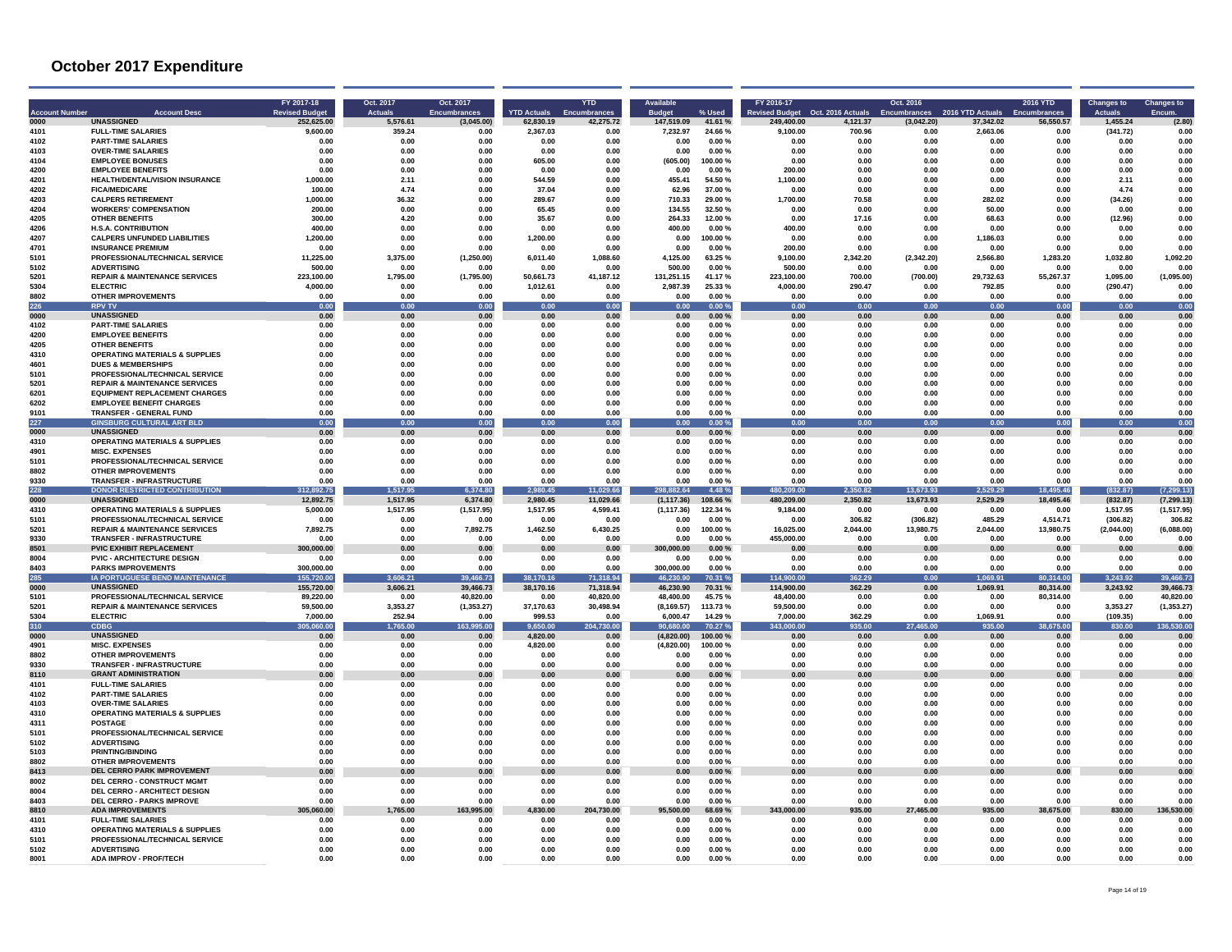# October 2017 Expenditure

| Account Number | Account Desc | FY 2017-18 Revised Budget | Oct. 2017 Actuals | Oct. 2017 Encumbrances | YTD Actuals | YTD Encumbrances | Available Budget | % Used | FY 2016-17 Revised Budget | Oct. 2016 Actuals | Oct. 2016 Encumbrances | 2016 YTD Actuals | 2016 YTD Encumbrances | Changes to Actuals | Changes to Encum. |
|---|---|---|---|---|---|---|---|---|---|---|---|---|---|---|---|
| 0000 | UNASSIGNED | 252,625.00 | 5,576.61 | (3,045.00) | 62,830.19 | 42,275.72 | 147,519.09 | 41.61 % | 249,400.00 | 4,121.37 | (3,042.20) | 37,342.02 | 56,550.57 | 1,455.24 | (2.80) |
| 4101 | FULL-TIME SALARIES | 9,600.00 | 359.24 | 0.00 | 2,367.03 | 0.00 | 7,232.97 | 24.66 % | 9,100.00 | 700.96 | 0.00 | 2,663.06 | 0.00 | (341.72) | 0.00 |
| 4102 | PART-TIME SALARIES | 0.00 | 0.00 | 0.00 | 0.00 | 0.00 | 0.00 | 0.00 % | 0.00 | 0.00 | 0.00 | 0.00 | 0.00 | 0.00 | 0.00 |
| 4103 | OVER-TIME SALARIES | 0.00 | 0.00 | 0.00 | 0.00 | 0.00 | 0.00 | 0.00 % | 0.00 | 0.00 | 0.00 | 0.00 | 0.00 | 0.00 | 0.00 |
| 4104 | EMPLOYEE BONUSES | 0.00 | 0.00 | 0.00 | 605.00 | 0.00 | (605.00) | 100.00 % | 0.00 | 0.00 | 0.00 | 0.00 | 0.00 | 0.00 | 0.00 |
| 4200 | EMPLOYEE BENEFITS | 0.00 | 0.00 | 0.00 | 0.00 | 0.00 | 0.00 | 0.00 % | 200.00 | 0.00 | 0.00 | 0.00 | 0.00 | 0.00 | 0.00 |
| 4201 | HEALTH/DENTAL/VISION INSURANCE | 1,000.00 | 2.11 | 0.00 | 544.59 | 0.00 | 455.41 | 54.50 % | 1,100.00 | 0.00 | 0.00 | 0.00 | 0.00 | 2.11 | 0.00 |
| 4202 | FICA/MEDICARE | 100.00 | 4.74 | 0.00 | 37.04 | 0.00 | 62.96 | 37.00 % | 0.00 | 0.00 | 0.00 | 0.00 | 0.00 | 4.74 | 0.00 |
| 4203 | CALPERS RETIREMENT | 1,000.00 | 36.32 | 0.00 | 289.67 | 0.00 | 710.33 | 29.00 % | 1,700.00 | 70.58 | 0.00 | 282.02 | 0.00 | (34.26) | 0.00 |
| 4204 | WORKERS' COMPENSATION | 200.00 | 0.00 | 0.00 | 65.45 | 0.00 | 134.55 | 32.50 % | 0.00 | 0.00 | 0.00 | 50.00 | 0.00 | 0.00 | 0.00 |
| 4205 | OTHER BENEFITS | 300.00 | 4.20 | 0.00 | 35.67 | 0.00 | 264.33 | 12.00 % | 0.00 | 17.16 | 0.00 | 68.63 | 0.00 | (12.96) | 0.00 |
| 4206 | H.S.A. CONTRIBUTION | 400.00 | 0.00 | 0.00 | 0.00 | 0.00 | 400.00 | 0.00 % | 400.00 | 0.00 | 0.00 | 0.00 | 0.00 | 0.00 | 0.00 |
| 4207 | CALPERS UNFUNDED LIABILITIES | 1,200.00 | 0.00 | 0.00 | 1,200.00 | 0.00 | 0.00 | 100.00 % | 0.00 | 0.00 | 0.00 | 1,186.03 | 0.00 | 0.00 | 0.00 |
| 4701 | INSURANCE PREMIUM | 0.00 | 0.00 | 0.00 | 0.00 | 0.00 | 0.00 | 0.00 % | 200.00 | 0.00 | 0.00 | 0.00 | 0.00 | 0.00 | 0.00 |
| 5101 | PROFESSIONAL/TECHNICAL SERVICE | 11,225.00 | 3,375.00 | (1,250.00) | 6,011.40 | 1,088.60 | 4,125.00 | 63.25 % | 9,100.00 | 2,342.20 | (2,342.20) | 2,566.80 | 1,283.20 | 1,032.80 | 1,092.20 |
| 5102 | ADVERTISING | 500.00 | 0.00 | 0.00 | 0.00 | 0.00 | 500.00 | 0.00 % | 500.00 | 0.00 | 0.00 | 0.00 | 0.00 | 0.00 | 0.00 |
| 5201 | REPAIR & MAINTENANCE SERVICES | 223,100.00 | 1,795.00 | (1,795.00) | 50,661.73 | 41,187.12 | 131,251.15 | 41.17 % | 223,100.00 | 700.00 | (700.00) | 29,732.63 | 55,267.37 | 1,095.00 | (1,095.00) |
| 5304 | ELECTRIC | 4,000.00 | 0.00 | 0.00 | 1,012.61 | 0.00 | 2,987.39 | 25.33 % | 4,000.00 | 290.47 | 0.00 | 792.85 | 0.00 | (290.47) | 0.00 |
| 8802 | OTHER IMPROVEMENTS | 0.00 | 0.00 | 0.00 | 0.00 | 0.00 | 0.00 | 0.00 % | 0.00 | 0.00 | 0.00 | 0.00 | 0.00 | 0.00 | 0.00 |
| **226** | **RPV TV** | **0.00** | **0.00** | **0.00** | **0.00** | **0.00** | **0.00** | **0.00 %** | **0.00** | **0.00** | **0.00** | **0.00** | **0.00** | **0.00** | **0.00** |
| 0000 | UNASSIGNED | 0.00 | 0.00 | 0.00 | 0.00 | 0.00 | 0.00 | 0.00 % | 0.00 | 0.00 | 0.00 | 0.00 | 0.00 | 0.00 | 0.00 |
| 4102 | PART-TIME SALARIES | 0.00 | 0.00 | 0.00 | 0.00 | 0.00 | 0.00 | 0.00 % | 0.00 | 0.00 | 0.00 | 0.00 | 0.00 | 0.00 | 0.00 |
| 4200 | EMPLOYEE BENEFITS | 0.00 | 0.00 | 0.00 | 0.00 | 0.00 | 0.00 | 0.00 % | 0.00 | 0.00 | 0.00 | 0.00 | 0.00 | 0.00 | 0.00 |
| 4205 | OTHER BENEFITS | 0.00 | 0.00 | 0.00 | 0.00 | 0.00 | 0.00 | 0.00 % | 0.00 | 0.00 | 0.00 | 0.00 | 0.00 | 0.00 | 0.00 |
| 4310 | OPERATING MATERIALS & SUPPLIES | 0.00 | 0.00 | 0.00 | 0.00 | 0.00 | 0.00 | 0.00 % | 0.00 | 0.00 | 0.00 | 0.00 | 0.00 | 0.00 | 0.00 |
| 4601 | DUES & MEMBERSHIPS | 0.00 | 0.00 | 0.00 | 0.00 | 0.00 | 0.00 | 0.00 % | 0.00 | 0.00 | 0.00 | 0.00 | 0.00 | 0.00 | 0.00 |
| 5101 | PROFESSIONAL/TECHNICAL SERVICE | 0.00 | 0.00 | 0.00 | 0.00 | 0.00 | 0.00 | 0.00 % | 0.00 | 0.00 | 0.00 | 0.00 | 0.00 | 0.00 | 0.00 |
| 5201 | REPAIR & MAINTENANCE SERVICES | 0.00 | 0.00 | 0.00 | 0.00 | 0.00 | 0.00 | 0.00 % | 0.00 | 0.00 | 0.00 | 0.00 | 0.00 | 0.00 | 0.00 |
| 6201 | EQUIPMENT REPLACEMENT CHARGES | 0.00 | 0.00 | 0.00 | 0.00 | 0.00 | 0.00 | 0.00 % | 0.00 | 0.00 | 0.00 | 0.00 | 0.00 | 0.00 | 0.00 |
| 6202 | EMPLOYEE BENEFIT CHARGES | 0.00 | 0.00 | 0.00 | 0.00 | 0.00 | 0.00 | 0.00 % | 0.00 | 0.00 | 0.00 | 0.00 | 0.00 | 0.00 | 0.00 |
| 9101 | TRANSFER - GENERAL FUND | 0.00 | 0.00 | 0.00 | 0.00 | 0.00 | 0.00 | 0.00 % | 0.00 | 0.00 | 0.00 | 0.00 | 0.00 | 0.00 | 0.00 |
| **227** | **GINSBURG CULTURAL ART BLD** | **0.00** | **0.00** | **0.00** | **0.00** | **0.00** | **0.00** | **0.00 %** | **0.00** | **0.00** | **0.00** | **0.00** | **0.00** | **0.00** | **0.00** |
| 0000 | UNASSIGNED | 0.00 | 0.00 | 0.00 | 0.00 | 0.00 | 0.00 | 0.00 % | 0.00 | 0.00 | 0.00 | 0.00 | 0.00 | 0.00 | 0.00 |
| 4310 | OPERATING MATERIALS & SUPPLIES | 0.00 | 0.00 | 0.00 | 0.00 | 0.00 | 0.00 | 0.00 % | 0.00 | 0.00 | 0.00 | 0.00 | 0.00 | 0.00 | 0.00 |
| 4901 | MISC. EXPENSES | 0.00 | 0.00 | 0.00 | 0.00 | 0.00 | 0.00 | 0.00 % | 0.00 | 0.00 | 0.00 | 0.00 | 0.00 | 0.00 | 0.00 |
| 5101 | PROFESSIONAL/TECHNICAL SERVICE | 0.00 | 0.00 | 0.00 | 0.00 | 0.00 | 0.00 | 0.00 % | 0.00 | 0.00 | 0.00 | 0.00 | 0.00 | 0.00 | 0.00 |
| 8802 | OTHER IMPROVEMENTS | 0.00 | 0.00 | 0.00 | 0.00 | 0.00 | 0.00 | 0.00 % | 0.00 | 0.00 | 0.00 | 0.00 | 0.00 | 0.00 | 0.00 |
| 9330 | TRANSFER - INFRASTRUCTURE | 0.00 | 0.00 | 0.00 | 0.00 | 0.00 | 0.00 | 0.00 % | 0.00 | 0.00 | 0.00 | 0.00 | 0.00 | 0.00 | 0.00 |
| **228** | **DONOR RESTRICTED CONTRIBUTION** | **312,892.75** | **1,517.95** | **6,374.80** | **2,980.45** | **11,029.66** | **298,882.64** | **4.48 %** | **480,209.00** | **2,350.82** | **13,673.93** | **2,529.29** | **18,495.46** | **(832.87)** | **(7,299.13)** |
| 0000 | UNASSIGNED | 12,892.75 | 1,517.95 | 6,374.80 | 2,980.45 | 11,029.66 | (1,117.36) | 108.66 % | 480,209.00 | 2,350.82 | 13,673.93 | 2,529.29 | 18,495.46 | (832.87) | (7,299.13) |
| 4310 | OPERATING MATERIALS & SUPPLIES | 5,000.00 | 1,517.95 | (1,517.95) | 1,517.95 | 4,599.41 | (1,117.36) | 122.34 % | 9,184.00 | 0.00 | 0.00 | 0.00 | 0.00 | 1,517.95 | (1,517.95) |
| 5101 | PROFESSIONAL/TECHNICAL SERVICE | 0.00 | 0.00 | 0.00 | 0.00 | 0.00 | 0.00 | 0.00 % | 0.00 | 306.82 | (306.82) | 485.29 | 4,514.71 | (306.82) | 306.82 |
| 5201 | REPAIR & MAINTENANCE SERVICES | 7,892.75 | 0.00 | 7,892.75 | 1,462.50 | 6,430.25 | 0.00 | 100.00 % | 16,025.00 | 2,044.00 | 13,980.75 | 2,044.00 | 13,980.75 | (2,044.00) | (6,088.00) |
| 9330 | TRANSFER - INFRASTRUCTURE | 0.00 | 0.00 | 0.00 | 0.00 | 0.00 | 0.00 | 0.00 % | 455,000.00 | 0.00 | 0.00 | 0.00 | 0.00 | 0.00 | 0.00 |
| 8501 | PVIC EXHIBIT REPLACEMENT | 300,000.00 | 0.00 | 0.00 | 0.00 | 0.00 | 300,000.00 | 0.00 % | 0.00 | 0.00 | 0.00 | 0.00 | 0.00 | 0.00 | 0.00 |
| 8004 | PVIC - ARCHITECTURE DESIGN | 0.00 | 0.00 | 0.00 | 0.00 | 0.00 | 0.00 | 0.00 % | 0.00 | 0.00 | 0.00 | 0.00 | 0.00 | 0.00 | 0.00 |
| 8403 | PARKS IMPROVEMENTS | 300,000.00 | 0.00 | 0.00 | 0.00 | 0.00 | 300,000.00 | 0.00 % | 0.00 | 0.00 | 0.00 | 0.00 | 0.00 | 0.00 | 0.00 |
| **285** | **IA PORTUGUESE BEND MAINTENANCE** | **155,720.00** | **3,606.21** | **39,466.73** | **38,170.16** | **71,318.94** | **46,230.90** | **70.31 %** | **114,900.00** | **362.29** | **0.00** | **1,069.91** | **80,314.00** | **3,243.92** | **39,466.73** |
| 0000 | UNASSIGNED | 155,720.00 | 3,606.21 | 39,466.73 | 38,170.16 | 71,318.94 | 46,230.90 | 70.31 % | 114,900.00 | 362.29 | 0.00 | 1,069.91 | 80,314.00 | 3,243.92 | 39,466.73 |
| 5101 | PROFESSIONAL/TECHNICAL SERVICE | 89,220.00 | 0.00 | 40,820.00 | 0.00 | 40,820.00 | 48,400.00 | 45.75 % | 48,400.00 | 0.00 | 0.00 | 0.00 | 80,314.00 | 0.00 | 40,820.00 |
| 5201 | REPAIR & MAINTENANCE SERVICES | 59,500.00 | 3,353.27 | (1,353.27) | 37,170.63 | 30,498.94 | (8,169.57) | 113.73 % | 59,500.00 | 0.00 | 0.00 | 0.00 | 0.00 | 3,353.27 | (1,353.27) |
| 5304 | ELECTRIC | 7,000.00 | 252.94 | 0.00 | 999.53 | 0.00 | 6,000.47 | 14.29 % | 7,000.00 | 362.29 | 0.00 | 1,069.91 | 0.00 | (109.35) | 0.00 |
| **310** | **CDBG** | **305,060.00** | **1,765.00** | **163,995.00** | **9,650.00** | **204,730.00** | **90,680.00** | **70.27 %** | **343,000.00** | **935.00** | **27,465.00** | **935.00** | **38,675.00** | **830.00** | **136,530.00** |
| 0000 | UNASSIGNED | 0.00 | 0.00 | 0.00 | 4,820.00 | 0.00 | (4,820.00) | 100.00 % | 0.00 | 0.00 | 0.00 | 0.00 | 0.00 | 0.00 | 0.00 |
| 4901 | MISC. EXPENSES | 0.00 | 0.00 | 0.00 | 4,820.00 | 0.00 | (4,820.00) | 100.00 % | 0.00 | 0.00 | 0.00 | 0.00 | 0.00 | 0.00 | 0.00 |
| 8802 | OTHER IMPROVEMENTS | 0.00 | 0.00 | 0.00 | 0.00 | 0.00 | 0.00 | 0.00 % | 0.00 | 0.00 | 0.00 | 0.00 | 0.00 | 0.00 | 0.00 |
| 9330 | TRANSFER - INFRASTRUCTURE | 0.00 | 0.00 | 0.00 | 0.00 | 0.00 | 0.00 | 0.00 % | 0.00 | 0.00 | 0.00 | 0.00 | 0.00 | 0.00 | 0.00 |
| 8110 | GRANT ADMINISTRATION | 0.00 | 0.00 | 0.00 | 0.00 | 0.00 | 0.00 | 0.00 % | 0.00 | 0.00 | 0.00 | 0.00 | 0.00 | 0.00 | 0.00 |
| 4101 | FULL-TIME SALARIES | 0.00 | 0.00 | 0.00 | 0.00 | 0.00 | 0.00 | 0.00 % | 0.00 | 0.00 | 0.00 | 0.00 | 0.00 | 0.00 | 0.00 |
| 4102 | PART-TIME SALARIES | 0.00 | 0.00 | 0.00 | 0.00 | 0.00 | 0.00 | 0.00 % | 0.00 | 0.00 | 0.00 | 0.00 | 0.00 | 0.00 | 0.00 |
| 4103 | OVER-TIME SALARIES | 0.00 | 0.00 | 0.00 | 0.00 | 0.00 | 0.00 | 0.00 % | 0.00 | 0.00 | 0.00 | 0.00 | 0.00 | 0.00 | 0.00 |
| 4310 | OPERATING MATERIALS & SUPPLIES | 0.00 | 0.00 | 0.00 | 0.00 | 0.00 | 0.00 | 0.00 % | 0.00 | 0.00 | 0.00 | 0.00 | 0.00 | 0.00 | 0.00 |
| 4311 | POSTAGE | 0.00 | 0.00 | 0.00 | 0.00 | 0.00 | 0.00 | 0.00 % | 0.00 | 0.00 | 0.00 | 0.00 | 0.00 | 0.00 | 0.00 |
| 5101 | PROFESSIONAL/TECHNICAL SERVICE | 0.00 | 0.00 | 0.00 | 0.00 | 0.00 | 0.00 | 0.00 % | 0.00 | 0.00 | 0.00 | 0.00 | 0.00 | 0.00 | 0.00 |
| 5102 | ADVERTISING | 0.00 | 0.00 | 0.00 | 0.00 | 0.00 | 0.00 | 0.00 % | 0.00 | 0.00 | 0.00 | 0.00 | 0.00 | 0.00 | 0.00 |
| 5103 | PRINTING/BINDING | 0.00 | 0.00 | 0.00 | 0.00 | 0.00 | 0.00 | 0.00 % | 0.00 | 0.00 | 0.00 | 0.00 | 0.00 | 0.00 | 0.00 |
| 8802 | OTHER IMPROVEMENTS | 0.00 | 0.00 | 0.00 | 0.00 | 0.00 | 0.00 | 0.00 % | 0.00 | 0.00 | 0.00 | 0.00 | 0.00 | 0.00 | 0.00 |
| 8413 | DEL CERRO PARK IMPROVEMENT | 0.00 | 0.00 | 0.00 | 0.00 | 0.00 | 0.00 | 0.00 % | 0.00 | 0.00 | 0.00 | 0.00 | 0.00 | 0.00 | 0.00 |
| 8002 | DEL CERRO - CONSTRUCT MGMT | 0.00 | 0.00 | 0.00 | 0.00 | 0.00 | 0.00 | 0.00 % | 0.00 | 0.00 | 0.00 | 0.00 | 0.00 | 0.00 | 0.00 |
| 8004 | DEL CERRO - ARCHITECT DESIGN | 0.00 | 0.00 | 0.00 | 0.00 | 0.00 | 0.00 | 0.00 % | 0.00 | 0.00 | 0.00 | 0.00 | 0.00 | 0.00 | 0.00 |
| 8403 | DEL CERRO - PARKS IMPROVE | 0.00 | 0.00 | 0.00 | 0.00 | 0.00 | 0.00 | 0.00 % | 0.00 | 0.00 | 0.00 | 0.00 | 0.00 | 0.00 | 0.00 |
| 8810 | ADA IMPROVEMENTS | 305,060.00 | 1,765.00 | 163,995.00 | 4,830.00 | 204,730.00 | 95,500.00 | 68.69 % | 343,000.00 | 935.00 | 27,465.00 | 935.00 | 38,675.00 | 830.00 | 136,530.00 |
| 4101 | FULL-TIME SALARIES | 0.00 | 0.00 | 0.00 | 0.00 | 0.00 | 0.00 | 0.00 % | 0.00 | 0.00 | 0.00 | 0.00 | 0.00 | 0.00 | 0.00 |
| 4310 | OPERATING MATERIALS & SUPPLIES | 0.00 | 0.00 | 0.00 | 0.00 | 0.00 | 0.00 | 0.00 % | 0.00 | 0.00 | 0.00 | 0.00 | 0.00 | 0.00 | 0.00 |
| 5101 | PROFESSIONAL/TECHNICAL SERVICE | 0.00 | 0.00 | 0.00 | 0.00 | 0.00 | 0.00 | 0.00 % | 0.00 | 0.00 | 0.00 | 0.00 | 0.00 | 0.00 | 0.00 |
| 5102 | ADVERTISING | 0.00 | 0.00 | 0.00 | 0.00 | 0.00 | 0.00 | 0.00 % | 0.00 | 0.00 | 0.00 | 0.00 | 0.00 | 0.00 | 0.00 |
| 8001 | ADA IMPROV - PROF/TECH | 0.00 | 0.00 | 0.00 | 0.00 | 0.00 | 0.00 | 0.00 % | 0.00 | 0.00 | 0.00 | 0.00 | 0.00 | 0.00 | 0.00 |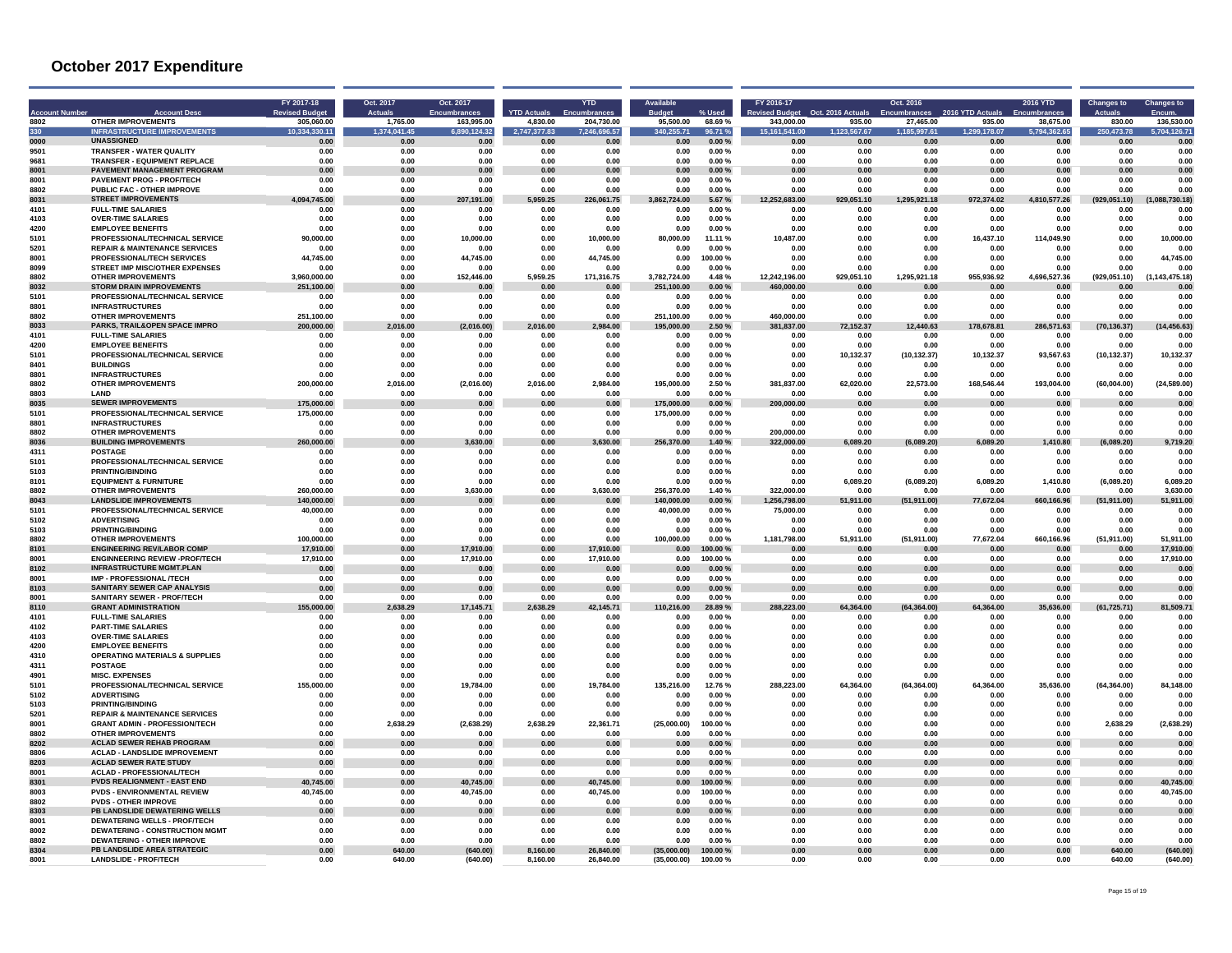# October 2017 Expenditure

| Account Number | Account Desc | FY 2017-18 Revised Budget | Oct. 2017 Actuals | Oct. 2017 Encumbrances | YTD Actuals | YTD Encumbrances | Available Budget | % Used | FY 2016-17 Revised Budget | Oct. 2016 Actuals | Oct. 2016 Encumbrances | 2016 YTD Actuals | 2016 YTD Encumbrances | Changes to Actuals | Changes to Encum. |
|---|---|---|---|---|---|---|---|---|---|---|---|---|---|---|---|
| 8802 | OTHER IMPROVEMENTS | 305,060.00 | 1,765.00 | 163,995.00 | 4,830.00 | 204,730.00 | 95,500.00 | 68.69 % | 343,000.00 | 935.00 | 27,465.00 | 935.00 | 38,675.00 | 830.00 | 136,530.00 |
| 330 | INFRASTRUCTURE IMPROVEMENTS | 10,334,330.11 | 1,374,041.45 | 6,890,124.32 | 2,747,377.83 | 7,246,696.57 | 340,255.71 | 96.71 % | 15,161,541.00 | 1,123,567.67 | 1,185,997.61 | 1,299,178.07 | 5,794,362.65 | 250,473.78 | 5,704,126.71 |
| 0000 | UNASSIGNED | 0.00 | 0.00 | 0.00 | 0.00 | 0.00 | 0.00 | 0.00 % | 0.00 | 0.00 | 0.00 | 0.00 | 0.00 | 0.00 | 0.00 |
| 9501 | TRANSFER - WATER QUALITY | 0.00 | 0.00 | 0.00 | 0.00 | 0.00 | 0.00 | 0.00 % | 0.00 | 0.00 | 0.00 | 0.00 | 0.00 | 0.00 | 0.00 |
| 9681 | TRANSFER - EQUIPMENT REPLACE | 0.00 | 0.00 | 0.00 | 0.00 | 0.00 | 0.00 | 0.00 % | 0.00 | 0.00 | 0.00 | 0.00 | 0.00 | 0.00 | 0.00 |
| 8001 | PAVEMENT MANAGEMENT PROGRAM | 0.00 | 0.00 | 0.00 | 0.00 | 0.00 | 0.00 | 0.00 % | 0.00 | 0.00 | 0.00 | 0.00 | 0.00 | 0.00 | 0.00 |
| 8001 | PAVEMENT PROG - PROF/TECH | 0.00 | 0.00 | 0.00 | 0.00 | 0.00 | 0.00 | 0.00 % | 0.00 | 0.00 | 0.00 | 0.00 | 0.00 | 0.00 | 0.00 |
| 8802 | PUBLIC FAC - OTHER IMPROVE | 0.00 | 0.00 | 0.00 | 0.00 | 0.00 | 0.00 | 0.00 % | 0.00 | 0.00 | 0.00 | 0.00 | 0.00 | 0.00 | 0.00 |
| 8031 | STREET IMPROVEMENTS | 4,094,745.00 | 0.00 | 207,191.00 | 5,959.25 | 226,061.75 | 3,862,724.00 | 5.67 % | 12,252,683.00 | 929,051.10 | 1,295,921.18 | 972,374.02 | 4,810,577.26 | (929,051.10) | (1,088,730.18) |
| 4101 | FULL-TIME SALARIES | 0.00 | 0.00 | 0.00 | 0.00 | 0.00 | 0.00 | 0.00 % | 0.00 | 0.00 | 0.00 | 0.00 | 0.00 | 0.00 | 0.00 |
| 4103 | OVER-TIME SALARIES | 0.00 | 0.00 | 0.00 | 0.00 | 0.00 | 0.00 | 0.00 % | 0.00 | 0.00 | 0.00 | 0.00 | 0.00 | 0.00 | 0.00 |
| 4200 | EMPLOYEE BENEFITS | 0.00 | 0.00 | 0.00 | 0.00 | 0.00 | 0.00 | 0.00 % | 0.00 | 0.00 | 0.00 | 0.00 | 0.00 | 0.00 | 0.00 |
| 5101 | PROFESSIONAL/TECHNICAL SERVICE | 90,000.00 | 0.00 | 10,000.00 | 0.00 | 10,000.00 | 80,000.00 | 11.11 % | 10,487.00 | 0.00 | 0.00 | 16,437.10 | 114,049.90 | 0.00 | 10,000.00 |
| 5201 | REPAIR & MAINTENANCE SERVICES | 0.00 | 0.00 | 0.00 | 0.00 | 0.00 | 0.00 | 0.00 % | 0.00 | 0.00 | 0.00 | 0.00 | 0.00 | 0.00 | 0.00 |
| 8001 | PROFESSIONAL/TECH SERVICES | 44,745.00 | 0.00 | 44,745.00 | 0.00 | 44,745.00 | 0.00 | 100.00 % | 0.00 | 0.00 | 0.00 | 0.00 | 0.00 | 0.00 | 44,745.00 |
| 8099 | STREET IMP MISC/OTHER EXPENSES | 0.00 | 0.00 | 0.00 | 0.00 | 0.00 | 0.00 | 0.00 % | 0.00 | 0.00 | 0.00 | 0.00 | 0.00 | 0.00 | 0.00 |
| 8802 | OTHER IMPROVEMENTS | 3,960,000.00 | 0.00 | 152,446.00 | 5,959.25 | 171,316.75 | 3,782,724.00 | 4.48 % | 12,242,196.00 | 929,051.10 | 1,295,921.18 | 955,936.92 | 4,696,527.36 | (929,051.10) | (1,143,475.18) |
| 8032 | STORM DRAIN IMPROVEMENTS | 251,100.00 | 0.00 | 0.00 | 0.00 | 0.00 | 251,100.00 | 0.00 % | 460,000.00 | 0.00 | 0.00 | 0.00 | 0.00 | 0.00 | 0.00 |
| 5101 | PROFESSIONAL/TECHNICAL SERVICE | 0.00 | 0.00 | 0.00 | 0.00 | 0.00 | 0.00 | 0.00 % | 0.00 | 0.00 | 0.00 | 0.00 | 0.00 | 0.00 | 0.00 |
| 8801 | INFRASTRUCTURES | 0.00 | 0.00 | 0.00 | 0.00 | 0.00 | 0.00 | 0.00 % | 0.00 | 0.00 | 0.00 | 0.00 | 0.00 | 0.00 | 0.00 |
| 8802 | OTHER IMPROVEMENTS | 251,100.00 | 0.00 | 0.00 | 0.00 | 0.00 | 251,100.00 | 0.00 % | 460,000.00 | 0.00 | 0.00 | 0.00 | 0.00 | 0.00 | 0.00 |
| 8033 | PARKS, TRAIL&OPEN SPACE IMPRO | 200,000.00 | 2,016.00 | (2,016.00) | 2,016.00 | 2,984.00 | 195,000.00 | 2.50 % | 381,837.00 | 72,152.37 | 12,440.63 | 178,678.81 | 286,571.63 | (70,136.37) | (14,456.63) |
| 4101 | FULL-TIME SALARIES | 0.00 | 0.00 | 0.00 | 0.00 | 0.00 | 0.00 | 0.00 % | 0.00 | 0.00 | 0.00 | 0.00 | 0.00 | 0.00 | 0.00 |
| 4200 | EMPLOYEE BENEFITS | 0.00 | 0.00 | 0.00 | 0.00 | 0.00 | 0.00 | 0.00 % | 0.00 | 0.00 | 0.00 | 0.00 | 0.00 | 0.00 | 0.00 |
| 5101 | PROFESSIONAL/TECHNICAL SERVICE | 0.00 | 0.00 | 0.00 | 0.00 | 0.00 | 0.00 | 0.00 % | 0.00 | 10,132.37 | (10,132.37) | 10,132.37 | 93,567.63 | (10,132.37) | 10,132.37 |
| 8401 | BUILDINGS | 0.00 | 0.00 | 0.00 | 0.00 | 0.00 | 0.00 | 0.00 % | 0.00 | 0.00 | 0.00 | 0.00 | 0.00 | 0.00 | 0.00 |
| 8801 | INFRASTRUCTURES | 0.00 | 0.00 | 0.00 | 0.00 | 0.00 | 0.00 | 0.00 % | 0.00 | 0.00 | 0.00 | 0.00 | 0.00 | 0.00 | 0.00 |
| 8802 | OTHER IMPROVEMENTS | 200,000.00 | 2,016.00 | (2,016.00) | 2,016.00 | 2,984.00 | 195,000.00 | 2.50 % | 381,837.00 | 62,020.00 | 22,573.00 | 168,546.44 | 193,004.00 | (60,004.00) | (24,589.00) |
| 8803 | LAND | 0.00 | 0.00 | 0.00 | 0.00 | 0.00 | 0.00 | 0.00 % | 0.00 | 0.00 | 0.00 | 0.00 | 0.00 | 0.00 | 0.00 |
| 8035 | SEWER IMPROVEMENTS | 175,000.00 | 0.00 | 0.00 | 0.00 | 0.00 | 175,000.00 | 0.00 % | 200,000.00 | 0.00 | 0.00 | 0.00 | 0.00 | 0.00 | 0.00 |
| 5101 | PROFESSIONAL/TECHNICAL SERVICE | 175,000.00 | 0.00 | 0.00 | 0.00 | 0.00 | 175,000.00 | 0.00 % | 0.00 | 0.00 | 0.00 | 0.00 | 0.00 | 0.00 | 0.00 |
| 8801 | INFRASTRUCTURES | 0.00 | 0.00 | 0.00 | 0.00 | 0.00 | 0.00 | 0.00 % | 0.00 | 0.00 | 0.00 | 0.00 | 0.00 | 0.00 | 0.00 |
| 8802 | OTHER IMPROVEMENTS | 0.00 | 0.00 | 0.00 | 0.00 | 0.00 | 0.00 | 0.00 % | 200,000.00 | 0.00 | 0.00 | 0.00 | 0.00 | 0.00 | 0.00 |
| 8036 | BUILDING IMPROVEMENTS | 260,000.00 | 0.00 | 3,630.00 | 0.00 | 3,630.00 | 256,370.00 | 1.40 % | 322,000.00 | 6,089.20 | (6,089.20) | 6,089.20 | 1,410.80 | (6,089.20) | 9,719.20 |
| 4311 | POSTAGE | 0.00 | 0.00 | 0.00 | 0.00 | 0.00 | 0.00 | 0.00 % | 0.00 | 0.00 | 0.00 | 0.00 | 0.00 | 0.00 | 0.00 |
| 5101 | PROFESSIONAL/TECHNICAL SERVICE | 0.00 | 0.00 | 0.00 | 0.00 | 0.00 | 0.00 | 0.00 % | 0.00 | 0.00 | 0.00 | 0.00 | 0.00 | 0.00 | 0.00 |
| 5103 | PRINTING/BINDING | 0.00 | 0.00 | 0.00 | 0.00 | 0.00 | 0.00 | 0.00 % | 0.00 | 0.00 | 0.00 | 0.00 | 0.00 | 0.00 | 0.00 |
| 8101 | EQUIPMENT & FURNITURE | 0.00 | 0.00 | 0.00 | 0.00 | 0.00 | 0.00 | 0.00 % | 0.00 | 6,089.20 | (6,089.20) | 6,089.20 | 1,410.80 | (6,089.20) | 6,089.20 |
| 8802 | OTHER IMPROVEMENTS | 260,000.00 | 0.00 | 3,630.00 | 0.00 | 3,630.00 | 256,370.00 | 1.40 % | 322,000.00 | 0.00 | 0.00 | 0.00 | 0.00 | 0.00 | 3,630.00 |
| 8043 | LANDSLIDE IMPROVEMENTS | 140,000.00 | 0.00 | 0.00 | 0.00 | 0.00 | 140,000.00 | 0.00 % | 1,256,798.00 | 51,911.00 | (51,911.00) | 77,672.04 | 660,166.96 | (51,911.00) | 51,911.00 |
| 5101 | PROFESSIONAL/TECHNICAL SERVICE | 40,000.00 | 0.00 | 0.00 | 0.00 | 0.00 | 40,000.00 | 0.00 % | 75,000.00 | 0.00 | 0.00 | 0.00 | 0.00 | 0.00 | 0.00 |
| 5102 | ADVERTISING | 0.00 | 0.00 | 0.00 | 0.00 | 0.00 | 0.00 | 0.00 % | 0.00 | 0.00 | 0.00 | 0.00 | 0.00 | 0.00 | 0.00 |
| 5103 | PRINTING/BINDING | 0.00 | 0.00 | 0.00 | 0.00 | 0.00 | 0.00 | 0.00 % | 0.00 | 0.00 | 0.00 | 0.00 | 0.00 | 0.00 | 0.00 |
| 8802 | OTHER IMPROVEMENTS | 100,000.00 | 0.00 | 0.00 | 0.00 | 0.00 | 100,000.00 | 0.00 % | 1,181,798.00 | 51,911.00 | (51,911.00) | 77,672.04 | 660,166.96 | (51,911.00) | 51,911.00 |
| 8101 | ENGINEERING REV/LABOR COMP | 17,910.00 | 0.00 | 17,910.00 | 0.00 | 17,910.00 | 0.00 | 100.00 % | 0.00 | 0.00 | 0.00 | 0.00 | 0.00 | 0.00 | 17,910.00 |
| 8001 | ENGINNEERING REVIEW -PROF/TECH | 17,910.00 | 0.00 | 17,910.00 | 0.00 | 17,910.00 | 0.00 | 100.00 % | 0.00 | 0.00 | 0.00 | 0.00 | 0.00 | 0.00 | 17,910.00 |
| 8102 | INFRASTRUCTURE MGMT.PLAN | 0.00 | 0.00 | 0.00 | 0.00 | 0.00 | 0.00 | 0.00 % | 0.00 | 0.00 | 0.00 | 0.00 | 0.00 | 0.00 | 0.00 |
| 8001 | IMP - PROFESSIONAL /TECH | 0.00 | 0.00 | 0.00 | 0.00 | 0.00 | 0.00 | 0.00 % | 0.00 | 0.00 | 0.00 | 0.00 | 0.00 | 0.00 | 0.00 |
| 8103 | SANITARY SEWER CAP ANALYSIS | 0.00 | 0.00 | 0.00 | 0.00 | 0.00 | 0.00 | 0.00 % | 0.00 | 0.00 | 0.00 | 0.00 | 0.00 | 0.00 | 0.00 |
| 8001 | SANITARY SEWER - PROF/TECH | 0.00 | 0.00 | 0.00 | 0.00 | 0.00 | 0.00 | 0.00 % | 0.00 | 0.00 | 0.00 | 0.00 | 0.00 | 0.00 | 0.00 |
| 8110 | GRANT ADMINISTRATION | 155,000.00 | 2,638.29 | 17,145.71 | 2,638.29 | 42,145.71 | 110,216.00 | 28.89 % | 288,223.00 | 64,364.00 | (64,364.00) | 64,364.00 | 35,636.00 | (61,725.71) | 81,509.71 |
| 4101 | FULL-TIME SALARIES | 0.00 | 0.00 | 0.00 | 0.00 | 0.00 | 0.00 | 0.00 % | 0.00 | 0.00 | 0.00 | 0.00 | 0.00 | 0.00 | 0.00 |
| 4102 | PART-TIME SALARIES | 0.00 | 0.00 | 0.00 | 0.00 | 0.00 | 0.00 | 0.00 % | 0.00 | 0.00 | 0.00 | 0.00 | 0.00 | 0.00 | 0.00 |
| 4103 | OVER-TIME SALARIES | 0.00 | 0.00 | 0.00 | 0.00 | 0.00 | 0.00 | 0.00 % | 0.00 | 0.00 | 0.00 | 0.00 | 0.00 | 0.00 | 0.00 |
| 4200 | EMPLOYEE BENEFITS | 0.00 | 0.00 | 0.00 | 0.00 | 0.00 | 0.00 | 0.00 % | 0.00 | 0.00 | 0.00 | 0.00 | 0.00 | 0.00 | 0.00 |
| 4310 | OPERATING MATERIALS & SUPPLIES | 0.00 | 0.00 | 0.00 | 0.00 | 0.00 | 0.00 | 0.00 % | 0.00 | 0.00 | 0.00 | 0.00 | 0.00 | 0.00 | 0.00 |
| 4311 | POSTAGE | 0.00 | 0.00 | 0.00 | 0.00 | 0.00 | 0.00 | 0.00 % | 0.00 | 0.00 | 0.00 | 0.00 | 0.00 | 0.00 | 0.00 |
| 4901 | MISC. EXPENSES | 0.00 | 0.00 | 0.00 | 0.00 | 0.00 | 0.00 | 0.00 % | 0.00 | 0.00 | 0.00 | 0.00 | 0.00 | 0.00 | 0.00 |
| 5101 | PROFESSIONAL/TECHNICAL SERVICE | 155,000.00 | 0.00 | 19,784.00 | 0.00 | 19,784.00 | 135,216.00 | 12.76 % | 288,223.00 | 64,364.00 | (64,364.00) | 64,364.00 | 35,636.00 | (64,364.00) | 84,148.00 |
| 5102 | ADVERTISING | 0.00 | 0.00 | 0.00 | 0.00 | 0.00 | 0.00 | 0.00 % | 0.00 | 0.00 | 0.00 | 0.00 | 0.00 | 0.00 | 0.00 |
| 5103 | PRINTING/BINDING | 0.00 | 0.00 | 0.00 | 0.00 | 0.00 | 0.00 | 0.00 % | 0.00 | 0.00 | 0.00 | 0.00 | 0.00 | 0.00 | 0.00 |
| 5201 | REPAIR & MAINTENANCE SERVICES | 0.00 | 0.00 | 0.00 | 0.00 | 0.00 | 0.00 | 0.00 % | 0.00 | 0.00 | 0.00 | 0.00 | 0.00 | 0.00 | 0.00 |
| 8001 | GRANT ADMIN - PROFESSION/TECH | 0.00 | 2,638.29 | (2,638.29) | 2,638.29 | 22,361.71 | (25,000.00) | 100.00 % | 0.00 | 0.00 | 0.00 | 0.00 | 0.00 | 2,638.29 | (2,638.29) |
| 8802 | OTHER IMPROVEMENTS | 0.00 | 0.00 | 0.00 | 0.00 | 0.00 | 0.00 | 0.00 % | 0.00 | 0.00 | 0.00 | 0.00 | 0.00 | 0.00 | 0.00 |
| 8202 | ACLAD SEWER REHAB PROGRAM | 0.00 | 0.00 | 0.00 | 0.00 | 0.00 | 0.00 | 0.00 % | 0.00 | 0.00 | 0.00 | 0.00 | 0.00 | 0.00 | 0.00 |
| 8806 | ACLAD - LANDSLIDE IMPROVEMENT | 0.00 | 0.00 | 0.00 | 0.00 | 0.00 | 0.00 | 0.00 % | 0.00 | 0.00 | 0.00 | 0.00 | 0.00 | 0.00 | 0.00 |
| 8203 | ACLAD SEWER RATE STUDY | 0.00 | 0.00 | 0.00 | 0.00 | 0.00 | 0.00 | 0.00 % | 0.00 | 0.00 | 0.00 | 0.00 | 0.00 | 0.00 | 0.00 |
| 8001 | ACLAD - PROFESSIONAL/TECH | 0.00 | 0.00 | 0.00 | 0.00 | 0.00 | 0.00 | 0.00 % | 0.00 | 0.00 | 0.00 | 0.00 | 0.00 | 0.00 | 0.00 |
| 8301 | PVDS REALIGNMENT - EAST END | 40,745.00 | 0.00 | 40,745.00 | 0.00 | 40,745.00 | 0.00 | 100.00 % | 0.00 | 0.00 | 0.00 | 0.00 | 0.00 | 0.00 | 40,745.00 |
| 8003 | PVDS - ENVIRONMENTAL REVIEW | 40,745.00 | 0.00 | 40,745.00 | 0.00 | 40,745.00 | 0.00 | 100.00 % | 0.00 | 0.00 | 0.00 | 0.00 | 0.00 | 0.00 | 40,745.00 |
| 8802 | PVDS - OTHER IMPROVE | 0.00 | 0.00 | 0.00 | 0.00 | 0.00 | 0.00 | 0.00 % | 0.00 | 0.00 | 0.00 | 0.00 | 0.00 | 0.00 | 0.00 |
| 8303 | PB LANDSLIDE DEWATERING WELLS | 0.00 | 0.00 | 0.00 | 0.00 | 0.00 | 0.00 | 0.00 % | 0.00 | 0.00 | 0.00 | 0.00 | 0.00 | 0.00 | 0.00 |
| 8001 | DEWATERING WELLS - PROF/TECH | 0.00 | 0.00 | 0.00 | 0.00 | 0.00 | 0.00 | 0.00 % | 0.00 | 0.00 | 0.00 | 0.00 | 0.00 | 0.00 | 0.00 |
| 8002 | DEWATERING - CONSTRUCTION MGMT | 0.00 | 0.00 | 0.00 | 0.00 | 0.00 | 0.00 | 0.00 % | 0.00 | 0.00 | 0.00 | 0.00 | 0.00 | 0.00 | 0.00 |
| 8802 | DEWATERING - OTHER IMPROVE | 0.00 | 0.00 | 0.00 | 0.00 | 0.00 | 0.00 | 0.00 % | 0.00 | 0.00 | 0.00 | 0.00 | 0.00 | 0.00 | 0.00 |
| 8304 | PB LANDSLIDE AREA STRATEGIC | 0.00 | 640.00 | (640.00) | 8,160.00 | 26,840.00 | (35,000.00) | 100.00 % | 0.00 | 0.00 | 0.00 | 0.00 | 0.00 | 640.00 | (640.00) |
| 8001 | LANDSLIDE - PROF/TECH | 0.00 | 640.00 | (640.00) | 8,160.00 | 26,840.00 | (35,000.00) | 100.00 % | 0.00 | 0.00 | 0.00 | 0.00 | 0.00 | 640.00 | (640.00) |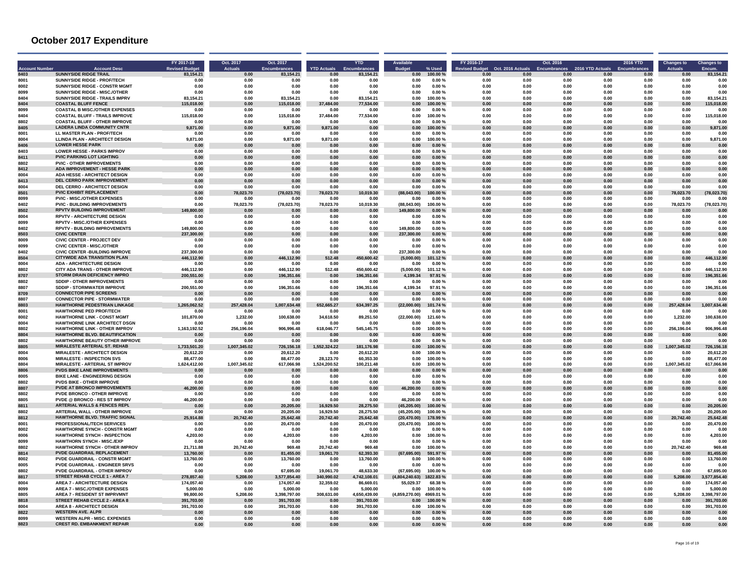# October 2017 Expenditure

| Account Number | Account Desc | FY 2017-18 Revised Budget | Oct. 2017 Actuals | Oct. 2017 Encumbrances | YTD Actuals | YTD Encumbrances | Available Budget | % Used | FY 2016-17 Revised Budget | Oct. 2016 Actuals | Oct. 2016 Encumbrances | 2016 YTD Actuals | 2016 YTD Encumbrances | Changes to Actuals | Changes to Encum. |
|---|---|---|---|---|---|---|---|---|---|---|---|---|---|---|---|
| 8403 | SUNNYSIDE RIDGE TRAIL | 83,154.21 | 0.00 | 83,154.21 | 0.00 | 83,154.21 | 0.00 | 100.00 % | 0.00 | 0.00 | 0.00 | 0.00 | 0.00 | 0.00 | 83,154.21 |
| 8001 | SUNNYSIDE RIDGE - PROF/TECH | 0.00 | 0.00 | 0.00 | 0.00 | 0.00 | 0.00 | 0.00 % | 0.00 | 0.00 | 0.00 | 0.00 | 0.00 | 0.00 | 0.00 |
| 8002 | SUNNYSIDE RIDGE - CONSTR MGMT | 0.00 | 0.00 | 0.00 | 0.00 | 0.00 | 0.00 | 0.00 % | 0.00 | 0.00 | 0.00 | 0.00 | 0.00 | 0.00 | 0.00 |
| 8099 | SUNNYSIDE RIDGE - MISC./OTHER | 0.00 | 0.00 | 0.00 | 0.00 | 0.00 | 0.00 | 0.00 % | 0.00 | 0.00 | 0.00 | 0.00 | 0.00 | 0.00 | 0.00 |
| 8404 | SUNNYSIDE RIDGE - TRAILS IMPRV | 83,154.21 | 0.00 | 83,154.21 | 0.00 | 83,154.21 | 0.00 | 100.00 % | 0.00 | 0.00 | 0.00 | 0.00 | 0.00 | 0.00 | 83,154.21 |
| 8404 | COASTAL BLUFF FENCE | 115,018.00 | 0.00 | 115,018.00 | 37,484.00 | 77,534.00 | 0.00 | 100.00 % | 0.00 | 0.00 | 0.00 | 0.00 | 0.00 | 0.00 | 115,018.00 |
| 8099 | COASTAL B MISC./OTHER EXPENSES | 0.00 | 0.00 | 0.00 | 0.00 | 0.00 | 0.00 | 0.00 % | 0.00 | 0.00 | 0.00 | 0.00 | 0.00 | 0.00 | 0.00 |
| 8404 | COASTAL BLUFF - TRAILS IMPROVE | 115,018.00 | 0.00 | 115,018.00 | 37,484.00 | 77,534.00 | 0.00 | 100.00 % | 0.00 | 0.00 | 0.00 | 0.00 | 0.00 | 0.00 | 115,018.00 |
| 8802 | COASTAL BLUFF - OTHER IMPROVE | 0.00 | 0.00 | 0.00 | 0.00 | 0.00 | 0.00 | 0.00 % | 0.00 | 0.00 | 0.00 | 0.00 | 0.00 | 0.00 | 0.00 |
| 8405 | LADERA LINDA COMMUNITY CNTR | 9,871.00 | 0.00 | 9,871.00 | 9,871.00 | 0.00 | 0.00 | 100.00 % | 0.00 | 0.00 | 0.00 | 0.00 | 0.00 | 0.00 | 9,871.00 |
| 8001 | LL MASTER PLAN - PROF/TECH | 0.00 | 0.00 | 0.00 | 0.00 | 0.00 | 0.00 | 0.00 % | 0.00 | 0.00 | 0.00 | 0.00 | 0.00 | 0.00 | 0.00 |
| 8004 | LLINDA PLAN - ARCHITECT DESIGN | 9,871.00 | 0.00 | 9,871.00 | 9,871.00 | 0.00 | 0.00 | 100.00 % | 0.00 | 0.00 | 0.00 | 0.00 | 0.00 | 0.00 | 9,871.00 |
| 8406 | LOWER HESSE PARK | 0.00 | 0.00 | 0.00 | 0.00 | 0.00 | 0.00 | 0.00 % | 0.00 | 0.00 | 0.00 | 0.00 | 0.00 | 0.00 | 0.00 |
| 8403 | LOWER HESSE - PARKS IMPROV | 0.00 | 0.00 | 0.00 | 0.00 | 0.00 | 0.00 | 0.00 % | 0.00 | 0.00 | 0.00 | 0.00 | 0.00 | 0.00 | 0.00 |
| 8411 | PVIC PARKING LOT LIGHTING | 0.00 | 0.00 | 0.00 | 0.00 | 0.00 | 0.00 | 0.00 % | 0.00 | 0.00 | 0.00 | 0.00 | 0.00 | 0.00 | 0.00 |
| 8802 | PVIC - OTHER IMPROVEMENTS | 0.00 | 0.00 | 0.00 | 0.00 | 0.00 | 0.00 | 0.00 % | 0.00 | 0.00 | 0.00 | 0.00 | 0.00 | 0.00 | 0.00 |
| 8412 | ADA IMPROVEMENT - HESSE PARK | 0.00 | 0.00 | 0.00 | 0.00 | 0.00 | 0.00 | 0.00 % | 0.00 | 0.00 | 0.00 | 0.00 | 0.00 | 0.00 | 0.00 |
| 8004 | ADA HESSE - ARCHITECT DESIGN | 0.00 | 0.00 | 0.00 | 0.00 | 0.00 | 0.00 | 0.00 % | 0.00 | 0.00 | 0.00 | 0.00 | 0.00 | 0.00 | 0.00 |
| 8413 | DEL CERRO PARK IMPROVEMENT | 0.00 | 0.00 | 0.00 | 0.00 | 0.00 | 0.00 | 0.00 % | 0.00 | 0.00 | 0.00 | 0.00 | 0.00 | 0.00 | 0.00 |
| 8004 | DEL CERRO - ARCHITECT DESIGN | 0.00 | 0.00 | 0.00 | 0.00 | 0.00 | 0.00 | 0.00 % | 0.00 | 0.00 | 0.00 | 0.00 | 0.00 | 0.00 | 0.00 |
| 8501 | PVIC EXHIBIT REPLACEMENT | 0.00 | 78,023.70 | (78,023.70) | 78,023.70 | 10,019.30 | (88,043.00) | 100.00 % | 0.00 | 0.00 | 0.00 | 0.00 | 0.00 | 78,023.70 | (78,023.70) |
| 8099 | PVIC - MISC./OTHER EXPENSES | 0.00 | 0.00 | 0.00 | 0.00 | 0.00 | 0.00 | 0.00 % | 0.00 | 0.00 | 0.00 | 0.00 | 0.00 | 0.00 | 0.00 |
| 8402 | PVIC - BUILDING IMPROVEMENTS | 0.00 | 78,023.70 | (78,023.70) | 78,023.70 | 10,019.30 | (88,043.00) | 100.00 % | 0.00 | 0.00 | 0.00 | 0.00 | 0.00 | 78,023.70 | (78,023.70) |
| 8502 | RPVTV BUILDING IMPROVEMENT | 149,800.00 | 0.00 | 0.00 | 0.00 | 0.00 | 149,800.00 | 0.00 % | 0.00 | 0.00 | 0.00 | 0.00 | 0.00 | 0.00 | 0.00 |
| 8004 | RPVTV - ARCHITECTURE DESIGN | 0.00 | 0.00 | 0.00 | 0.00 | 0.00 | 0.00 | 0.00 % | 0.00 | 0.00 | 0.00 | 0.00 | 0.00 | 0.00 | 0.00 |
| 8099 | RPVTV - MISC./OTHER EXPENSES | 0.00 | 0.00 | 0.00 | 0.00 | 0.00 | 0.00 | 0.00 % | 0.00 | 0.00 | 0.00 | 0.00 | 0.00 | 0.00 | 0.00 |
| 8402 | RPVTV - BUILDING IMPROVEMENTS | 149,800.00 | 0.00 | 0.00 | 0.00 | 0.00 | 149,800.00 | 0.00 % | 0.00 | 0.00 | 0.00 | 0.00 | 0.00 | 0.00 | 0.00 |
| 8503 | CIVIC CENTER | 237,300.00 | 0.00 | 0.00 | 0.00 | 0.00 | 237,300.00 | 0.00 % | 0.00 | 0.00 | 0.00 | 0.00 | 0.00 | 0.00 | 0.00 |
| 8009 | CIVIC CENTER - PROJECT DEV | 0.00 | 0.00 | 0.00 | 0.00 | 0.00 | 0.00 | 0.00 % | 0.00 | 0.00 | 0.00 | 0.00 | 0.00 | 0.00 | 0.00 |
| 8099 | CIVIC CENTER - MISC./OTHER | 0.00 | 0.00 | 0.00 | 0.00 | 0.00 | 0.00 | 0.00 % | 0.00 | 0.00 | 0.00 | 0.00 | 0.00 | 0.00 | 0.00 |
| 8402 | CIVIC CENTER -BUILDING IMPROVE | 237,300.00 | 0.00 | 0.00 | 0.00 | 0.00 | 237,300.00 | 0.00 % | 0.00 | 0.00 | 0.00 | 0.00 | 0.00 | 0.00 | 0.00 |
| 8504 | CITYWIDE ADA TRANSITION PLAN | 446,112.90 | 0.00 | 446,112.90 | 512.48 | 450,600.42 | (5,000.00) | 101.12 % | 0.00 | 0.00 | 0.00 | 0.00 | 0.00 | 0.00 | 446,112.90 |
| 8004 | ADA - ARCHITECTURE DESIGN | 0.00 | 0.00 | 0.00 | 0.00 | 0.00 | 0.00 | 0.00 % | 0.00 | 0.00 | 0.00 | 0.00 | 0.00 | 0.00 | 0.00 |
| 8802 | CITY ADA TRANS - OTHER IMPROVE | 446,112.90 | 0.00 | 446,112.90 | 512.48 | 450,600.42 | (5,000.00) | 101.12 % | 0.00 | 0.00 | 0.00 | 0.00 | 0.00 | 0.00 | 446,112.90 |
| 8707 | STORM DRAIN DEFICIENCY IMPRO | 200,551.00 | 0.00 | 196,351.66 | 0.00 | 196,351.66 | 4,199.34 | 97.91 % | 0.00 | 0.00 | 0.00 | 0.00 | 0.00 | 0.00 | 196,351.66 |
| 8802 | SDDIP - OTHER IMPROVEMENTS | 0.00 | 0.00 | 0.00 | 0.00 | 0.00 | 0.00 | 0.00 % | 0.00 | 0.00 | 0.00 | 0.00 | 0.00 | 0.00 | 0.00 |
| 8807 | SDDIP - STORMWATER IMPROVE | 200,551.00 | 0.00 | 196,351.66 | 0.00 | 196,351.66 | 4,199.34 | 97.91 % | 0.00 | 0.00 | 0.00 | 0.00 | 0.00 | 0.00 | 196,351.66 |
| 8709 | CONNECTOR PIPE SCREENS | 0.00 | 0.00 | 0.00 | 0.00 | 0.00 | 0.00 | 0.00 % | 0.00 | 0.00 | 0.00 | 0.00 | 0.00 | 0.00 | 0.00 |
| 8807 | CONNECTOR PIPE - STORMWATER | 0.00 | 0.00 | 0.00 | 0.00 | 0.00 | 0.00 | 0.00 % | 0.00 | 0.00 | 0.00 | 0.00 | 0.00 | 0.00 | 0.00 |
| 8803 | HAWTHORNE PEDESTRIAN LINKAGE | 1,265,062.52 | 257,428.04 | 1,007,634.48 | 652,665.27 | 634,397.25 | (22,000.00) | 101.74 % | 0.00 | 0.00 | 0.00 | 0.00 | 0.00 | 257,428.04 | 1,007,634.48 |
| 8001 | HAWTHORNE PED PROF/TECH | 0.00 | 0.00 | 0.00 | 0.00 | 0.00 | 0.00 | 0.00 % | 0.00 | 0.00 | 0.00 | 0.00 | 0.00 | 0.00 | 0.00 |
| 8002 | HAWTHORNE LINK - CONST MGMT | 101,870.00 | 1,232.00 | 100,638.00 | 34,618.50 | 89,251.50 | (22,000.00) | 121.60 % | 0.00 | 0.00 | 0.00 | 0.00 | 0.00 | 1,232.00 | 100,638.00 |
| 8004 | HAWTHORNE LINK ARCHITECT DSGN | 0.00 | 0.00 | 0.00 | 0.00 | 0.00 | 0.00 | 0.00 % | 0.00 | 0.00 | 0.00 | 0.00 | 0.00 | 0.00 | 0.00 |
| 8802 | HAWTHORNE LINK - OTHER IMPROV | 1,163,192.52 | 256,196.04 | 906,996.48 | 618,046.77 | 545,145.75 | 0.00 | 100.00 % | 0.00 | 0.00 | 0.00 | 0.00 | 0.00 | 256,196.04 | 906,996.48 |
| 8804 | HAWTHORNE BLVD. BEAUTIFICATION | 0.00 | 0.00 | 0.00 | 0.00 | 0.00 | 0.00 | 0.00 % | 0.00 | 0.00 | 0.00 | 0.00 | 0.00 | 0.00 | 0.00 |
| 8802 | HAWTHORNE BEAUTY OTHER IMPROVE | 0.00 | 0.00 | 0.00 | 0.00 | 0.00 | 0.00 | 0.00 % | 0.00 | 0.00 | 0.00 | 0.00 | 0.00 | 0.00 | 0.00 |
| 8805 | MIRALESTE ARTERIAL ST. REHAB | 1,733,501.20 | 1,007,345.02 | 726,156.18 | 1,552,324.22 | 181,176.98 | 0.00 | 100.00 % | 0.00 | 0.00 | 0.00 | 0.00 | 0.00 | 1,007,345.02 | 726,156.18 |
| 8004 | MIRALESTE - ARCHITECT DESIGN | 20,612.20 | 0.00 | 20,612.20 | 0.00 | 20,612.20 | 0.00 | 100.00 % | 0.00 | 0.00 | 0.00 | 0.00 | 0.00 | 0.00 | 20,612.20 |
| 8006 | MIRALESTE - INSPECTION SVS | 88,477.00 | 0.00 | 88,477.00 | 28,123.70 | 60,353.30 | 0.00 | 100.00 % | 0.00 | 0.00 | 0.00 | 0.00 | 0.00 | 0.00 | 88,477.00 |
| 8804 | MIRALESTE - ARTERIAL ST IMPROV | 1,624,412.00 | 1,007,345.02 | 617,066.98 | 1,524,200.52 | 100,211.48 | 0.00 | 100.00 % | 0.00 | 0.00 | 0.00 | 0.00 | 0.00 | 1,007,345.02 | 617,066.98 |
| 8806 | PVDS BIKE LANE IMPROVEMENTS | 0.00 | 0.00 | 0.00 | 0.00 | 0.00 | 0.00 | 0.00 % | 0.00 | 0.00 | 0.00 | 0.00 | 0.00 | 0.00 | 0.00 |
| 8005 | BIKE LANE - ENGINEERING DESIGN | 0.00 | 0.00 | 0.00 | 0.00 | 0.00 | 0.00 | 0.00 % | 0.00 | 0.00 | 0.00 | 0.00 | 0.00 | 0.00 | 0.00 |
| 8802 | PVDS BIKE - OTHER IMPROVE | 0.00 | 0.00 | 0.00 | 0.00 | 0.00 | 0.00 | 0.00 % | 0.00 | 0.00 | 0.00 | 0.00 | 0.00 | 0.00 | 0.00 |
| 8807 | PVDE AT BRONCO IMPROVEMENTS | 46,200.00 | 0.00 | 0.00 | 0.00 | 0.00 | 46,200.00 | 0.00 % | 0.00 | 0.00 | 0.00 | 0.00 | 0.00 | 0.00 | 0.00 |
| 8802 | PVDE BRONCO - OTHER IMPROVE | 0.00 | 0.00 | 0.00 | 0.00 | 0.00 | 0.00 | 0.00 % | 0.00 | 0.00 | 0.00 | 0.00 | 0.00 | 0.00 | 0.00 |
| 8805 | PVDE @ BRONCO - RES ST IMPROV | 46,200.00 | 0.00 | 0.00 | 0.00 | 0.00 | 46,200.00 | 0.00 % | 0.00 | 0.00 | 0.00 | 0.00 | 0.00 | 0.00 | 0.00 |
| 8811 | ARTERIAL WALLS & FENCES REPL | 0.00 | 0.00 | 20,205.00 | 16,929.50 | 28,275.50 | (45,205.00) | 100.00 % | 0.00 | 0.00 | 0.00 | 0.00 | 0.00 | 0.00 | 20,205.00 |
| 8802 | ARTERIAL WALL - OTHER IMPROVE | 0.00 | 0.00 | 20,205.00 | 16,929.50 | 28,275.50 | (45,205.00) | 100.00 % | 0.00 | 0.00 | 0.00 | 0.00 | 0.00 | 0.00 | 20,205.00 |
| 8812 | HAWTHORNE BLVD. TRAFFIC SIGNAL | 25,914.88 | 20,742.40 | 25,642.48 | 20,742.40 | 25,642.48 | (20,470.00) | 178.99 % | 0.00 | 0.00 | 0.00 | 0.00 | 0.00 | 20,742.40 | 25,642.48 |
| 8001 | PROFESSIONAL/TECH SERVICES | 0.00 | 0.00 | 20,470.00 | 0.00 | 20,470.00 | (20,470.00) | 100.00 % | 0.00 | 0.00 | 0.00 | 0.00 | 0.00 | 0.00 | 20,470.00 |
| 8002 | HAWTHORNE SYNCH - CONSTR MGMT | 0.00 | 0.00 | 0.00 | 0.00 | 0.00 | 0.00 | 0.00 % | 0.00 | 0.00 | 0.00 | 0.00 | 0.00 | 0.00 | 0.00 |
| 8006 | HAWTHORNE SYNCH - INSPECTION | 4,203.00 | 0.00 | 4,203.00 | 0.00 | 4,203.00 | 0.00 | 100.00 % | 0.00 | 0.00 | 0.00 | 0.00 | 0.00 | 0.00 | 4,203.00 |
| 8099 | HAWTHORN SYNCH - MISC./EXP | 0.00 | 0.00 | 0.00 | 0.00 | 0.00 | 0.00 | 0.00 % | 0.00 | 0.00 | 0.00 | 0.00 | 0.00 | 0.00 | 0.00 |
| 8802 | HAWTHORNE SYNCH - OTHER IMPROV | 21,711.88 | 20,742.40 | 969.48 | 20,742.40 | 969.48 | 0.00 | 100.00 % | 0.00 | 0.00 | 0.00 | 0.00 | 0.00 | 20,742.40 | 969.48 |
| 8814 | PVDE GUARDRAIL REPLACEMENT | 13,760.00 | 0.00 | 81,455.00 | 19,061.70 | 62,393.30 | (67,695.00) | 591.97 % | 0.00 | 0.00 | 0.00 | 0.00 | 0.00 | 0.00 | 81,455.00 |
| 8002 | PVDE GUARDRAIL - CONSTR MGMT | 13,760.00 | 0.00 | 13,760.00 | 0.00 | 13,760.00 | 0.00 | 100.00 % | 0.00 | 0.00 | 0.00 | 0.00 | 0.00 | 0.00 | 13,760.00 |
| 8005 | PVDE GUARDRAIL - ENGINEER SRVS | 0.00 | 0.00 | 0.00 | 0.00 | 0.00 | 0.00 | 0.00 % | 0.00 | 0.00 | 0.00 | 0.00 | 0.00 | 0.00 | 0.00 |
| 8802 | PVDE GUARDRAIL - OTHER IMPROV | 0.00 | 0.00 | 67,695.00 | 19,061.70 | 48,633.30 | (67,695.00) | 100.00 % | 0.00 | 0.00 | 0.00 | 0.00 | 0.00 | 0.00 | 67,695.00 |
| 8817 | STREET REHAB CYCLE 1 - AREA 7 | 278,857.40 | 5,208.00 | 3,577,854.40 | 340,990.02 | 4,742,108.01 | (4,804,240.63) | 1822.83 % | 0.00 | 0.00 | 0.00 | 0.00 | 0.00 | 5,208.00 | 3,577,854.40 |
| 8004 | AREA 7 - ARCHITECTURE DESIGN | 174,057.40 | 0.00 | 174,057.40 | 32,359.02 | 86,669.01 | 55,029.37 | 68.38 % | 0.00 | 0.00 | 0.00 | 0.00 | 0.00 | 0.00 | 174,057.40 |
| 8099 | AREA 7 - MISC./OTHER EXPENSES | 5,000.00 | 0.00 | 5,000.00 | 0.00 | 5,000.00 | 0.00 | 100.00 % | 0.00 | 0.00 | 0.00 | 0.00 | 0.00 | 0.00 | 5,000.00 |
| 8805 | AREA 7 - RESIDENT ST IMPRVMNT | 99,800.00 | 5,208.00 | 3,398,797.00 | 308,631.00 | 4,650,439.00 | (4,859,270.00) | 4969.01 % | 0.00 | 0.00 | 0.00 | 0.00 | 0.00 | 5,208.00 | 3,398,797.00 |
| 8818 | STREET REHAB CYCLE 2 - AREA 8 | 391,703.00 | 0.00 | 391,703.00 | 0.00 | 391,703.00 | 0.00 | 100.00 % | 0.00 | 0.00 | 0.00 | 0.00 | 0.00 | 0.00 | 391,703.00 |
| 8004 | AREA 8 - ARCHITECT DESIGN | 391,703.00 | 0.00 | 391,703.00 | 0.00 | 391,703.00 | 0.00 | 100.00 % | 0.00 | 0.00 | 0.00 | 0.00 | 0.00 | 0.00 | 391,703.00 |
| 8822 | WESTERN AVE. ALPR | 0.00 | 0.00 | 0.00 | 0.00 | 0.00 | 0.00 | 0.00 % | 0.00 | 0.00 | 0.00 | 0.00 | 0.00 | 0.00 | 0.00 |
| 8099 | WESTERN ALPR - MISC. EXPENSES | 0.00 | 0.00 | 0.00 | 0.00 | 0.00 | 0.00 | 0.00 % | 0.00 | 0.00 | 0.00 | 0.00 | 0.00 | 0.00 | 0.00 |
| 8823 | CREST RD. EMBANKMENT REPAIR | 0.00 | 0.00 | 0.00 | 0.00 | 0.00 | 0.00 | 0.00 % | 0.00 | 0.00 | 0.00 | 0.00 | 0.00 | 0.00 | 0.00 |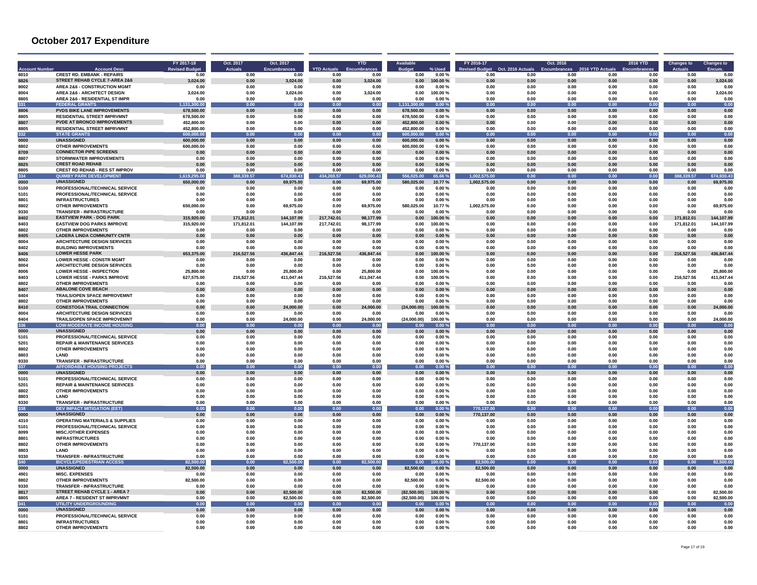# October 2017 Expenditure

| Account Number | Account Desc | FY 2017-18 Revised Budget | Oct. 2017 Actuals | Oct. 2017 Encumbrances | YTD Actuals | YTD Encumbrances | Available Budget | % Used | FY 2016-17 Revised Budget | Oct. 2016 Actuals | Oct. 2016 Encumbrances | 2016 YTD Actuals | 2016 YTD Encumbrances | Changes to Actuals | Changes to Encum. |
|---|---|---|---|---|---|---|---|---|---|---|---|---|---|---|---|
| 8010 | CREST RD. EMBANK - REPAIRS | 0.00 | 0.00 | 0.00 | 0.00 | 0.00 | 0.00 | 0.00 % | 0.00 | 0.00 | 0.00 | 0.00 | 0.00 | 0.00 | 0.00 |
| 8826 | STREET REHAB CYCLE 7-AREA 2&6 | 3,024.00 | 0.00 | 3,024.00 | 0.00 | 3,024.00 | 0.00 | 100.00 % | 0.00 | 0.00 | 0.00 | 0.00 | 0.00 | 0.00 | 3,024.00 |
| 8002 | AREA 2&6 - CONSTRUCTION MGMT | 0.00 | 0.00 | 0.00 | 0.00 | 0.00 | 0.00 | 0.00 % | 0.00 | 0.00 | 0.00 | 0.00 | 0.00 | 0.00 | 0.00 |
| 8004 | AREA 2&6 - ARCHITECT DESIGN | 3,024.00 | 0.00 | 3,024.00 | 0.00 | 3,024.00 | 0.00 | 100.00 % | 0.00 | 0.00 | 0.00 | 0.00 | 0.00 | 0.00 | 3,024.00 |
| 8805 | AREA 2&6 - RESIDENTIAL ST IMPR | 0.00 | 0.00 | 0.00 | 0.00 | 0.00 | 0.00 | 0.00 % | 0.00 | 0.00 | 0.00 | 0.00 | 0.00 | 0.00 | 0.00 |
| 331 | FEDERAL GRANTS | 1,131,300.00 | 0.00 | 0.00 | 0.00 | 0.00 | 1,131,300.00 | 0.00 % | 0.00 | 0.00 | 0.00 | 0.00 | 0.00 | 0.00 | 0.00 |
| 8806 | PVDS BIKE LANE IMPROVEMENTS | 678,500.00 | 0.00 | 0.00 | 0.00 | 0.00 | 678,500.00 | 0.00 % | 0.00 | 0.00 | 0.00 | 0.00 | 0.00 | 0.00 | 0.00 |
| 8805 | RESIDENTIAL STREET IMPRVMNT | 678,500.00 | 0.00 | 0.00 | 0.00 | 0.00 | 678,500.00 | 0.00 % | 0.00 | 0.00 | 0.00 | 0.00 | 0.00 | 0.00 | 0.00 |
| 8807 | PVDE AT BRONCO IMPROVEMENTS | 452,800.00 | 0.00 | 0.00 | 0.00 | 0.00 | 452,800.00 | 0.00 % | 0.00 | 0.00 | 0.00 | 0.00 | 0.00 | 0.00 | 0.00 |
| 8805 | RESIDENTIAL STREET IMPRVMNT | 452,800.00 | 0.00 | 0.00 | 0.00 | 0.00 | 452,800.00 | 0.00 % | 0.00 | 0.00 | 0.00 | 0.00 | 0.00 | 0.00 | 0.00 |
| 332 | STATE GRANTS | 600,000.00 | 0.00 | 0.00 | 0.00 | 0.00 | 600,000.00 | 0.00 % | 0.00 | 0.00 | 0.00 | 0.00 | 0.00 | 0.00 | 0.00 |
| 0000 | UNASSIGNED | 600,000.00 | 0.00 | 0.00 | 0.00 | 0.00 | 600,000.00 | 0.00 % | 0.00 | 0.00 | 0.00 | 0.00 | 0.00 | 0.00 | 0.00 |
| 8802 | OTHER IMPROVEMENTS | 600,000.00 | 0.00 | 0.00 | 0.00 | 0.00 | 600,000.00 | 0.00 % | 0.00 | 0.00 | 0.00 | 0.00 | 0.00 | 0.00 | 0.00 |
| 8709 | CONNECTOR PIPE SCREENS | 0.00 | 0.00 | 0.00 | 0.00 | 0.00 | 0.00 | 0.00 % | 0.00 | 0.00 | 0.00 | 0.00 | 0.00 | 0.00 | 0.00 |
| 8807 | STORMWATER IMPROVEMENTS | 0.00 | 0.00 | 0.00 | 0.00 | 0.00 | 0.00 | 0.00 % | 0.00 | 0.00 | 0.00 | 0.00 | 0.00 | 0.00 | 0.00 |
| 8825 | CREST ROAD REHAB | 0.00 | 0.00 | 0.00 | 0.00 | 0.00 | 0.00 | 0.00 % | 0.00 | 0.00 | 0.00 | 0.00 | 0.00 | 0.00 | 0.00 |
| 8805 | CREST RD REHAB - RES ST IMPROV | 0.00 | 0.00 | 0.00 | 0.00 | 0.00 | 0.00 | 0.00 % | 0.00 | 0.00 | 0.00 | 0.00 | 0.00 | 0.00 | 0.00 |
| 334 | QUIMBY PARK DEVELOPMENT | 1,619,295.00 | 388,339.57 | 674,930.43 | 434,269.57 | 629,000.43 | 556,025.00 | 65.66 % | 1,002,575.00 | 0.00 | 0.00 | 0.00 | 0.00 | 388,339.57 | 674,930.43 |
| 0000 | UNASSIGNED | 650,000.00 | 0.00 | 69,975.00 | 0.00 | 69,975.00 | 580,025.00 | 10.77 % | 1,002,575.00 | 0.00 | 0.00 | 0.00 | 0.00 | 0.00 | 69,975.00 |
| 5100 | PROFESSIONAL/TECHNICAL SERVICE | 0.00 | 0.00 | 0.00 | 0.00 | 0.00 | 0.00 | 0.00 % | 0.00 | 0.00 | 0.00 | 0.00 | 0.00 | 0.00 | 0.00 |
| 5101 | PROFESSIONAL/TECHNICAL SERVICE | 0.00 | 0.00 | 0.00 | 0.00 | 0.00 | 0.00 | 0.00 % | 0.00 | 0.00 | 0.00 | 0.00 | 0.00 | 0.00 | 0.00 |
| 8801 | INFRASTRUCTURES | 0.00 | 0.00 | 0.00 | 0.00 | 0.00 | 0.00 | 0.00 % | 0.00 | 0.00 | 0.00 | 0.00 | 0.00 | 0.00 | 0.00 |
| 8802 | OTHER IMPROVEMENTS | 650,000.00 | 0.00 | 69,975.00 | 0.00 | 69,975.00 | 580,025.00 | 10.77 % | 1,002,575.00 | 0.00 | 0.00 | 0.00 | 0.00 | 0.00 | 69,975.00 |
| 9330 | TRANSFER - INFRASTRUCTURE | 0.00 | 0.00 | 0.00 | 0.00 | 0.00 | 0.00 | 0.00 % | 0.00 | 0.00 | 0.00 | 0.00 | 0.00 | 0.00 | 0.00 |
| 8402 | EASTVIEW PARK - DOG PARK | 315,920.00 | 171,812.01 | 144,107.99 | 217,742.01 | 98,177.99 | 0.00 | 100.00 % | 0.00 | 0.00 | 0.00 | 0.00 | 0.00 | 171,812.01 | 144,107.99 |
| 8403 | EASTVIEW DOG PARKS IMPROVE | 315,920.00 | 171,812.01 | 144,107.99 | 217,742.01 | 98,177.99 | 0.00 | 100.00 % | 0.00 | 0.00 | 0.00 | 0.00 | 0.00 | 171,812.01 | 144,107.99 |
| 8802 | OTHER IMPROVEMENTS | 0.00 | 0.00 | 0.00 | 0.00 | 0.00 | 0.00 | 0.00 % | 0.00 | 0.00 | 0.00 | 0.00 | 0.00 | 0.00 | 0.00 |
| 8405 | LADERA LINDA COMMUNITY CNTR | 0.00 | 0.00 | 0.00 | 0.00 | 0.00 | 0.00 | 0.00 % | 0.00 | 0.00 | 0.00 | 0.00 | 0.00 | 0.00 | 0.00 |
| 8004 | ARCHITECTURE DESIGN SERVICES | 0.00 | 0.00 | 0.00 | 0.00 | 0.00 | 0.00 | 0.00 % | 0.00 | 0.00 | 0.00 | 0.00 | 0.00 | 0.00 | 0.00 |
| 8402 | BUILDING IMPROVEMENTS | 0.00 | 0.00 | 0.00 | 0.00 | 0.00 | 0.00 | 0.00 % | 0.00 | 0.00 | 0.00 | 0.00 | 0.00 | 0.00 | 0.00 |
| 8406 | LOWER HESSE PARK | 653,375.00 | 216,527.56 | 436,847.44 | 216,527.56 | 436,847.44 | 0.00 | 100.00 % | 0.00 | 0.00 | 0.00 | 0.00 | 0.00 | 216,527.56 | 436,847.44 |
| 8002 | LOWER HESSE - CONSTR MGMT | 0.00 | 0.00 | 0.00 | 0.00 | 0.00 | 0.00 | 0.00 % | 0.00 | 0.00 | 0.00 | 0.00 | 0.00 | 0.00 | 0.00 |
| 8004 | ARCHITECTURE DESIGN SERVICES | 0.00 | 0.00 | 0.00 | 0.00 | 0.00 | 0.00 | 0.00 % | 0.00 | 0.00 | 0.00 | 0.00 | 0.00 | 0.00 | 0.00 |
| 8006 | LOWER HESSE - INSPECTION | 25,800.00 | 0.00 | 25,800.00 | 0.00 | 25,800.00 | 0.00 | 100.00 % | 0.00 | 0.00 | 0.00 | 0.00 | 0.00 | 0.00 | 25,800.00 |
| 8403 | LOWER HESSE - PARKS IMPROVE | 627,575.00 | 216,527.56 | 411,047.44 | 216,527.56 | 411,047.44 | 0.00 | 100.00 % | 0.00 | 0.00 | 0.00 | 0.00 | 0.00 | 216,527.56 | 411,047.44 |
| 8802 | OTHER IMPROVEMENTS | 0.00 | 0.00 | 0.00 | 0.00 | 0.00 | 0.00 | 0.00 % | 0.00 | 0.00 | 0.00 | 0.00 | 0.00 | 0.00 | 0.00 |
| 8407 | ABALONE COVE BEACH | 0.00 | 0.00 | 0.00 | 0.00 | 0.00 | 0.00 | 0.00 % | 0.00 | 0.00 | 0.00 | 0.00 | 0.00 | 0.00 | 0.00 |
| 8404 | TRAILS/OPEN SPACE IMPROVEMNT | 0.00 | 0.00 | 0.00 | 0.00 | 0.00 | 0.00 | 0.00 % | 0.00 | 0.00 | 0.00 | 0.00 | 0.00 | 0.00 | 0.00 |
| 8802 | OTHER IMPROVEMENTS | 0.00 | 0.00 | 0.00 | 0.00 | 0.00 | 0.00 | 0.00 % | 0.00 | 0.00 | 0.00 | 0.00 | 0.00 | 0.00 | 0.00 |
| 8410 | CONESTOGA TRAIL CONNECTION | 0.00 | 0.00 | 24,000.00 | 0.00 | 24,000.00 | (24,000.00) | 100.00 % | 0.00 | 0.00 | 0.00 | 0.00 | 0.00 | 0.00 | 24,000.00 |
| 8004 | ARCHITECTURE DESIGN SERVICES | 0.00 | 0.00 | 0.00 | 0.00 | 0.00 | 0.00 | 0.00 % | 0.00 | 0.00 | 0.00 | 0.00 | 0.00 | 0.00 | 0.00 |
| 8404 | TRAILS/OPEN SPACE IMPROVEMNT | 0.00 | 0.00 | 24,000.00 | 0.00 | 24,000.00 | (24,000.00) | 100.00 % | 0.00 | 0.00 | 0.00 | 0.00 | 0.00 | 0.00 | 24,000.00 |
| 336 | LOW-MODERATE INCOME HOUSING | 0.00 | 0.00 | 0.00 | 0.00 | 0.00 | 0.00 | 0.00 % | 0.00 | 0.00 | 0.00 | 0.00 | 0.00 | 0.00 | 0.00 |
| 0000 | UNASSIGNED | 0.00 | 0.00 | 0.00 | 0.00 | 0.00 | 0.00 | 0.00 % | 0.00 | 0.00 | 0.00 | 0.00 | 0.00 | 0.00 | 0.00 |
| 5101 | PROFESSIONAL/TECHNICAL SERVICE | 0.00 | 0.00 | 0.00 | 0.00 | 0.00 | 0.00 | 0.00 % | 0.00 | 0.00 | 0.00 | 0.00 | 0.00 | 0.00 | 0.00 |
| 5201 | REPAIR & MAINTENANCE SERVICES | 0.00 | 0.00 | 0.00 | 0.00 | 0.00 | 0.00 | 0.00 % | 0.00 | 0.00 | 0.00 | 0.00 | 0.00 | 0.00 | 0.00 |
| 8802 | OTHER IMPROVEMENTS | 0.00 | 0.00 | 0.00 | 0.00 | 0.00 | 0.00 | 0.00 % | 0.00 | 0.00 | 0.00 | 0.00 | 0.00 | 0.00 | 0.00 |
| 8803 | LAND | 0.00 | 0.00 | 0.00 | 0.00 | 0.00 | 0.00 | 0.00 % | 0.00 | 0.00 | 0.00 | 0.00 | 0.00 | 0.00 | 0.00 |
| 9330 | TRANSFER - INFRASTRUCTURE | 0.00 | 0.00 | 0.00 | 0.00 | 0.00 | 0.00 | 0.00 % | 0.00 | 0.00 | 0.00 | 0.00 | 0.00 | 0.00 | 0.00 |
| 337 | AFFORDABLE HOUSING PROJECTS | 0.00 | 0.00 | 0.00 | 0.00 | 0.00 | 0.00 | 0.00 % | 0.00 | 0.00 | 0.00 | 0.00 | 0.00 | 0.00 | 0.00 |
| 0000 | UNASSIGNED | 0.00 | 0.00 | 0.00 | 0.00 | 0.00 | 0.00 | 0.00 % | 0.00 | 0.00 | 0.00 | 0.00 | 0.00 | 0.00 | 0.00 |
| 5101 | PROFESSIONAL/TECHNICAL SERVICE | 0.00 | 0.00 | 0.00 | 0.00 | 0.00 | 0.00 | 0.00 % | 0.00 | 0.00 | 0.00 | 0.00 | 0.00 | 0.00 | 0.00 |
| 5201 | REPAIR & MAINTENANCE SERVICES | 0.00 | 0.00 | 0.00 | 0.00 | 0.00 | 0.00 | 0.00 % | 0.00 | 0.00 | 0.00 | 0.00 | 0.00 | 0.00 | 0.00 |
| 8802 | OTHER IMPROVEMENTS | 0.00 | 0.00 | 0.00 | 0.00 | 0.00 | 0.00 | 0.00 % | 0.00 | 0.00 | 0.00 | 0.00 | 0.00 | 0.00 | 0.00 |
| 8803 | LAND | 0.00 | 0.00 | 0.00 | 0.00 | 0.00 | 0.00 | 0.00 % | 0.00 | 0.00 | 0.00 | 0.00 | 0.00 | 0.00 | 0.00 |
| 9330 | TRANSFER - INFRASTRUCTURE | 0.00 | 0.00 | 0.00 | 0.00 | 0.00 | 0.00 | 0.00 % | 0.00 | 0.00 | 0.00 | 0.00 | 0.00 | 0.00 | 0.00 |
| 338 | DEV IMPACT MITIGATION (EET) | 0.00 | 0.00 | 0.00 | 0.00 | 0.00 | 0.00 | 0.00 % | 770,137.00 | 0.00 | 0.00 | 0.00 | 0.00 | 0.00 | 0.00 |
| 0000 | UNASSIGNED | 0.00 | 0.00 | 0.00 | 0.00 | 0.00 | 0.00 | 0.00 % | 770,137.00 | 0.00 | 0.00 | 0.00 | 0.00 | 0.00 | 0.00 |
| 4310 | OPERATING MATERIALS & SUPPLIES | 0.00 | 0.00 | 0.00 | 0.00 | 0.00 | 0.00 | 0.00 % | 0.00 | 0.00 | 0.00 | 0.00 | 0.00 | 0.00 | 0.00 |
| 5101 | PROFESSIONAL/TECHNICAL SERVICE | 0.00 | 0.00 | 0.00 | 0.00 | 0.00 | 0.00 | 0.00 % | 0.00 | 0.00 | 0.00 | 0.00 | 0.00 | 0.00 | 0.00 |
| 8099 | MISC./OTHER EXPENSES | 0.00 | 0.00 | 0.00 | 0.00 | 0.00 | 0.00 | 0.00 % | 0.00 | 0.00 | 0.00 | 0.00 | 0.00 | 0.00 | 0.00 |
| 8801 | INFRASTRUCTURES | 0.00 | 0.00 | 0.00 | 0.00 | 0.00 | 0.00 | 0.00 % | 0.00 | 0.00 | 0.00 | 0.00 | 0.00 | 0.00 | 0.00 |
| 8802 | OTHER IMPROVEMENTS | 0.00 | 0.00 | 0.00 | 0.00 | 0.00 | 0.00 | 0.00 % | 770,137.00 | 0.00 | 0.00 | 0.00 | 0.00 | 0.00 | 0.00 |
| 8803 | LAND | 0.00 | 0.00 | 0.00 | 0.00 | 0.00 | 0.00 | 0.00 % | 0.00 | 0.00 | 0.00 | 0.00 | 0.00 | 0.00 | 0.00 |
| 9330 | TRANSFER - INFRASTRUCTURE | 0.00 | 0.00 | 0.00 | 0.00 | 0.00 | 0.00 | 0.00 % | 0.00 | 0.00 | 0.00 | 0.00 | 0.00 | 0.00 | 0.00 |
| 340 | BICYCLE/PEDESTRIAN ACCESS | 82,500.00 | 0.00 | 82,500.00 | 0.00 | 82,500.00 | 0.00 | 100.00 % | 82,500.00 | 0.00 | 0.00 | 0.00 | 0.00 | 0.00 | 82,500.00 |
| 0000 | UNASSIGNED | 82,500.00 | 0.00 | 0.00 | 0.00 | 0.00 | 82,500.00 | 0.00 % | 82,500.00 | 0.00 | 0.00 | 0.00 | 0.00 | 0.00 | 0.00 |
| 4901 | MISC. EXPENSES | 0.00 | 0.00 | 0.00 | 0.00 | 0.00 | 0.00 | 0.00 % | 0.00 | 0.00 | 0.00 | 0.00 | 0.00 | 0.00 | 0.00 |
| 8802 | OTHER IMPROVEMENTS | 82,500.00 | 0.00 | 0.00 | 0.00 | 0.00 | 82,500.00 | 0.00 % | 82,500.00 | 0.00 | 0.00 | 0.00 | 0.00 | 0.00 | 0.00 |
| 9330 | TRANSFER - INFRASTRUCTURE | 0.00 | 0.00 | 0.00 | 0.00 | 0.00 | 0.00 | 0.00 % | 0.00 | 0.00 | 0.00 | 0.00 | 0.00 | 0.00 | 0.00 |
| 8817 | STREET REHAB CYCLE 1 - AREA 7 | 0.00 | 0.00 | 82,500.00 | 0.00 | 82,500.00 | (82,500.00) | 100.00 % | 0.00 | 0.00 | 0.00 | 0.00 | 0.00 | 0.00 | 82,500.00 |
| 8805 | AREA 7 - RESIDENT ST IMPRVMNT | 0.00 | 0.00 | 82,500.00 | 0.00 | 82,500.00 | (82,500.00) | 100.00 % | 0.00 | 0.00 | 0.00 | 0.00 | 0.00 | 0.00 | 82,500.00 |
| 341 | UTILITY UNDERGROUNDING | 0.00 | 0.00 | 0.00 | 0.00 | 0.00 | 0.00 | 0.00 % | 0.00 | 0.00 | 0.00 | 0.00 | 0.00 | 0.00 | 0.00 |
| 0000 | UNASSIGNED | 0.00 | 0.00 | 0.00 | 0.00 | 0.00 | 0.00 | 0.00 % | 0.00 | 0.00 | 0.00 | 0.00 | 0.00 | 0.00 | 0.00 |
| 5101 | PROFESSIONAL/TECHNICAL SERVICE | 0.00 | 0.00 | 0.00 | 0.00 | 0.00 | 0.00 | 0.00 % | 0.00 | 0.00 | 0.00 | 0.00 | 0.00 | 0.00 | 0.00 |
| 8801 | INFRASTRUCTURES | 0.00 | 0.00 | 0.00 | 0.00 | 0.00 | 0.00 | 0.00 % | 0.00 | 0.00 | 0.00 | 0.00 | 0.00 | 0.00 | 0.00 |
| 8802 | OTHER IMPROVEMENTS | 0.00 | 0.00 | 0.00 | 0.00 | 0.00 | 0.00 | 0.00 % | 0.00 | 0.00 | 0.00 | 0.00 | 0.00 | 0.00 | 0.00 |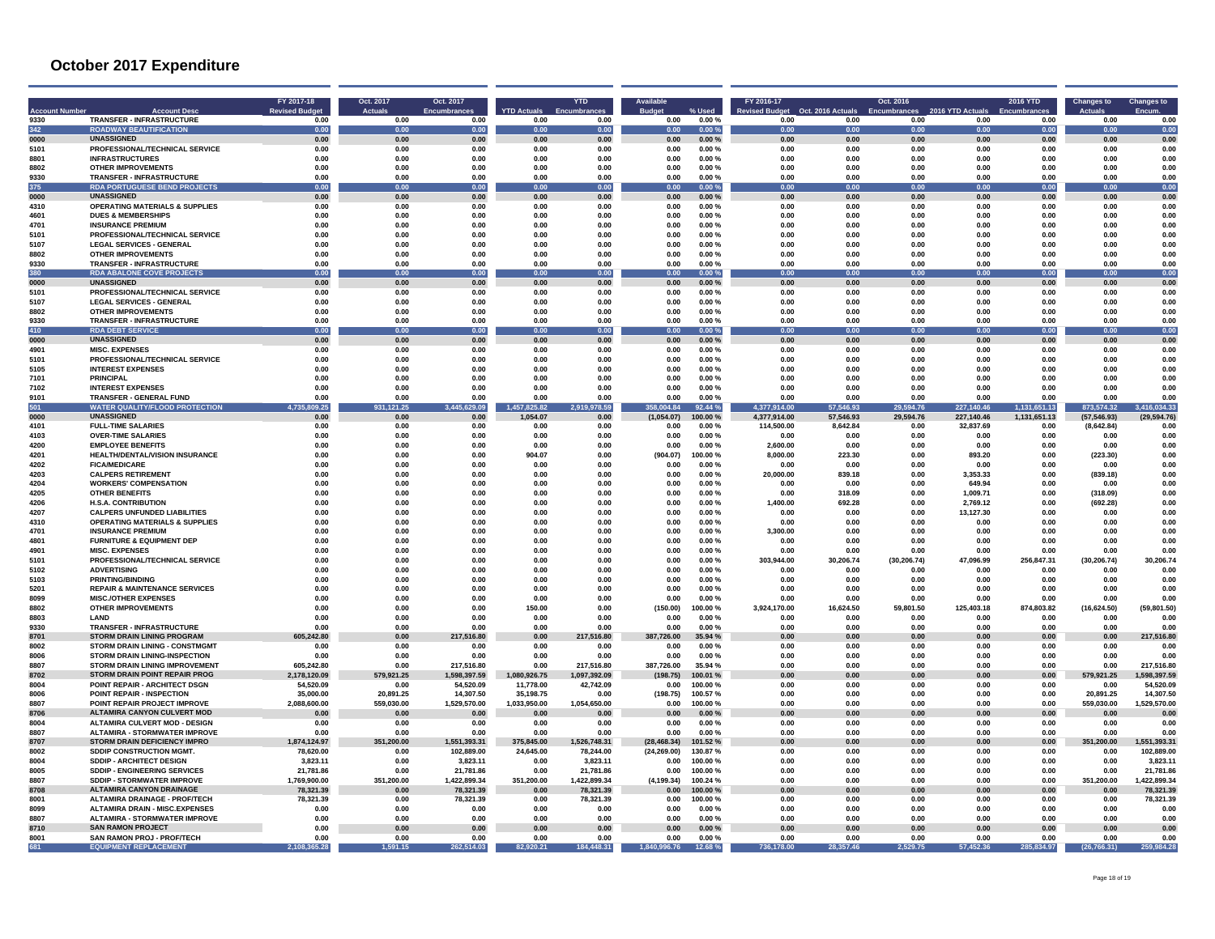# October 2017 Expenditure

| Account Number | Account Desc | FY 2017-18 Revised Budget | Oct. 2017 Actuals | Oct. 2017 Encumbrances | YTD Actuals | YTD Encumbrances | Available Budget | % Used | FY 2016-17 Revised Budget | Oct. 2016 Actuals | Oct. 2016 Encumbrances | 2016 YTD Actuals | 2016 YTD Encumbrances | Changes to Actuals | Changes to Encum. |
|---|---|---|---|---|---|---|---|---|---|---|---|---|---|---|---|
| 9330 | TRANSFER - INFRASTRUCTURE | 0.00 | 0.00 | 0.00 | 0.00 | 0.00 | 0.00 | 0.00 % | 0.00 | 0.00 | 0.00 | 0.00 | 0.00 | 0.00 | 0.00 |
| 342 | ROADWAY BEAUTIFICATION | 0.00 | 0.00 | 0.00 | 0.00 | 0.00 | 0.00 | 0.00 % | 0.00 | 0.00 | 0.00 | 0.00 | 0.00 | 0.00 | 0.00 |
| 0000 | UNASSIGNED | 0.00 | 0.00 | 0.00 | 0.00 | 0.00 | 0.00 | 0.00 % | 0.00 | 0.00 | 0.00 | 0.00 | 0.00 | 0.00 | 0.00 |
| 5101 | PROFESSIONAL/TECHNICAL SERVICE | 0.00 | 0.00 | 0.00 | 0.00 | 0.00 | 0.00 | 0.00 % | 0.00 | 0.00 | 0.00 | 0.00 | 0.00 | 0.00 | 0.00 |
| 8801 | INFRASTRUCTURES | 0.00 | 0.00 | 0.00 | 0.00 | 0.00 | 0.00 | 0.00 % | 0.00 | 0.00 | 0.00 | 0.00 | 0.00 | 0.00 | 0.00 |
| 8802 | OTHER IMPROVEMENTS | 0.00 | 0.00 | 0.00 | 0.00 | 0.00 | 0.00 | 0.00 % | 0.00 | 0.00 | 0.00 | 0.00 | 0.00 | 0.00 | 0.00 |
| 9330 | TRANSFER - INFRASTRUCTURE | 0.00 | 0.00 | 0.00 | 0.00 | 0.00 | 0.00 | 0.00 % | 0.00 | 0.00 | 0.00 | 0.00 | 0.00 | 0.00 | 0.00 |
| 375 | RDA PORTUGUESE BEND PROJECTS | 0.00 | 0.00 | 0.00 | 0.00 | 0.00 | 0.00 | 0.00 % | 0.00 | 0.00 | 0.00 | 0.00 | 0.00 | 0.00 | 0.00 |
| 0000 | UNASSIGNED | 0.00 | 0.00 | 0.00 | 0.00 | 0.00 | 0.00 | 0.00 % | 0.00 | 0.00 | 0.00 | 0.00 | 0.00 | 0.00 | 0.00 |
| 4310 | OPERATING MATERIALS & SUPPLIES | 0.00 | 0.00 | 0.00 | 0.00 | 0.00 | 0.00 | 0.00 % | 0.00 | 0.00 | 0.00 | 0.00 | 0.00 | 0.00 | 0.00 |
| 4601 | DUES & MEMBERSHIPS | 0.00 | 0.00 | 0.00 | 0.00 | 0.00 | 0.00 | 0.00 % | 0.00 | 0.00 | 0.00 | 0.00 | 0.00 | 0.00 | 0.00 |
| 4701 | INSURANCE PREMIUM | 0.00 | 0.00 | 0.00 | 0.00 | 0.00 | 0.00 | 0.00 % | 0.00 | 0.00 | 0.00 | 0.00 | 0.00 | 0.00 | 0.00 |
| 5101 | PROFESSIONAL/TECHNICAL SERVICE | 0.00 | 0.00 | 0.00 | 0.00 | 0.00 | 0.00 | 0.00 % | 0.00 | 0.00 | 0.00 | 0.00 | 0.00 | 0.00 | 0.00 |
| 5107 | LEGAL SERVICES - GENERAL | 0.00 | 0.00 | 0.00 | 0.00 | 0.00 | 0.00 | 0.00 % | 0.00 | 0.00 | 0.00 | 0.00 | 0.00 | 0.00 | 0.00 |
| 8802 | OTHER IMPROVEMENTS | 0.00 | 0.00 | 0.00 | 0.00 | 0.00 | 0.00 | 0.00 % | 0.00 | 0.00 | 0.00 | 0.00 | 0.00 | 0.00 | 0.00 |
| 9330 | TRANSFER - INFRASTRUCTURE | 0.00 | 0.00 | 0.00 | 0.00 | 0.00 | 0.00 | 0.00 % | 0.00 | 0.00 | 0.00 | 0.00 | 0.00 | 0.00 | 0.00 |
| 380 | RDA ABALONE COVE PROJECTS | 0.00 | 0.00 | 0.00 | 0.00 | 0.00 | 0.00 | 0.00 % | 0.00 | 0.00 | 0.00 | 0.00 | 0.00 | 0.00 | 0.00 |
| 0000 | UNASSIGNED | 0.00 | 0.00 | 0.00 | 0.00 | 0.00 | 0.00 | 0.00 % | 0.00 | 0.00 | 0.00 | 0.00 | 0.00 | 0.00 | 0.00 |
| 5101 | PROFESSIONAL/TECHNICAL SERVICE | 0.00 | 0.00 | 0.00 | 0.00 | 0.00 | 0.00 | 0.00 % | 0.00 | 0.00 | 0.00 | 0.00 | 0.00 | 0.00 | 0.00 |
| 5107 | LEGAL SERVICES - GENERAL | 0.00 | 0.00 | 0.00 | 0.00 | 0.00 | 0.00 | 0.00 % | 0.00 | 0.00 | 0.00 | 0.00 | 0.00 | 0.00 | 0.00 |
| 8802 | OTHER IMPROVEMENTS | 0.00 | 0.00 | 0.00 | 0.00 | 0.00 | 0.00 | 0.00 % | 0.00 | 0.00 | 0.00 | 0.00 | 0.00 | 0.00 | 0.00 |
| 9330 | TRANSFER - INFRASTRUCTURE | 0.00 | 0.00 | 0.00 | 0.00 | 0.00 | 0.00 | 0.00 % | 0.00 | 0.00 | 0.00 | 0.00 | 0.00 | 0.00 | 0.00 |
| 410 | RDA DEBT SERVICE | 0.00 | 0.00 | 0.00 | 0.00 | 0.00 | 0.00 | 0.00 % | 0.00 | 0.00 | 0.00 | 0.00 | 0.00 | 0.00 | 0.00 |
| 0000 | UNASSIGNED | 0.00 | 0.00 | 0.00 | 0.00 | 0.00 | 0.00 | 0.00 % | 0.00 | 0.00 | 0.00 | 0.00 | 0.00 | 0.00 | 0.00 |
| 4901 | MISC. EXPENSES | 0.00 | 0.00 | 0.00 | 0.00 | 0.00 | 0.00 | 0.00 % | 0.00 | 0.00 | 0.00 | 0.00 | 0.00 | 0.00 | 0.00 |
| 5101 | PROFESSIONAL/TECHNICAL SERVICE | 0.00 | 0.00 | 0.00 | 0.00 | 0.00 | 0.00 | 0.00 % | 0.00 | 0.00 | 0.00 | 0.00 | 0.00 | 0.00 | 0.00 |
| 5105 | INTEREST EXPENSES | 0.00 | 0.00 | 0.00 | 0.00 | 0.00 | 0.00 | 0.00 % | 0.00 | 0.00 | 0.00 | 0.00 | 0.00 | 0.00 | 0.00 |
| 7101 | PRINCIPAL | 0.00 | 0.00 | 0.00 | 0.00 | 0.00 | 0.00 | 0.00 % | 0.00 | 0.00 | 0.00 | 0.00 | 0.00 | 0.00 | 0.00 |
| 7102 | INTEREST EXPENSES | 0.00 | 0.00 | 0.00 | 0.00 | 0.00 | 0.00 | 0.00 % | 0.00 | 0.00 | 0.00 | 0.00 | 0.00 | 0.00 | 0.00 |
| 9101 | TRANSFER - GENERAL FUND | 0.00 | 0.00 | 0.00 | 0.00 | 0.00 | 0.00 | 0.00 % | 0.00 | 0.00 | 0.00 | 0.00 | 0.00 | 0.00 | 0.00 |
| 501 | WATER QUALITY/FLOOD PROTECTION | 4,735,809.25 | 931,121.25 | 3,445,629.09 | 1,457,825.82 | 2,919,978.59 | 358,004.84 | 92.44 % | 4,377,914.00 | 57,546.93 | 29,594.76 | 227,140.46 | 1,131,651.13 | 873,574.32 | 3,416,034.33 |
| 0000 | UNASSIGNED | 0.00 | 0.00 | 0.00 | 1,054.07 | 0.00 | (1,054.07) | 100.00 % | 4,377,914.00 | 57,546.93 | 29,594.76 | 227,140.46 | 1,131,651.13 | (57,546.93) | (29,594.76) |
| 4101 | FULL-TIME SALARIES | 0.00 | 0.00 | 0.00 | 0.00 | 0.00 | 0.00 | 0.00 % | 114,500.00 | 8,642.84 | 0.00 | 32,837.69 | 0.00 | (8,642.84) | 0.00 |
| 4103 | OVER-TIME SALARIES | 0.00 | 0.00 | 0.00 | 0.00 | 0.00 | 0.00 | 0.00 % | 0.00 | 0.00 | 0.00 | 0.00 | 0.00 | 0.00 | 0.00 |
| 4200 | EMPLOYEE BENEFITS | 0.00 | 0.00 | 0.00 | 0.00 | 0.00 | 0.00 | 0.00 % | 2,600.00 | 0.00 | 0.00 | 0.00 | 0.00 | 0.00 | 0.00 |
| 4201 | HEALTH/DENTAL/VISION INSURANCE | 0.00 | 0.00 | 0.00 | 904.07 | 0.00 | (904.07) | 100.00 % | 8,000.00 | 223.30 | 0.00 | 893.20 | 0.00 | (223.30) | 0.00 |
| 4202 | FICA/MEDICARE | 0.00 | 0.00 | 0.00 | 0.00 | 0.00 | 0.00 | 0.00 % | 0.00 | 0.00 | 0.00 | 0.00 | 0.00 | 0.00 | 0.00 |
| 4203 | CALPERS RETIREMENT | 0.00 | 0.00 | 0.00 | 0.00 | 0.00 | 0.00 | 0.00 % | 20,000.00 | 839.18 | 0.00 | 3,353.33 | 0.00 | (839.18) | 0.00 |
| 4204 | WORKERS' COMPENSATION | 0.00 | 0.00 | 0.00 | 0.00 | 0.00 | 0.00 | 0.00 % | 0.00 | 0.00 | 0.00 | 649.94 | 0.00 | 0.00 | 0.00 |
| 4205 | OTHER BENEFITS | 0.00 | 0.00 | 0.00 | 0.00 | 0.00 | 0.00 | 0.00 % | 0.00 | 318.09 | 0.00 | 1,009.71 | 0.00 | (318.09) | 0.00 |
| 4206 | H.S.A. CONTRIBUTION | 0.00 | 0.00 | 0.00 | 0.00 | 0.00 | 0.00 | 0.00 % | 1,400.00 | 692.28 | 0.00 | 2,769.12 | 0.00 | (692.28) | 0.00 |
| 4207 | CALPERS UNFUNDED LIABILITIES | 0.00 | 0.00 | 0.00 | 0.00 | 0.00 | 0.00 | 0.00 % | 0.00 | 0.00 | 0.00 | 13,127.30 | 0.00 | 0.00 | 0.00 |
| 4310 | OPERATING MATERIALS & SUPPLIES | 0.00 | 0.00 | 0.00 | 0.00 | 0.00 | 0.00 | 0.00 % | 0.00 | 0.00 | 0.00 | 0.00 | 0.00 | 0.00 | 0.00 |
| 4701 | INSURANCE PREMIUM | 0.00 | 0.00 | 0.00 | 0.00 | 0.00 | 0.00 | 0.00 % | 3,300.00 | 0.00 | 0.00 | 0.00 | 0.00 | 0.00 | 0.00 |
| 4801 | FURNITURE & EQUIPMENT DEP | 0.00 | 0.00 | 0.00 | 0.00 | 0.00 | 0.00 | 0.00 % | 0.00 | 0.00 | 0.00 | 0.00 | 0.00 | 0.00 | 0.00 |
| 4901 | MISC. EXPENSES | 0.00 | 0.00 | 0.00 | 0.00 | 0.00 | 0.00 | 0.00 % | 0.00 | 0.00 | 0.00 | 0.00 | 0.00 | 0.00 | 0.00 |
| 5101 | PROFESSIONAL/TECHNICAL SERVICE | 0.00 | 0.00 | 0.00 | 0.00 | 0.00 | 0.00 | 0.00 % | 303,944.00 | 30,206.74 | (30,206.74) | 47,096.99 | 256,847.31 | (30,206.74) | 30,206.74 |
| 5102 | ADVERTISING | 0.00 | 0.00 | 0.00 | 0.00 | 0.00 | 0.00 | 0.00 % | 0.00 | 0.00 | 0.00 | 0.00 | 0.00 | 0.00 | 0.00 |
| 5103 | PRINTING/BINDING | 0.00 | 0.00 | 0.00 | 0.00 | 0.00 | 0.00 | 0.00 % | 0.00 | 0.00 | 0.00 | 0.00 | 0.00 | 0.00 | 0.00 |
| 5201 | REPAIR & MAINTENANCE SERVICES | 0.00 | 0.00 | 0.00 | 0.00 | 0.00 | 0.00 | 0.00 % | 0.00 | 0.00 | 0.00 | 0.00 | 0.00 | 0.00 | 0.00 |
| 8099 | MISC./OTHER EXPENSES | 0.00 | 0.00 | 0.00 | 0.00 | 0.00 | 0.00 | 0.00 % | 0.00 | 0.00 | 0.00 | 0.00 | 0.00 | 0.00 | 0.00 |
| 8802 | OTHER IMPROVEMENTS | 0.00 | 0.00 | 0.00 | 150.00 | 0.00 | (150.00) | 100.00 % | 3,924,170.00 | 16,624.50 | 59,801.50 | 125,403.18 | 874,803.82 | (16,624.50) | (59,801.50) |
| 8803 | LAND | 0.00 | 0.00 | 0.00 | 0.00 | 0.00 | 0.00 | 0.00 % | 0.00 | 0.00 | 0.00 | 0.00 | 0.00 | 0.00 | 0.00 |
| 9330 | TRANSFER - INFRASTRUCTURE | 0.00 | 0.00 | 0.00 | 0.00 | 0.00 | 0.00 | 0.00 % | 0.00 | 0.00 | 0.00 | 0.00 | 0.00 | 0.00 | 0.00 |
| 8701 | STORM DRAIN LINING PROGRAM | 605,242.80 | 0.00 | 217,516.80 | 0.00 | 217,516.80 | 387,726.00 | 35.94 % | 0.00 | 0.00 | 0.00 | 0.00 | 0.00 | 0.00 | 217,516.80 |
| 8002 | STORM DRAIN LINING - CONSTMGMT | 0.00 | 0.00 | 0.00 | 0.00 | 0.00 | 0.00 | 0.00 % | 0.00 | 0.00 | 0.00 | 0.00 | 0.00 | 0.00 | 0.00 |
| 8006 | STORM DRAIN LINING-INSPECTION | 0.00 | 0.00 | 0.00 | 0.00 | 0.00 | 0.00 | 0.00 % | 0.00 | 0.00 | 0.00 | 0.00 | 0.00 | 0.00 | 0.00 |
| 8807 | STORM DRAIN LINING IMPROVEMENT | 605,242.80 | 0.00 | 217,516.80 | 0.00 | 217,516.80 | 387,726.00 | 35.94 % | 0.00 | 0.00 | 0.00 | 0.00 | 0.00 | 0.00 | 217,516.80 |
| 8702 | STORM DRAIN POINT REPAIR PROG | 2,178,120.09 | 579,921.25 | 1,598,397.59 | 1,080,926.75 | 1,097,392.09 | (198.75) | 100.01 % | 0.00 | 0.00 | 0.00 | 0.00 | 0.00 | 579,921.25 | 1,598,397.59 |
| 8004 | POINT REPAIR - ARCHITECT DSGN | 54,520.09 | 0.00 | 54,520.09 | 11,778.00 | 42,742.09 | 0.00 | 100.00 % | 0.00 | 0.00 | 0.00 | 0.00 | 0.00 | 0.00 | 54,520.09 |
| 8006 | POINT REPAIR - INSPECTION | 35,000.00 | 20,891.25 | 14,307.50 | 35,198.75 | 0.00 | (198.75) | 100.57 % | 0.00 | 0.00 | 0.00 | 0.00 | 0.00 | 20,891.25 | 14,307.50 |
| 8807 | POINT REPAIR PROJECT IMPROVE | 2,088,600.00 | 559,030.00 | 1,529,570.00 | 1,033,950.00 | 1,054,650.00 | 0.00 | 100.00 % | 0.00 | 0.00 | 0.00 | 0.00 | 0.00 | 559,030.00 | 1,529,570.00 |
| 8706 | ALTAMIRA CANYON CULVERT MOD | 0.00 | 0.00 | 0.00 | 0.00 | 0.00 | 0.00 | 0.00 % | 0.00 | 0.00 | 0.00 | 0.00 | 0.00 | 0.00 | 0.00 |
| 8004 | ALTAMIRA CULVERT MOD - DESIGN | 0.00 | 0.00 | 0.00 | 0.00 | 0.00 | 0.00 | 0.00 % | 0.00 | 0.00 | 0.00 | 0.00 | 0.00 | 0.00 | 0.00 |
| 8807 | ALTAMIRA - STORMWATER IMPROVE | 0.00 | 0.00 | 0.00 | 0.00 | 0.00 | 0.00 | 0.00 % | 0.00 | 0.00 | 0.00 | 0.00 | 0.00 | 0.00 | 0.00 |
| 8707 | STORM DRAIN DEFICIENCY IMPRO | 1,874,124.97 | 351,200.00 | 1,551,393.31 | 375,845.00 | 1,526,748.31 | (28,468.34) | 101.52 % | 0.00 | 0.00 | 0.00 | 0.00 | 0.00 | 351,200.00 | 1,551,393.31 |
| 8002 | SDDIP CONSTRUCTION MGMT. | 78,620.00 | 0.00 | 102,889.00 | 24,645.00 | 78,244.00 | (24,269.00) | 130.87 % | 0.00 | 0.00 | 0.00 | 0.00 | 0.00 | 0.00 | 102,889.00 |
| 8004 | SDDIP - ARCHITECT DESIGN | 3,823.11 | 0.00 | 3,823.11 | 0.00 | 3,823.11 | 0.00 | 100.00 % | 0.00 | 0.00 | 0.00 | 0.00 | 0.00 | 0.00 | 3,823.11 |
| 8005 | SDDIP - ENGINEERING SERVICES | 21,781.86 | 0.00 | 21,781.86 | 0.00 | 21,781.86 | 0.00 | 100.00 % | 0.00 | 0.00 | 0.00 | 0.00 | 0.00 | 0.00 | 21,781.86 |
| 8807 | SDDIP - STORMWATER IMPROVE | 1,769,900.00 | 351,200.00 | 1,422,899.34 | 351,200.00 | 1,422,899.34 | (4,199.34) | 100.24 % | 0.00 | 0.00 | 0.00 | 0.00 | 0.00 | 351,200.00 | 1,422,899.34 |
| 8708 | ALTAMIRA CANYON DRAINAGE | 78,321.39 | 0.00 | 78,321.39 | 0.00 | 78,321.39 | 0.00 | 100.00 % | 0.00 | 0.00 | 0.00 | 0.00 | 0.00 | 0.00 | 78,321.39 |
| 8001 | ALTAMIRA DRAINAGE - PROF/TECH | 78,321.39 | 0.00 | 78,321.39 | 0.00 | 78,321.39 | 0.00 | 100.00 % | 0.00 | 0.00 | 0.00 | 0.00 | 0.00 | 0.00 | 78,321.39 |
| 8099 | ALTAMIRA DRAIN - MISC.EXPENSES | 0.00 | 0.00 | 0.00 | 0.00 | 0.00 | 0.00 | 0.00 % | 0.00 | 0.00 | 0.00 | 0.00 | 0.00 | 0.00 | 0.00 |
| 8807 | ALTAMIRA - STORMWATER IMPROVE | 0.00 | 0.00 | 0.00 | 0.00 | 0.00 | 0.00 | 0.00 % | 0.00 | 0.00 | 0.00 | 0.00 | 0.00 | 0.00 | 0.00 |
| 8710 | SAN RAMON PROJECT | 0.00 | 0.00 | 0.00 | 0.00 | 0.00 | 0.00 | 0.00 % | 0.00 | 0.00 | 0.00 | 0.00 | 0.00 | 0.00 | 0.00 |
| 8001 | SAN RAMON PROJ - PROF/TECH | 0.00 | 0.00 | 0.00 | 0.00 | 0.00 | 0.00 | 0.00 % | 0.00 | 0.00 | 0.00 | 0.00 | 0.00 | 0.00 | 0.00 |
| 681 | EQUIPMENT REPLACEMENT | 2,108,365.28 | 1,591.15 | 262,514.03 | 82,920.21 | 184,448.31 | 1,840,996.76 | 12.68 % | 736,178.00 | 28,357.46 | 2,529.75 | 57,452.36 | 285,834.97 | (26,766.31) | 259,984.28 |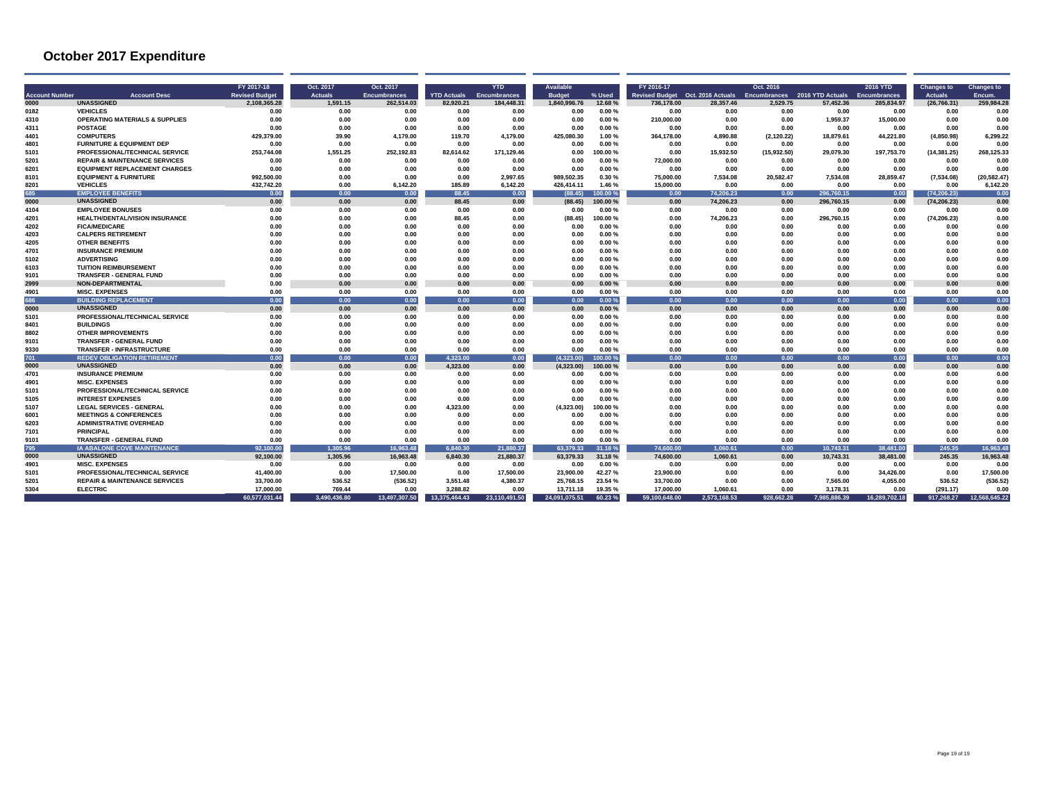# October 2017 Expenditure

| Account Number | Account Desc | FY 2017-18 Revised Budget | Oct. 2017 Actuals | Oct. 2017 Encumbrances | YTD Actuals | YTD Encumbrances | Available Budget | % Used | FY 2016-17 Revised Budget | Oct. 2016 Actuals | Oct. 2016 Encumbrances | 2016 YTD Actuals | 2016 YTD Encumbrances | Changes to Actuals | Changes to Encum. |
|---|---|---|---|---|---|---|---|---|---|---|---|---|---|---|---|
| 0000 | UNASSIGNED | 2,108,365.28 | 1,591.15 | 262,514.03 | 82,920.21 | 184,448.31 | 1,840,996.76 | 12.68 % | 736,178.00 | 28,357.46 | 2,529.75 | 57,452.36 | 285,834.97 | (26,766.31) | 259,984.28 |
| 0182 | VEHICLES | 0.00 | 0.00 | 0.00 | 0.00 | 0.00 | 0.00 | 0.00 % | 0.00 | 0.00 | 0.00 | 0.00 | 0.00 | 0.00 | 0.00 |
| 4310 | OPERATING MATERIALS & SUPPLIES | 0.00 | 0.00 | 0.00 | 0.00 | 0.00 | 0.00 | 0.00 % | 210,000.00 | 0.00 | 0.00 | 1,959.37 | 15,000.00 | 0.00 | 0.00 |
| 4311 | POSTAGE | 0.00 | 0.00 | 0.00 | 0.00 | 0.00 | 0.00 | 0.00 % | 0.00 | 0.00 | 0.00 | 0.00 | 0.00 | 0.00 | 0.00 |
| 4401 | COMPUTERS | 429,379.00 | 39.90 | 4,179.00 | 119.70 | 4,179.00 | 425,080.30 | 1.00 % | 364,178.00 | 4,890.88 | (2,120.22) | 18,879.61 | 44,221.80 | (4,850.98) | 6,299.22 |
| 4801 | FURNITURE & EQUIPMENT DEP | 0.00 | 0.00 | 0.00 | 0.00 | 0.00 | 0.00 | 0.00 % | 0.00 | 0.00 | 0.00 | 0.00 | 0.00 | 0.00 | 0.00 |
| 5101 | PROFESSIONAL/TECHNICAL SERVICE | 253,744.08 | 1,551.25 | 252,192.83 | 82,614.62 | 171,129.46 | 0.00 | 100.00 % | 0.00 | 15,932.50 | (15,932.50) | 29,079.30 | 197,753.70 | (14,381.25) | 268,125.33 |
| 5201 | REPAIR & MAINTENANCE SERVICES | 0.00 | 0.00 | 0.00 | 0.00 | 0.00 | 0.00 | 0.00 % | 72,000.00 | 0.00 | 0.00 | 0.00 | 0.00 | 0.00 | 0.00 |
| 6201 | EQUIPMENT REPLACEMENT CHARGES | 0.00 | 0.00 | 0.00 | 0.00 | 0.00 | 0.00 | 0.00 % | 0.00 | 0.00 | 0.00 | 0.00 | 0.00 | 0.00 | 0.00 |
| 8101 | EQUIPMENT & FURNITURE | 992,500.00 | 0.00 | 0.00 | 0.00 | 2,997.65 | 989,502.35 | 0.30 % | 75,000.00 | 7,534.08 | 20,582.47 | 7,534.08 | 28,859.47 | (7,534.08) | (20,582.47) |
| 8201 | VEHICLES | 432,742.20 | 0.00 | 6,142.20 | 185.89 | 6,142.20 | 426,414.11 | 1.46 % | 15,000.00 | 0.00 | 0.00 | 0.00 | 0.00 | 0.00 | 6,142.20 |
| 685 | EMPLOYEE BENEFITS | 0.00 | 0.00 | 0.00 | 88.45 | 0.00 | (88.45) | 100.00 % | 0.00 | 74,206.23 | 0.00 | 296,760.15 | 0.00 | (74,206.23) | 0.00 |
| 0000 | UNASSIGNED | 0.00 | 0.00 | 0.00 | 88.45 | 0.00 | (88.45) | 100.00 % | 0.00 | 74,206.23 | 0.00 | 296,760.15 | 0.00 | (74,206.23) | 0.00 |
| 4104 | EMPLOYEE BONUSES | 0.00 | 0.00 | 0.00 | 0.00 | 0.00 | 0.00 | 0.00 % | 0.00 | 0.00 | 0.00 | 0.00 | 0.00 | 0.00 | 0.00 |
| 4201 | HEALTH/DENTAL/VISION INSURANCE | 0.00 | 0.00 | 0.00 | 88.45 | 0.00 | (88.45) | 100.00 % | 0.00 | 74,206.23 | 0.00 | 296,760.15 | 0.00 | (74,206.23) | 0.00 |
| 4202 | FICA/MEDICARE | 0.00 | 0.00 | 0.00 | 0.00 | 0.00 | 0.00 | 0.00 % | 0.00 | 0.00 | 0.00 | 0.00 | 0.00 | 0.00 | 0.00 |
| 4203 | CALPERS RETIREMENT | 0.00 | 0.00 | 0.00 | 0.00 | 0.00 | 0.00 | 0.00 % | 0.00 | 0.00 | 0.00 | 0.00 | 0.00 | 0.00 | 0.00 |
| 4205 | OTHER BENEFITS | 0.00 | 0.00 | 0.00 | 0.00 | 0.00 | 0.00 | 0.00 % | 0.00 | 0.00 | 0.00 | 0.00 | 0.00 | 0.00 | 0.00 |
| 4701 | INSURANCE PREMIUM | 0.00 | 0.00 | 0.00 | 0.00 | 0.00 | 0.00 | 0.00 % | 0.00 | 0.00 | 0.00 | 0.00 | 0.00 | 0.00 | 0.00 |
| 5102 | ADVERTISING | 0.00 | 0.00 | 0.00 | 0.00 | 0.00 | 0.00 | 0.00 % | 0.00 | 0.00 | 0.00 | 0.00 | 0.00 | 0.00 | 0.00 |
| 6103 | TUITION REIMBURSEMENT | 0.00 | 0.00 | 0.00 | 0.00 | 0.00 | 0.00 | 0.00 % | 0.00 | 0.00 | 0.00 | 0.00 | 0.00 | 0.00 | 0.00 |
| 9101 | TRANSFER - GENERAL FUND | 0.00 | 0.00 | 0.00 | 0.00 | 0.00 | 0.00 | 0.00 % | 0.00 | 0.00 | 0.00 | 0.00 | 0.00 | 0.00 | 0.00 |
| 2999 | NON-DEPARTMENTAL | 0.00 | 0.00 | 0.00 | 0.00 | 0.00 | 0.00 | 0.00 % | 0.00 | 0.00 | 0.00 | 0.00 | 0.00 | 0.00 | 0.00 |
| 4901 | MISC. EXPENSES | 0.00 | 0.00 | 0.00 | 0.00 | 0.00 | 0.00 | 0.00 % | 0.00 | 0.00 | 0.00 | 0.00 | 0.00 | 0.00 | 0.00 |
| 686 | BUILDING REPLACEMENT | 0.00 | 0.00 | 0.00 | 0.00 | 0.00 | 0.00 | 0.00 % | 0.00 | 0.00 | 0.00 | 0.00 | 0.00 | 0.00 | 0.00 |
| 0000 | UNASSIGNED | 0.00 | 0.00 | 0.00 | 0.00 | 0.00 | 0.00 | 0.00 % | 0.00 | 0.00 | 0.00 | 0.00 | 0.00 | 0.00 | 0.00 |
| 5101 | PROFESSIONAL/TECHNICAL SERVICE | 0.00 | 0.00 | 0.00 | 0.00 | 0.00 | 0.00 | 0.00 % | 0.00 | 0.00 | 0.00 | 0.00 | 0.00 | 0.00 | 0.00 |
| 8401 | BUILDINGS | 0.00 | 0.00 | 0.00 | 0.00 | 0.00 | 0.00 | 0.00 % | 0.00 | 0.00 | 0.00 | 0.00 | 0.00 | 0.00 | 0.00 |
| 8802 | OTHER IMPROVEMENTS | 0.00 | 0.00 | 0.00 | 0.00 | 0.00 | 0.00 | 0.00 % | 0.00 | 0.00 | 0.00 | 0.00 | 0.00 | 0.00 | 0.00 |
| 9101 | TRANSFER - GENERAL FUND | 0.00 | 0.00 | 0.00 | 0.00 | 0.00 | 0.00 | 0.00 % | 0.00 | 0.00 | 0.00 | 0.00 | 0.00 | 0.00 | 0.00 |
| 9330 | TRANSFER - INFRASTRUCTURE | 0.00 | 0.00 | 0.00 | 0.00 | 0.00 | 0.00 | 0.00 % | 0.00 | 0.00 | 0.00 | 0.00 | 0.00 | 0.00 | 0.00 |
| 701 | REDEV OBLIGATION RETIREMENT | 0.00 | 0.00 | 0.00 | 4,323.00 | 0.00 | (4,323.00) | 100.00 % | 0.00 | 0.00 | 0.00 | 0.00 | 0.00 | 0.00 | 0.00 |
| 0000 | UNASSIGNED | 0.00 | 0.00 | 0.00 | 4,323.00 | 0.00 | (4,323.00) | 100.00 % | 0.00 | 0.00 | 0.00 | 0.00 | 0.00 | 0.00 | 0.00 |
| 4701 | INSURANCE PREMIUM | 0.00 | 0.00 | 0.00 | 0.00 | 0.00 | 0.00 | 0.00 % | 0.00 | 0.00 | 0.00 | 0.00 | 0.00 | 0.00 | 0.00 |
| 4901 | MISC. EXPENSES | 0.00 | 0.00 | 0.00 | 0.00 | 0.00 | 0.00 | 0.00 % | 0.00 | 0.00 | 0.00 | 0.00 | 0.00 | 0.00 | 0.00 |
| 5101 | PROFESSIONAL/TECHNICAL SERVICE | 0.00 | 0.00 | 0.00 | 0.00 | 0.00 | 0.00 | 0.00 % | 0.00 | 0.00 | 0.00 | 0.00 | 0.00 | 0.00 | 0.00 |
| 5105 | INTEREST EXPENSES | 0.00 | 0.00 | 0.00 | 0.00 | 0.00 | 0.00 | 0.00 % | 0.00 | 0.00 | 0.00 | 0.00 | 0.00 | 0.00 | 0.00 |
| 5107 | LEGAL SERVICES - GENERAL | 0.00 | 0.00 | 0.00 | 4,323.00 | 0.00 | (4,323.00) | 100.00 % | 0.00 | 0.00 | 0.00 | 0.00 | 0.00 | 0.00 | 0.00 |
| 6001 | MEETINGS & CONFERENCES | 0.00 | 0.00 | 0.00 | 0.00 | 0.00 | 0.00 | 0.00 % | 0.00 | 0.00 | 0.00 | 0.00 | 0.00 | 0.00 | 0.00 |
| 6203 | ADMINISTRATIVE OVERHEAD | 0.00 | 0.00 | 0.00 | 0.00 | 0.00 | 0.00 | 0.00 % | 0.00 | 0.00 | 0.00 | 0.00 | 0.00 | 0.00 | 0.00 |
| 7101 | PRINCIPAL | 0.00 | 0.00 | 0.00 | 0.00 | 0.00 | 0.00 | 0.00 % | 0.00 | 0.00 | 0.00 | 0.00 | 0.00 | 0.00 | 0.00 |
| 9101 | TRANSFER - GENERAL FUND | 0.00 | 0.00 | 0.00 | 0.00 | 0.00 | 0.00 | 0.00 % | 0.00 | 0.00 | 0.00 | 0.00 | 0.00 | 0.00 | 0.00 |
| 795 | IA ABALONE COVE MAINTENANCE | 92,100.00 | 1,305.96 | 16,963.48 | 6,840.30 | 21,880.37 | 63,379.33 | 31.18 % | 74,600.00 | 1,060.61 | 0.00 | 10,743.31 | 38,481.00 | 245.35 | 16,963.48 |
| 0000 | UNASSIGNED | 92,100.00 | 1,305.96 | 16,963.48 | 6,840.30 | 21,880.37 | 63,379.33 | 31.18 % | 74,600.00 | 1,060.61 | 0.00 | 10,743.31 | 38,481.00 | 245.35 | 16,963.48 |
| 4901 | MISC. EXPENSES | 0.00 | 0.00 | 0.00 | 0.00 | 0.00 | 0.00 | 0.00 % | 0.00 | 0.00 | 0.00 | 0.00 | 0.00 | 0.00 | 0.00 |
| 5101 | PROFESSIONAL/TECHNICAL SERVICE | 41,400.00 | 0.00 | 17,500.00 | 0.00 | 17,500.00 | 23,900.00 | 42.27 % | 23,900.00 | 0.00 | 0.00 | 0.00 | 34,426.00 | 0.00 | 17,500.00 |
| 5201 | REPAIR & MAINTENANCE SERVICES | 33,700.00 | 536.52 | (536.52) | 3,551.48 | 4,380.37 | 25,768.15 | 23.54 % | 33,700.00 | 0.00 | 0.00 | 7,565.00 | 4,055.00 | 536.52 | (536.52) |
| 5304 | ELECTRIC | 17,000.00 | 769.44 | 0.00 | 3,288.82 | 0.00 | 13,711.18 | 19.35 % | 17,000.00 | 1,060.61 | 0.00 | 3,178.31 | 0.00 | (291.17) | 0.00 |
| | | 60,577,031.44 | 3,490,436.80 | 13,497,307.50 | 13,375,464.43 | 23,110,491.50 | 24,091,075.51 | 60.23 % | 59,100,648.00 | 2,573,168.53 | 928,662.28 | 7,985,886.39 | 16,289,702.18 | 917,268.27 | 12,568,645.22 |